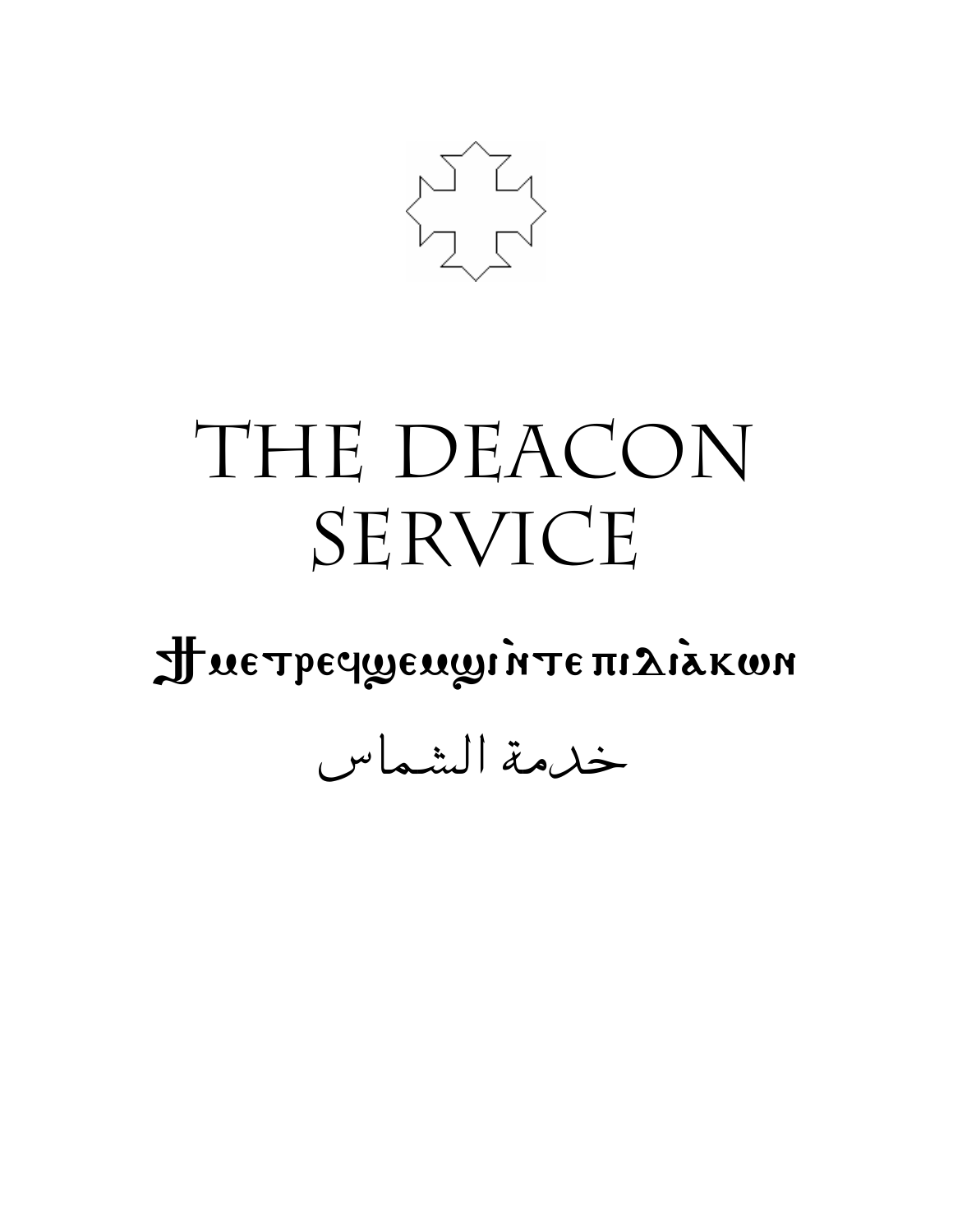# THE DEACON SERVICE

Ϯⲙⲉⲧⲣⲉϥϣⲉⲙϣⲓ ⲛ̀ⲧⲉ ⲡⲓⲆⲓⲁ̀ⲕⲱⲛ

خدمة الشماس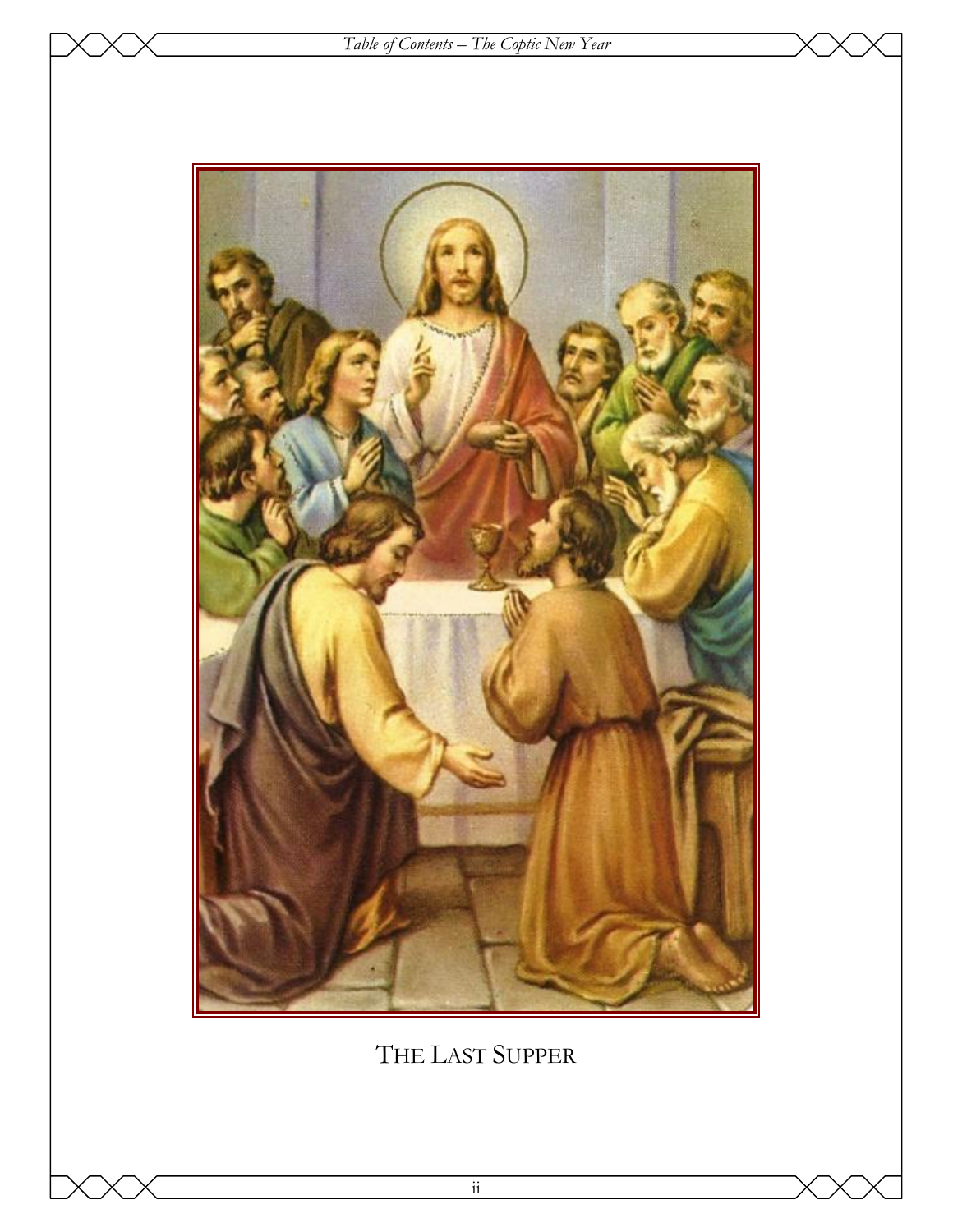THE LAST SUPPER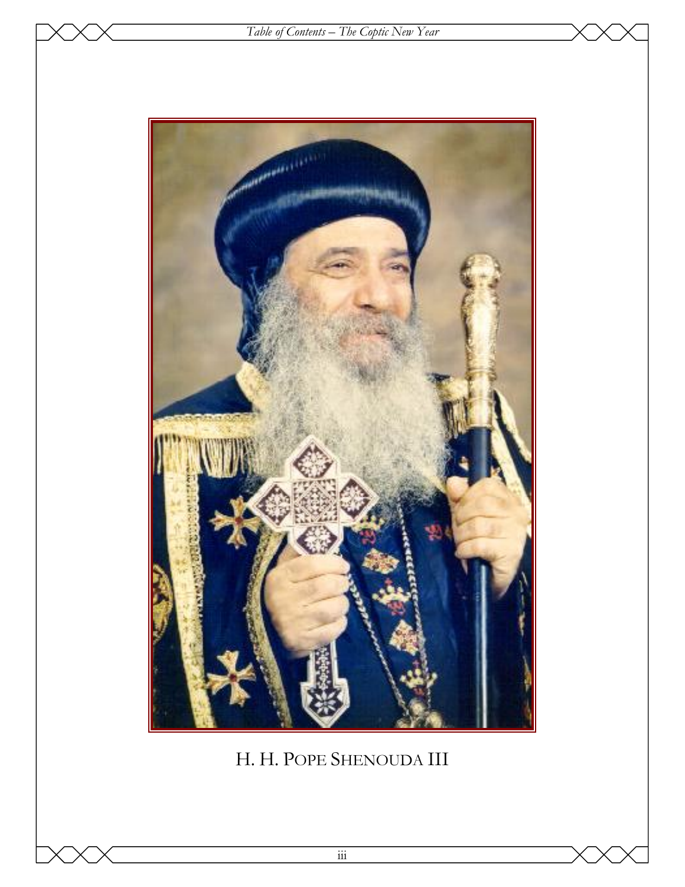H. H. POPE SHENOUDA III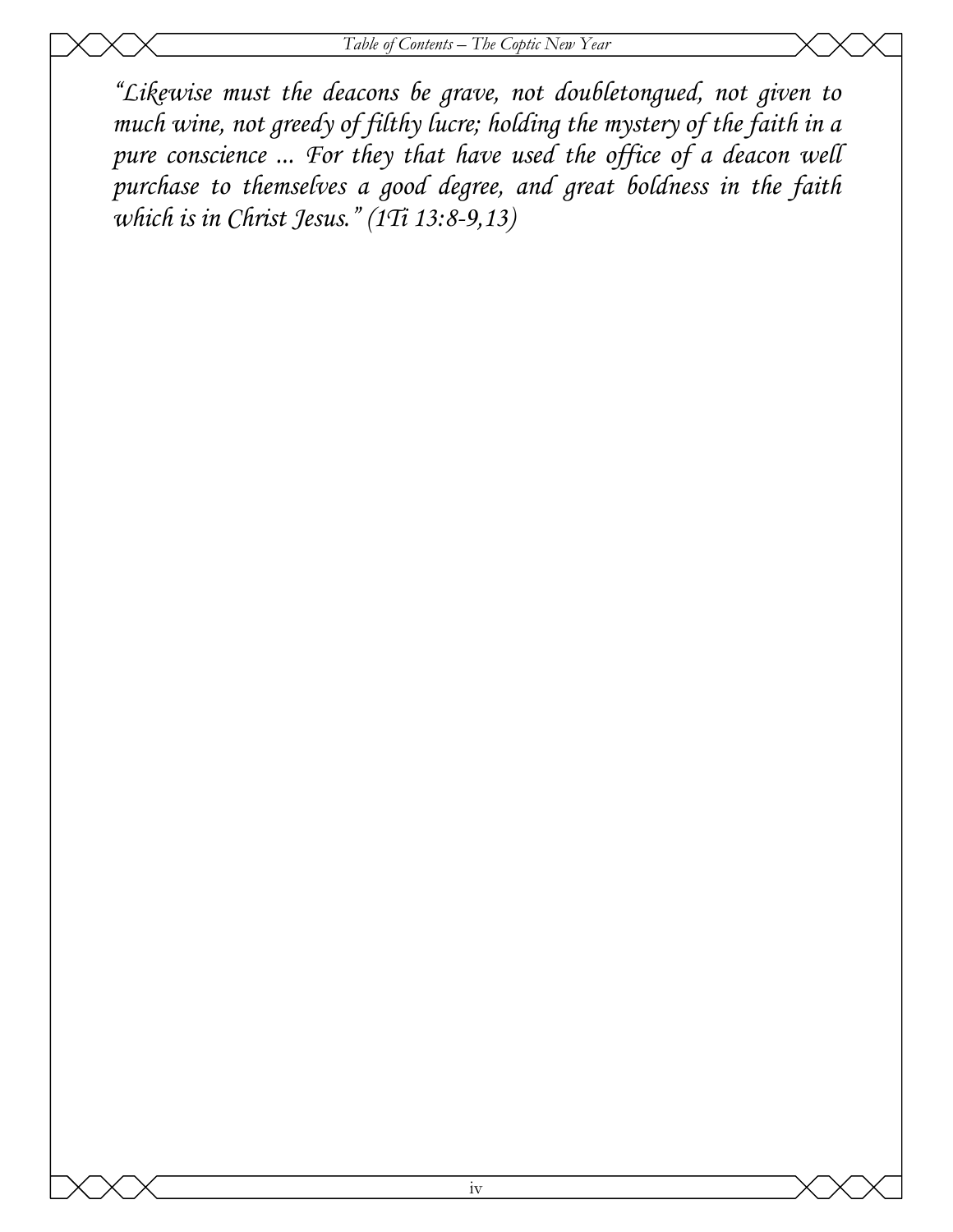*"Likewise must the deacons be grave, not doubletongued, not given to much wine, not greedy of filthy lucre; holding the mystery of the faith in a pure conscience ... For they that have used the office of a deacon well purchase to themselves a good degree, and great boldness in the faith which is in Christ Jesus." (1Ti 13:8-9,13)*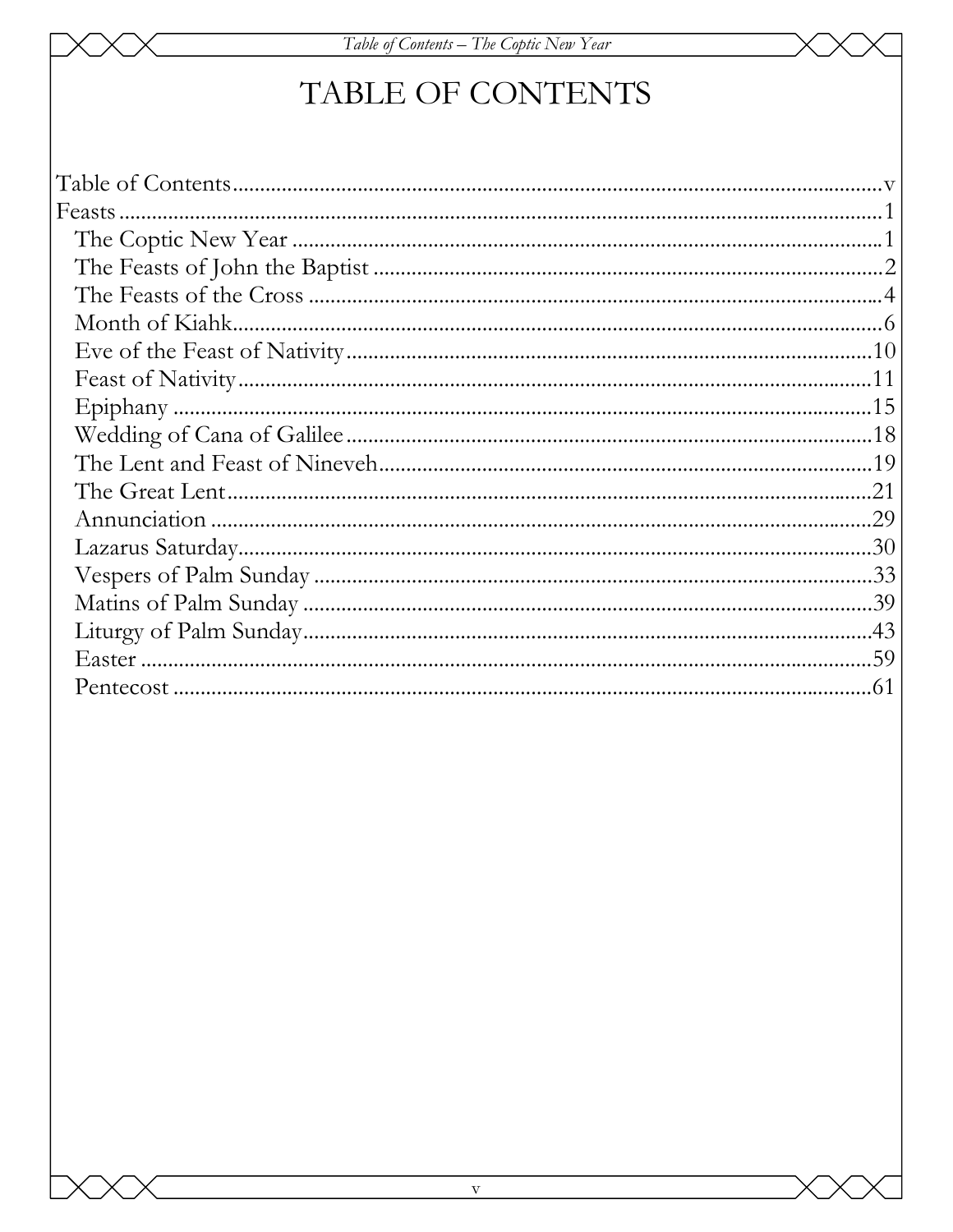# TABLE OF CONTENTS

Table of Contents .......... v
Feasts .......... 1
- The Coptic New Year .......... 1
- The Feasts of John the Baptist .......... 2
- The Feasts of the Cross .......... 4
- Month of Kiahk .......... 6
- Eve of the Feast of Nativity .......... 10
- Feast of Nativity .......... 11
- Epiphany .......... 15
- Wedding of Cana of Galilee .......... 18
- The Lent and Feast of Nineveh .......... 19
- The Great Lent .......... 21
- Annunciation .......... 29
- Lazarus Saturday .......... 30
- Vespers of Palm Sunday .......... 33
- Matins of Palm Sunday .......... 39
- Liturgy of Palm Sunday .......... 43
- Easter .......... 59
- Pentecost .......... 61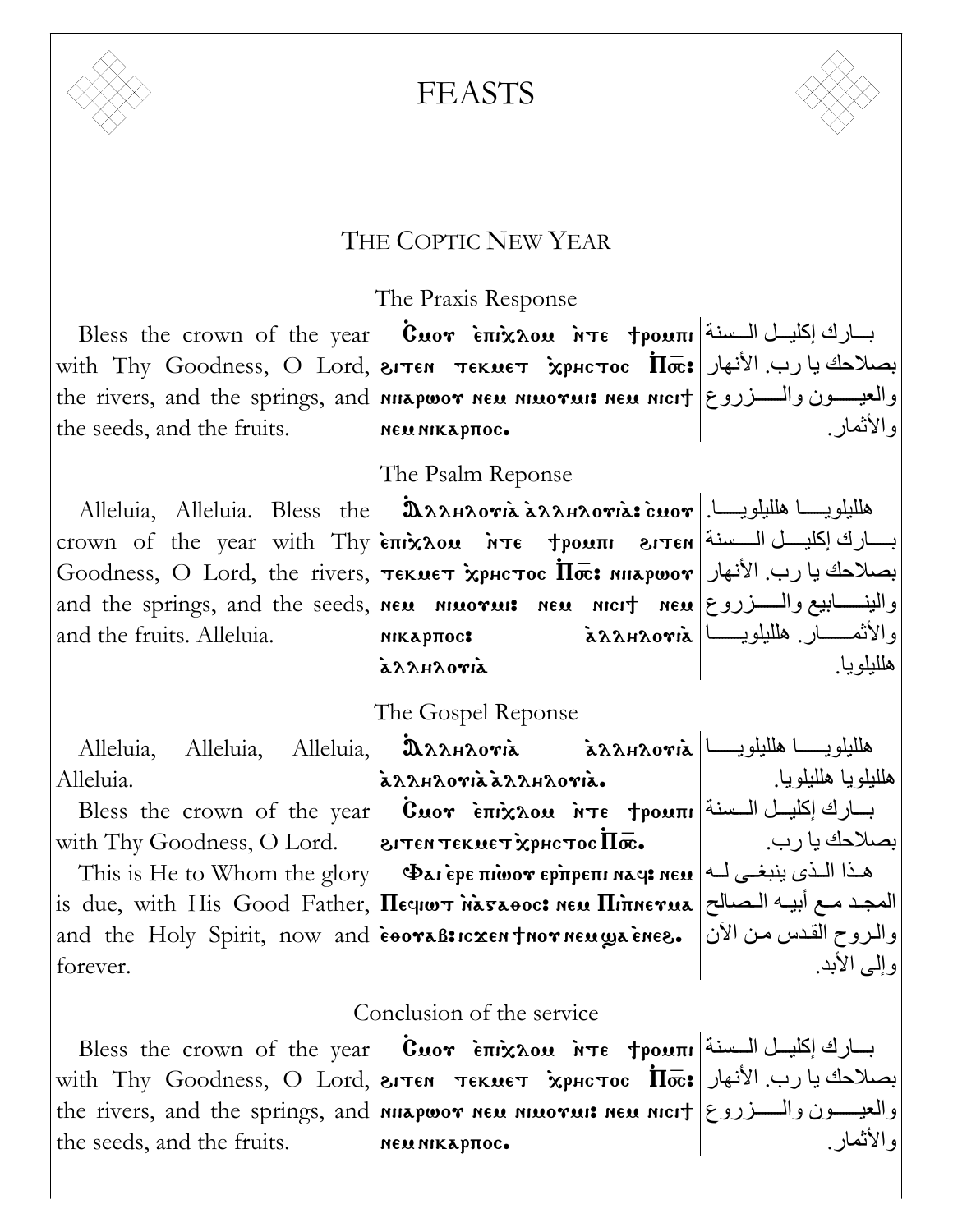# FEASTS

## THE COPTIC NEW YEAR

### The Praxis Response

| English | Coptic | Arabic |
|---|---|---|
| Bless the crown of the year with Thy Goodness, O Lord, the rivers, and the springs, and the seeds, and the fruits. | Ⲥ̀ⲙⲟⲩ ⲉ̀ⲡⲓⲭ̀ⲗⲟⲙ ⲛ̀ⲧⲉ ϯⲣⲟⲙⲡⲓ ϩⲓⲧⲉⲛ ⲧⲉⲕⲙⲉⲧ ⲭ̀ⲣⲏⲥⲧⲟⲥ Ⲡ̀⳪: ⲛⲓⲓⲁⲣⲱⲟⲩ ⲛⲉⲙ ⲛⲓⲙⲟⲩⲙⲓ: ⲛⲉⲙ ⲛⲓⲥⲓϯ ⲛⲉⲙ ⲛⲓⲕⲁⲣⲡⲟⲥ. | بــارك إكليــل الــسنة بصلاحك يا رب. الأنهار والعيـــون والـــزروع والأثمار. |

### The Psalm Reponse

| English | Coptic | Arabic |
|---|---|---|
| Alleluia, Alleluia. Bless the crown of the year with Thy Goodness, O Lord, the rivers, and the springs, and the seeds, and the fruits. Alleluia. | Ⲁ̀ⲗⲗⲏⲗⲟⲩⲓⲁ̀ ⲁ̀ⲗⲗⲏⲗⲟⲩⲓⲁ̀: ⲥ̀ⲙⲟⲩ ⲉ̀ⲡⲓⲭ̀ⲗⲟⲙ ⲛ̀ⲧⲉ ϯⲣⲟⲙⲡⲓ ϩⲓⲧⲉⲛ ⲧⲉⲕⲙⲉⲧ ⲭ̀ⲣⲏⲥⲧⲟⲥ Ⲡ̀⳪: ⲛⲓⲓⲁⲣⲱⲟⲩ ⲛⲉⲙ ⲛⲓⲙⲟⲩⲙⲓ: ⲛⲉⲙ ⲛⲓⲥⲓϯ ⲛⲉⲙ ⲛⲓⲕⲁⲣⲡⲟⲥ: ⲁ̀ⲗⲗⲏⲗⲟⲩⲓⲁ̀ ⲁ̀ⲗⲗⲏⲗⲟⲩⲓⲁ̀ | هلليلويـــا هلليلويـــا. بـــارك إكليـــل الـــسنة بصلاحك يا رب. الأنهار واليـنــــابيع والـــزروع والأثمـــــار. هلليلويـــا هلليلويا. |

### The Gospel Reponse

| English | Coptic | Arabic |
|---|---|---|
| Alleluia, Alleluia, Alleluia, Alleluia. | Ⲁ̀ⲗⲗⲏⲗⲟⲩⲓⲁ̀ ⲁ̀ⲗⲗⲏⲗⲟⲩⲓⲁ̀ ⲁ̀ⲗⲗⲏⲗⲟⲩⲓⲁ̀ ⲁ̀ⲗⲗⲏⲗⲟⲩⲓⲁ̀. | هلليلويـــا هلليلويـــا هلليلويا هلليلويا. |
| Bless the crown of the year with Thy Goodness, O Lord. | Ⲥ̀ⲙⲟⲩ ⲉ̀ⲡⲓⲭ̀ⲗⲟⲙ ⲛ̀ⲧⲉ ϯⲣⲟⲙⲡⲓ ϩⲓⲧⲉⲛ ⲧⲉⲕⲙⲉⲧ ⲭ̀ⲣⲏⲥⲧⲟⲥ Ⲡ̀⳪. | بــارك إكليــل الــسنة بصلاحك يا رب. |
| This is He to Whom the glory is due, with His Good Father, and the Holy Spirit, now and forever. | Ⲫⲁⲓ ⲉ̀ⲣⲉ ⲡⲓⲱ̀ⲟⲩ ⲉⲣ̀ⲡⲣⲉⲡⲓ ⲛⲁϥ: ⲛⲉⲙ Ⲡⲉϥⲓⲱⲧ ⲛ̀ⲁ̀ⲅⲁⲑⲟⲥ: ⲛⲉⲙ Ⲡⲓⲡ̀ⲛⲉⲩⲙⲁ ⲉ̀ⲑⲟⲩⲁⲃ: ⲓⲥϫⲉⲛ ϯⲛⲟⲩ ⲛⲉⲙ ϣⲁ ⲉ̀ⲛⲉϩ. | هــذا الــذى ينبغــى لــه المجـد مـع أبيـه الـصالح والـروح القـدس مـن الآن وإلـى الأبد. |

### Conclusion of the service

| English | Coptic | Arabic |
|---|---|---|
| Bless the crown of the year with Thy Goodness, O Lord, the rivers, and the springs, and the seeds, and the fruits. | Ⲥ̀ⲙⲟⲩ ⲉ̀ⲡⲓⲭ̀ⲗⲟⲙ ⲛ̀ⲧⲉ ϯⲣⲟⲙⲡⲓ ϩⲓⲧⲉⲛ ⲧⲉⲕⲙⲉⲧ ⲭ̀ⲣⲏⲥⲧⲟⲥ Ⲡ̀⳪: ⲛⲓⲓⲁⲣⲱⲟⲩ ⲛⲉⲙ ⲛⲓⲙⲟⲩⲙⲓ: ⲛⲉⲙ ⲛⲓⲥⲓϯ ⲛⲉⲙ ⲛⲓⲕⲁⲣⲡⲟⲥ. | بــارك إكليــل الــسنة بصلاحك يا رب. الأنهار والعيـــون والـــزروع والأثمار. |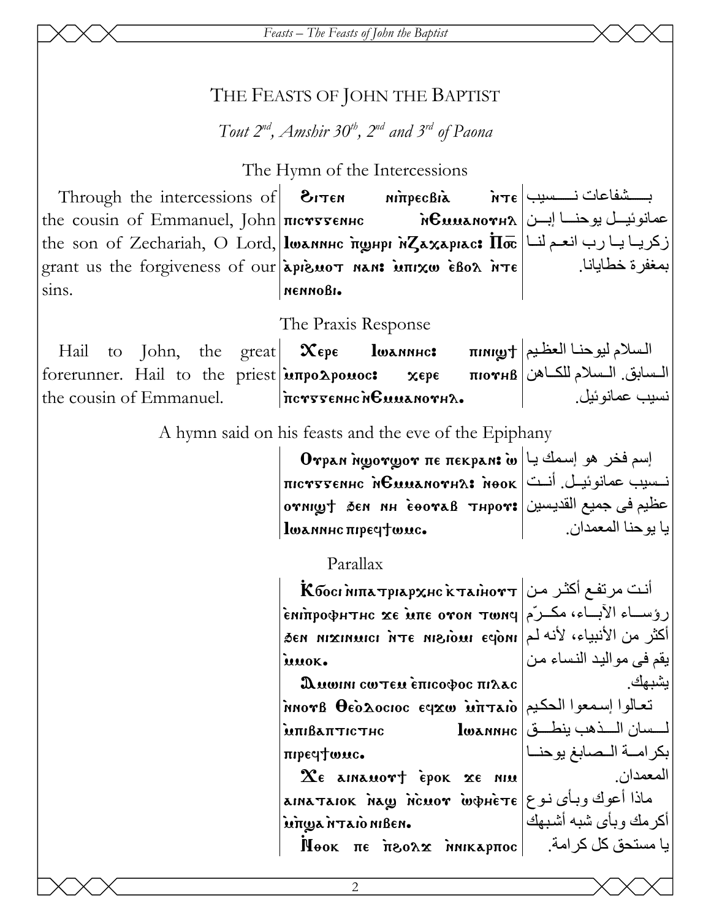# THE FEASTS OF JOHN THE BAPTIST

*Tout 2nd, Amshir 30th, 2nd and 3rd of Paona*

## The Hymn of the Intercessions

| English | Coptic | Arabic |
|---|---|---|
| Through the intercessions of the cousin of Emmanuel, John the son of Zechariah, O Lord, grant us the forgiveness of our sins. | Ϩⲓⲧⲉⲛ ⲛⲓⲡ̀ⲣⲉⲥⲃⲓⲁ̀ ⲛ̀ⲧⲉ ⲡⲓⲥⲩⲅⲅⲉⲛⲏⲥ ⲛ̀Ⲉⲙⲙⲁⲛⲟⲩⲏⲗ Ⲓⲱⲁⲛⲛⲏⲥ ⲡ̀ϣⲏⲣⲓ ⲛ̀Ⲍⲁⲭⲁⲣⲓⲁⲥ: Ⲡ̅ⲟ̅ⲥ̅ ⲁ̀ⲣⲓϩ̀ⲙⲟⲧ ⲛⲁⲛ: ⲙ̀ⲡⲓⲭⲱ ⲉ̀ⲃⲟⲗ ⲛ̀ⲧⲉ ⲛⲉⲛⲛⲟⲃⲓ. | بشفاعات نسيب عمانوئيل يوحنا إبن زكريا يا رب انعم لنا بمغفرة خطايانا. |

## The Praxis Response

| English | Coptic | Arabic |
|---|---|---|
| Hail to John, the great forerunner. Hail to the priest the cousin of Emmanuel. | Ⲭⲉⲣⲉ Ⲓⲱⲁⲛⲛⲏⲥ: ⲡⲓⲛⲓϣϯ ⲙ̀ⲡⲣⲟⲇⲣⲟⲙⲟⲥ: ⲭⲉⲣⲉ ⲡⲓⲟⲩⲏⲃ ⲡ̀ⲥⲩⲅⲅⲉⲛⲏⲥ ⲛ̀Ⲉⲙⲙⲁⲛⲟⲩⲏⲗ. | السلام ليوحنا العظيم السابق. السلام للكاهن نسيب عمانوئيل. |

## A hymn said on his feasts and the eve of the Epiphany

| Coptic | Arabic |
|---|---|
| Ⲟⲩⲣⲁⲛ ⲛ̀ϣⲟⲩϣⲟⲩ ⲡⲉ ⲡⲉⲕⲣⲁⲛ: ⲱ̀ ⲡⲓⲥⲩⲅⲅⲉⲛⲏⲥ ⲛ̀Ⲉⲙⲙⲁⲛⲟⲩⲏⲗ: ⲛ̀ⲑⲟⲕ ⲟⲩⲛⲓϣϯ ϧⲉⲛ ⲛⲏ ⲉ̀ⲑⲟⲩⲁⲃ ⲧⲏⲣⲟⲩ: Ⲓⲱⲁⲛⲛⲏⲥ ⲡⲓⲣⲉϥϯⲱⲙⲥ. | إسم فخر هو إسمك يا نسيب عمانوئيل. أنت عظيم فى جميع القديسين يا يوحنا المعمدان. |

## Parallax

| Coptic | Arabic |
|---|---|
| Ⲕ̀ϭⲟⲥⲓ ⲛ̀ⲛⲓⲡⲁⲧⲣⲓⲁⲣⲭⲏⲥ ⲕ̀ⲧⲁⲓⲏⲟⲩⲧ ⲉ̀ⲛⲓⲡ̀ⲣⲟⲫⲏⲧⲏⲥ ϫⲉ ⲙ̀ⲡⲉ ⲟⲩⲟⲛ ⲧⲱⲛϥ ϧⲉⲛ ⲛⲓϫⲓⲛⲙⲓⲥⲓ ⲛ̀ⲧⲉ ⲛⲓϩⲓⲟⲙⲓ ⲉϥⲟ̀ⲛⲓ ⲙ̀ⲙⲟⲕ. | أنت مرتفع أكثر من رؤساء الآباء، مكرّم أكثر من الأنبياء، لأنه لم يقم فى مواليد النساء من يشبهك. |
| Ⲁ̀ⲙⲱⲓⲛⲓ ⲥⲱⲧⲉⲙ ⲉ̀ⲡⲓⲥⲟⲫⲟⲥ ⲡⲓⲗⲁⲥ ⲛ̀ⲛⲟⲩⲃ Ⲑⲉⲟ̀ⲇⲟⲥⲓⲟⲥ ⲉϥϫⲱ ⲙ̀ⲡ̀ⲧⲁⲓⲟ ⲙ̀ⲡⲓⲂⲁⲡⲧⲓⲥⲧⲏⲥ Ⲓⲱⲁⲛⲛⲏⲥ ⲡⲓⲣⲉϥϯⲱⲙⲥ. | تعالوا إسمعوا الحكيم لسان الذهب ينطق بكرامة الصابغ يوحنا المعمدان. |
| Ⲭⲉ ⲁⲓⲛⲁⲙⲟⲩϯ ⲉ̀ⲣⲟⲕ ϫⲉ ⲛⲓⲙ ⲁⲓⲛⲁⲧⲁⲓⲟⲕ ⲛ̀ⲁϣ ⲛ̀ⲥⲙⲟⲧ ⲱ̀ⲫⲏⲉ̀ⲧⲉ ⲙ̀ⲡ̀ϣⲁ ⲛ̀ⲧⲁⲓⲟ ⲛⲓⲃⲉⲛ. | ماذا أعوك وبأى نوع أكرمك وبأى شبه أشبهك يا مستحق كل كرامة. |
| Ⲛ̀ⲑⲟⲕ ⲡⲉ ⲡ̀ϩⲟⲗϫ ⲛ̀ⲛⲓⲕⲁⲣⲡⲟⲥ | |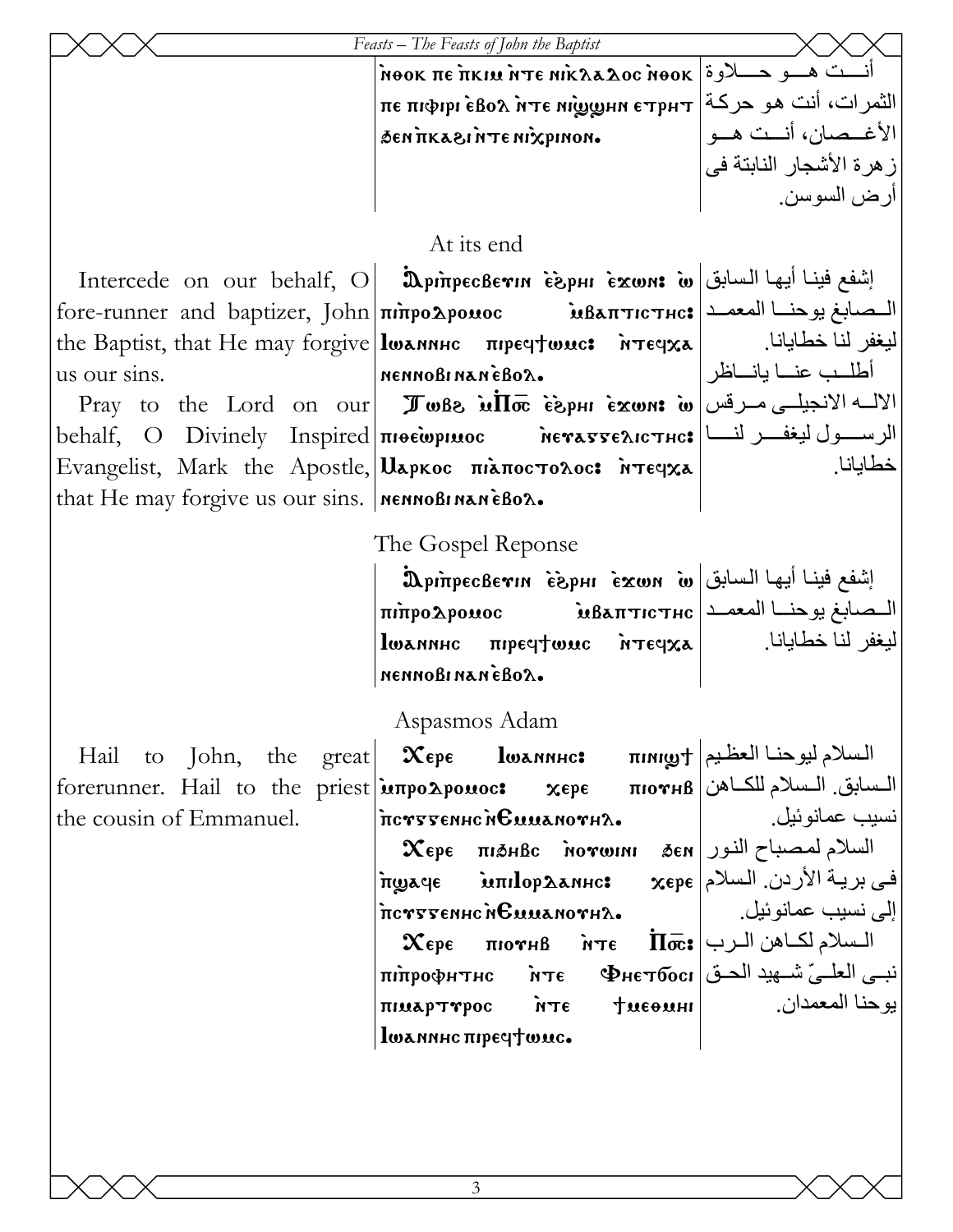| | | |
|---|---|---|
| | ⲛ̀ⲑⲟⲕ ⲡⲉ ⲡ̀ⲕⲓⲙ ⲛ̀ⲧⲉ ⲛⲓⲕ̀ⲗⲁⲇⲟⲥ ⲛ̀ⲑⲟⲕ ⲡⲉ ⲡⲓⲫⲓⲣⲓ ⲉ̀ⲃⲟⲗ ⲛ̀ⲧⲉ ⲛⲓϣ̀ϣⲏⲛ ⲉⲧⲣⲏⲧ ϧⲉⲛ ⲡ̀ⲕⲁϩⲓ ⲛ̀ⲧⲉ ⲛⲓⲭ̀ⲣⲓⲛⲟⲛ. | أنــت هــو حــلاوة الثمرات، أنت هو حركة الأغــصان، أنــت هــو زهرة الأشجار النابتة فى أرض السوسن. |

At its end

| | | |
|---|---|---|
| Intercede on our behalf, O fore-runner and baptizer, John the Baptist, that He may forgive us our sins. | Ⲁ̀ⲣⲓⲡ̀ⲣⲉⲥⲃⲉⲩⲓⲛ ⲉ̀ϩ̀ⲣⲏⲓ ⲉ̀ϫⲱⲛ: ⲱ̀ ⲡⲓⲡ̀ⲣⲟⲇⲣⲟⲙⲟⲥ ⲙ̀ⲃⲁⲡⲧⲓⲥⲧⲏⲥ: Ⲓⲱⲁⲛⲛⲏⲥ ⲡⲓⲣⲉϥϯⲱⲙⲥ: ⲛ̀ⲧⲉϥⲭⲁ ⲛⲉⲛⲛⲟⲃⲓ ⲛⲁⲛ ⲉ̀ⲃⲟⲗ. | إشفع فينا أيها السابق الـصابغ يوحنـا المعمـد ليغفر لنا خطايانا. |
| Pray to the Lord on our behalf, O Divinely Inspired Evangelist, Mark the Apostle, that He may forgive us our sins. | Ⲧⲱⲃϩ ⲙ̀Ⲡ̀ⲟ̅ⲥ̅ ⲉ̀ϩ̀ⲣⲏⲓ ⲉ̀ϫⲱⲛ: ⲱ̀ ⲡⲓⲑⲉⲱ̀ⲣⲓⲙⲟⲥ ⲛ̀ⲉⲩⲁⲅⲅⲉⲗⲓⲥⲧⲏⲥ: Ⲙⲁⲣⲕⲟⲥ ⲡⲓⲁ̀ⲡⲟⲥⲧⲟⲗⲟⲥ: ⲛ̀ⲧⲉϥⲭⲁ ⲛⲉⲛⲛⲟⲃⲓ ⲛⲁⲛ ⲉ̀ⲃⲟⲗ. | أطلـب عنـا يانـاظر الالـه الانجيلـى مـرقس الرسـول ليغفـر لنـا خطايانا. |

The Gospel Reponse

| | | |
|---|---|---|
| | Ⲁ̀ⲣⲓⲡ̀ⲣⲉⲥⲃⲉⲩⲓⲛ ⲉ̀ϩ̀ⲣⲏⲓ ⲉ̀ϫⲱⲛ ⲱ̀ ⲡⲓⲡ̀ⲣⲟⲇⲣⲟⲙⲟⲥ ⲙ̀ⲃⲁⲡⲧⲓⲥⲧⲏⲥ Ⲓⲱⲁⲛⲛⲏⲥ ⲡⲓⲣⲉϥϯⲱⲙⲥ ⲛ̀ⲧⲉϥⲭⲁ ⲛⲉⲛⲛⲟⲃⲓ ⲛⲁⲛ ⲉ̀ⲃⲟⲗ. | إشفع فينا أيها السابق الـصابغ يوحنـا المعمـد ليغفر لنا خطايانا. |

Aspasmos Adam

| | | |
|---|---|---|
| Hail to John, the great forerunner. Hail to the priest the cousin of Emmanuel. | Ⲭⲉⲣⲉ Ⲓⲱⲁⲛⲛⲏⲥ: ⲡⲓⲛⲓϣϯ ⲙ̀ⲡ̀ⲣⲟⲇⲣⲟⲙⲟⲥ: ⲭⲉⲣⲉ ⲡⲓⲟⲩⲏⲃ ⲡ̀ⲥⲩⲅⲅⲉⲛⲏⲥ ⲛ̀Ⲉⲙⲙⲁⲛⲟⲩⲏⲗ. | السلام ليوحنا العظيم السابق. السلام للكـاهن نسيب عمانوئيل. |
| | Ⲭⲉⲣⲉ ⲡⲓϧⲏⲃⲥ ⲛ̀ⲟⲩⲱⲓⲛⲓ ϧⲉⲛ ⲡ̀ϣⲁϥⲉ ⲙ̀ⲡⲓⲒⲟⲣⲇⲁⲛⲏⲥ: ⲭⲉⲣⲉ ⲡ̀ⲥⲩⲅⲅⲉⲛⲏⲥ ⲛ̀Ⲉⲙⲙⲁⲛⲟⲩⲏⲗ. | السلام لمصباح النور فـى برية الأردن. السلام إلى نسيب عمانوئيل. |
| | Ⲭⲉⲣⲉ ⲡⲓⲟⲩⲏⲃ ⲛ̀ⲧⲉ Ⲡ̀ⲟ̅ⲥ̅: ⲡⲓⲡ̀ⲣⲟⲫⲏⲧⲏⲥ ⲛ̀ⲧⲉ Ⲫⲏⲉⲧϭⲟⲥⲓ ⲡⲓⲙⲁⲣⲧⲩⲣⲟⲥ ⲛ̀ⲧⲉ ϯⲙⲉⲑⲙⲏⲓ Ⲓⲱⲁⲛⲛⲏⲥ ⲡⲓⲣⲉϥϯⲱⲙⲥ. | السلام لكـاهن الـرب نبـى العلـيّ شـهيد الحـق يوحنا المعمدان. |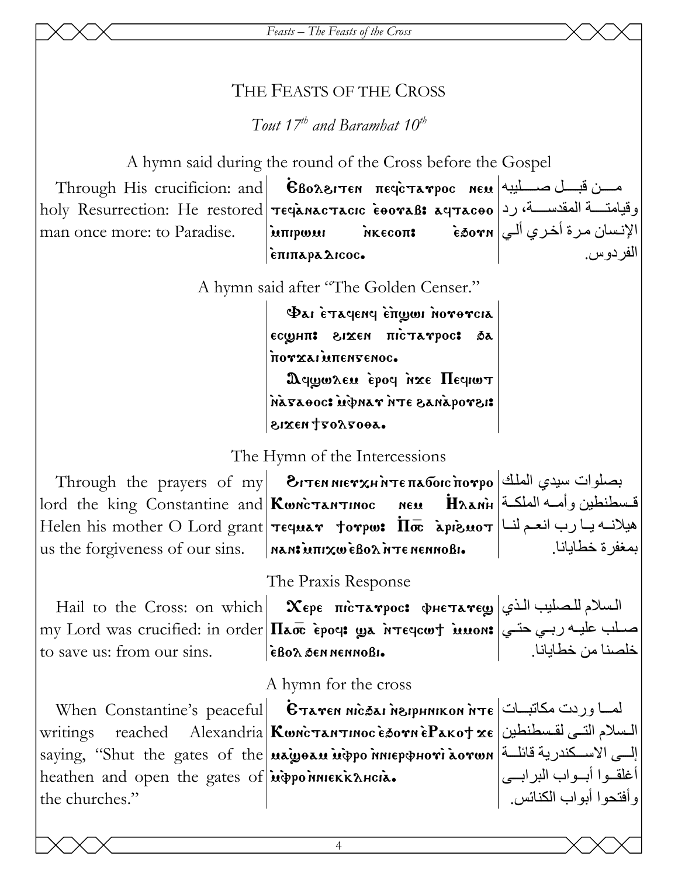# THE FEASTS OF THE CROSS

*Tout 17th and Baramhat 10th*

A hymn said during the round of the Cross before the Gospel

| English | Coptic | Arabic |
|---|---|---|
| Through His crucificion: and holy Resurrection: He restored man once more: to Paradise. | Ⲉ̀ⲃⲟⲗϩⲓⲧⲉⲛ ⲡⲉϥ̀ⲥⲧⲁⲩⲣⲟⲥ ⲛⲉⲙ ⲧⲉϥ̀ⲁⲛⲁⲥⲧⲁⲥⲓⲥ ⲉ̀ⲑⲟⲩⲁⲃ: ⲁϥⲧⲁⲥⲑⲟ ⲙ̀ⲡⲓⲣⲱⲙⲓ ⲛ̀ⲕⲉⲥⲟⲡ: ⲉ̀ϧⲟⲩⲛ ⲉ̀ⲡⲓⲡⲁⲣⲁⲇⲓⲥⲟⲥ. | مـن قبـل صـليبه وقيامتـه المقدسـة، رد الإنسان مرة أخري ألي الفردوس. |

A hymn said after "The Golden Censer."

Ⲫⲁⲓ ⲉ̀ⲧⲁϥⲉⲛϥ ⲉ̀ⲡϣⲱⲓ ⲛ̀ⲟⲩⲑⲩⲥⲓⲁ ⲉⲥϣⲏⲡ: ϩⲓϫⲉⲛ ⲡⲓ̀ⲥⲧⲁⲩⲣⲟⲥ: ϧⲁ ⲡ̀ⲟⲩϫⲁⲓ ⲙ̀ⲡⲉⲛⲅⲉⲛⲟⲥ.

Ⲁϥϣⲱⲗⲉⲙ ⲉ̀ⲣⲟϥ ⲛ̀ϫⲉ Ⲡⲉϥⲓⲱⲧ ⲛ̀ⲁ̀ⲅⲁⲑⲟⲥ: ⲙ̀ⲫⲛⲁⲩ ⲛ̀ⲧⲉ ϩⲁⲛⲁ̀ⲣⲟⲩϩⲓ: ϩⲓϫⲉⲛ ϯⲅⲟⲗⲅⲟⲑⲁ.

The Hymn of the Intercessions

| English | Coptic | Arabic |
|---|---|---|
| Through the prayers of my lord the king Constantine and Helen his mother O Lord grant us the forgiveness of our sins. | Ϩⲓⲧⲉⲛ ⲛⲓⲉⲩⲭⲏ ⲛ̀ⲧⲉ ⲡⲁϭⲟⲓⲥ ⲡ̀ⲟⲩⲣⲟ Ⲕⲱⲛ̀ⲥⲧⲁⲛⲧⲓⲛⲟⲥ ⲛⲉⲙ Ⲏ̀ⲗⲁⲛⲏ̀ ⲧⲉϥⲙⲁⲩ ϯⲟⲩⲣⲱ: Ⲡ̅ⲟ̅ⲥ̅ ⲁ̀ⲣⲓ̀ϩⲙⲟⲧ ⲛⲁⲛ: ⲙ̀ⲡⲓⲭⲱ ⲉ̀ⲃⲟⲗ ⲛ̀ⲧⲉ ⲛⲉⲛⲛⲟⲃⲓ. | بصلوات سيدي الملك قسطنطين وأمـه الملكـة هيلانـه يـا رب انعـم لنـا بمغفرة خطايانا. |

The Praxis Response

| English | Coptic | Arabic |
|---|---|---|
| Hail to the Cross: on which my Lord was crucified: in order to save us: from our sins. | Ⲭⲉⲣⲉ ⲡⲓ̀ⲥⲧⲁⲩⲣⲟⲥ: ⲫⲏⲉⲧⲁⲩⲉϣ Ⲡⲁ̅ⲟ̅ⲥ̅ ⲉ̀ⲣⲟϥ: ϣⲁ ⲛ̀ⲧⲉϥⲥⲱϯ ⲙ̀ⲙⲟⲛ: ⲉ̀ⲃⲟⲗ ϧⲉⲛ ⲛⲉⲛⲛⲟⲃⲓ. | السلام للصليب الذي صـلب عليـه ربـي حتـي خلصنا من خطايانا. |

A hymn for the cross

| English | Coptic | Arabic |
|---|---|---|
| When Constantine's peaceful writings reached Alexandria saying, "Shut the gates of the heathen and open the gates of the churches." | Ⲉ̀ⲧⲁⲩⲉⲛ ⲛⲓ̀ⲥϧⲁⲓ ⲛ̀ϩⲓⲣⲏⲛⲓⲕⲟⲛ ⲛ̀ⲧⲉ Ⲕⲱⲛ̀ⲥⲧⲁⲛⲧⲓⲛⲟⲥ ⲉ̀ϧⲟⲩⲛ ⲉ̀Ⲣⲁⲕⲟϯ ϫⲉ ⲙⲁϣⲑⲁⲙ ⲙ̀ⲫ̀ⲣⲟ ⲛ̀ⲛⲓⲉⲣⲫⲏⲟⲩ̀ⲓ ⲁ̀ⲟⲩⲱⲛ ⲙ̀ⲫ̀ⲣⲟ ⲛ̀ⲛⲓⲉⲕ̀ⲕ̀ⲗⲏⲥⲓⲁ̀. | لمـا وردت مكاتبـات السلام التـي لقسطنطين إلـى الاسـكندرية قائلـة أغلقـوا أبـواب البرابـي وأفتحوا أبواب الكنائس. |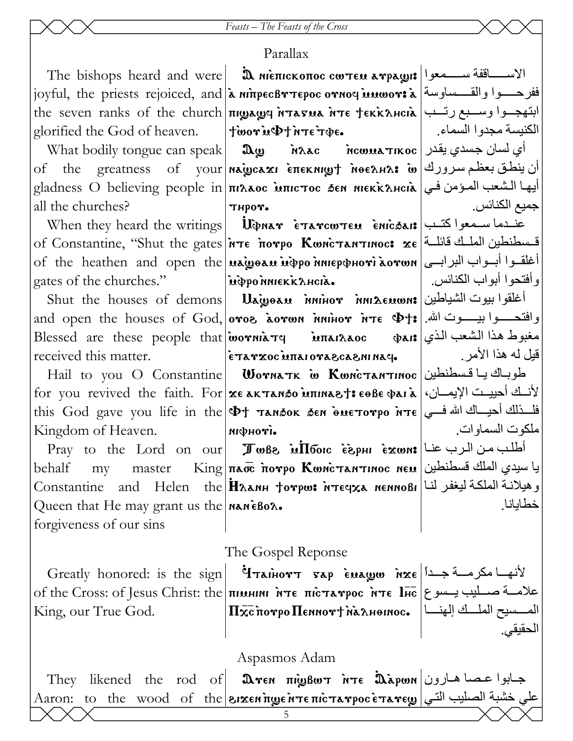## Parallax

| | | |
|---|---|---|
| The bishops heard and were joyful, the priests rejoiced, and the seven ranks of the church glorified the God of heaven. | Ⲁ̀ ⲛⲓⲉ̀ⲡⲓⲥⲕⲟⲡⲟⲥ ⲥⲱⲧⲉⲙ ⲁⲩⲣⲁϣⲓ: ⲁ̀ ⲛⲓⲡ̀ⲣⲉⲥⲃⲩⲧⲉⲣⲟⲥ ⲟⲩⲛⲟϥ ⲙ̀ⲙⲱⲟⲩ: ⲁ̀ ⲡⲓϣⲁϣϥ ⲛ̀ⲧⲁⲅⲙⲁ ⲛ̀ⲧⲉ ϯⲉⲕⲕ̀ⲗⲏⲥⲓⲁ̀ ϯⲱⲟⲩ ⲙ̀Ⲫϯ ⲛ̀ⲧⲉ ⲧ̀ⲫⲉ. | الاساقفة سمعوا ففرحوا والقساوسة ابتهجوا وسبع رتب الكنيسة مجدوا السماء. |
| What bodily tongue can speak of the greatness of your gladness O believing people in all the churches? | Ⲁϣ ⲛ̀ⲗⲁⲥ ⲛ̀ⲥⲱⲙⲁⲧⲓⲕⲟⲥ ⲛⲁϣ̀ⲥⲁϫⲓ ⲉ̀ⲡⲉⲕⲛⲓϣϯ ⲛ̀ⲑⲉⲗⲏⲗ: ⲱ ⲡⲓⲗⲁⲟⲥ ⲙ̀ⲡⲓⲥⲧⲟⲥ ϧⲉⲛ ⲛⲓⲉⲕⲕ̀ⲗⲏⲥⲓⲁ̀ ⲧⲏⲣⲟⲩ. | أي لسان جسدي يقدر أن ينطق بعظم سرورك أيها الشعب المؤمن في جميع الكنائس. |
| When they heard the writings of Constantine, "Shut the gates of the heathen and open the gates of the churches." | Ⲙ̀ⲫⲛⲁⲩ ⲉ̀ⲧⲁⲩⲥⲱⲧⲉⲙ ⲉ̀ⲛⲓⲥ̀ϧⲁⲓ: ⲛ̀ⲧⲉ ⲡ̀ⲟⲩⲣⲟ Ⲕⲱⲛⲥ̀ⲧⲁⲛⲧⲓⲛⲟⲥ: ϫⲉ ⲙⲁϣ̀ⲑⲁⲙ ⲙ̀ⲫ̀ⲣⲟ ⲛ̀ⲛⲓⲉⲣⲫⲏⲟⲩⲓ̀ ⲁ̀ⲟⲩⲱⲛ ⲙ̀ⲫ̀ⲣⲟ ⲛ̀ⲛⲓⲉⲕⲕ̀ⲗⲏⲥⲓⲁ̀. | عندما سمعوا كتب قسطنطين الملك قائلة أغلقوا أبواب البرابي وأفتحوا أبواب الكنائس. |
| Shut the houses of demons and open the houses of God, Blessed are these people that received this matter. | Ⲙⲁϣ̀ⲑⲁⲙ ⲛ̀ⲛⲓⲏⲓ ⲛ̀ⲛⲓⲇⲉⲙⲱⲛ: ⲟⲩⲟϩ ⲁ̀ⲟⲩⲱⲛ ⲛ̀ⲛⲓⲏⲓ ⲛ̀ⲧⲉ Ⲫϯ: ⲱⲟⲩⲛⲓⲁ̀ⲧϥ ⲙ̀ⲡⲁⲓⲗⲁⲟⲥ ⲫⲁⲓ: ⲉ̀ⲧⲁⲩϫⲟⲥ ⲙ̀ⲡⲁⲓⲟⲩⲁϩⲥⲁϩⲛⲓ ⲛⲁϥ. | أغلقوا بيوت الشياطين وافتحوا بيوت الله. مغبوط هذا الشعب الذي قيل له هذا الأمر. |
| Hail to you O Constantine for you revived the faith. For this God gave you life in the Kingdom of Heaven. | Ⲱⲟⲩⲛⲁⲧⲕ ⲱ Ⲕⲱⲛⲥ̀ⲧⲁⲛⲧⲓⲛⲟⲥ ϫⲉ ⲁⲕⲧⲁⲛϧⲟ ⲙ̀ⲡⲓⲛⲁϩϯ: ⲉⲑⲃⲉ ⲫⲁⲓ ⲁ̀ Ⲫϯ ⲧⲁⲛϧⲟⲕ ϧⲉⲛ ⲑ̀ⲙⲉⲧⲟⲩⲣⲟ ⲛ̀ⲧⲉ ⲛⲓⲫⲏⲟⲩⲓ̀. | طوباك يا قسطنطين لأنك أحييت الإيمان، فلذلك أحياك الله في ملكوت السماوات. |
| Pray to the Lord on our behalf my master King Constantine and Helen the Queen that He may grant us the forgiveness of our sins | Ⲧⲱⲃϩ ⲙ̀Ⲡ̀ϭⲟⲓⲥ ⲉ̀ϩ̀ⲣⲏⲓ ⲉ̀ϫⲱⲛ: ⲡⲁⲟ̅ⲥ̅ ⲡ̀ⲟⲩⲣⲟ Ⲕⲱⲛⲥ̀ⲧⲁⲛⲧⲓⲛⲟⲥ ⲛⲉⲙ Ⲏ̀ⲗⲁⲛⲏ ϯⲟⲩⲣⲱ: ⲛ̀ⲧⲉϥⲭⲁ ⲛⲉⲛⲛⲟⲃⲓ ⲛⲁⲛ ⲉ̀ⲃⲟⲗ. | أطلب من الرب عنا يا سيدي الملك قسطنطين وهيلانة الملكة ليغفر لنا خطايانا. |

## The Gospel Reponse

| | | |
|---|---|---|
| Greatly honored: is the sign of the Cross: of Jesus Christ: the King, our True God. | Ϥⲧⲁⲓⲏⲟⲩⲧ ⲅⲁⲣ ⲉ̀ⲙⲁϣⲱ ⲛ̀ϫⲉ ⲡⲓⲙⲏⲓⲛⲓ ⲛ̀ⲧⲉ ⲡⲓⲥ̀ⲧⲁⲩⲣⲟⲥ ⲛ̀ⲧⲉ Ⲓⲏ̅ⲥ̅ Ⲡⲭ̅ⲥ̅ ⲡ̀ⲟⲩⲣⲟ Ⲡⲉⲛⲛⲟⲩϯ ⲙ̀ⲙⲏⲓ ⲛ̀ⲁ̀ⲗⲏⲑⲓⲛⲟⲥ. | لأنها مكرمة جداً علامة صليب يسوع المسيح الملك إلهنا الحقيقي. |

## Aspasmos Adam

| | | |
|---|---|---|
| They likened the rod of Aaron: to the wood of the | Ⲁⲩⲉⲛ ⲡⲓϣ̀ⲃⲱⲧ ⲛ̀ⲧⲉ Ⲁ̀ⲁ̀ⲣⲱⲛ ϩⲓϫⲉⲛ ⲡ̀ϣⲉ ⲛ̀ⲧⲉ ⲡⲓⲥ̀ⲧⲁⲩⲣⲟⲥ ⲉ̀ⲧⲁⲩⲉϣ | جابوا عصا هارون علي خشبة الصليب التي |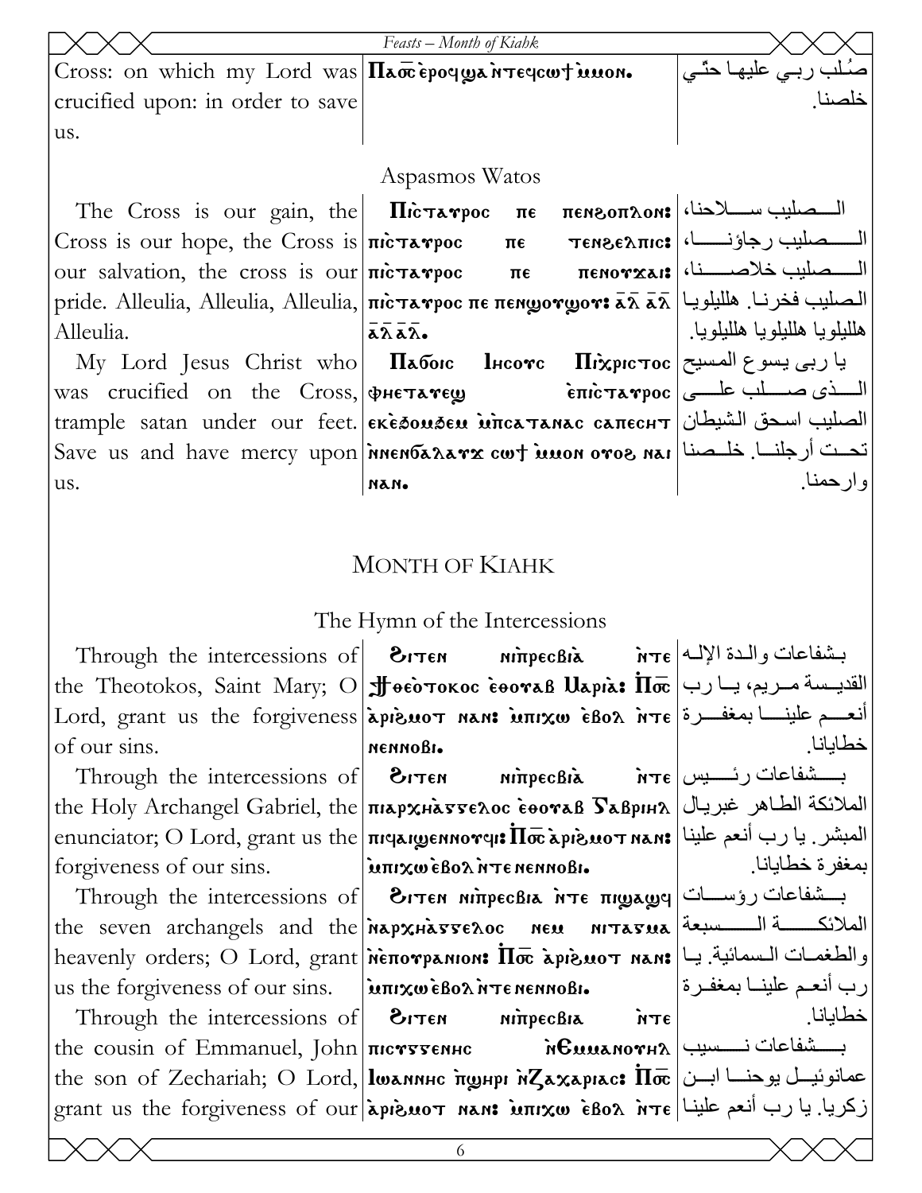| | | |
|---|---|---|
| Cross: on which my Lord was crucified upon: in order to save us. | Πⲁⲟ̅ⲥ̅ ⲉ̀ⲣⲟϥϣⲁ ⲛ̀ⲧⲉϥⲥⲱϯ ⲙ̀ⲙⲟⲛ. | صُلب ربي عليها حتّي خلصنا. |

## Aspasmos Watos

| | | |
|---|---|---|
| The Cross is our gain, the Cross is our hope, the Cross is our salvation, the cross is our pride. Alleulia, Alleulia, Alleulia, Alleulia. | Πⲓⲥ̀ⲧⲁⲩⲣⲟⲥ ⲡⲉ ⲡⲉⲛϩⲟⲡⲗⲟⲛ: ⲡⲓⲥ̀ⲧⲁⲩⲣⲟⲥ ⲡⲉ ⲧⲉⲛϩⲉⲗⲡⲓⲥ: ⲡⲓⲥ̀ⲧⲁⲩⲣⲟⲥ ⲡⲉ ⲡⲉⲛⲟⲩϫⲁⲓ: ⲡⲓⲥ̀ⲧⲁⲩⲣⲟⲥ ⲡⲉ ⲡⲉⲛϣⲟⲩϣⲟⲩ: ⲁ̅ⲗ̅ ⲁ̅ⲗ̅ ⲁ̅ⲗ̅ ⲁ̅ⲗ̅. | الصليب سلاحنا، الصليب رجاؤنا، الصليب خلاصنا، الصليب فخرنا. هلليلويا هلليلويا هلليلويا هلليلويا. |
| My Lord Jesus Christ who was crucified on the Cross, trample satan under our feet. Save us and have mercy upon us. | Πⲁϭⲟⲓⲥ Ⲓⲏⲥⲟⲩⲥ Πⲓⲭ̀ⲣⲓⲥⲧⲟⲥ ⲫⲏⲉⲧⲁⲩⲉϣ ⲉ̀ⲡⲓⲥ̀ⲧⲁⲩⲣⲟⲥ ⲉⲕⲉ̀ϧⲟⲙϧⲉⲙ ⲙ̀ⲡⲥⲁⲧⲁⲛⲁⲥ ⲥⲁⲡⲉⲥⲏⲧ ⲛ̀ⲛⲉⲛϭⲁⲗⲁⲩϫ ⲥⲱϯ ⲙ̀ⲙⲟⲛ ⲟⲩⲟϩ ⲛⲁⲓ ⲛⲁⲛ. | يا ربي يسوع المسيح الذي صلب على الصليب اسحق الشيطان تحت أرجلنا. خلصنا وارحمنا. |

# MONTH OF KIAHK

## The Hymn of the Intercessions

| | | |
|---|---|---|
| Through the intercessions of the Theotokos, Saint Mary; O Lord, grant us the forgiveness of our sins. | Ϩⲓⲧⲉⲛ ⲛⲓⲡ̀ⲣⲉⲥⲃⲓⲁ̀ ⲛ̀ⲧⲉ ϯⲑⲉⲟ̀ⲧⲟⲕⲟⲥ ⲉ̀ⲑⲟⲩⲁⲃ Ⲙⲁⲣⲓⲁ̀: Πⲟ̅ⲥ̅ ⲁ̀ⲣⲓϩ̀ⲙⲟⲧ ⲛⲁⲛ: ⲙ̀ⲡⲓⲭⲱ ⲉ̀ⲃⲟⲗ ⲛ̀ⲧⲉ ⲛⲉⲛⲛⲟⲃⲓ. | بشفاعات والدة الإله القديسة مريم، يا رب أنعم علينا بمغفرة خطايانا. |
| Through the intercessions of the Holy Archangel Gabriel, the enunciator; O Lord, grant us the forgiveness of our sins. | Ϩⲓⲧⲉⲛ ⲛⲓⲡ̀ⲣⲉⲥⲃⲓⲁ̀ ⲛ̀ⲧⲉ ⲡⲓⲁⲣⲭⲏⲁ̀ⲅⲅⲉⲗⲟⲥ ⲉ̀ⲑⲟⲩⲁⲃ Ⲅⲁⲃⲣⲓⲏⲗ ⲡⲓϥⲁⲓϣⲉⲛⲛⲟⲩϥⲓ: Πⲟ̅ⲥ̅ ⲁ̀ⲣⲓϩ̀ⲙⲟⲧ ⲛⲁⲛ: ⲙ̀ⲡⲓⲭⲱ ⲉ̀ⲃⲟⲗ ⲛ̀ⲧⲉ ⲛⲉⲛⲛⲟⲃⲓ. | بشفاعات رئيس الملائكة الطاهر غبريال المبشر. يا رب أنعم علينا بمغفرة خطايانا. |
| Through the intercessions of the seven archangels and the heavenly orders; O Lord, grant us the forgiveness of our sins. | Ϩⲓⲧⲉⲛ ⲛⲓⲡ̀ⲣⲉⲥⲃⲓⲁ ⲛ̀ⲧⲉ ⲡⲓϣⲁϣϥ ⲛ̀ⲁⲣⲭⲏⲁ̀ⲅⲅⲉⲗⲟⲥ ⲛⲉⲙ ⲛⲓⲧⲁⲅⲙⲁ ⲛ̀ⲉ̀ⲡⲟⲩⲣⲁⲛⲓⲟⲛ: Πⲟ̅ⲥ̅ ⲁ̀ⲣⲓϩ̀ⲙⲟⲧ ⲛⲁⲛ: ⲙ̀ⲡⲓⲭⲱ ⲉ̀ⲃⲟⲗ ⲛ̀ⲧⲉ ⲛⲉⲛⲛⲟⲃⲓ. | بشفاعات رؤساء الملائكة السبعة والطغمات السمائية. يا رب أنعم علينا بمغفرة خطايانا. |
| Through the intercessions of the cousin of Emmanuel, John the son of Zechariah; O Lord, grant us the forgiveness of our | Ϩⲓⲧⲉⲛ ⲛⲓⲡ̀ⲣⲉⲥⲃⲓⲁ ⲛ̀ⲧⲉ ⲡⲓⲥⲩⲅⲅⲉⲛⲏⲥ ⲛ̀Ⲉⲙⲙⲁⲛⲟⲩⲏⲗ Ⲓⲱⲁⲛⲛⲏⲥ ⲡ̀ϣⲏⲣⲓ ⲛ̀Ⲍⲁⲭⲁⲣⲓⲁⲥ: Πⲟ̅ⲥ̅ ⲁ̀ⲣⲓϩ̀ⲙⲟⲧ ⲛⲁⲛ: ⲙ̀ⲡⲓⲭⲱ ⲉ̀ⲃⲟⲗ ⲛ̀ⲧⲉ | بشفاعات نسيب عمانوئيل يوحنا ابن زكريا. يا رب أنعم علينا |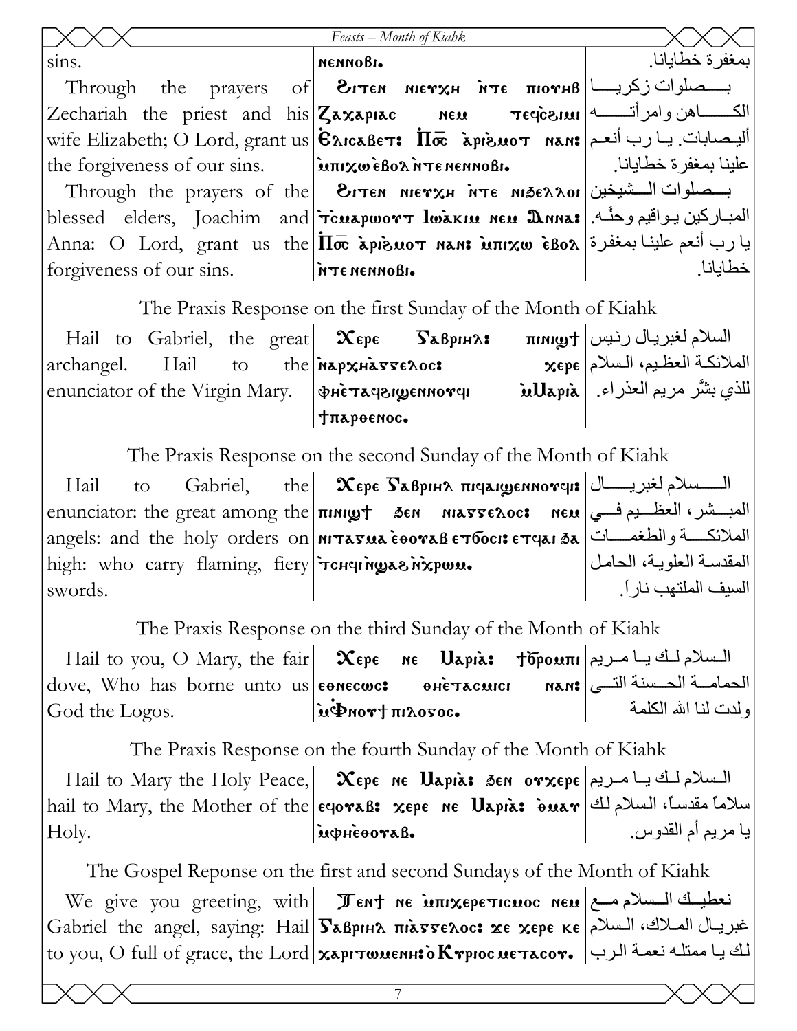| | | |
|---|---|---|
| sins. | ⲛⲉⲛⲛⲟⲃⲓ. | بمغفرة خطايانا. |
| Through the prayers of Zechariah the priest and his wife Elizabeth; O Lord, grant us the forgiveness of our sins. | Ϩⲓⲧⲉⲛ ⲛⲓⲉⲩⲭⲏ ⲛ̀ⲧⲉ ⲡⲓⲟⲩⲏⲃ Ⲍⲁⲭⲁⲣⲓⲁⲥ ⲛⲉⲙ ⲧⲉϥⲥ̀ϩⲓⲙⲓ Ⲉ̀ⲗⲓⲥⲁⲃⲉⲧ: Ⲡ̅ⲟ̅ⲥ̅ ⲁ̀ⲣⲓϩ̀ⲙⲟⲧ ⲛⲁⲛ: ⲙ̀ⲡⲓⲭⲱ ⲉ̀ⲃⲟⲗ ⲛ̀ⲧⲉ ⲛⲉⲛⲛⲟⲃⲓ. | بصلوات زكريا الكاهن وامرأته أليصابات. يا رب أنعم علينا بمغفرة خطايانا. |
| Through the prayers of the blessed elders, Joachim and Anna: O Lord, grant us the forgiveness of our sins. | Ϩⲓⲧⲉⲛ ⲛⲓⲉⲩⲭⲏ ⲛ̀ⲧⲉ ⲛⲓϧⲉⲗⲗⲟⲓ ⲉ̀ⲧ̀ⲥⲙⲁⲣⲱⲟⲩⲧ Ⲓⲱⲁ̀ⲕⲓⲙ ⲛⲉⲙ Ⲁⲛⲛⲁ: Ⲡ̅ⲟ̅ⲥ̅ ⲁ̀ⲣⲓϩ̀ⲙⲟⲧ ⲛⲁⲛ: ⲙ̀ⲡⲓⲭⲱ ⲉ̀ⲃⲟⲗ ⲛ̀ⲧⲉ ⲛⲉⲛⲛⲟⲃⲓ. | بصلوات الشيخين المباركين يواقيم وحنَّه. يا رب أنعم علينا بمغفرة خطايانا. |

The Praxis Response on the first Sunday of the Month of Kiahk

| | | |
|---|---|---|
| Hail to Gabriel, the great archangel. Hail to the enunciator of the Virgin Mary. | Ⲭⲉⲣⲉ Ⲅⲁⲃⲣⲓⲏⲗ: ⲡⲓⲛⲓϣϯ ⲛ̀ⲁⲣⲭⲏⲁ̀ⲅⲅⲉⲗⲟⲥ: ⲭⲉⲣⲉ ⲫⲏⲉ̀ⲧⲁϥϩⲓϣⲉⲛⲛⲟⲩϥⲓ ⲙ̀Ⲙⲁⲣⲓⲁ̀ ϯⲡⲁⲣⲑⲉⲛⲟⲥ. | السلام لغبريال رئيس الملائكة العظيم، السلام للذي بشَّر مريم العذراء. |

The Praxis Response on the second Sunday of the Month of Kiahk

| | | |
|---|---|---|
| Hail to Gabriel, the enunciator: the great among the angels: and the holy orders on high: who carry flaming, fiery swords. | Ⲭⲉⲣⲉ Ⲅⲁⲃⲣⲓⲏⲗ ⲡⲓϥⲁⲓϣⲉⲛⲛⲟⲩϥⲓ: ⲡⲓⲛⲓϣϯ ϧⲉⲛ ⲛⲓⲁⲅⲅⲉⲗⲟⲥ: ⲛⲉⲙ ⲛⲓⲧⲁⲅⲙⲁ ⲉ̀ⲑⲟⲩⲁⲃ ⲉⲧϭⲟⲥⲓ: ⲉⲧϥⲁⲓ ϧⲁ ϯⲥⲏϥⲓ ⲛ̀ϣⲁϩ ⲛ̀ⲭ̀ⲣⲱⲙ. | السلام لغبريال المبشر، العظيم في الملائكة والطغمات المقدسة العلوية، الحامل السيف الملتهب ناراً. |

The Praxis Response on the third Sunday of the Month of Kiahk

| | | |
|---|---|---|
| Hail to you, O Mary, the fair dove, Who has borne unto us God the Logos. | Ⲭⲉⲣⲉ ⲛⲉ Ⲙⲁⲣⲓⲁ̀: ϯϭ̀ⲣⲟⲙⲡⲓ ⲉⲑⲛⲉⲥⲱⲥ: ⲑⲏⲉ̀ⲧⲁⲥⲙⲓⲥⲓ ⲛⲁⲛ: ⲙ̀Ⲫⲛⲟⲩϯ ⲡⲓⲗⲟⲅⲟⲥ. | السلام لك يا مريم الحمامة الحسنة التي ولدت لنا الله الكلمة |

The Praxis Response on the fourth Sunday of the Month of Kiahk

| | | |
|---|---|---|
| Hail to Mary the Holy Peace, hail to Mary, the Mother of the Holy. | Ⲭⲉⲣⲉ ⲛⲉ Ⲙⲁⲣⲓⲁ̀: ϧⲉⲛ ⲟⲩⲭⲉⲣⲉ ⲉϥⲟⲩⲁⲃ: ⲭⲉⲣⲉ ⲛⲉ Ⲙⲁⲣⲓⲁ̀: ⲑ̀ⲙⲁⲩ ⲙ̀ⲫⲏⲉ̀ⲑⲟⲩⲁⲃ. | السلام لك يا مريم سلاماً مقدساً، السلام لك يا مريم أم القدوس. |

The Gospel Reponse on the first and second Sundays of the Month of Kiahk

| | | |
|---|---|---|
| We give you greeting, with Gabriel the angel, saying: Hail to you, O full of grace, the Lord | Ⲧⲉⲛϯ ⲛⲉ ⲙ̀ⲡⲓⲭⲉⲣⲉⲧⲓⲥⲙⲟⲥ ⲛⲉⲙ Ⲅⲁⲃⲣⲓⲏⲗ ⲡⲓⲁ̀ⲅⲅⲉⲗⲟⲥ: ϫⲉ ⲭⲉⲣⲉ ⲕⲉ ⲭⲁⲣⲓⲧⲱⲙⲉⲛⲏ: ⲟ̀ Ⲕⲩⲣⲓⲟⲥ ⲙⲉⲧⲁⲥⲟⲩ. | نعطيك السلام مع غبريال الملاك، السلام لك يا ممتلئة نعمة الرب |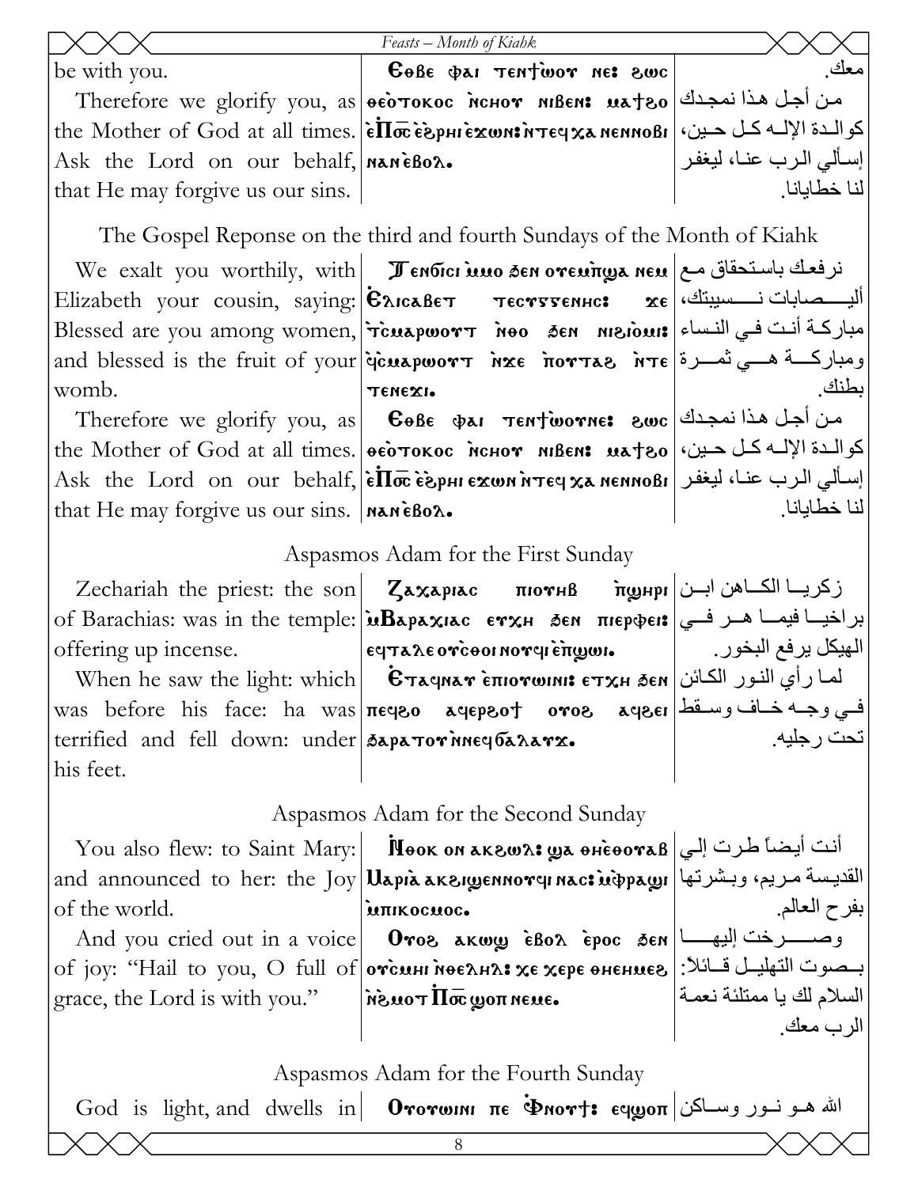| | | |
|---|---|---|
| be with you. | Ⲉⲑⲃⲉ ⲫⲁⲓ ⲧⲉⲛϯⲱⲟⲩ ⲛⲉ: ϩⲱⲥ | معك. |
| Therefore we glorify you, as the Mother of God at all times. Ask the Lord on our behalf, that He may forgive us our sins. | ⲑⲉⲟⲧⲟⲕⲟⲥ ⲛ̀ⲥⲏⲟⲩ ⲛⲓⲃⲉⲛ: ⲙⲁϯϩⲟ ⲉ̀Ⲡ̅ⲟ̅ⲥ̅ ⲉ̀ϩⲣⲏⲓ ⲉ̀ϫⲱⲛ: ⲛ̀ⲧⲉϥⲭⲁ ⲛⲉⲛⲛⲟⲃⲓ ⲛⲁⲛ ⲉ̀ⲃⲟⲗ. | من أجل هذا نمجدك كوالدة الإله كل حين، إسألي الرب عنا، ليغفر لنا خطايانا. |

## The Gospel Reponse on the third and fourth Sundays of the Month of Kiahk

| | | |
|---|---|---|
| We exalt you worthily, with Elizabeth your cousin, saying: Blessed are you among women, and blessed is the fruit of your womb. | Ⲧⲉⲛϭⲓⲥⲓ ⲙ̀ⲙⲟ ϧⲉⲛ ⲟⲩⲉⲙⲡ̀ϣⲁ ⲛⲉⲙ Ⲉⲗⲓⲥⲁⲃⲉⲧ ⲧⲉⲥⲥⲩⲅⲅⲉⲛⲏⲥ: ϫⲉ ⲧ̀ⲥⲙⲁⲣⲱⲟⲩⲧ ⲛ̀ⲑⲟ ϧⲉⲛ ⲛⲓϩⲓⲟⲙⲓ: ϥ̀ⲥⲙⲁⲣⲱⲟⲩⲧ ⲛ̀ϫⲉ ⲡⲟⲩⲧⲁϩ ⲛ̀ⲧⲉ ⲧⲉⲛⲉϫⲓ. | نرفعك باستحقاق مع أليصابات نسيبتك، مباركة أنت في النساء ومباركة هي ثمرة بطنك. |
| Therefore we glorify you, as the Mother of God at all times. Ask the Lord on our behalf, that He may forgive us our sins. | Ⲉⲑⲃⲉ ⲫⲁⲓ ⲧⲉⲛϯⲱⲟⲩⲛⲉ: ϩⲱⲥ ⲑⲉⲟ̀ⲧⲟⲕⲟⲥ ⲛ̀ⲥⲏⲟⲩ ⲛⲓⲃⲉⲛ: ⲙⲁϯϩⲟ ⲉ̀Ⲡ̅ⲟ̅ⲥ̅ ⲉ̀ϩⲣⲏⲓ ⲉϫⲱⲛ ⲛ̀ⲧⲉϥⲭⲁ ⲛⲉⲛⲛⲟⲃⲓ ⲛⲁⲛ ⲉ̀ⲃⲟⲗ. | من أجل هذا نمجدك كوالدة الإله كل حين، إسألي الرب عنا، ليغفر لنا خطايانا. |

## Aspasmos Adam for the First Sunday

| | | |
|---|---|---|
| Zechariah the priest: the son of Barachias: was in the temple: offering up incense. | Ⲍⲁⲭⲁⲣⲓⲁⲥ ⲡⲓⲟⲩⲏⲃ ⲡ̀ϣⲏⲣⲓ ⲙ̀Ⲃⲁⲣⲁⲭⲓⲁⲥ ⲉⲧⲭⲏ ϧⲉⲛ ⲡⲓⲉⲣⲫⲉⲓ: ⲉϥⲧⲁⲗⲉ ⲟⲩ̀ⲥⲑⲟⲓ ⲛⲟⲩϥⲓ ⲉ̀ⲡ̀ϣⲱⲓ. | زكريا الكاهن ابن براخيا فيما هو في الهيكل يرفع البخور. |
| When he saw the light: which was before his face: ha was terrified and fell down: under his feet. | Ⲉ̀ⲧⲁϥⲛⲁⲩ ⲉ̀ⲡⲓⲟⲩⲱⲓⲛⲓ: ⲉⲧⲭⲏ ϧⲉⲛ ⲡⲉϥϩⲟ ⲁϥⲉⲣϩⲟϯ ⲟⲩⲟϩ ⲁϥϩⲉⲓ ϧⲁⲣⲁⲧⲟⲩ ⲛ̀ⲛⲉϥϭⲁⲗⲁⲩϫ. | لما رأي النور الكائن في وجه خاف وسقط تحت رجليه. |

## Aspasmos Adam for the Second Sunday

| | | |
|---|---|---|
| You also flew: to Saint Mary: and announced to her: the Joy of the world. | Ⲛ̀ⲑⲟⲕ ⲟⲛ ⲁⲕϩⲱⲗ: ϣⲁ ⲑⲏⲉ̀ⲑⲟⲩⲁⲃ Ⲙⲁⲣⲓⲁ̀ ⲁⲕϩⲓϣⲉⲛⲛⲟⲩϥⲓ ⲛⲁⲥ: ⲙ̀ⲫ̀ⲣⲁϣⲓ ⲙ̀ⲡⲓⲕⲟⲥⲙⲟⲥ. | أنت أيضاً طرت إلي القديسة مريم، وبشرتها بفرح العالم. |
| And you cried out in a voice of joy: "Hail to you, O full of grace, the Lord is with you." | Ⲟⲩⲟϩ ⲁⲕⲱϣ ⲉ̀ⲃⲟⲗ ⲉ̀ⲣⲟⲥ ϧⲉⲛ ⲟⲩ̀ⲥⲙⲏ ⲛ̀ⲑⲉⲗⲏⲗ: ϫⲉ ⲭⲉⲣⲉ ⲑⲏⲉⲛⲙⲉϩ ⲛ̀ϩ̀ⲙⲟⲧ Ⲡ̅ⲟ̅ⲥ̅ ϣⲟⲡ ⲛⲉⲙⲉ. | وصرخت إليها بصوت التهليل قائلاً: السلام لك يا ممتلئة نعمة الرب معك. |

## Aspasmos Adam for the Fourth Sunday

| | | |
|---|---|---|
| God is light, and dwells in | Ⲟⲩⲟⲩⲱⲓⲛⲓ ⲡⲉ Ⲫ̀ⲛⲟⲩϯ: ⲉϥϣⲟⲡ | الله هو نور وساكن |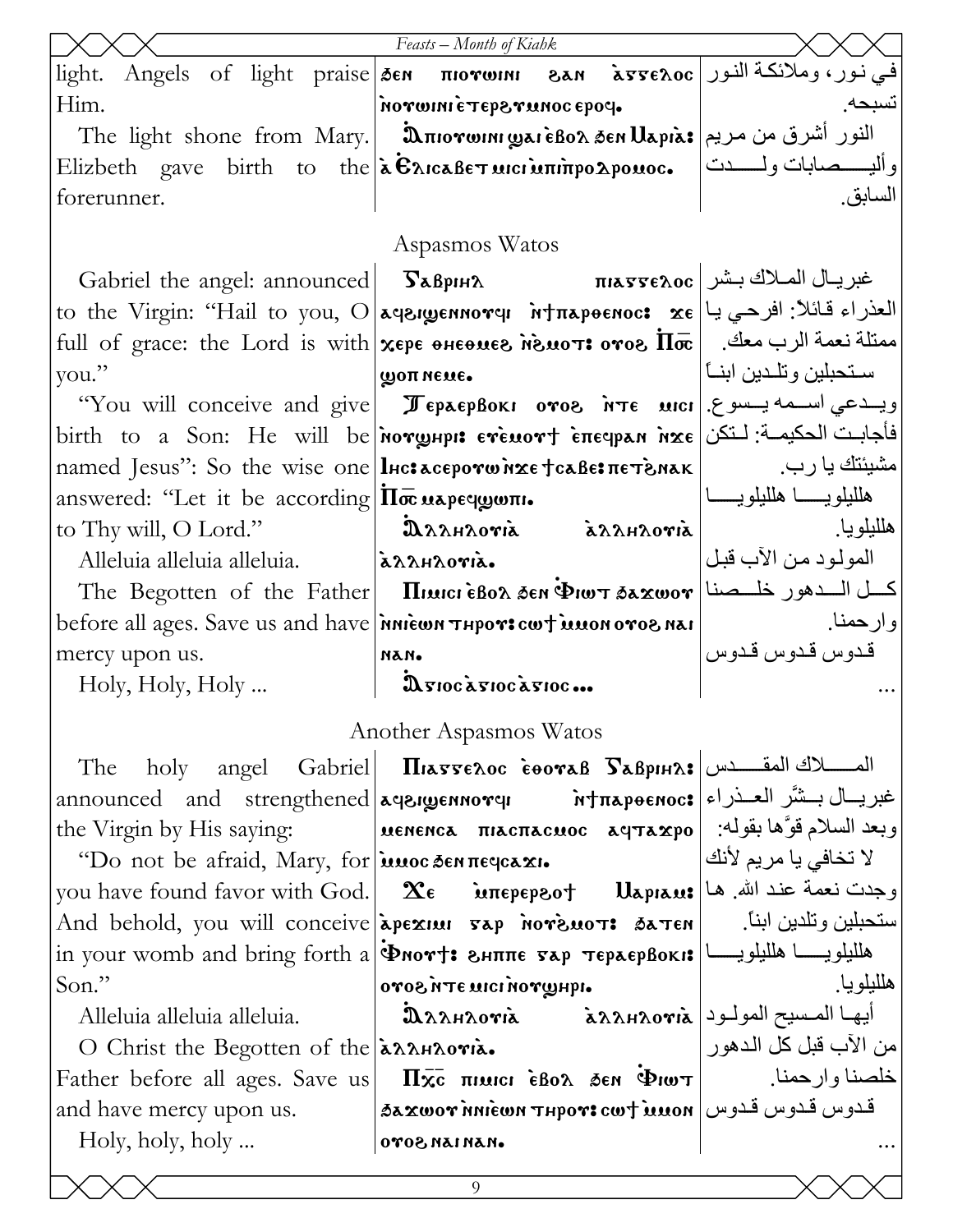| | | |
|---|---|---|
| light. Angels of light praise Him. | ϧⲉⲛ ⲡⲓⲟⲩⲱⲓⲛⲓ ϩⲁⲛ ⲁⲅⲅⲉⲗⲟⲥ ⲛ̀ⲟⲩⲱⲓⲛⲓ ⲉ̀ⲧⲉⲣϩⲩⲙⲛⲟⲥ ⲉⲣⲟϥ. | في نور، وملائكة النور تسبحه. |
| The light shone from Mary. Elizbeth gave birth to the forerunner. | Ⲁ̀ⲡⲓⲟⲩⲱⲓⲛⲓ ϣⲁⲓ ⲉ̀ⲃⲟⲗ ϧⲉⲛ Ⲙⲁⲣⲓⲁ̀: ⲁ̀Ⲉ̀ⲗⲓⲥⲁⲃⲉⲧ ⲙⲓⲥⲓ ⲙ̀ⲡⲓⲡ̀ⲣⲟⲇⲣⲟⲙⲟⲥ. | النور أشرق من مريم وأليصابات ولدت السابق. |

## Aspasmos Watos

| | | |
|---|---|---|
| Gabriel the angel: announced to the Virgin: "Hail to you, O full of grace: the Lord is with you." | Ⲅⲁⲃⲣⲓⲏⲗ ⲡⲓⲁⲅⲅⲉⲗⲟⲥ ⲁϥϩⲓϣⲉⲛⲛⲟⲩϥⲓ ⲛ̀ϯⲡⲁⲣⲑⲉⲛⲟⲥ: ϫⲉ ⲭⲉⲣⲉ ⲑⲏⲉⲑⲙⲉϩ ⲛ̀ϩ̀ⲙⲟⲧ: ⲟⲩⲟϩ Ⲡ̀⳪ ϣⲟⲡ ⲛⲉⲙⲉ. | غبريال الملاك بشر العذراء قائلاً: افرحي يا ممتلة نعمة الرب معك. |
| "You will conceive and give birth to a Son: He will be named Jesus": So the wise one answered: "Let it be according to Thy will, O Lord." | Ⲧⲉⲣⲁⲉⲣⲃⲟⲕⲓ ⲟⲩⲟϩ ⲛ̀ⲧⲉ ⲙⲓⲥⲓ ⲛ̀ⲟⲩϣⲏⲣⲓ: ⲉⲩⲉ̀ⲙⲟⲩϯ ⲉ̀ⲡⲉϥⲣⲁⲛ ⲛ̀ϫⲉ Ⲓⲏ̅ⲥ: ⲁⲥⲉⲣⲟⲩⲱ ⲛ̀ϫⲉ ϯⲥⲁⲃⲉ: ⲡⲉⲧⲉ̀ϩⲛⲁⲕ Ⲡ̀⳪ ⲙⲁⲣⲉϥϣⲱⲡⲓ. | ستحبلين وتلدين ابناً ويدعي اسمه يسوع. فأجابت الحكيمة: لتكن مشيئتك يا رب. |
| Alleluia alleluia alleluia. | Ⲁ̀ⲗⲗⲏⲗⲟⲩⲓⲁ̀ ⲁ̀ⲗⲗⲏⲗⲟⲩⲓⲁ̀ ⲁ̀ⲗⲗⲏⲗⲟⲩⲓⲁ̀. | هلليلويا هلليلويا هلليلويا. |
| The Begotten of the Father before all ages. Save us and have mercy upon us. | Ⲡⲓⲙⲓⲥⲓ ⲉ̀ⲃⲟⲗ ϧⲉⲛ Ⲫ̀ⲓⲱⲧ ϧⲁϫⲱⲟⲩ ⲛ̀ⲛⲓⲉ̀ⲱⲛ ⲧⲏⲣⲟⲩ: ⲥⲱϯ ⲙ̀ⲙⲟⲛ ⲟⲩⲟϩ ⲛⲁⲓ ⲛⲁⲛ. | المولود من الآب قبل كل الدهور خلصنا وارحمنا. |
| Holy, Holy, Holy ... | Ⲁ̀ⲅⲓⲟⲥ ⲁ̀ⲅⲓⲟⲥ ⲁ̀ⲅⲓⲟⲥ... | قدوس قدوس قدوس ... |

## Another Aspasmos Watos

| | | |
|---|---|---|
| The holy angel Gabriel announced and strengthened the Virgin by His saying: | Ⲡⲓⲁⲅⲅⲉⲗⲟⲥ ⲉ̀ⲑⲟⲩⲁⲃ Ⲅⲁⲃⲣⲓⲏⲗ: ⲁϥϩⲓϣⲉⲛⲛⲟⲩϥⲓ ⲛ̀ϯⲡⲁⲣⲑⲉⲛⲟⲥ: ⲙⲉⲛⲉⲛⲥⲁ ⲡⲓⲁⲥⲡⲁⲥⲙⲟⲥ ⲁϥⲧⲁϫⲣⲟ ⲙ̀ⲙⲟⲥ ϧⲉⲛ ⲡⲉϥⲥⲁϫⲓ. | الملاك المقدس غبريال بشَّر العذراء وبعد السلام قوَّها بقوله: |
| "Do not be afraid, Mary, for you have found favor with God. And behold, you will conceive in your womb and bring forth a Son." | Ϫⲉ ⲙ̀ⲡⲉⲣⲉⲣϩⲟϯ Ⲙⲁⲣⲓⲁⲙ: ⲁ̀ⲣⲉϫⲓⲙⲓ ⲅⲁⲣ ⲛ̀ⲟⲩϩ̀ⲙⲟⲧ: ϧⲁⲧⲉⲛ Ⲫ̀ⲛⲟⲩϯ: ϩⲏⲡⲡⲉ ⲅⲁⲣ ⲧⲉⲣⲁⲉⲣⲃⲟⲕⲓ: ⲟⲩⲟϩ ⲛ̀ⲧⲉ ⲙⲓⲥⲓ ⲛ̀ⲟⲩϣⲏⲣⲓ. | لا تخافي يا مريم لأنك وجدت نعمة عند الله. ها ستحبلين وتلدين ابناً. |
| Alleluia alleluia alleluia. | Ⲁ̀ⲗⲗⲏⲗⲟⲩⲓⲁ̀ ⲁ̀ⲗⲗⲏⲗⲟⲩⲓⲁ̀ ⲁ̀ⲗⲗⲏⲗⲟⲩⲓⲁ̀. | هلليلويا هلليلويا هلليلويا. |
| O Christ the Begotten of the Father before all ages. Save us and have mercy upon us. | Ⲡⲭ̅ⲥ̅ ⲡⲓⲙⲓⲥⲓ ⲉ̀ⲃⲟⲗ ϧⲉⲛ Ⲫ̀ⲓⲱⲧ ϧⲁϫⲱⲟⲩ ⲛ̀ⲛⲓⲉ̀ⲱⲛ ⲧⲏⲣⲟⲩ: ⲥⲱϯ ⲙ̀ⲙⲟⲛ ⲟⲩⲟϩ ⲛⲁⲓ ⲛⲁⲛ. | أيها المسيح المولود من الآب قبل كل الدهور خلصنا وارحمنا. |
| Holy, holy, holy ... | | قدوس قدوس قدوس ... |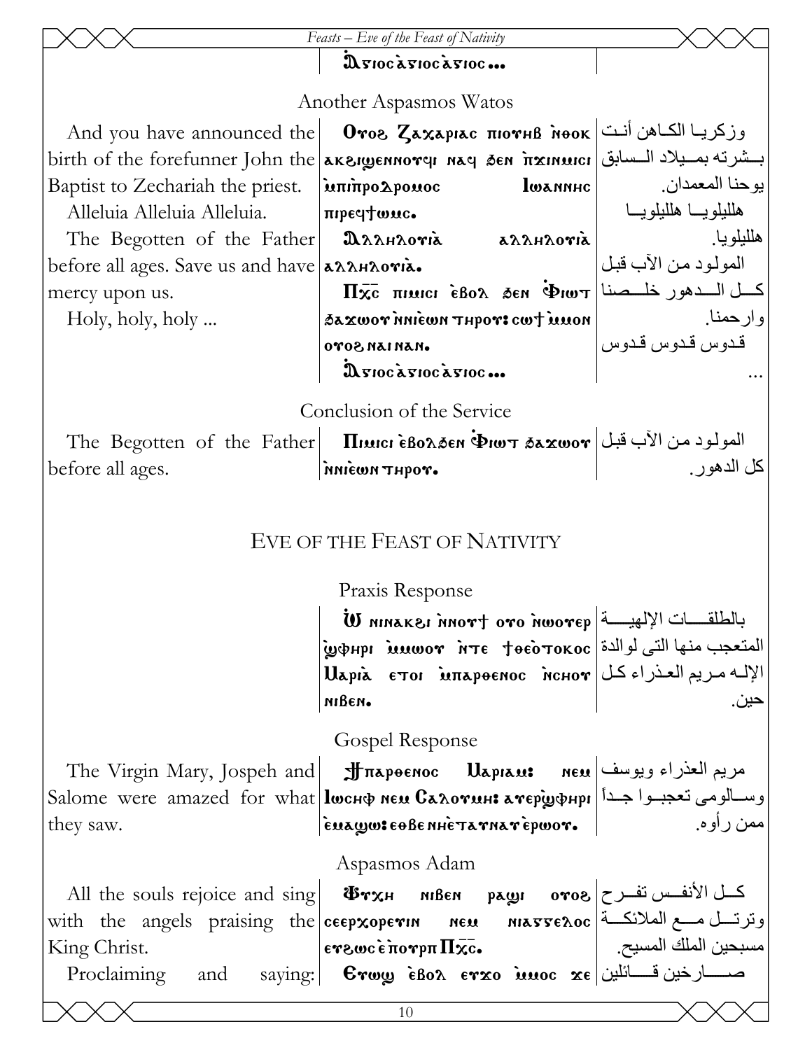| | Ⲁ̀ⲅⲓⲟⲥ ⲁ̀ⲅⲓⲟⲥ ⲁ̀ⲅⲓⲟⲥ... | |
|---|---|---|

### Another Aspasmos Watos

| English | Coptic | Arabic |
|---|---|---|
| And you have announced the birth of the forefunner John the Baptist to Zechariah the priest. | Ⲟⲩⲟϩ Ⲍⲁⲭⲁⲣⲓⲁⲥ ⲡⲓⲟⲩⲏⲃ ⲛ̀ⲑⲟⲕ ⲁⲕϩⲓϣⲉⲛⲛⲟⲩϥⲓ ⲛⲁϥ ϧⲉⲛ ⲡ̀ϫⲓⲛⲙⲓⲥⲓ ⲙ̀ⲡⲓⲡ̀ⲣⲟⲇⲣⲟⲙⲟⲥ Ⲓⲱⲁⲛⲛⲏⲥ ⲡⲓⲣⲉϥϯⲱⲙⲥ. | وزكريا الكاهن أنت بشرته بميلاد السابق يوحنا المعمدان. |
| Alleluia Alleluia Alleluia. | Ⲁⲗⲗⲏⲗⲟⲩⲓⲁ̀ ⲁⲗⲗⲏⲗⲟⲩⲓⲁ̀ ⲁⲗⲗⲏⲗⲟⲩⲓⲁ̀. | هلليلويا هلليلويا هلليلويا. |
| The Begotten of the Father before all ages. Save us and have mercy upon us. | Ⲡⲭ̅ⲥ̅ ⲡⲓⲙⲓⲥⲓ ⲉ̀ⲃⲟⲗ ϧⲉⲛ Ⲫ̀ⲓⲱⲧ ϧⲁϫⲱⲟⲩ ⲛ̀ⲛⲓⲉ̀ⲱⲛ ⲧⲏⲣⲟⲩ: ⲥⲱϯ ⲙ̀ⲙⲟⲛ ⲟⲩⲟϩ ⲛⲁⲓ ⲛⲁⲛ. | المولود من الآب قبل كل الدهور خلصنا وارحمنا. |
| Holy, holy, holy ... | Ⲁ̀ⲅⲓⲟⲥ ⲁ̀ⲅⲓⲟⲥ ⲁ̀ⲅⲓⲟⲥ... | قدوس قدوس قدوس ... |

### Conclusion of the Service

| English | Coptic | Arabic |
|---|---|---|
| The Begotten of the Father before all ages. | Ⲡⲓⲙⲓⲥⲓ ⲉ̀ⲃⲟⲗϧⲉⲛ Ⲫ̀ⲓⲱⲧ ϧⲁϫⲱⲟⲩ ⲛ̀ⲛⲓⲉ̀ⲱⲛ ⲧⲏⲣⲟⲩ. | المولود من الآب قبل كل الدهور. |

## EVE OF THE FEAST OF NATIVITY

### Praxis Response

| English | Coptic | Arabic |
|---|---|---|
| | Ⲱ̀ ⲛⲓⲛⲁⲕϩⲓ ⲛ̀ⲛⲟⲩϯ ⲟⲩⲟ ⲛ̀ⲱⲟⲩⲉⲣ ⲱ̀ⲫⲏⲣⲓ ⲙ̀ⲙⲱⲟⲩ ⲛ̀ⲧⲉ ϯⲑⲉⲟ̀ⲧⲟⲕⲟⲥ Ⲙⲁⲣⲓⲁ̀ ⲉⲧⲟⲓ ⲙ̀ⲡⲁⲣⲑⲉⲛⲟⲥ ⲛ̀ⲥⲏⲟⲩ ⲛⲓⲃⲉⲛ. | بالطلقات الإلهية المتعجب منها التى لوالدة الإله مريم العذراء كل حين. |

### Gospel Response

| English | Coptic | Arabic |
|---|---|---|
| The Virgin Mary, Jospeh and Salome were amazed for what they saw. | Ϯⲡⲁⲣⲑⲉⲛⲟⲥ Ⲙⲁⲣⲓⲁⲙ: ⲛⲉⲙ Ⲓⲱⲥⲏⲫ ⲛⲉⲙ Ⲥⲁⲗⲟⲩⲙⲏ: ⲁⲩⲉⲣϣ̀ⲫⲏⲣⲓ ⲉ̀ⲙⲁϣⲱ: ⲉⲑⲃⲉ ⲛⲏⲉ̀ⲧⲁⲩⲛⲁⲩ ⲉ̀ⲣⲱⲟⲩ. | مريم العذراء ويوسف وسالومى تعجبوا جداً ممن رأوه. |

### Aspasmos Adam

| English | Coptic | Arabic |
|---|---|---|
| All the souls rejoice and sing with the angels praising the King Christ. | Ⲯⲩⲭⲏ ⲛⲓⲃⲉⲛ ⲣⲁϣⲓ ⲟⲩⲟϩ ⲥⲉⲉⲣⲭⲟⲣⲉⲩⲓⲛ ⲛⲉⲙ ⲛⲓⲁⲅⲅⲉⲗⲟⲥ ⲉⲩϩⲱⲥ ⲉ̀ⲡⲟⲩⲣⲟ Ⲡⲭ̅ⲥ̅. | كل الأنفس تفرح وترتل مع الملائكة مسبحين الملك المسيح. |
| Proclaiming and saying: | Ⲉⲩⲱϣ ⲉ̀ⲃⲟⲗ ⲉⲩϫⲱ ⲙ̀ⲙⲟⲥ ϫⲉ | صارخين قائلين |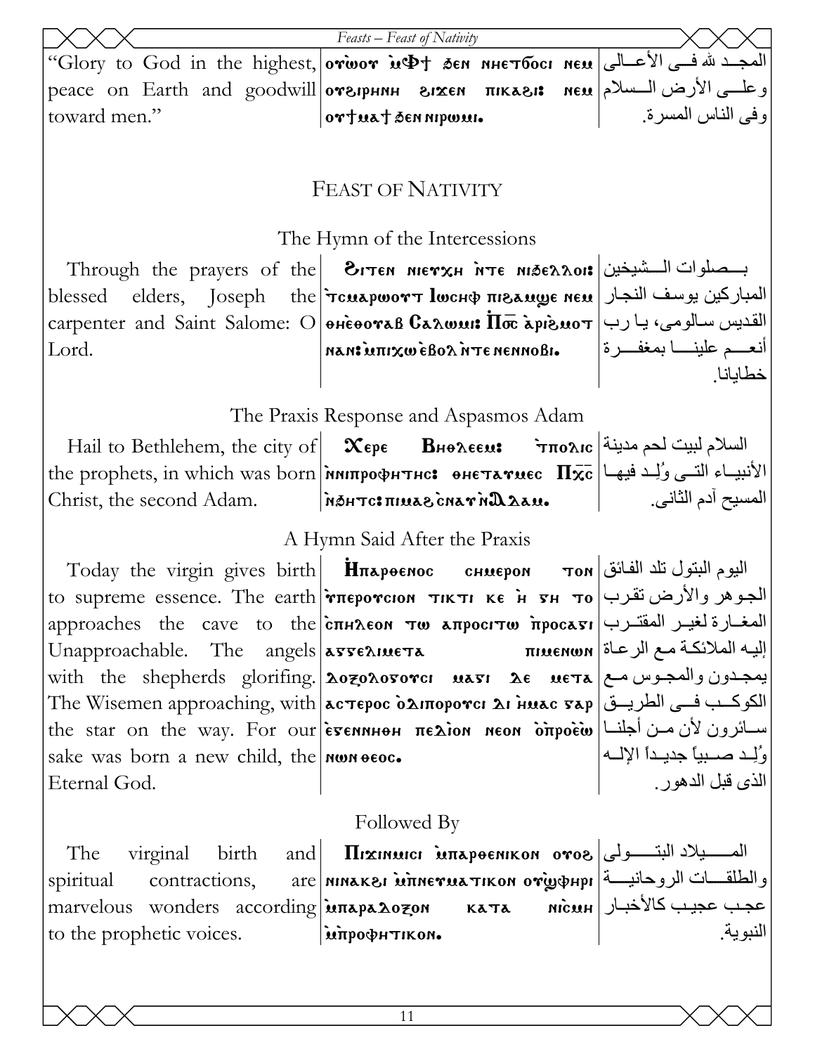| | | |
|---|---|---|
| "Glory to God in the highest, peace on Earth and goodwill toward men." | ⲟⲩⲱⲟⲩ ⲙ̀Ⲫ︦ϯ︦ ϧⲉⲛ ⲛⲏⲉⲧϭⲟⲥⲓ ⲛⲉⲙ ⲟⲩϩⲓⲣⲏⲛⲏ ϩⲓϫⲉⲛ ⲡⲓⲕⲁϩⲓ: ⲛⲉⲙ ⲟⲩϯⲙⲁϯ ϧⲉⲛ ⲛⲓⲣⲱⲙⲓ. | المجد لله فى الأعالى وعلى الأرض السلام وفى الناس المسرة. |

# FEAST OF NATIVITY

## The Hymn of the Intercessions

| | | |
|---|---|---|
| Through the prayers of the blessed elders, Joseph the carpenter and Saint Salome: O Lord. | Ϩⲓⲧⲉⲛ ⲛⲓⲉⲩⲭⲏ ⲛ̀ⲧⲉ ⲛⲓϧⲉⲗⲗⲟⲓ: ⲉ̀ⲧⲥⲙⲁⲣⲱⲟⲩⲧ Ⲓⲱⲥⲏⲫ ⲡⲓϩⲁⲙϣⲉ ⲛⲉⲙ ⲑⲏⲉⲑⲟⲩⲁⲃ Ⲥⲁⲗⲱⲙⲓ: Ⲡ︦ⲟ︦ⲥ︦ ⲁ̀ⲣⲓϩⲙⲟⲧ ⲛⲁⲛ: ⲙ̀ⲡⲓⲭⲱ ⲉ̀ⲃⲟⲗ ⲛ̀ⲧⲉ ⲛⲉⲛⲛⲟⲃⲓ. | بصلوات الشيخين المباركين يوسف النجار القديس سالومى، يا رب أنعم علينا بمغفرة خطايانا. |

## The Praxis Response and Aspasmos Adam

| | | |
|---|---|---|
| Hail to Bethlehem, the city of the prophets, in which was born Christ, the second Adam. | Ⲭⲉⲣⲉ Ⲃⲏⲑⲗⲉⲉⲙ: ⲧ̀ⲡⲟⲗⲓⲥ ⲛ̀ⲛⲓⲡⲣⲟⲫⲏⲧⲏⲥ: ⲑⲏⲉⲧⲁⲩⲙⲉⲥ Ⲡ︦ⲭ︦ⲥ︦ ⲛ̀ϧⲏⲧⲥ: ⲡⲓⲙⲁϩ ⲥ̀ⲛⲁⲩ ⲛ̀Ⲁⲇⲁⲙ. | السلام لبيت لحم مدينة الأنبياء التى وُلِد فيها المسيح آدم الثانى. |

## A Hymn Said After the Praxis

| | | |
|---|---|---|
| Today the virgin gives birth to supreme essence. The earth approaches the cave to the Unapproachable. The angels with the shepherds glorifying. The Wisemen approaching, with the star on the way. For our sake was born a new child, the Eternal God. | Ⲏ̀ⲡⲁⲣⲑⲉⲛⲟⲥ ⲥⲏⲙⲉⲣⲟⲛ ⲧⲟⲛ ⲩ̀ⲡⲉⲣⲟⲩⲥⲓⲟⲛ ⲧⲓⲕⲧⲓ ⲕⲉ ⲏ̀ ⲅⲏ ⲧⲟ ⲥ̀ⲡⲏⲗⲉⲟⲛ ⲧⲱ ⲁ̀ⲡⲣⲟⲥⲓⲧⲱ ⲡ̀ⲣⲟⲥⲁⲅⲓ ⲁⲅⲅⲉⲗⲓⲙⲉⲧⲁ ⲡⲓⲙⲉⲛⲱⲛ ⲇⲟⲝⲟⲗⲟⲅⲟⲩⲥⲓ ⲙⲁⲅⲓ ⲇⲉ ⲙⲉⲧⲁ ⲁⲥⲧⲉⲣⲟⲥ ⲟ̀ⲇⲓⲡⲟⲣⲟⲩⲥⲓ ⲇⲓ ⲏ̀ⲙⲁⲥ ⲅⲁⲣ ⲉ̀ⲅⲉⲛⲛⲏⲑⲏ ⲡⲉⲇⲓⲟⲛ ⲛⲉⲟⲛ ⲟ̀ⲡⲣⲟⲉ̀ⲱⲛⲱⲛ ⲑⲉⲟⲥ. | اليوم البتول تلد الفائق الجوهر والأرض تقرب المغارة لغير المقترب إليه الملائكة مع الرعاة يمجدون والمجوس مع الكوكب فى الطريق سائرون لأن من أجلنا وُلِد صبياً جديداً الإله الذى قبل الدهور. |

## Followed By

| | | |
|---|---|---|
| The virginal birth and spiritual contractions, are marvelous wonders according to the prophetic voices. | Ⲡⲓϫⲓⲛⲙⲓⲥⲓ ⲙ̀ⲡⲁⲣⲑⲉⲛⲓⲕⲟⲛ ⲟⲩⲟϩ ⲛⲓⲛⲁⲕϩⲓ ⲙ̀ⲡⲛⲉⲩⲙⲁⲧⲓⲕⲟⲛ ⲟⲩϣⲫⲏⲣⲓ ⲙ̀ⲡⲁⲣⲁⲇⲟⲝⲟⲛ ⲕⲁⲧⲁ ⲛⲓⲥ̀ⲙⲏ ⲙ̀ⲡⲣⲟⲫⲏⲧⲓⲕⲟⲛ. | الميلاد البتولى والطلقات الروحانية عجب عجيب كالأخبار النبوية. |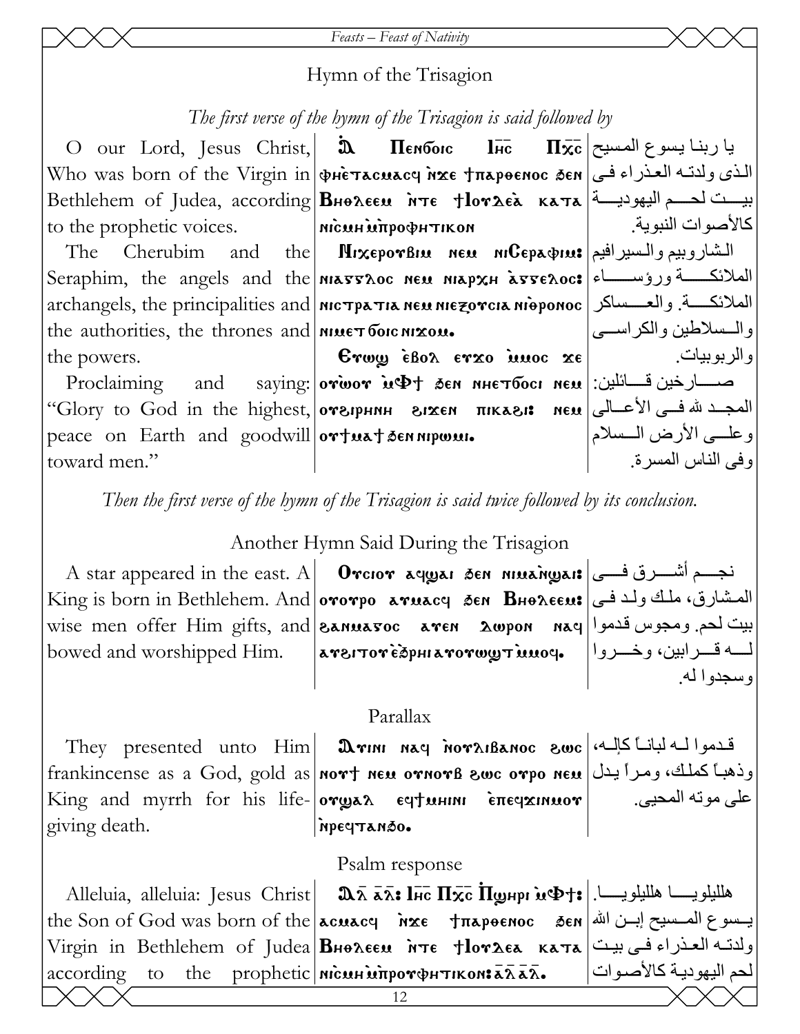## Hymn of the Trisagion

*The first verse of the hymn of the Trisagion is said followed by*

| | | |
|---|---|---|
| O our Lord, Jesus Christ, Who was born of the Virgin in Bethlehem of Judea, according to the prophetic voices. | Ⲱ̀ Ⲡⲉⲛϭⲟⲓⲥ Ⲓⲏ̄ⲥ Ⲡⲭ̄ⲥ ⲫⲏⲉ̀ⲧⲁⲥⲙⲁⲥϥ ⲛ̀ϫⲉ ϯⲡⲁⲣⲑⲉⲛⲟⲥ ϧⲉⲛ Ⲃⲏⲑⲗⲉⲉⲙ ⲛ̀ⲧⲉ ϯⲒⲟⲩⲇⲉⲁ̀ ⲕⲁⲧⲁ ⲛⲓ̀ⲥⲙⲏ ⲙ̀ⲡⲣⲟⲫⲏⲧⲓⲕⲟⲛ | يا ربنا يسوع المسيح الذى ولدته العذراء فى بيت لحم اليهودية كالأصوات النبوية. |
| The Cherubim and the Seraphim, the angels and the archangels, the principalities and the authorities, the thrones and the powers. | Ⲛⲓⲭⲉⲣⲟⲩⲃⲓⲙ ⲛⲉⲙ ⲛⲓⲤⲉⲣⲁⲫⲓⲙ: ⲛⲓⲁⲅⲅⲉⲗⲟⲥ ⲛⲉⲙ ⲛⲓⲁⲣⲭⲏ ⲁ̀ⲅⲅⲉⲗⲟⲥ: ⲛⲓⲉ̀ⲝⲟⲩⲥⲓⲁ ⲛⲓⲑ̀ⲣⲟⲛⲟⲥ ⲛⲓⲙⲉⲧϭⲟⲓⲥ ⲛⲓϫⲟⲙ. | الشاروبيم والسيرافيم الملائكة ورؤساء الملائكة. والعساكر والسلاطين والكراسى والربوبيات. |
| Proclaiming and saying: "Glory to God in the highest, peace on Earth and goodwill toward men." | Ⲉⲩⲱϣ ⲉ̀ⲃⲟⲗ ⲉⲩϫⲱ ⲙ̀ⲙⲟⲥ ϫⲉ ⲟⲩⲱ̀ⲟⲩ ⲙ̀Ⲫϯ ϧⲉⲛ ⲛⲏⲉⲧϭⲟⲥⲓ ⲛⲉⲙ ⲟⲩϩⲓⲣⲏⲛⲏ ϩⲓϫⲉⲛ ⲡⲓⲕⲁϩⲓ: ⲛⲉⲙ ⲟⲩϯⲙⲁϯ ϧⲉⲛ ⲛⲓⲣⲱⲙⲓ. | صارخين قائلين: المجد لله فى الأعالى وعلى الأرض السلام وفى الناس المسرة. |

*Then the first verse of the hymn of the Trisagion is said twice followed by its conclusion.*

## Another Hymn Said During the Trisagion

| | | |
|---|---|---|
| A star appeared in the east. A King is born in Bethlehem. And wise men offer Him gifts, and bowed and worshipped Him. | Ⲟⲩⲥⲓⲟⲩ ⲁϥϣⲁⲓ ϧⲉⲛ ⲛⲓⲙⲁⲛ̀ϣⲁⲓ: ⲟⲩⲟⲩⲣⲟ ⲁⲩⲙⲁⲥϥ ϧⲉⲛ Ⲃⲏⲑⲗⲉⲉⲙ: ϩⲁⲛⲙⲁⲅⲟⲥ ⲁⲩⲉⲛ Ⲇⲱⲣⲟⲛ ⲛⲁϥ ⲁⲩϩⲓⲧⲟⲩ ⲉ̀ϧ̀ⲣⲏⲓ ⲁⲩⲟⲩⲱϣⲧ ⲙ̀ⲙⲟϥ. | نجم أشرق فى المشارق، ملك ولد فى بيت لحم. ومجوس قدموا له قرابين، وخروا وسجدوا له. |

## Parallax

| | | |
|---|---|---|
| They presented unto Him frankincense as a God, gold as King and myrrh for his life-giving death. | Ⲁⲩⲓⲛⲓ ⲛⲁϥ ⲛ̀ⲟⲩⲗⲓⲃⲁⲛⲟⲥ ϩⲱⲥ ⲛⲟⲩϯ ⲛⲉⲙ ⲟⲩⲛⲟⲩⲃ ϩⲱⲥ ⲟⲩⲣⲟ ⲛⲉⲙ ⲟⲩϣⲁⲗ ⲉϥϯⲙⲏⲓⲛⲓ ⲉ̀ⲡⲉϥϫⲓⲛⲙⲟⲩ ⲛ̀ⲣⲉϥⲧⲁⲛϧⲟ. | قدموا له لباناً كإله، وذهباً كملك، ومراً يدل على موته المحيى. |

## Psalm response

| | | |
|---|---|---|
| Alleluia, alleluia: Jesus Christ the Son of God was born of the Virgin in Bethlehem of Judea according to the prophetic | Ⲁ̄ⲗ̄ ⲁ̄ⲗ̄: Ⲓⲏ̄ⲥ Ⲡⲭ̄ⲥ Ⲡ̀ϣⲏⲣⲓ ⲙ̀Ⲫϯ: ⲁⲥⲙⲁⲥϥ ⲛ̀ϫⲉ ϯⲡⲁⲣⲑⲉⲛⲟⲥ ϧⲉⲛ Ⲃⲏⲑⲗⲉⲉⲙ ⲛ̀ⲧⲉ ϯⲒⲟⲩⲇⲉⲁ ⲕⲁⲧⲁ ⲛⲓ̀ⲥⲙⲏ ⲙ̀ⲡⲣⲟⲫⲏⲧⲓⲕⲟⲛ: ⲁ̄ⲗ̄ ⲁ̄ⲗ̄. | هلليلويا هلليلويا. يسوع المسيح إبن الله ولدته العذراء فى بيت لحم اليهودية كالأصوات |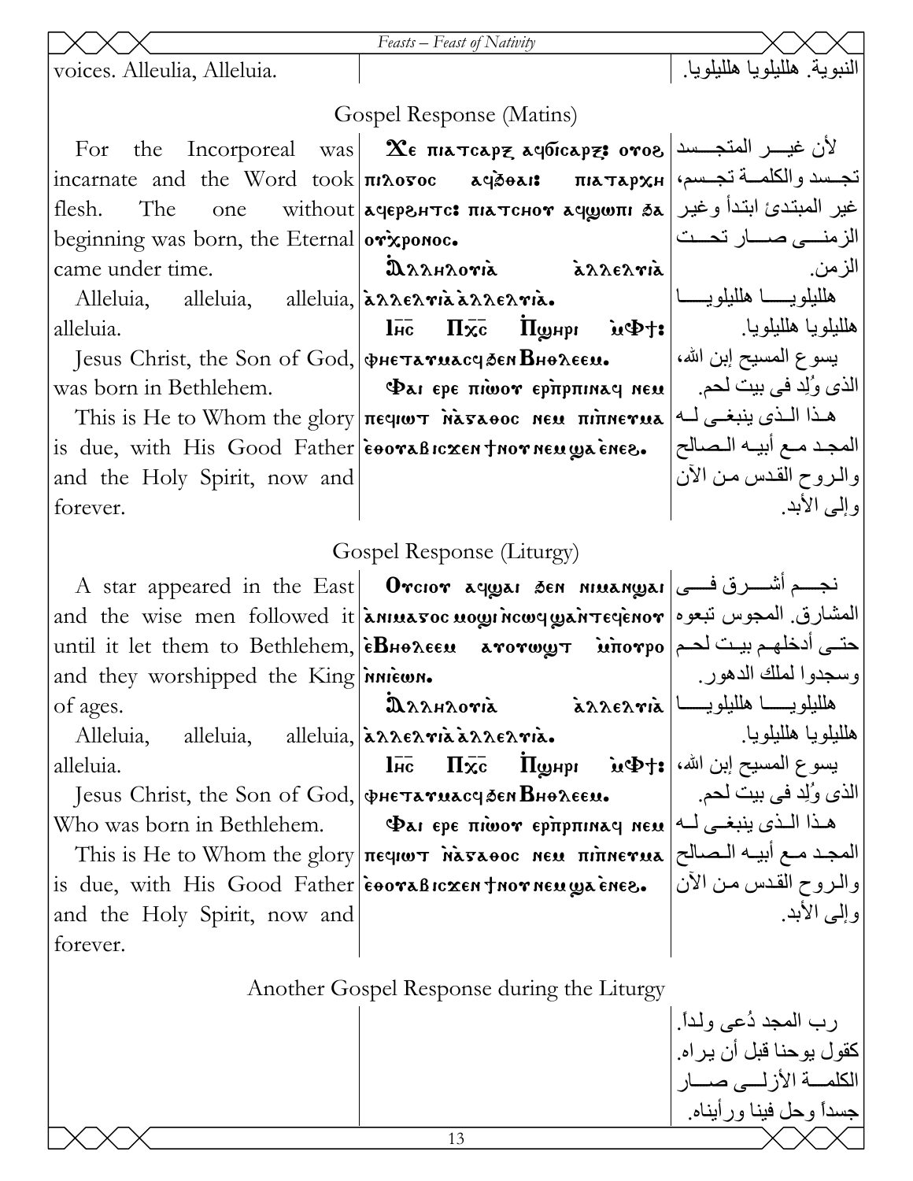| voices. Alleulia, Alleluia. | | النبوية. هلليلويا هلليلويا. |
|---|---|---|

## Gospel Response (Matins)

| | | |
|---|---|---|
| For the Incorporeal was incarnate and the Word took flesh. The one without beginning was born, the Eternal came under time. | Ⲝⲉ ⲡⲓⲁⲧⲥⲁⲣⲍ ⲁϥϭⲓⲥⲁⲣⲍ: ⲟⲩⲟϩ ⲡⲓⲗⲟⲅⲟⲥ ⲁϥϧⲉⲗⲓ: ⲡⲓⲁⲧⲁⲣⲭⲏ ⲁϥⲉⲣϩⲏⲧⲥ: ⲡⲓⲁⲧⲥⲛⲟⲩ ⲁϥϣⲱⲡⲓ ϧⲁ ⲟⲩⲭⲣⲟⲛⲟⲥ. | لأن غير المتجسد تجسد والكلمة تجسم، غير المبتدئ ابتدأ وغير الزمني صار تحت الزمن. |
| Alleluia, alleluia, alleluia, alleluia. | Ⲁⲗⲗⲏⲗⲟⲩⲓⲁ ⲁⲗⲗⲉⲗⲟⲩⲓⲁ ⲁⲗⲗⲉⲗⲟⲩⲓⲁ ⲁⲗⲗⲉⲗⲟⲩⲓⲁ. | هلليلويا هلليلويا هلليلويا هلليلويا. |
| Jesus Christ, the Son of God, was born in Bethlehem. | Ⲓⲏ̅ⲥ̅ Ⲡⲭ̅ⲥ̅ Ⲡ̀ϣⲏⲣⲓ ⲙ̀Ⲫϯ: ⲫⲏⲉⲧⲁⲩⲙⲁⲥϥ ϧⲉⲛ Ⲃⲏⲑⲗⲉⲉⲙ. | يسوع المسيح إبن الله، الذى وُلِد فى بيت لحم. |
| This is He to Whom the glory is due, with His Good Father and the Holy Spirit, now and forever. | Ⲫⲁⲓ ⲉⲣⲉ ⲡⲓⲱ̀ⲟⲩ ⲉⲣⲡ̀ⲣⲡⲓⲛⲁϥ ⲛⲉⲙ ⲡⲉϥⲓⲱⲧ ⲛ̀ⲁ̀ⲅⲁⲑⲟⲥ ⲛⲉⲙ ⲡⲓⲡ̀ⲛⲉⲩⲙⲁ ⲉ̀ⲑⲟⲩⲁⲃ ⲓⲥϫⲉⲛ ϯⲛⲟⲩ ⲛⲉⲙ ϣⲁ ⲉ̀ⲛⲉϩ. | هذا الذى ينبغى له المجد مع أبيه الصالح والروح القدس من الآن وإلى الأبد. |

## Gospel Response (Liturgy)

| | | |
|---|---|---|
| A star appeared in the East and the wise men followed it until it let them to Bethlehem, and they worshipped the King of ages. | Ⲟⲩⲥⲓⲟⲩ ⲁϥϣⲁⲓ ϧⲉⲛ ⲛⲓⲙⲁⲛϣⲁⲓ ⲁ̀ⲛⲓⲙⲁⲅⲟⲥ ⲙⲟϣⲓ ⲛ̀ⲥⲱϥ ϣⲁⲛ̀ⲧⲉϥⲉ̀ⲛⲟⲩ ⲉ̀Ⲃⲏⲑⲗⲉⲉⲙ ⲁⲩⲟⲩⲱϣⲧ ⲙ̀ⲡⲟⲩⲣⲟ ⲛ̀ⲛⲓⲉ̀ⲱⲛ. | نجم أشرق فى المشارق. المجوس تبعوه حتى أدخلهم بيت لحم وسجدوا لملك الدهور. |
| Alleluia, alleluia, alleluia, alleluia. | Ⲁⲗⲗⲏⲗⲟⲩⲓⲁ ⲁⲗⲗⲉⲗⲟⲩⲓⲁ ⲁⲗⲗⲉⲗⲟⲩⲓⲁ ⲁⲗⲗⲉⲗⲟⲩⲓⲁ. | هلليلويا هلليلويا هلليلويا هلليلويا. |
| Jesus Christ, the Son of God, Who was born in Bethlehem. | Ⲓⲏ̅ⲥ̅ Ⲡⲭ̅ⲥ̅ Ⲡ̀ϣⲏⲣⲓ ⲙ̀Ⲫϯ: ⲫⲏⲉⲧⲁⲩⲙⲁⲥϥ ϧⲉⲛ Ⲃⲏⲑⲗⲉⲉⲙ. | يسوع المسيح إبن الله، الذى وُلِد فى بيت لحم. |
| This is He to Whom the glory is due, with His Good Father and the Holy Spirit, now and forever. | Ⲫⲁⲓ ⲉⲣⲉ ⲡⲓⲱ̀ⲟⲩ ⲉⲣⲡ̀ⲣⲡⲓⲛⲁϥ ⲛⲉⲙ ⲡⲉϥⲓⲱⲧ ⲛ̀ⲁ̀ⲅⲁⲑⲟⲥ ⲛⲉⲙ ⲡⲓⲡ̀ⲛⲉⲩⲙⲁ ⲉ̀ⲑⲟⲩⲁⲃ ⲓⲥϫⲉⲛ ϯⲛⲟⲩ ⲛⲉⲙ ϣⲁ ⲉ̀ⲛⲉϩ. | هذا الذى ينبغى له المجد مع أبيه الصالح والروح القدس من الآن وإلى الأبد. |

## Another Gospel Response during the Liturgy

| | | |
|---|---|---|
| | | رب المجد دُعى ولداً. كقول يوحنا قبل أن يراه. الكلمة الأزلى صار جسداً وحل فينا ورأيناه. |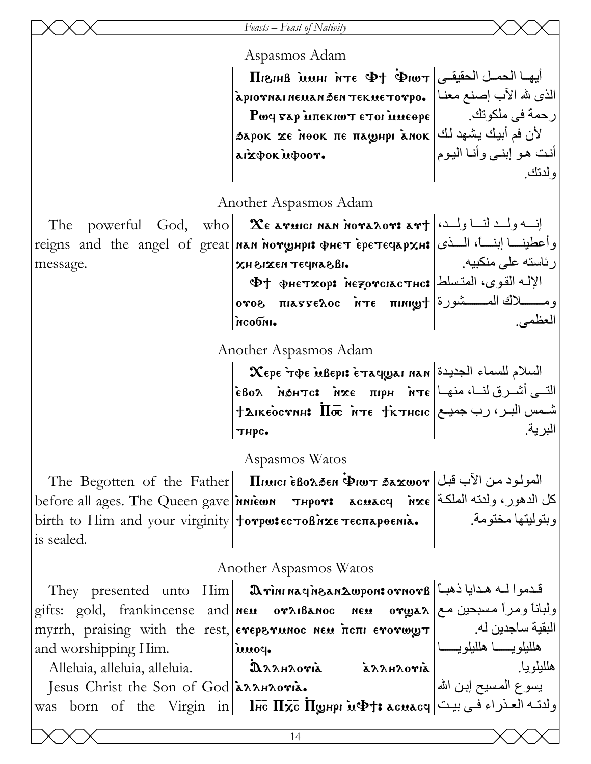## Aspasmos Adam

| English | Coptic | Arabic |
|---|---|---|
| | Πιϩιηβ ⲙ̀ⲙⲏⲓ ⲛ̀ⲧⲉ Φ︦ⲧ︦ Φ̀ⲓⲱⲧ ⲁ̀ⲣⲓⲟⲩⲛⲁⲓ ⲛⲉⲙⲁⲛ ϧⲉⲛ ⲧⲉⲕⲙⲉⲧⲟⲩⲣⲟ. Ⲣⲱϥ ⲅⲁⲣ ⲙ̀ⲡⲉⲕⲓⲱⲧ ⲉⲧⲟⲓ ⲙ̀ⲙⲉⲑⲣⲉ ϧⲁⲣⲟⲕ ϫⲉ ⲛ̀ⲑⲟⲕ ⲡⲉ ⲡⲁϣⲏⲣⲓ ⲁ̀ⲛⲟⲕ ⲁⲓϫ̀ⲫⲟⲕ ⲙ̀ⲫⲟⲟⲩ. | أيها الحمل الحقيقى الذى لله الآب إصنع معنا رحمة فى ملكوتك. لأن فم أبيك يشهد لك أنت هو إبنى وأنا اليوم ولدتك. |

## Another Aspasmos Adam

| English | Coptic | Arabic |
|---|---|---|
| | Ϫⲉ ⲁⲩⲙⲓⲥⲓ ⲛⲁⲛ ⲛ̀ⲟⲩⲁⲗⲟⲩ: ⲁⲩϯ ⲛⲁⲛ ⲛ̀ⲟⲩϣⲏⲣⲓ: ⲫⲏⲉⲧ ⲉ̀ⲣⲉ ⲧⲉϥⲁⲣⲭⲏ: ⲭⲏ ϩⲓϫⲉⲛ ⲧⲉϥⲛⲁϩⲃⲓ. | إنـه ولـد لنـا ولـد، وأعطينـا إبنـاً، الـذى رئاسته على منكبيه. |
| The powerful God, who reigns and the angel of great message. | Φ︦ⲧ︦ ⲫⲏⲉⲧϫⲟⲣ: ⲛ̀ⲉⲝⲟⲩⲥⲓⲁⲥⲧⲏⲥ: ⲟⲩⲟϩ ⲡⲓⲁⲅⲅⲉⲗⲟⲥ ⲛ̀ⲧⲉ ⲡⲓⲛⲓϣϯ ⲛ̀ⲥⲟϭⲛⲓ. | الإله القوى، المتسلط ومـلاك المـشورة العظمى. |

## Another Aspasmos Adam

| English | Coptic | Arabic |
|---|---|---|
| | Ⲭⲉⲣⲉ ⲧ̀ⲫⲉ ⲙ̀ⲃⲉⲣⲓ: ⲉ̀ⲧⲁϥϣⲁⲓ ⲛⲁⲛ ⲉ̀ⲃⲟⲗ ⲛ̀ϧⲏⲧⲥ: ⲛ̀ϫⲉ ⲡⲓⲣⲏ ⲛ̀ⲧⲉ ϯⲇⲓⲕⲉⲟ̀ⲥⲩⲛⲏ: Ⲡ︦ⲟ︦ⲥ︦ ⲛ̀ⲧⲉ ϯⲕ̀ⲧⲏⲥⲓⲥ ⲧⲏⲣⲥ. | السلام للسماء الجديدة التـى أشـرق لنـا، منهـا شـمس البـر، رب جميـع البرية. |

## Aspasmos Watos

| English | Coptic | Arabic |
|---|---|---|
| The Begotten of the Father before all ages. The Queen gave birth to Him and your virginity is sealed. | Πⲓⲙⲓⲥⲓ ⲉ̀ⲃⲟⲗ ϧⲉⲛ Φ̀ⲓⲱⲧ ϧⲁϫⲱⲟⲩ ⲛ̀ⲛⲓⲉ̀ⲱⲛ ⲧⲏⲣⲟⲩ: ⲁⲥⲙⲁⲥϥ ⲛ̀ϫⲉ ϯⲟⲩⲣⲱ: ⲉⲥⲧⲟⲃ ⲛ̀ϫⲉ ⲧⲉⲥⲡⲁⲣⲑⲉⲛⲓⲁ̀. | المولود من الآب قبل كل الدهور، ولدته الملكة وبتوليتها مختومة. |

## Another Aspasmos Watos

| English | Coptic | Arabic |
|---|---|---|
| They presented unto Him gifts: gold, frankincense and myrrh, praising with the rest, and worshipping Him. | Ⲁⲩⲓⲛⲓ ⲛⲁϥ ⲛ̀ϩⲁⲛⲇⲱⲣⲟⲛ: ⲟⲩⲛⲟⲩⲃ ⲛⲉⲙ ⲟⲩⲗⲓⲃⲁⲛⲟⲥ ⲛⲉⲙ ⲟⲩϣⲁⲗ ⲉⲩⲉⲣϩⲩⲙⲛⲟⲥ ⲛⲉⲙ ⲡ̀ⲥⲱⲡⲓ ⲉⲩⲟⲩⲱϣⲧ ⲙ̀ⲙⲟϥ. | قدموا لـه هدايا ذهباً ولباناً ومراً مسبحين مع البقية ساجدين له. |
| Alleluia, alleluia, alleluia. | Ⲁⲗⲗⲏⲗⲟⲩⲓⲁ̀ ⲁ̀ⲗⲗⲏⲗⲟⲩⲓⲁ̀ ⲁ̀ⲗⲗⲏⲗⲟⲩⲓⲁ̀. | هلليلويـا هلليلويـا هلليلويا. |
| Jesus Christ the Son of God was born of the Virgin in | Ⲓ︦ⲏ︦ⲥ︦ Ⲡⲭ︦ⲥ︦ Ⲡϣⲏⲣⲓ ⲙ̀Φ︦ⲧ︦: ⲁⲥⲙⲁⲥϥ | يسوع المسيح إبن الله ولدتـه العـذراء فـى بيـت |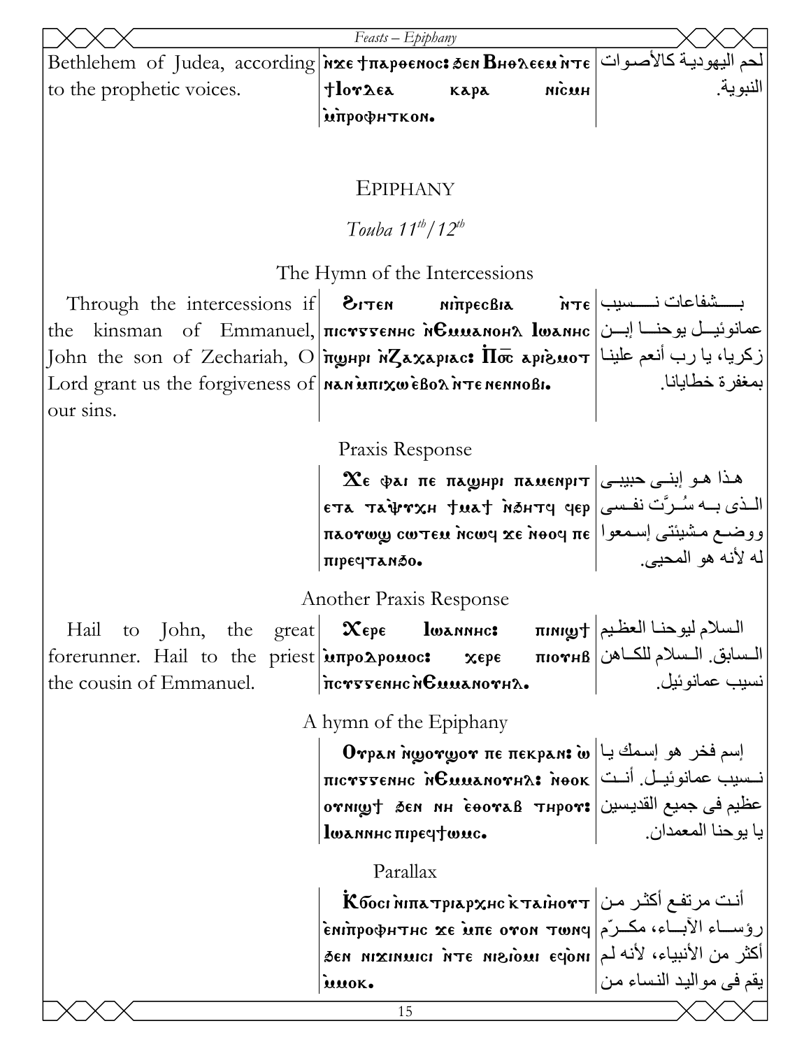| | | |
|---|---|---|
| Bethlehem of Judea, according to the prophetic voices. | ⲛ̀ϫⲉ ϯⲡⲁⲣⲑⲉⲛⲟⲥ: ϧⲉⲛ Ⲃⲏⲑⲗⲉⲉⲙ ⲛ̀ⲧⲉ ϯⲒⲟⲩⲇⲉⲁ ⲕⲁⲣⲁ ⲛⲓⲥ̀ⲙⲏ ⲙ̀ⲡⲣⲟⲫⲏⲧⲓⲕⲟⲛ. | لحم اليهودية كالأصوات النبوية. |

# EPIPHANY

*Touba 11th/12th*

## The Hymn of the Intercessions

| | | |
|---|---|---|
| Through the intercessions if the kinsman of Emmanuel, John the son of Zechariah, O Lord grant us the forgiveness of our sins. | Ϩⲓⲧⲉⲛ ⲛⲓⲡ̀ⲣⲉⲥⲃⲓⲁ ⲛ̀ⲧⲉ ⲡⲓⲥⲩⲅⲅⲉⲛⲏⲥ ⲛ̀Ⲉⲙⲙⲁⲛⲟⲏⲗ Ⲓⲱⲁⲛⲏⲥ ⲡ̀ϣⲏⲣⲓ ⲛ̀Ⲍⲁⲭⲁⲣⲓⲁⲥ: Ⲡ̀ⲟ̅ⲥ̅ ⲁ̀ⲣⲓϩ̀ⲙⲟⲧ ⲛⲁⲛ ⲙ̀ⲡⲓⲭⲱ ⲉ̀ⲃⲟⲗ ⲛ̀ⲧⲉ ⲛⲉⲛⲛⲟⲃⲓ. | بشفاعات نسيب عمانوئيل يوحنا إبن زكريا، يا رب أنعم علينا بمغفرة خطايانا. |

## Praxis Response

| | | |
|---|---|---|
| | Ϫⲉ ⲫⲁⲓ ⲡⲉ ⲡⲁϣⲏⲣⲓ ⲡⲁⲙⲉⲛⲣⲓⲧ ⲉⲧⲁ ⲧⲁⲯⲩⲭⲏ ϯⲙⲁϯ ⲛ̀ϧⲏⲧϥ ϥⲉⲣ ⲡⲁⲟⲩⲱϣ ⲥⲱⲧⲉⲙ ⲛ̀ⲥⲱϥ ϫⲉ ⲛ̀ⲑⲟϥ ⲡⲉ ⲡⲓⲣⲉϥⲧⲁⲛϧⲟ. | هذا هو إبني حبيبي الذي به سُرَّت نفسي ووضع مشيئتي إسمعوا له لأنه هو المحيي. |

## Another Praxis Response

| | | |
|---|---|---|
| Hail to John, the great forerunner. Hail to the priest the cousin of Emmanuel. | Ⲭⲉⲣⲉ Ⲓⲱⲁⲛⲛⲏⲥ: ⲡⲓⲛⲓϣϯ ⲙ̀ⲡⲣⲟⲇⲣⲟⲙⲟⲥ: ⲭⲉⲣⲉ ⲡⲓⲟⲩⲏⲃ ⲡ̀ⲥⲩⲅⲅⲉⲛⲏⲥ ⲛ̀Ⲉⲙⲙⲁⲛⲟⲩⲏⲗ. | السلام ليوحنا العظيم السابق. السلام للكاهن نسيب عمانوئيل. |

## A hymn of the Epiphany

| | | |
|---|---|---|
| | Ⲟⲩⲣⲁⲛ ⲛ̀ϣⲟⲩϣⲟⲩ ⲡⲉ ⲡⲉⲕⲣⲁⲛ: ⲱ ⲡⲓⲥⲩⲅⲅⲉⲛⲏⲥ ⲛ̀Ⲉⲙⲙⲁⲛⲟⲩⲏⲗ: ⲛ̀ⲑⲟⲕ ⲟⲩⲛⲓϣϯ ϧⲉⲛ ⲛⲏ ⲉ̀ⲑⲟⲩⲁⲃ ⲧⲏⲣⲟⲩ: Ⲓⲱⲁⲛⲛⲏⲥ ⲡⲓⲣⲉϥϯⲱⲙⲥ. | إسم فخر هو إسمك يا نسيب عمانوئيل. أنت عظيم في جميع القديسين يا يوحنا المعمدان. |

## Parallax

| | | |
|---|---|---|
| | Ⲕ̀ϭⲟⲥⲓ ⲛ̀ⲛⲓⲡⲁⲧⲣⲓⲁⲣⲭⲏⲥ ⲕ̀ⲧⲁⲓⲏⲟⲩⲧ ⲉ̀ⲛⲓⲡ̀ⲣⲟⲫⲏⲧⲏⲥ ϫⲉ ⲙ̀ⲡⲉ ⲟⲩⲟⲛ ⲧⲱⲛϥ ϧⲉⲛ ⲛⲓϫⲓⲛⲙⲓⲥⲓ ⲛ̀ⲧⲉ ⲛⲓϩⲓⲟⲙⲓ ⲉϥⲟ̀ⲛⲓ ⲙ̀ⲙⲟⲕ. | أنت مرتفع أكثر من رؤساء الآباء، مكرّم أكثر من الأنبياء، لأنه لم يقم في مواليد النساء من |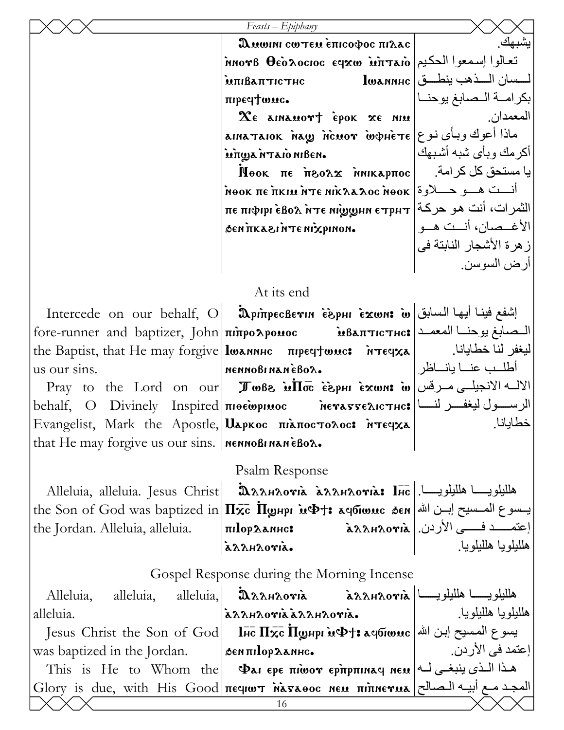| | | |
|---|---|---|
| | Ⲁⲙⲱⲓⲛⲓ ⲥⲱⲧⲉⲙ ⲉ̀ⲡⲓⲥⲟⲫⲟⲥ ⲡⲓⲗⲁⲥ ⲛ̀ⲛⲟⲩⲃ Ⲑⲉⲟ̀ⲗⲟⲅⲓⲟⲥ ⲉϥϫⲱ ⲙ̀ⲡⲧⲁⲓⲟ ⲙ̀ⲡⲓⲂⲁⲡⲧⲓⲥⲧⲏⲥ Ⲓⲱⲁⲛⲛⲏⲥ ⲡⲓⲡⲣⲉϥϯⲱⲙⲥ. | يشبهك. تعالوا إسمعوا الحكيم لسان الذهب ينطق بكرامة الصابغ يوحنا المعمدان. |
| | Ϫⲉ ⲁⲓⲛⲁⲙⲟⲩϯ ⲉ̀ⲣⲟⲕ ϫⲉ ⲛⲓⲙ ⲁⲓⲛⲁⲧⲁⲓⲟⲕ ⲛ̀ⲁϣ ⲛ̀ⲥⲙⲟⲧ ⲱ̀ⲫⲏⲉ̀ⲧⲉ ⲙ̀ⲡϣⲁ ⲛ̀ⲧⲁⲓⲟ ⲛⲓⲃⲉⲛ. | ماذا أعوك وبأى نوع أكرمك وبأى شبه أشبهك يا مستحق كل كرامة. |
| | Ⲛ̀ⲑⲟⲕ ⲡⲉ ⲡ̀ϩⲟⲗϫ ⲛ̀ⲛⲓⲕⲁⲣⲡⲟⲥ ⲛ̀ⲑⲟⲕ ⲡⲉ ⲡ̀ⲕⲓⲙ ⲛ̀ⲧⲉ ⲛⲓⲕ̀ⲗⲁⲇⲟⲥ ⲛ̀ⲑⲟⲕ ⲡⲉ ⲡⲓⲫⲓⲣⲓ ⲉ̀ⲃⲟⲗ ⲛ̀ⲧⲉ ⲛⲓϣ̀ϣⲏⲛ ⲉⲧⲣⲏⲧ ϧⲉⲛ ⲡ̀ⲕⲁϩⲓ ⲛ̀ⲧⲉ ⲛⲓ̀ⲭⲣⲓⲛⲟⲛ. | أنت هو حلاوة الثمرات، أنت هو حركة الأغصان، أنت هو زهرة الأشجار النابتة فى أرض السوسن. |

At its end

| | | |
|---|---|---|
| Intercede on our behalf, O fore-runner and baptizer, John the Baptist, that He may forgive us our sins. | Ⲁ̀ⲣⲓⲡ̀ⲣⲉⲥⲃⲉⲩⲓⲛ ⲉ̀ϩ̀ⲣⲏⲓ ⲉ̀ϫⲱⲛ: ⲱ ⲡⲓⲡ̀ⲣⲟⲇⲣⲟⲙⲟⲥ ⲙ̀ⲃⲁⲡⲧⲓⲥⲧⲏⲥ: Ⲓⲱⲁⲛⲛⲏⲥ ⲡⲓⲡⲣⲉϥϯⲱⲙⲥ: ⲛ̀ⲧⲉϥⲭⲁ ⲛⲉⲛⲛⲟⲃⲓ ⲛⲁⲛ ⲉ̀ⲃⲟⲗ. | إشفع فينا أيها السابق الصابغ يوحنا المعمد ليغفر لنا خطايانا. |
| Pray to the Lord on our behalf, O Divinely Inspired Evangelist, Mark the Apostle, that He may forgive us our sins. | Ⲧⲱⲃϩ ⲙ̀Ⲡ̀ⲟ̅ⲥ̅ ⲉ̀ϩ̀ⲣⲏⲓ ⲉ̀ϫⲱⲛ: ⲱ ⲡⲓⲑⲉⲱ̀ⲣⲓⲙⲟⲥ ⲛ̀ⲉⲩⲁⲅⲅⲉⲗⲓⲥⲧⲏⲥ: Ⲙⲁⲣⲕⲟⲥ ⲡⲓⲁ̀ⲡⲟⲥⲧⲟⲗⲟⲥ: ⲛ̀ⲧⲉϥⲭⲁ ⲛⲉⲛⲛⲟⲃⲓ ⲛⲁⲛ ⲉ̀ⲃⲟⲗ. | أطلب عنا ياناظر الاله الانجيلى مرقس الرسول ليغفر لنا خطايانا. |

Psalm Response

| | | |
|---|---|---|
| Alleluia, alleluia. Jesus Christ the Son of God was baptized in the Jordan. Alleluia, alleluia. | Ⲁ̀ⲗⲗⲏⲗⲟⲩⲓⲁ̀ ⲁ̀ⲗⲗⲏⲗⲟⲩⲓⲁ̀: Ⲓⲏ̅ⲥ̅ Ⲡⲭ̅ⲥ̅ Ⲡ̀ϣⲏⲣⲓ ⲙ̀Ⲫϯ: ⲁϥϭⲓⲱⲙⲥ ϧⲉⲛ ⲡⲓⲒⲟⲣⲇⲁⲛⲏⲥ: ⲁ̀ⲗⲗⲏⲗⲟⲩⲓⲁ̀ ⲁ̀ⲗⲗⲏⲗⲟⲩⲓⲁ̀. | هلليلويا هلليلويا. يسوع المسيح إبن الله إعتمد فى الأردن. هلليلويا هلليلويا. |

Gospel Response during the Morning Incense

| | | |
|---|---|---|
| Alleluia, alleluia, alleluia, alleluia. | Ⲁ̀ⲗⲗⲏⲗⲟⲩⲓⲁ̀ ⲁ̀ⲗⲗⲏⲗⲟⲩⲓⲁ̀ ⲁ̀ⲗⲗⲏⲗⲟⲩⲓⲁ̀ ⲁ̀ⲗⲗⲏⲗⲟⲩⲓⲁ̀. | هلليلويا هلليلويا هلليلويا هلليلويا. |
| Jesus Christ the Son of God was baptized in the Jordan. | Ⲓⲏ̅ⲥ̅ Ⲡⲭ̅ⲥ̅ Ⲡ̀ϣⲏⲣⲓ ⲙ̀Ⲫϯ: ⲁϥϭⲓⲱⲙⲥ ϧⲉⲛ ⲡⲓⲒⲟⲣⲇⲁⲛⲏⲥ. | يسوع المسيح إبن الله إعتمد فى الأردن. |
| This is He to Whom the Glory is due, with His Good | Ⲫⲁⲓ ⲉⲣⲉ ⲡⲓⲱ̀ⲟⲩ ⲉⲣⲡ̀ⲣⲉⲡⲓ ⲛⲁϥ ⲛⲉⲙ ⲡⲉϥⲓⲱⲧ ⲛ̀ⲁ̀ⲅⲁⲑⲟⲥ ⲛⲉⲙ ⲡⲓⲡ̀ⲛⲉⲩⲙⲁ | هذا الذى ينبغى له المجد مع أبيه الصالح |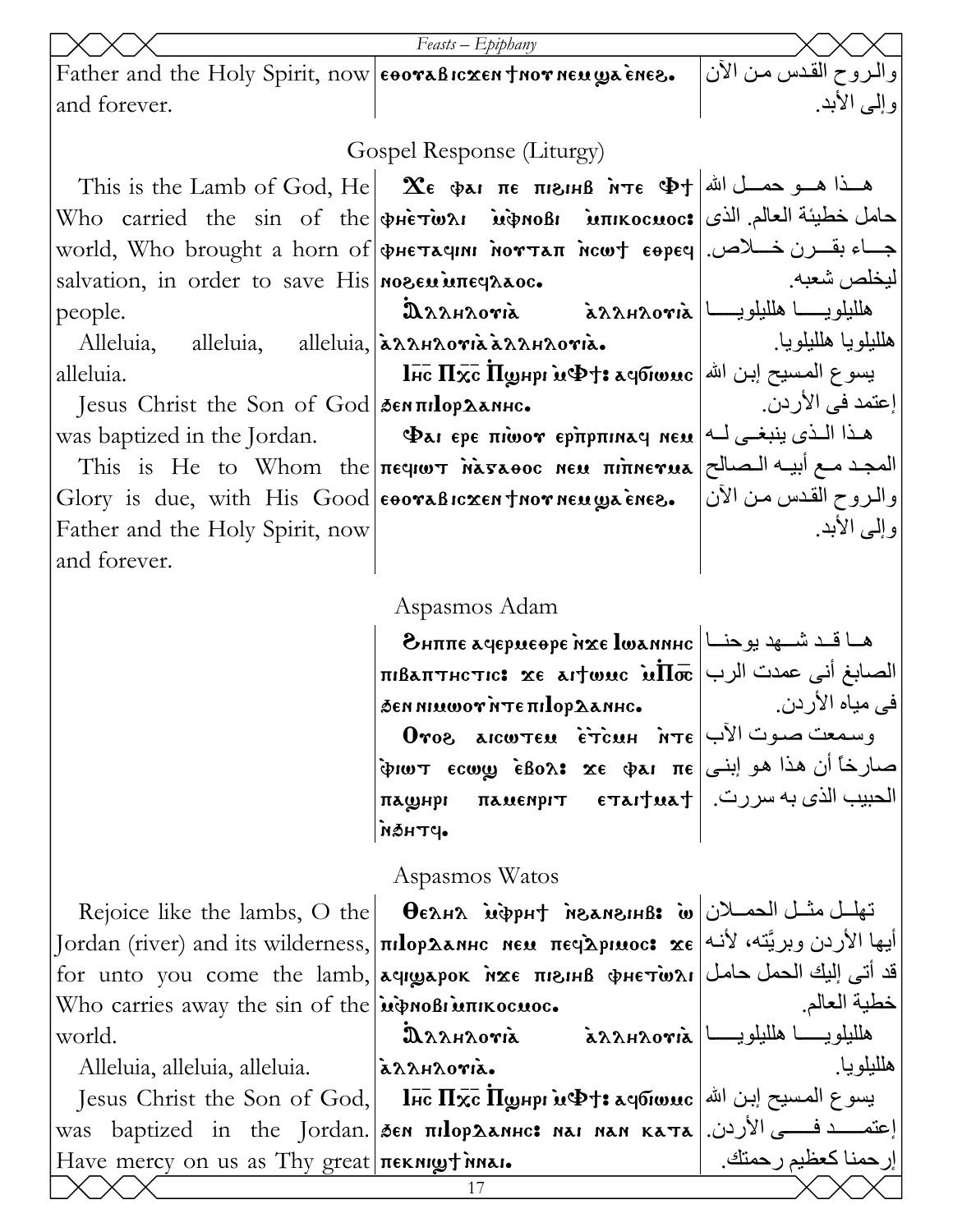| | | |
|---|---|---|
| Father and the Holy Spirit, now and forever. | ⲉⲑⲟⲩⲁⲃ ⲓⲥϫⲉⲛ ϯⲛⲟⲩ ⲛⲉⲙ ϣⲁ ⲉ̀ⲛⲉϩ. | والروح القدس من الآن وإلى الأبد. |

## Gospel Response (Liturgy)

| | | |
|---|---|---|
| This is the Lamb of God, He Who carried the sin of the world, Who brought a horn of salvation, in order to save His people. | Ϫⲉ ⲫⲁⲓ ⲡⲉ ⲡⲓϩⲓⲏⲃ ⲛ̀ⲧⲉ Ⲫϯ ⲫⲏⲉ̀ⲧⲱⲗⲓ ⲙ̀ⲫⲛⲟⲃⲓ ⲙ̀ⲡⲓⲕⲟⲥⲙⲟⲥ: ⲫⲏⲉⲧⲁϥⲓⲛⲓ ⲛ̀ⲟⲩⲧⲁⲡ ⲛ̀ⲥⲱϯ ⲉⲑⲣⲉϥ ⲛⲟϩⲉⲙ ⲙ̀ⲡⲉϥⲗⲁⲟⲥ. | هـذا هـو حمـل الله حامل خطيئة العالم. الذى جـاء بقـرن خـلاص. ليخلص شعبه. |
| Alleluia, alleluia, alleluia, alleluia. | Ⲁ̀ⲗⲗⲏⲗⲟⲩⲓⲁ̀ ⲁ̀ⲗⲗⲏⲗⲟⲩⲓⲁ̀ ⲁ̀ⲗⲗⲏⲗⲟⲩⲓⲁ̀ ⲁ̀ⲗⲗⲏⲗⲟⲩⲓⲁ̀. | هلليلويـا هلليلويـا هلليلويا هلليلويا. |
| Jesus Christ the Son of God was baptized in the Jordan. | Ⲓⲏ̅ⲥ̅ Ⲡⲭ̅ⲥ̅ Ⲡ̀ϣⲏⲣⲓ ⲙ̀Ⲫϯ: ⲁϥϭⲓⲱⲙⲥ ϧⲉⲛ ⲡⲓⲒⲟⲣⲇⲁⲛⲏⲥ. | يسوع المسيح إبن الله إعتمد فى الأردن. |
| This is He to Whom the Glory is due, with His Good Father and the Holy Spirit, now and forever. | Ⲫⲁⲓ ⲉⲣⲉ ⲡⲓⲱ̀ⲟⲩ ⲉⲣⲡ̀ⲣⲉⲡⲓ ⲛⲁϥ ⲛⲉⲙ ⲡⲉϥⲓⲱⲧ ⲛ̀ⲁ̀ⲅⲁⲑⲟⲥ ⲛⲉⲙ ⲡⲓⲡ̀ⲛⲉⲩⲙⲁ ⲉⲑⲟⲩⲁⲃ ⲓⲥϫⲉⲛ ϯⲛⲟⲩ ⲛⲉⲙ ϣⲁ ⲉ̀ⲛⲉϩ. | هـذا الـذى ينبغـى لـه المجد مـع أبيـه الـصالح والـروح القدس من الآن وإلى الأبد. |

## Aspasmos Adam

| | | |
|---|---|---|
| | Ϩⲏⲡⲡⲉ ⲁϥⲉⲣⲙⲉⲑⲣⲉ ⲛ̀ϫⲉ Ⲓⲱⲁⲛⲛⲏⲥ ⲡⲓⲂⲁⲡⲧⲏⲥⲧⲏⲥ: ϫⲉ ⲁⲓϯⲱⲙⲥ ⲙ̀Ⲡⲟ̅ⲥ̅ ϧⲉⲛ ⲛⲓⲙⲱⲟⲩ ⲛ̀ⲧⲉ ⲡⲓⲒⲟⲣⲇⲁⲛⲏⲥ. | ها قـد شـهد يوحنـا الصابغ أنى عمدت الرب فى مياه الأردن. |
| | Ⲟⲩⲟϩ ⲁⲓⲥⲱⲧⲉⲙ ⲉ̀ϯⲥⲙⲏ ⲛ̀ⲧⲉ ⲫ̀ⲓⲱⲧ ⲉⲥⲱϣ ⲉ̀ⲃⲟⲗ: ϫⲉ ⲫⲁⲓ ⲡⲉ ⲡⲁϣⲏⲣⲓ ⲡⲁⲙⲉⲛⲣⲓⲧ ⲉⲧⲁⲓϯⲙⲁϯ ⲛ̀ϧⲏⲧϥ. | وسمعت صوت الآب صارخاً أن هذا هو إبنى الحبيب الذى به سررت. |

## Aspasmos Watos

| | | |
|---|---|---|
| Rejoice like the lambs, O the Jordan (river) and its wilderness, for unto you come the lamb, Who carries away the sin of the world. | Ⲑⲉⲗⲏⲗ ⲙ̀ⲫ̀ⲣⲏϯ ⲛ̀ϩⲁⲛϩⲓⲏⲃ: ⲱ̀ ⲡⲓⲒⲟⲣⲇⲁⲛⲏⲥ ⲛⲉⲙ ⲡⲉϥϫⲁⲓⲉ: ϫⲉ ⲁϥϣⲁⲣⲟⲕ ⲛ̀ϫⲉ ⲡⲓϩⲓⲏⲃ ⲫⲏⲉ̀ⲧⲱⲗⲓ ⲙ̀ⲫⲛⲟⲃⲓ ⲙ̀ⲡⲓⲕⲟⲥⲙⲟⲥ. | تهلـل مثـل الحمـلان أيها الأردن وبريَّته، لأنه قد أتى إليك الحمل حامل خطية العالم. |
| Alleluia, alleluia, alleluia. | Ⲁ̀ⲗⲗⲏⲗⲟⲩⲓⲁ̀ ⲁ̀ⲗⲗⲏⲗⲟⲩⲓⲁ̀ ⲁ̀ⲗⲗⲏⲗⲟⲩⲓⲁ̀. | هلليلويـا هلليلويـا هلليلويا. |
| Jesus Christ the Son of God, was baptized in the Jordan. Have mercy on us as Thy great | Ⲓⲏ̅ⲥ̅ Ⲡⲭ̅ⲥ̅ Ⲡ̀ϣⲏⲣⲓ ⲙ̀Ⲫϯ: ⲁϥϭⲓⲱⲙⲥ ϧⲉⲛ ⲡⲓⲒⲟⲣⲇⲁⲛⲏⲥ: ⲛⲁⲓ ⲛⲁⲛ ⲕⲁⲧⲁ ⲡⲉⲕⲛⲓϣϯ ⲛ̀ⲛⲁⲓ. | يسوع المسيح إبن الله إعتمـد فـى الأردن. إرحمنا كعظيم رحمتك. |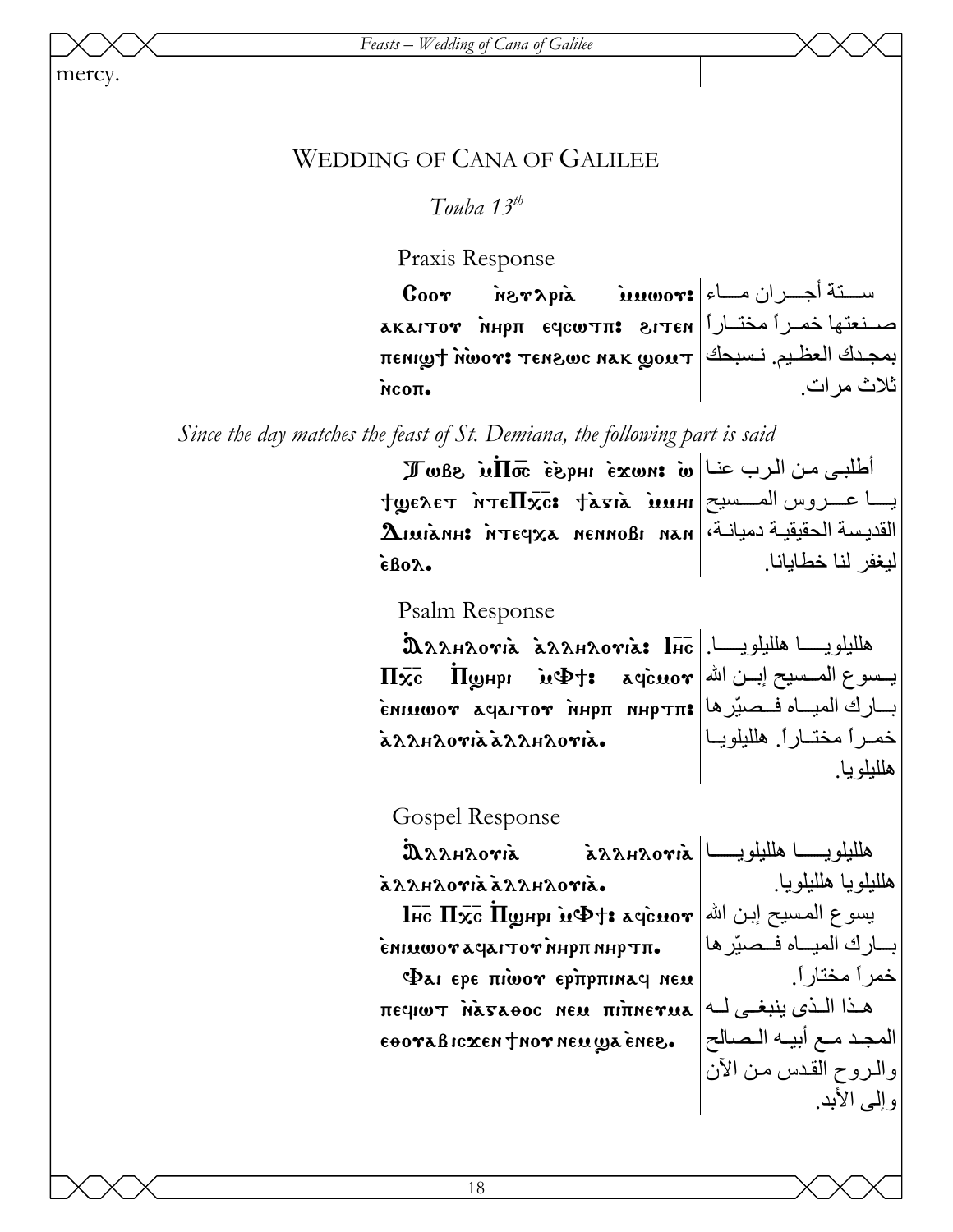mercy.

## Wedding of Cana of Galilee

*Touba 13[th]*

### Praxis Response

| | | |
|---|---|---|
| | Ⲥⲟⲟⲩ ⲛ̀ϩⲩⲇⲣⲓⲁ ⲙ̀ⲙⲱⲟⲩ: ⲁⲕⲁⲓⲧⲟⲩ ⲛ̀ⲏⲣⲡ ⲉϥⲥⲱⲧⲡ: ϩⲓⲧⲉⲛ ⲡⲉⲛⲓϣϯ ⲛ̀ⲱⲟⲩ: ⲧⲉⲛϩⲱⲥ ⲛⲁⲕ ϣⲟⲙⲧ ⲛ̀ⲥⲟⲡ. | ســتة أجــران مــاء صـنعتها خمـراً مختـاراً بمجدك العظيم. نسبحك ثلاث مرات. |

*Since the day matches the feast of St. Demiana, the following part is said*

| | | |
|---|---|---|
| | Ⲧⲱⲃϩ ⲙ̀Ⲡⲟ̅ⲥ̅ ⲉ̀ϩⲣⲏⲓ ⲉ̀ϫⲱⲛ: ⲱ ϯϣⲉⲗⲉⲧ ⲛ̀ⲧⲉⲠⲭ̅ⲥ̅: ϯⲁ̀ⲅⲓⲁ ⲙ̀ⲙⲏⲓ Ⲇⲓⲙⲓⲁ̀ⲛⲏ: ⲛ̀ⲧⲉϥⲭⲁ ⲛⲉⲛⲛⲟⲃⲓ ⲛⲁⲛ ⲉ̀ⲃⲟⲗ. | أطلبى من الرب عنا يــا عــروس المــسيح القديسة الحقيقية دميانـة، ليغفر لنا خطايانا. |

### Psalm Response

| | | |
|---|---|---|
| | Ⲁⲗⲗⲏⲗⲟⲩⲓⲁ ⲁ̀ⲗⲗⲏⲗⲟⲩⲓⲁ: Ⲓⲏ̅ⲥ̅ Ⲡⲭ̅ⲥ̅ Ⲡϣⲏⲣⲓ ⲙ̀Ⲫϯ: ⲁϥⲥ̀ⲙⲟⲩ ⲉ̀ⲛⲓⲙⲱⲟⲩ ⲁϥⲁⲓⲧⲟⲩ ⲛ̀ⲏⲣⲡ ⲛⲏⲣⲧⲡ: ⲁ̀ⲗⲗⲏⲗⲟⲩⲓⲁ ⲁ̀ⲗⲗⲏⲗⲟⲩⲓⲁ. | هلليلويــا هلليلويــا. يـسوع المـسيح إبـن الله بــارك الميــاه فـصيّرها خمـراً مختـاراً. هلليلويـا هلليلويا. |

### Gospel Response

| | | |
|---|---|---|
| | Ⲁⲗⲗⲏⲗⲟⲩⲓⲁ ⲁ̀ⲗⲗⲏⲗⲟⲩⲓⲁ ⲁ̀ⲗⲗⲏⲗⲟⲩⲓⲁ ⲁ̀ⲗⲗⲏⲗⲟⲩⲓⲁ. | هلليلويــا هلليلويـا هلليلويا هلليلويا. |
| | Ⲓⲏ̅ⲥ̅ Ⲡⲭ̅ⲥ̅ Ⲡϣⲏⲣⲓ ⲙ̀Ⲫϯ: ⲁϥⲥ̀ⲙⲟⲩ ⲉ̀ⲛⲓⲙⲱⲟⲩ ⲁϥⲁⲓⲧⲟⲩ ⲛ̀ⲏⲣⲡ ⲛⲏⲣⲧⲡ. | يسوع المسيح إبن الله بــارك الميــاه فـصيّرها خمراً مختاراً. |
| | Ⲫⲁⲓ ⲉⲣⲉ ⲡⲓⲱ̀ⲟⲩ ⲉⲣ̀ⲡⲣⲉⲡⲓ ⲛⲁϥ ⲛⲉⲙ ⲡⲉϥⲓⲱⲧ ⲛ̀ⲁ̀ⲅⲁⲑⲟⲥ ⲛⲉⲙ ⲡⲓⲡ̀ⲛⲉⲩⲙⲁ ⲉⲑⲟⲩⲁⲃ ⲓⲥϫⲉⲛ ϯⲛⲟⲩ ⲛⲉⲙ ϣⲁ ⲉ̀ⲛⲉϩ. | هـذا الـذى ينبغـى لـه المجـد مـع أبيـه الـصالح والـروح القـدس من الآن وإلى الأبد. |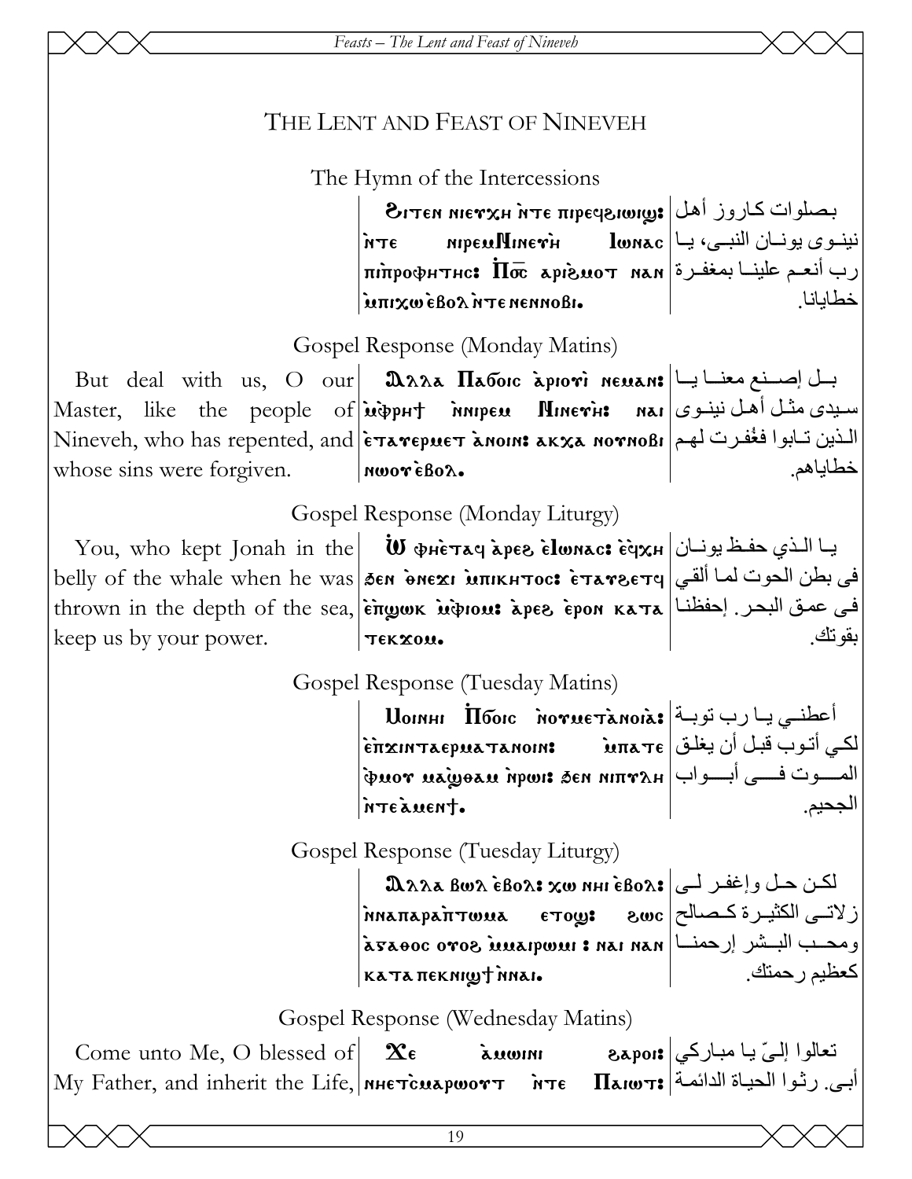# The Lent and Feast of Nineveh

## The Hymn of the Intercessions

| English | Coptic | Arabic |
|---|---|---|
| | Ϩⲓⲧⲉⲛ ⲛⲓⲉⲩⲭⲏ ⲛ̀ⲧⲉ ⲡⲓⲣⲉϥϩⲓⲱⲓϣ: ⲛ̀ⲧⲉ ⲛⲓⲣⲉⲙⲚⲓⲛⲉⲩⲏ Ⲓⲱⲛⲁⲥ ⲡⲓⲡ̀ⲣⲟⲫⲏⲧⲏⲥ: Ⲡ⳪ ⲁⲣⲓϩ̀ⲙⲟⲧ ⲛⲁⲛ ⲙ̀ⲡⲓⲭⲱ ⲉ̀ⲃⲟⲗ ⲛ̀ⲧⲉ ⲛⲉⲛⲛⲟⲃⲓ. | بصلوات كاروز أهل نينوى يونان النبى، يا رب أنعم علينا بمغفرة خطايانا. |

## Gospel Response (Monday Matins)

| English | Coptic | Arabic |
|---|---|---|
| But deal with us, O our Master, like the people of Nineveh, who has repented, and whose sins were forgiven. | Ⲁⲗⲗⲁ Ⲡⲁϭⲟⲓⲥ ⲁ̀ⲣⲓⲟⲩⲓ̀ ⲛⲉⲙⲁⲛ: ⲙ̀ⲫ̀ⲣⲏϯ ⲛ̀ⲛⲓⲣⲉⲙ Ⲛⲓⲛⲉⲩⲏ: ⲛⲁⲓ ⲉ̀ⲧⲁⲩⲉⲣⲙⲉⲧ ⲁ̀ⲛⲟⲓⲛ: ⲁⲕⲭⲁ ⲛⲟⲩⲛⲟⲃⲓ ⲛⲱⲟⲩ ⲉ̀ⲃⲟⲗ. | بل إصنع معنا يا سيدى مثل أهل نينوى الذين تابوا فغُفرت لهم خطاياهم. |

## Gospel Response (Monday Liturgy)

| English | Coptic | Arabic |
|---|---|---|
| You, who kept Jonah in the belly of the whale when he was thrown in the depth of the sea, keep us by your power. | Ⲱ ⲫⲏⲉ̀ⲧⲁϥ ⲁ̀ⲣⲉϩ ⲉ̀Ⲓⲱⲛⲁⲥ: ⲉ̀ϥ̀ⲭⲏ ϧⲉⲛ ⲑ̀ⲛⲉϫⲓ ⲙ̀ⲡⲓⲕⲏⲧⲟⲥ: ⲉ̀ⲧⲁⲩϩⲉⲧϥ ⲉ̀ⲡ̀ϣⲱⲕ ⲙ̀ⲫ̀ⲓⲟⲙ: ⲁ̀ⲣⲉϩ ⲉ̀ⲣⲟⲛ ⲕⲁⲧⲁ ⲧⲉⲕϫⲟⲙ. | يا الذي حفظ يونان فى بطن الحوت لما ألقي فى عمق البحر. إحفظنا بقوتك. |

## Gospel Response (Tuesday Matins)

| English | Coptic | Arabic |
|---|---|---|
| | Ⲙⲟⲓⲛⲏⲓ Ⲡ⳪ ⲛ̀ⲟⲩⲙⲉⲧⲁ̀ⲛⲟⲓⲁ: ⲉ̀ⲡ̀ϫⲓⲛⲧⲁⲉⲣⲙⲁⲧⲁⲛⲟⲓⲛ: ⲙ̀ⲡⲁⲧⲉ ⲫ̀ⲙⲟⲩ ⲙⲁϣⲑⲁⲙ ⲛ̀ⲣⲱⲓ: ϧⲉⲛ ⲛⲓⲡⲩⲗⲏ ⲛ̀ⲧⲉ ⲁ̀ⲙⲉⲛϯ. | أعطني يا رب توبة لكي أتوب قبل أن يغلق الموت فى أبواب الجحيم. |

## Gospel Response (Tuesday Liturgy)

| English | Coptic | Arabic |
|---|---|---|
| | Ⲁⲗⲗⲁ ⲃⲱⲗ ⲉ̀ⲃⲟⲗ: ⲭⲱ ⲛⲏⲓ ⲉ̀ⲃⲟⲗ: ⲛ̀ⲛⲁⲡⲁⲣⲁⲡ̀ⲧⲱⲙⲁ ⲉⲧⲟϣ: ϩⲱⲥ ⲁ̀ⲅⲁⲑⲟⲥ ⲟⲩⲟϩ ⲙ̀ⲙⲁⲓⲣⲱⲙⲓ: ⲛⲁⲓ ⲛⲁⲛ ⲕⲁⲧⲁ ⲡⲉⲕⲛⲓϣϯ ⲛ̀ⲛⲁⲓ. | لكن حل وإغفر لى زلاتى الكثيرة كصالح ومحب البشر إرحمنا كعظيم رحمتك. |

## Gospel Response (Wednesday Matins)

| English | Coptic | Arabic |
|---|---|---|
| Come unto Me, O blessed of My Father, and inherit the Life, | Ⲁ̀ⲙⲱⲓⲛⲓ ϩⲁⲣⲟⲓ: ⲛⲏⲉⲧ̀ⲥⲙⲁⲣⲱⲟⲩⲧ ⲛ̀ⲧⲉ Ⲡⲁⲓⲱⲧ: | تعالوا إلىّ يا مباركي أبى. رثوا الحياة الدائمة |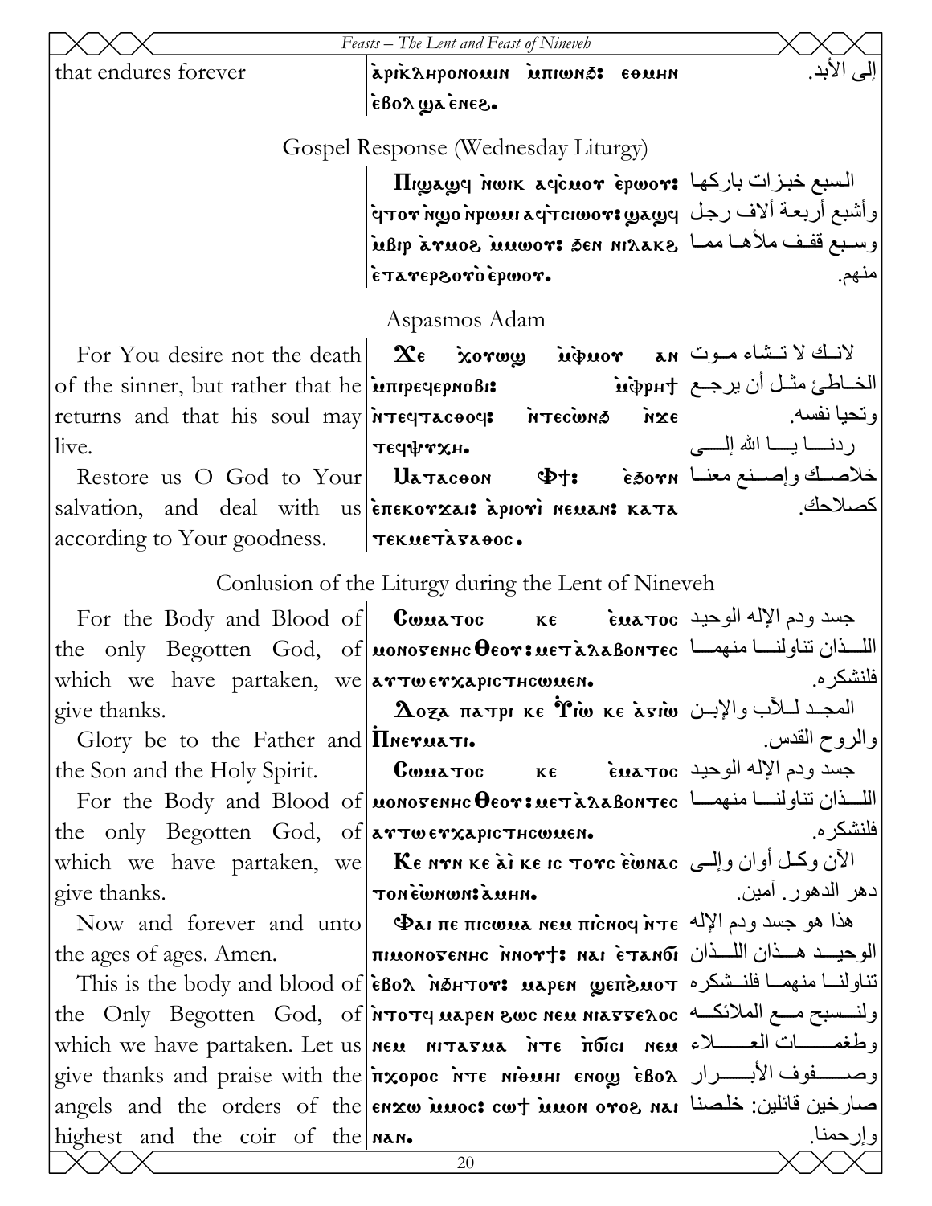| | | |
|---|---|---|
| that endures forever | ⲁ̀ⲣⲓⲕ̀ⲗⲏⲣⲟⲛⲟⲙⲓⲛ ⲙ̀ⲡⲓⲱⲛϧ: ⲉⲑⲙⲏⲛ ⲉ̀ⲃⲟⲗ ϣⲁ ⲉ̀ⲛⲉϩ. | إلى الأبد. |

## Gospel Response (Wednesday Liturgy)

| | | |
|---|---|---|
| | Ⲡⲓϣⲁϣϥ ⲛ̀ⲱⲓⲕ ⲁϥⲥ̀ⲙⲟⲩ ⲉ̀ⲣⲱⲟⲩ: ϥ̀ⲧⲟⲩ ⲛ̀ϣⲟ ⲛ̀ⲣⲱⲙⲓ ⲁϥ̀ⲧⲥⲓⲱⲟⲩ: ϣⲁϣϥ ⲙ̀ⲃⲓⲣ ⲁ̀ⲩⲙⲟϩ ⲙ̀ⲙⲱⲟⲩ: ϧⲉⲛ ⲛⲓⲗⲁⲕϩ ⲉ̀ⲧⲁⲩⲉⲣϩⲟⲩⲟ̀ ⲉ̀ⲣⲱⲟⲩ. | السبع خبزات باركها وأشبع أربعة ألاف رجل وسبع قفف ملأها مما منهم. |

## Aspasmos Adam

| | | |
|---|---|---|
| For You desire not the death of the sinner, but rather that he returns and that his soul may live. | Ⲭⲉ ⲭ̀ⲟⲩⲱϣ ⲙ̀ⲫ̀ⲙⲟⲩ ⲁⲛ ⲙ̀ⲡⲓⲣⲉϥⲉⲣⲛⲟⲃⲓ: ⲙ̀ⲫ̀ⲣⲏϯ ⲛ̀ⲧⲉϥⲧⲁⲥⲑⲟϥ: ⲛ̀ⲧⲉⲥ̀ⲱⲛϧ ⲛ̀ϫⲉ ⲧⲉϥⲯⲩⲭⲏ. | لانـك لا تـشاء مـوت الخـاطئ مثـل أن يرجـع وتحيا نفسه. |
| Restore us O God to Your salvation, and deal with us according to Your goodness. | Ⲙⲁⲧⲁⲥⲑⲟⲛ Ⲫϯ: ⲉ̀ϧⲟⲩⲛ ⲉ̀ⲡⲉⲕⲟⲩϫⲁⲓ: ⲁ̀ⲣⲓⲟⲩⲓ̀ ⲛⲉⲙⲁⲛ: ⲕⲁⲧⲁ ⲧⲉⲕⲙⲉⲧⲁ̀ⲅⲁⲑⲟⲥ. | ردنـــا يـــا الله إلـــى خلاصـك وإصـنع معنـا كصلاحك. |

## Conlusion of the Liturgy during the Lent of Nineveh

| | | |
|---|---|---|
| For the Body and Blood of the only Begotten God, of which we have partaken, we give thanks. | Ⲥⲱⲙⲁⲧⲟⲥ ⲕⲉ ⲉ̀ⲙⲁⲧⲟⲥ ⲙⲟⲛⲟⲅⲉⲛⲏⲥ Ⲑⲉⲟⲩ: ⲙⲉⲧⲁ̀ⲗⲁⲃⲟⲛⲧⲉⲥ ⲁⲩⲧⲱ ⲉⲩⲭⲁⲣⲓⲥⲧⲏⲥⲱⲙⲉⲛ. | جسد ودم الإله الوحيد اللـذان تناولنـا منهمـا فلنشكره. |
| Glory be to the Father and the Son and the Holy Spirit. | Ⲇⲟⲝⲁ ⲡⲁⲧⲣⲓ ⲕⲉ Ⲩ̀ⲓⲱ ⲕⲉ ⲁ̀ⲅⲓⲱ Ⲡ̀ⲛⲉⲩⲙⲁⲧⲓ. | المجـد لـلآب والإبـن والروح القدس. |
| For the Body and Blood of the only Begotten God, of which we have partaken, we give thanks. | Ⲥⲱⲙⲁⲧⲟⲥ ⲕⲉ ⲉ̀ⲙⲁⲧⲟⲥ ⲙⲟⲛⲟⲅⲉⲛⲏⲥ Ⲑⲉⲟⲩ: ⲙⲉⲧⲁ̀ⲗⲁⲃⲟⲛⲧⲉⲥ ⲁⲩⲧⲱ ⲉⲩⲭⲁⲣⲓⲥⲧⲏⲥⲱⲙⲉⲛ. | جسد ودم الإله الوحيد اللـذان تناولنـا منهمـا فلنشكره. |
| Now and forever and unto the ages of ages. Amen. | Ⲕⲉ ⲛⲩⲛ ⲕⲉ ⲁ̀ⲓ ⲕⲉ ⲓⲥ ⲧⲟⲩⲥ ⲉ̀ⲱⲛⲁⲥ ⲧⲟⲛ ⲉ̀ⲱⲛⲱⲛ: ⲁ̀ⲙⲏⲛ. | الآن وكـل أوان وإلـى دهر الدهور. آمين. |
| This is the body and blood of the Only Begotten God, of which we have partaken. Let us give thanks and praise with the angels and the orders of the highest and the coir of the | Ⲫⲁⲓ ⲡⲉ ⲡⲓⲥⲱⲙⲁ ⲛⲉⲙ ⲡⲓ̀ⲥⲛⲟϥ ⲛ̀ⲧⲉ ⲡⲓⲙⲟⲛⲟⲅⲉⲛⲏⲥ ⲛ̀ⲛⲟⲩϯ: ⲛⲁⲓ ⲉ̀ⲧⲁⲛϭⲓ ⲉ̀ⲃⲟⲗ ⲛ̀ϧⲏⲧⲟⲩ: ⲙⲁⲣⲉⲛ ϣⲉⲡ̀ϩⲙⲟⲧ ⲛ̀ⲧⲟⲧϥ ⲙⲁⲣⲉⲛ ϩⲱⲥ ⲛⲉⲙ ⲛⲓⲁⲅⲅⲉⲗⲟⲥ ⲛⲉⲙ ⲛⲓⲧⲁⲅⲙⲁ ⲛ̀ⲧⲉ ⲛ̀ϭⲓⲥⲓ ⲛⲉⲙ ⲡ̀ⲭⲟⲣⲟⲥ ⲛ̀ⲧⲉ ⲛⲓⲑⲙⲏⲓ ⲉⲛⲟϣ ⲉ̀ⲃⲟⲗ ⲉⲛϫⲱ ⲙ̀ⲙⲟⲥ: ⲥⲱϯ ⲙ̀ⲙⲟⲛ ⲟⲩⲟϩ ⲛⲁⲓ ⲛⲁⲛ. | هذا هو جسد ودم الإله الوحيـد هـذان اللـذان تناولنـا منهمـا فلنـشكره ولنـسبح مـع الملائكـه وطغمـــات العـــلاء وصـــفوف الأبـــرار صارخين قائلين: خلصنا وإرحمنا. |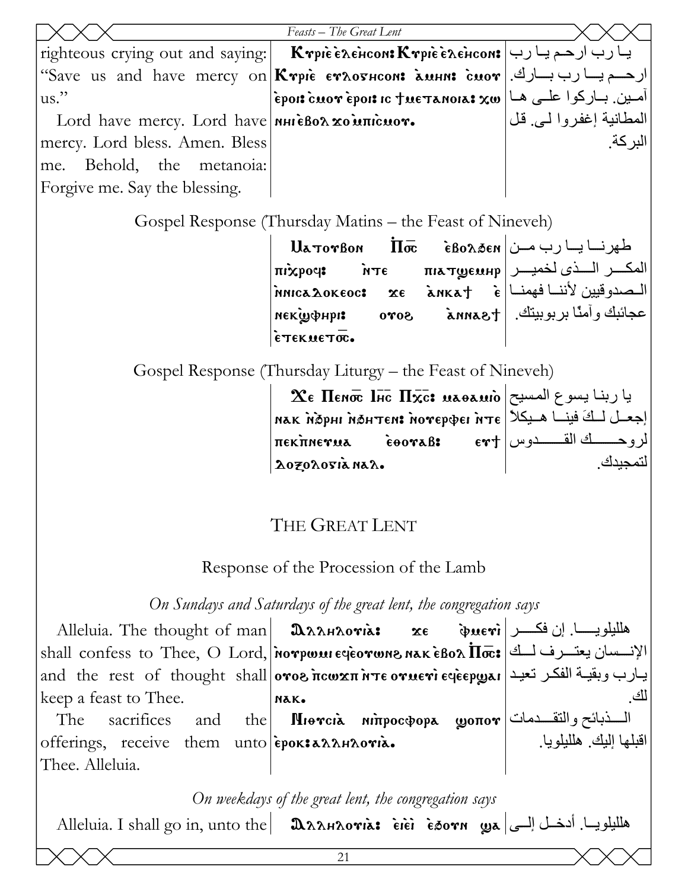| | | |
|---|---|---|
| righteous crying out and saying: "Save us and have mercy on us."<br>Lord have mercy. Lord have mercy. Lord bless. Amen. Bless me. Behold, the metanoia: Forgive me. Say the blessing. | Ⲕⲩⲣⲓⲉ ⲉ̀ⲗⲉⲏ̀ⲥⲟⲛ: Ⲕⲩⲣⲓⲉ ⲉ̀ⲗⲉⲏ̀ⲥⲟⲛ: Ⲕⲩⲣⲓⲉ ⲉⲩⲗⲟⲅⲏⲥⲟⲛ: ⲁ̀ⲙⲏⲛ: ⲥ̀ⲙⲟⲩ ⲉ̀ⲣⲟⲓ: ⲥ̀ⲙⲟⲩ ⲉ̀ⲣⲟⲓ: ⲓⲥ ϯⲙⲉⲧⲁⲛⲟⲓⲁ: ⲭⲱ ⲛⲏⲓ ⲉ̀ⲃⲟⲗ ϫⲟ ⲡⲓⲥ̀ⲙⲟⲩ. | يا رب ارحم يا رب ارحم يا رب بارك. آمين. باركوا على ها المطانية إغفروا لى. قل البركة. |

Gospel Response (Thursday Matins – the Feast of Nineveh)

| | |
|---|---|
| Ⲙⲁⲧⲟⲩⲃⲟⲛ Ⲡ̅ⲟ̅ⲥ̅ ⲉ̀ⲃⲟⲗϧⲉⲛ ⲡⲓⲭ̀ⲣⲟϥ: ⲛ̀ⲧⲉ ⲡⲓⲁⲧϣⲉⲙⲏⲣ ⲛ̀ⲛⲓⲥⲁⲇⲟⲕⲉⲟⲥ: ϫⲉ ⲁ̀ⲛⲕⲁϯ ⲉ̀ ⲛⲉⲕϣ̀ⲫⲏⲣⲓ: ⲟⲩⲟϩ ⲁ̀ⲛⲛⲁϩϯ ⲉ̀ⲧⲉⲕⲙⲉⲧⲟ̅ⲥ̅. | طهرنا يا رب من المكر الذى لخمير الصدوقيين لأننا فهمنا عجائبك وآمنا بربوبيتك. |

Gospel Response (Thursday Liturgy – the Feast of Nineveh)

| | |
|---|---|
| Ϫⲉ Ⲡⲉⲛ̅ⲟ̅ⲥ̅ Ⲓ̅ⲏ̅ⲥ̅ Ⲡ̅ⲭ̅ⲥ̅: ⲙⲁⲑⲁⲙⲓⲟ ⲛⲁⲕ ⲛ̀ϧⲣⲏⲓ ⲛ̀ϧⲏⲧⲉⲛ: ⲛ̀ⲟⲩⲉⲣⲫⲉⲓ ⲛ̀ⲧⲉ ⲡⲉⲕⲡ̀ⲛⲉⲩⲙⲁ ⲉ̀ⲑⲟⲩⲁⲃ: ⲉⲩϯ ⲇⲟⲝⲟⲗⲟⲅⲓⲁ̀ ⲛⲁⲕ. | يا ربنا يسوع المسيح إجعل لكَ فينا هيكلاً لروحك القدوس لتمجيدك. |

# THE GREAT LENT

## Response of the Procession of the Lamb

*On Sundays and Saturdays of the great lent, the congregation says*

| | | |
|---|---|---|
| Alleluia. The thought of man shall confess to Thee, O Lord, and the rest of thought shall keep a feast to Thee.<br>The sacrifices and the offerings, receive them unto Thee. Alleluia. | Ⲁⲗⲗⲏⲗⲟⲩⲓⲁ̀: ϫⲉ ⲫ̀ⲙⲉⲩⲓ̀ ⲛ̀ⲟⲩⲣⲱⲙⲓ ⲉϥⲉ̀ⲟⲩⲱⲛϩ ⲛⲁⲕ ⲉ̀ⲃⲟⲗ Ⲡ̅ⲟ̅ⲥ̅: ⲟⲩⲟϩ ⲡ̀ⲥⲱϫⲡ ⲛ̀ⲧⲉ ⲟⲩⲙⲉⲩⲓ̀ ⲉϥⲉ̀ⲉⲣϣⲁⲓ ⲛⲁⲕ.<br>Ⲛⲓⲑⲩⲥⲓⲁ̀ ⲛⲓⲡ̀ⲣⲟⲥⲫⲟⲣⲁ ϣⲟⲡⲟⲩ ⲉ̀ⲣⲟⲕ: ⲁⲗⲗⲏⲗⲟⲩⲓⲁ̀. | هلليلويا. إن فكر الإنسان يعترف لك يارب وبقية الفكر تعيد لك.<br>الذبائح والتقدمات اقبلها إليك. هلليلويا. |

*On weekdays of the great lent, the congregation says*

| | | |
|---|---|---|
| Alleluia. I shall go in, unto the | Ⲁⲗⲗⲏⲗⲟⲩⲓⲁ̀: ⲉ̀ⲓⲉ̀ⲓ ⲉ̀ϧⲟⲩⲛ ϣⲁ | هلليلويا. أدخل إلى |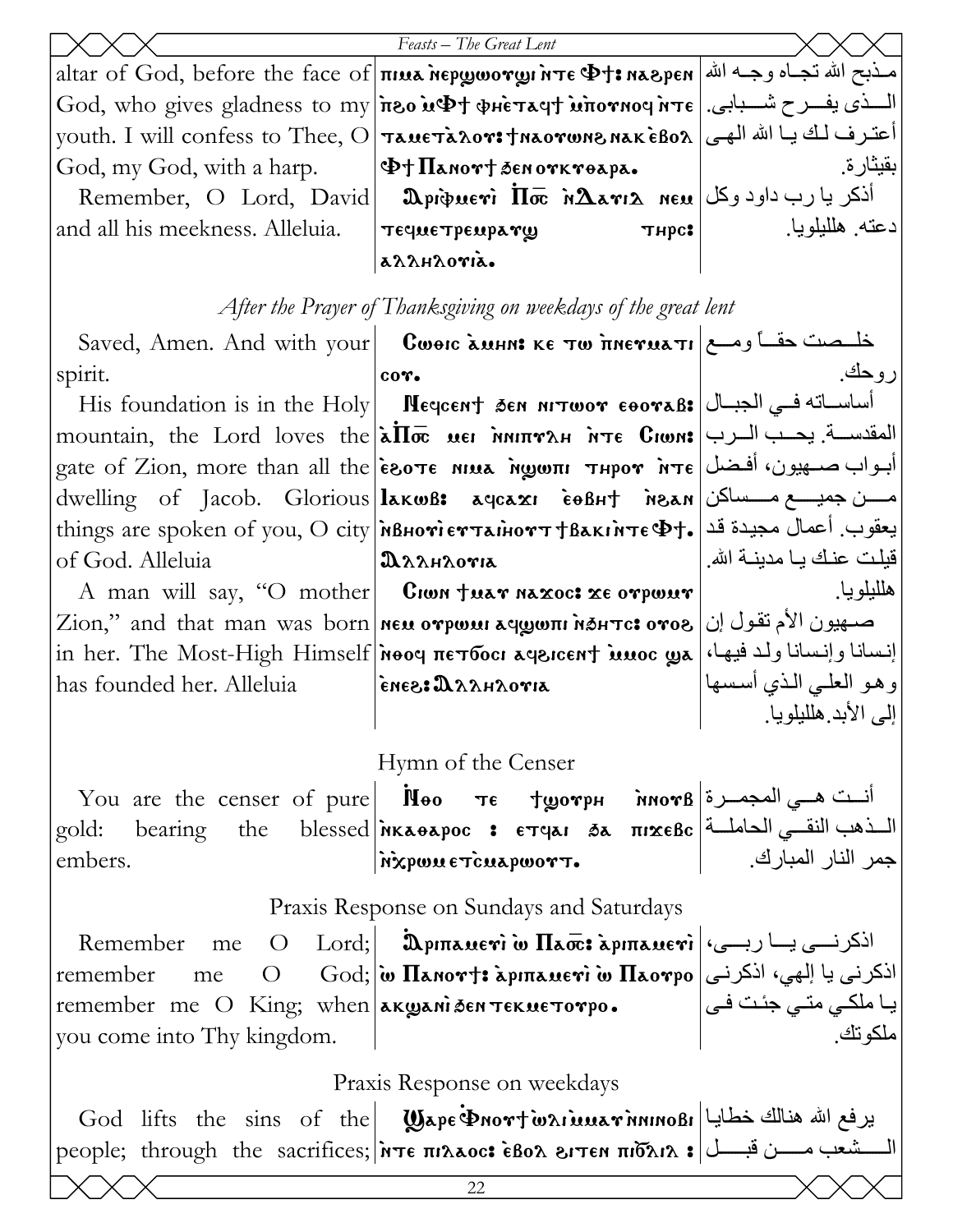| | | |
|---|---|---|
| altar of God, before the face of God, who gives gladness to my youth. I will confess to Thee, O God, my God, with a harp. | ⲡⲓⲙⲁ ⲛ̀ⲉⲣϣⲱⲟⲩϣⲓ ⲛ̀ⲧⲉ Ⲫ︦ϯ︦: ⲛⲁϩⲣⲉⲛ ⲡ̀ϩⲟ ⲙ̀Ⲫ︦ϯ︦ ⲫⲏⲉⲧⲁϥϯ ⲙ̀ⲡⲟⲩⲛⲟϥ ⲛ̀ⲧⲉ ⲧⲁⲙⲉⲧⲁ̀ⲗⲟⲩ: ϯⲛⲁⲟⲩⲱⲛϩ ⲛⲁⲕ ⲉ̀ⲃⲟⲗ Ⲫ︦ϯ︦ Ⲡⲁⲛⲟⲩϯ ϧⲉⲛ ⲟⲩⲕⲩⲑⲁⲣⲁ. | مـذبح الله تجـاه وجـه الله الـذى يفـرح شـبابى. أعترف لك يا الله الهى بقيثارة. |
| Remember, O Lord, David and all his meekness. Alleluia. | Ⲁⲣⲓⲫ̀ⲙⲉⲩⲓ Ⲡ︦ⲟ︦ⲥ︦ ⲛ̀Ⲇⲁⲩⲓⲇ ⲛⲉⲙ ⲧⲉϥⲙⲉⲧⲣⲉⲙⲣⲁⲩϣ ⲧⲏⲣⲥ: ⲁⲗⲗⲏⲗⲟⲩⲓⲁ. | أذكر يا رب داود وكل دعته. هلليلويا. |

*After the Prayer of Thanksgiving on weekdays of the great lent*

| | | |
|---|---|---|
| Saved, Amen. And with your spirit. | Ⲥⲱⲑⲓⲥ ⲁ̀ⲙⲏⲛ: ⲕⲉ ⲧⲱ ⲡ̀ⲛⲉⲩⲙⲁⲧⲓ ⲥⲟⲩ. | خلـصت حقـاً ومـع روحك. |
| His foundation is in the Holy mountain, the Lord loves the gate of Zion, more than all the dwelling of Jacob. Glorious things are spoken of you, O city of God. Alleluia | Ⲛⲉϥⲥⲉⲛϯ ϧⲉⲛ ⲛⲓⲧⲱⲟⲩ ⲉⲑⲟⲩⲁⲃ: ⲁ̀Ⲡ︦ⲟ︦ⲥ︦ ⲙⲉⲓ ⲛ̀ⲛⲓⲡⲩⲗⲏ ⲛ̀ⲧⲉ Ⲥⲓⲱⲛ: ⲉ̀ϩⲟⲧⲉ ⲛⲓⲙⲁ ⲛ̀ϣⲱⲡⲓ ⲧⲏⲣⲟⲩ ⲛ̀ⲧⲉ Ⲓⲁⲕⲱⲃ: ⲁϥⲥⲁϫⲓ ⲉ̀ⲑⲃⲏϯ ⲛ̀ϩⲁⲛ ⲛ̀ⲃⲏⲟⲩⲓ̀ ⲉⲩⲧⲁⲓⲏⲟⲩⲧ ϯⲃⲁⲕⲓ ⲛ̀ⲧⲉ Ⲫ︦ϯ︦. Ⲁⲗⲗⲏⲗⲟⲩⲓⲁ | أساسـاته فـي الجبـال المقدسـة. يحـب الـرب أبـواب صـهيون، أفضل مـن جميـع مـساكن يعقوب. أعمال مجيدة قد قيلت عنك يا مدينـة الله. هلليلويا. |
| A man will say, "O mother Zion," and that man was born in her. The Most-High Himself has founded her. Alleluia | Ⲥⲓⲱⲛ ϯⲙⲁⲩ ⲛⲁϫⲟⲥ: ϫⲉ ⲟⲩⲣⲱⲙⲓ ⲛⲉⲙ ⲟⲩⲣⲱⲙⲓ ⲁϥϣⲱⲡⲓ ⲛ̀ϧⲏⲧⲥ: ⲟⲩⲟϩ ⲛ̀ⲑⲟϥ ⲡⲉⲧϭⲟⲥⲓ ⲁϥϩⲓⲥⲉⲛϯ ⲙ̀ⲙⲟⲥ ϣⲁ ⲉ̀ⲛⲉϩ: Ⲁⲗⲗⲏⲗⲟⲩⲓⲁ | صـهيون الأم تقـول إن إنسانا وإنسانا ولد فيها، وهو العلـي الذي أسسها إلى الأبد. هلليلويا. |

Hymn of the Censer

| | | |
|---|---|---|
| You are the censer of pure gold: bearing the blessed embers. | Ⲛ̀ⲑⲟ ⲧⲉ ϯϣⲟⲩⲣⲏ ⲛ̀ⲛⲟⲩⲃ ⲛ̀ⲕⲁⲑⲁⲣⲟⲥ : ⲉⲧϥⲁⲓ ϧⲁ ⲡⲓϫⲉⲃⲥ ⲛ̀ⲭ̀ⲣⲱⲙ ⲉⲧⲥ̀ⲙⲁⲣⲱⲟⲩⲧ. | أنـت هـي المجمـرة الـذهب النقـي الحاملـة جمر النار المبارك. |

Praxis Response on Sundays and Saturdays

| | | |
|---|---|---|
| Remember me O Lord; remember me O God; remember me O King; when you come into Thy kingdom. | Ⲁ̀ⲣⲓⲡⲁⲙⲉⲩⲓ̀ ⲱ̀ Ⲡⲁⲟ︦ⲥ︦: ⲁ̀ⲣⲓⲡⲁⲙⲉⲩⲓ̀ ⲱ̀ Ⲡⲁⲛⲟⲩϯ: ⲁ̀ⲣⲓⲡⲁⲙⲉⲩⲓ̀ ⲱ̀ Ⲡⲁⲟⲩⲣⲟ ⲁⲕϣⲁⲛⲓ̀ ϧⲉⲛ ⲧⲉⲕⲙⲉⲧⲟⲩⲣⲟ. | اذكرنـي يـا ربـي، اذكرني يا إلهي، اذكرنـي يـا ملكـي متـي جئـت فـى ملكوتك. |

Praxis Response on weekdays

| | | |
|---|---|---|
| God lifts the sins of the people; through the sacrifices; | Ϣⲁⲣⲉ Ⲫ̀ⲛⲟⲩϯ ⲱ̀ⲗⲓ ⲙ̀ⲙⲁⲩ ⲛ̀ⲛⲓⲛⲟⲃⲓ ⲛ̀ⲧⲉ ⲡⲓⲗⲁⲟⲥ: ⲉ̀ⲃⲟⲗ ϩⲓⲧⲉⲛ ⲡⲓϭ̀ⲗⲓⲗ : | يرفع الله هنالك خطايا الـشعب مـن قبـل |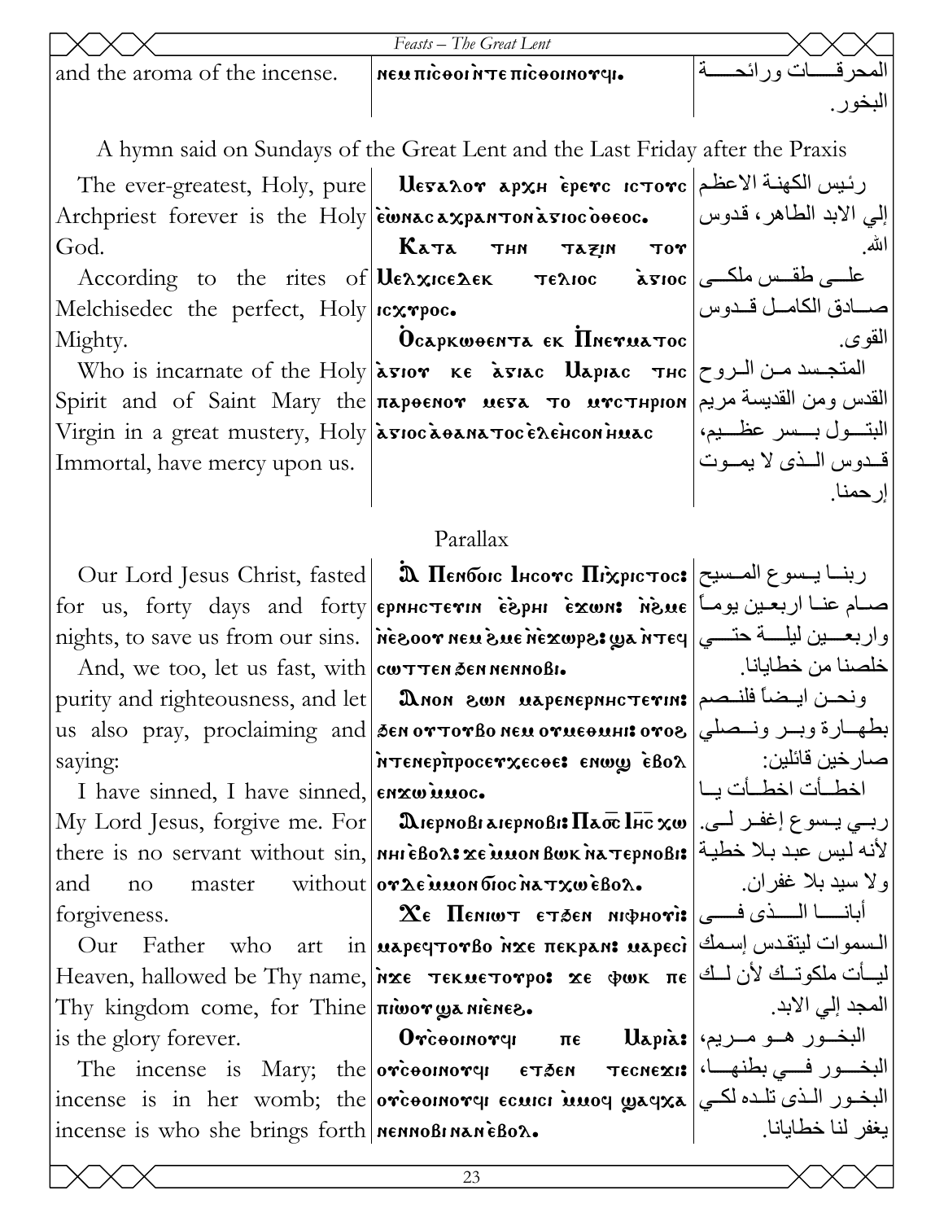| | | |
|---|---|---|
| and the aroma of the incense. | ⲛⲉⲙ ⲡⲓⲥⲑⲟⲓ ⲛ̀ⲧⲉ ⲡⲓⲥⲑⲟⲓⲛⲟⲩϥⲓ. | المحرقـــات ورائحـــة البخور. |

A hymn said on Sundays of the Great Lent and the Last Friday after the Praxis

| | | |
|---|---|---|
| The ever-greatest, Holy, pure Archpriest forever is the Holy God. | Ⲙⲉⲅⲁⲗⲟⲩ ⲁⲣⲭⲏ ⲉ̀ⲣⲉⲩⲥ ⲓⲥⲧⲟⲩⲥ ⲉ̀ⲱⲛⲁⲥ ⲁⲭⲣⲁⲛⲧⲟⲛ ⲁ̀ⲅⲓⲟⲥ ⲟ̀ⲑⲉⲟⲥ. | رئيس الكهنة الاعظم إلي الابد الطاهر، قدوس الله. |
| According to the rites of Melchisedec the perfect, Holy Mighty. | Ⲕⲁⲧⲁ ⲧⲏⲛ ⲧⲁⲝⲓⲛ ⲧⲟⲩ Ⲙⲉⲗⲭⲓⲥⲉⲇⲉⲕ ⲧⲉⲗⲓⲟⲥ ⲁ̀ⲅⲓⲟⲥ ⲓⲥⲭⲩⲣⲟⲥ. | علـى طقـس ملكـي صـادق الكامـل قـدوس القوى. |
| Who is incarnate of the Holy Spirit and of Saint Mary the Virgin in a great mustery, Holy Immortal, have mercy upon us. | Ⲟ̀ⲥⲁⲣⲕⲱⲑⲉⲛⲧⲁ ⲉⲕ Ⲡ̀ⲛⲉⲩⲙⲁⲧⲟⲥ ⲁ̀ⲅⲓⲟⲩ ⲕⲉ ⲁ̀ⲅⲓⲁⲥ Ⲙⲁⲣⲓⲁⲥ ⲧⲏⲥ ⲡⲁⲣⲑⲉⲛⲟⲩ ⲙⲉⲅⲁ ⲧⲟ ⲙⲩⲥⲧⲏⲣⲓⲟⲛ ⲁ̀ⲅⲓⲟⲥ ⲁ̀ⲑⲁⲛⲁⲧⲟⲥ ⲉ̀ⲗⲉⲏⲥⲟⲛ ⲏ̀ⲙⲁⲥ | المتجسد مـن الـروح القدس ومن القديسة مريم البتـول بـسر عظـيم، قـدوس الـذى لا يمـوت إرحمنا. |

## Parallax

| | | |
|---|---|---|
| Our Lord Jesus Christ, fasted for us, forty days and forty nights, to save us from our sins. | Ⲡⲉⲛϭⲟⲓⲥ Ⲓⲏⲥⲟⲩⲥ Ⲡⲓ̀ⲭⲣⲓⲥⲧⲟⲥ: ⲉⲣⲛⲏⲥⲧⲉⲩⲓⲛ ⲉ̀ϩⲣⲏⲓ ⲉ̀ϫⲱⲛ: ⲛ̀ϩⲙⲉ ⲛ̀ⲉ̀ϩⲟⲟⲩ ⲛⲉⲙ ϩⲙⲉ ⲛ̀ⲉ̀ϫⲱⲣϩ: ϣⲁ ⲛ̀ⲧⲉϥ ⲥⲱⲧⲧⲉⲛ ϧⲉⲛ ⲛⲉⲛⲛⲟⲃⲓ. | ربنـا يـسوع المـسيح صـام عنـا اربعـين يومـاً واربعـين ليلـة حتـي خلصنا من خطايانا. |
| And, we too, let us fast, with purity and righteousness, and let us also pray, proclaiming and saying: | Ⲁⲛⲟⲛ ϩⲱⲛ ⲙⲁⲣⲉⲛⲉⲣⲛⲏⲥⲧⲉⲩⲓⲛ: ϧⲉⲛ ⲟⲩⲧⲟⲩⲃⲟ ⲛⲉⲙ ⲟⲩⲙⲉⲑⲙⲏⲓ: ⲟⲩⲟϩ ⲛ̀ⲧⲉⲛⲉⲣ̀ⲡⲣⲟⲥⲉⲩⲭⲉⲥⲑⲉ: ⲉⲛⲱϣ ⲉ̀ⲃⲟⲗ ⲉⲛϫⲱ ⲙ̀ⲙⲟⲥ. | ونحـن ايـضاً فلنـصم بطهـارة وبـر ونـصلي صارخين قائلين: |
| I have sinned, I have sinned, My Lord Jesus, forgive me. For there is no servant without sin, and no master without forgiveness. | Ⲁⲓⲉⲣⲛⲟⲃⲓ ⲁⲓⲉⲣⲛⲟⲃⲓ: Ⲡⲁⲟ̅ⲥ̅ Ⲓⲏ̅ⲥ̅ ⲭⲱ ⲛⲏⲓ ⲉ̀ⲃⲟⲗ: ϫⲉ ⲙ̀ⲙⲟⲛ ⲃⲱⲕ ⲛ̀ⲁⲧⲉⲣⲛⲟⲃⲓ: ⲟⲩⲇⲉ ⲙ̀ⲙⲟⲛ ϭⲟⲓⲥ ⲛ̀ⲁⲧⲭⲱ ⲉ̀ⲃⲟⲗ. | اخطـأت اخطـأت يـا ربـي يـسوع إغفـر لـي. لأنه ليس عبد بـلا خطيـة ولا سيد بلا غفران. |
| Our Father who art in Heaven, hallowed be Thy name, Thy kingdom come, for Thine is the glory forever. | Ϫⲉ Ⲡⲉⲛⲓⲱⲧ ⲉⲧϧⲉⲛ ⲛⲓⲫⲏⲟⲩⲓ: ⲙⲁⲣⲉϥⲧⲟⲩⲃⲟ ⲛ̀ϫⲉ ⲡⲉⲕⲣⲁⲛ: ⲙⲁⲣⲉⲥ̀ⲓ ⲛ̀ϫⲉ ⲧⲉⲕⲙⲉⲧⲟⲩⲣⲟ: ϫⲉ ⲫⲱⲕ ⲡⲉ ⲡⲓ̀ⲱⲟⲩ ϣⲁ ⲛⲓ̀ⲉⲛⲉϩ. | أبانـــا الـــذى فـــي السموات ليتقدس إسمك ليـأت ملكوتـك لأن لـك المجد إلي الابد. |
| The incense is Mary; the incense is in her womb; the incense is who she brings forth | Ⲟⲩ̀ⲥⲑⲟⲓⲛⲟⲩϥⲓ ⲡⲉ Ⲙⲁⲣⲓⲁ: ⲟⲩ̀ⲥⲑⲟⲓⲛⲟⲩϥⲓ ⲉⲧϧⲉⲛ ⲧⲉⲥⲛⲉϫⲓ: ⲟⲩ̀ⲥⲑⲟⲓⲛⲟⲩϥⲓ ⲉⲥⲙⲓⲥⲓ ⲙ̀ⲙⲟϥ ϣⲁϥⲭⲁ ⲛⲉⲛⲛⲟⲃⲓ ⲛⲁⲛ ⲉ̀ⲃⲟⲗ. | البخـور هـو مـريم، البخـور فـي بطنهـا، البخـور الـذى تلـده لكـي يغفر لنا خطايانا. |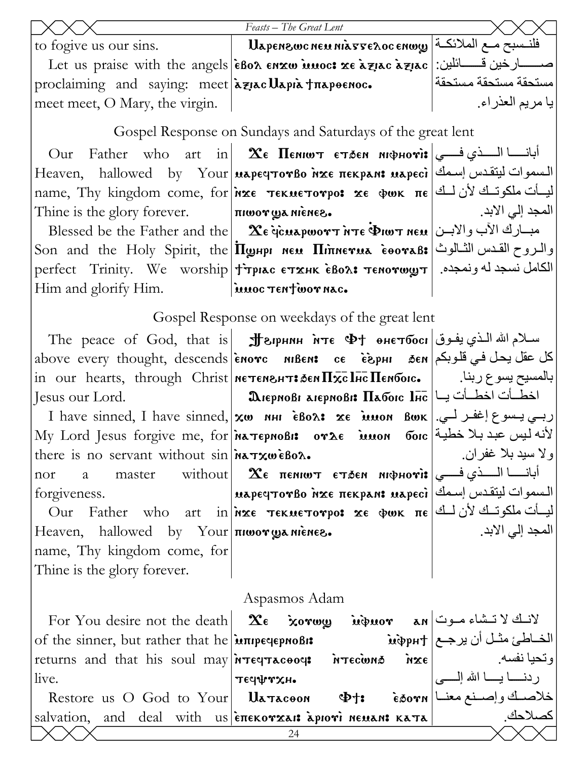| | | |
|---|---|---|
| to fogive us our sins. | Ⲙⲁⲣⲉⲛϩⲱⲥ ⲛⲉⲙ ⲛⲓⲁⲅⲅⲉⲗⲟⲥ ⲉⲛⲱϣ | فلنسبح مع الملائكة |
| Let us praise with the angels proclaiming and saying: meet meet meet, O Mary, the virgin. | ⲉ̀ⲃⲟⲗ ⲉⲛϫⲱ ⲙ̀ⲙⲟⲥ: ϫⲉ ⲁ̀ⲝⲓⲁⲥ ⲁ̀ⲝⲓⲁⲥ ⲁ̀ⲝⲓⲁⲥ Ⲙⲁⲣⲓⲁ̀ ϯⲡⲁⲣⲑⲉⲛⲟⲥ. | صارخين قائلين: مستحقة مستحقة مستحقة يا مريم العذراء. |

## Gospel Response on Sundays and Saturdays of the great lent

| | | |
|---|---|---|
| Our Father who art in Heaven, hallowed by Your name, Thy kingdom come, for Thine is the glory forever. | Ϫⲉ Ⲡⲉⲛⲓⲱⲧ ⲉⲧϧⲉⲛ ⲛⲓⲫⲏⲟⲩⲓ: ⲙⲁⲣⲉϥⲧⲟⲩⲃⲟ ⲛ̀ϫⲉ ⲡⲉⲕⲣⲁⲛ: ⲙⲁⲣⲉⲥⲓ ⲛ̀ϫⲉ ⲧⲉⲕⲙⲉⲧⲟⲩⲣⲟ: ϫⲉ ⲫⲱⲕ ⲡⲉ ⲡⲓⲱⲟⲩ ϣⲁ ⲛⲓⲉ̀ⲛⲉϩ. | أبانا الذي في السموات ليتقدس إسمك ليأت ملكوتك لأن لك المجد إلي الابد. |
| Blessed be the Father and the Son and the Holy Spirit, the perfect Trinity. We worship Him and glorify Him. | Ϫⲉ ϥ̀ⲥⲙⲁⲣⲱⲟⲩⲧ ⲛ̀ⲧⲉ Ⲫ̀ⲓⲱⲧ ⲛⲉⲙ Ⲡ̀ϣⲏⲣⲓ ⲛⲉⲙ Ⲡⲓⲡ̀ⲛⲉⲩⲙⲁ ⲉ̀ⲑⲟⲩⲁⲃ: ϯⲧ̀ⲣⲓⲁⲥ ⲉⲧϫⲏⲕ ⲉ̀ⲃⲟⲗ: ⲧⲉⲛⲟⲩⲱϣⲧ ⲙ̀ⲙⲟⲥ ⲧⲉⲛϯⲱ̀ⲟⲩ ⲛⲁⲥ. | مبارك الآب والابن والروح القدس الثالوث الكامل نسجد له ونمجده. |

## Gospel Response on weekdays of the great lent

| | | |
|---|---|---|
| The peace of God, that is above every thought, descends in our hearts, through Christ Jesus our Lord. | Ϯϩⲓⲣⲏⲛⲏ ⲛ̀ⲧⲉ Ⲫϯ ⲑⲏⲉⲧϭⲟⲥⲓ ⲉ̀ⲛⲟⲩⲥ ⲛⲓⲃⲉⲛ: ⲥⲉ ⲉ̀ϩ̀ⲣⲏⲓ ϧⲉⲛ ⲛⲉⲧⲉⲛϩⲏⲧ: ϧⲉⲛ Ⲡⲭ̅ⲥ̅ Ⲓⲏ̅ⲥ̅ Ⲡⲉⲛϭⲟⲓⲥ. | سلام الله الذي يفوق كل عقل يحل في قلوبكم بالمسيح يسوع ربنا. |
| I have sinned, I have sinned, My Lord Jesus forgive me, for there is no servant without sin nor a master without forgiveness. | Ⲁⲓⲉⲣⲛⲟⲃⲓ ⲁⲓⲉⲣⲛⲟⲃⲓ: Ⲡⲁϭⲟⲓⲥ Ⲓⲏ̅ⲥ̅ ⲭⲱ ⲛⲏⲓ ⲉ̀ⲃⲟⲗ: ϫⲉ ⲙ̀ⲙⲟⲛ ⲃⲱⲕ ⲛ̀ⲁⲧⲉⲣⲛⲟⲃⲓ: ⲟⲩⲇⲉ ⲙ̀ⲙⲟⲛ ϭⲟⲓⲥ ⲛ̀ⲁⲧⲭⲱ ⲉ̀ⲃⲟⲗ. | اخطأت اخطأت يا ربي يسوع إغفر لي. لأنه ليس عبد بلا خطية ولا سيد بلا غفران. |
| Our Father who art in Heaven, hallowed by Your name, Thy kingdom come, for Thine is the glory forever. | Ϫⲉ ⲡⲉⲛⲓⲱⲧ ⲉⲧϧⲉⲛ ⲛⲓⲫⲏⲟⲩⲓ: ⲙⲁⲣⲉϥⲧⲟⲩⲃⲟ ⲛ̀ϫⲉ ⲡⲉⲕⲣⲁⲛ: ⲙⲁⲣⲉⲥⲓ ⲛ̀ϫⲉ ⲧⲉⲕⲙⲉⲧⲟⲩⲣⲟ: ϫⲉ ⲫⲱⲕ ⲡⲉ ⲡⲓⲱⲟⲩ ϣⲁ ⲛⲓⲉ̀ⲛⲉϩ. | أبانا الذي في السموات ليتقدس إسمك ليأت ملكوتك لأن لك المجد إلي الابد. |

## Aspasmos Adam

| | | |
|---|---|---|
| For You desire not the death of the sinner, but rather that he returns and that his soul may live. | Ϫⲉ ⲭⲟⲩⲱϣ ⲙ̀ⲫⲙⲟⲩ ⲁⲛ ⲙ̀ⲡⲓⲣⲉϥⲉⲣⲛⲟⲃⲓ: ⲙ̀ⲫ̀ⲣⲏϯ ⲛ̀ⲧⲉϥⲧⲁⲥⲑⲟϥ: ⲛ̀ⲧⲉⲥⲱ̀ⲛϧ ⲛ̀ϫⲉ ⲧⲉϥⲯⲩⲭⲏ. | لانك لا تشاء موت الخاطئ مثل أن يرجع وتحيا نفسه. |
| Restore us O God to Your salvation, and deal with us | Ⲙⲁⲧⲁⲥⲑⲟⲛ Ⲫϯ: ⲉ̀ϧⲟⲩⲛ ⲉ̀ⲡⲉⲕⲟⲩϫⲁⲓ: ⲁ̀ⲣⲓⲟⲩⲓ ⲛⲉⲙⲁⲛ: ⲕⲁⲧⲁ | ردنا يا الله إلى خلاصك وإصنع معنا كصلاحك. |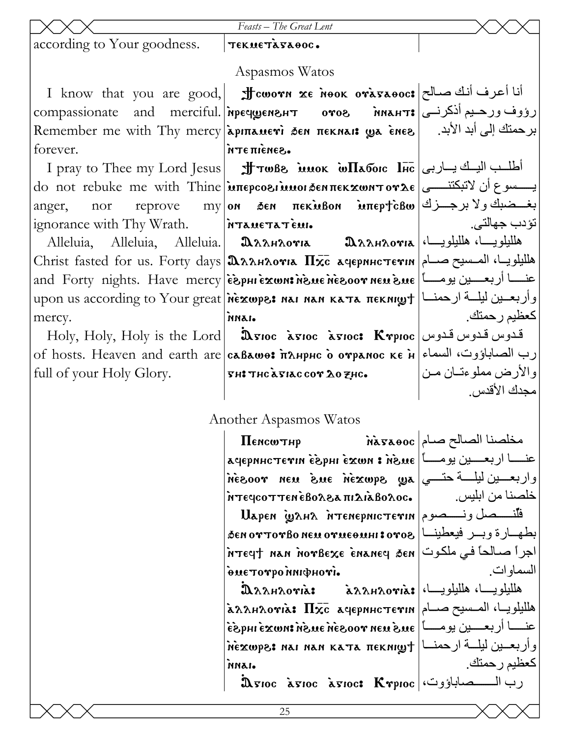| | | |
|---|---|---|
| according to Your goodness. | ⲧⲉⲕⲙⲉⲧⲁ̀ⲅⲁⲑⲟⲥ. | |

## Aspasmos Watos

| | | |
|---|---|---|
| I know that you are good, compassionate and merciful. Remember me with Thy mercy forever. | ⳾ Ϯⲥⲱⲟⲩⲛ ϫⲉ ⲛ̀ⲑⲟⲕ ⲟⲩⲁ̀ⲅⲁⲑⲟⲥ: ⲛ̀ⲣⲉϥϣⲉⲛϩⲏⲧ ⲟⲩⲟϩ ⲛ̀ⲛⲁⲏⲧ: ⲁ̀ⲣⲓⲡⲁⲙⲉⲩⲓ ϧⲉⲛ ⲡⲉⲕⲛⲁⲓ: ϣⲁ ⲉ̀ⲛⲉϩ ⲛ̀ⲧⲉ ⲡⲓⲉ̀ⲛⲉϩ. | أنا أعرف أنك صالح رؤوف ورحيم أذكرني برحمتك إلى أبد الأبد. |
| I pray to Thee my Lord Jesus do not rebuke me with Thine anger, nor reprove my ignorance with Thy Wrath. | ⳾ Ϯⲧⲱⲃϩ ⲙ̀ⲙⲟⲕ ⲱ̀Ⲡⲁϭⲟⲓⲥ Ⲓⲏ̅ⲥ̅ ⲙ̀ⲡⲉⲣⲥⲟϩⲓ ⲙ̀ⲙⲟⲓ ϧⲉⲛ ⲡⲉⲕϫⲱⲛⲧ ⲟⲩⲇⲉ ⲟⲛ ϧⲉⲛ ⲡⲉⲕⲙ̀ⲃⲟⲛ ⲙ̀ⲡⲉⲣϮⲥ̀ⲃⲱ ⲛ̀ⲧⲁⲙⲉⲧⲁⲧⲉ̀ⲙⲓ. | أطلب اليك يارب يسوع أن لاتبكتني بغضبك ولا برجزك تؤدب جهالتي. |
| Alleluia, Alleluia, Alleluia. Christ fasted for us. Forty days and Forty nights. Have mercy upon us according to Your great mercy. | Ⲁⲗⲗⲏⲗⲟⲩⲓⲁ Ⲁⲗⲗⲏⲗⲟⲩⲓⲁ Ⲁⲗⲗⲏⲗⲟⲩⲓⲁ Ⲡⲭ̅ⲥ̅ ⲁϥⲉⲣⲛⲏⲥⲧⲉⲩⲓⲛ ⲉ̀ϩ̀ⲣⲏⲓ ⲉ̀ϫⲱⲛ: ⲛ̀ϩⲙⲉ ⲛ̀ⲉ̀ϩⲟⲟⲩ ⲛⲉⲙ ϩ̀ⲙⲉ ⲛ̀ⲉ̀ϫⲱⲣϩ: ⲛⲁⲓ ⲛⲁⲛ ⲕⲁⲧⲁ ⲡⲉⲕⲛⲓϣϮ ⲛ̀ⲛⲁⲓ. | هلليلويا، هلليلويا، هلليلويا، المسيح صام عنا أربعين يوماً وأربعين ليلة ارحمنا كعظيم رحمتك. |
| Holy, Holy, Holy is the Lord of hosts. Heaven and earth are full of your Holy Glory. | Ⲁ̀ⲅⲓⲟⲥ ⲁ̀ⲅⲓⲟⲥ ⲁ̀ⲅⲓⲟⲥ: Ⲕⲩⲣⲓⲟⲥ ⲥⲁⲃⲁⲱⲑ: ⲡ̀ⲗⲏⲣⲏⲥ ⲟ̀ ⲟⲩⲣⲁⲛⲟⲥ ⲕⲉ ⲏ̀ ⲅⲏ: ⲧⲏⲥ ⲁ̀ⲅⲓⲁⲥ ⲥⲟⲩ ⲇⲟⲝⲏⲥ. | قدوس قدوس قدوس رب الصاباؤوت، السماء والأرض مملوءتان من مجدك الأقدس. |

## Another Aspasmos Watos

| | | |
|---|---|---|
| | Ⲡⲉⲛⲥⲱⲧⲏⲣ ⲛ̀ⲁ̀ⲅⲁⲑⲟⲥ ⲁϥⲉⲣⲛⲏⲥⲧⲉⲩⲓⲛ ⲉ̀ϩ̀ⲣⲏⲓ ⲉ̀ϫⲱⲛ: ⲛ̀ϩⲙⲉ ⲛ̀ⲉ̀ϩⲟⲟⲩ ⲛⲉⲙ ϩ̀ⲙⲉ ⲛ̀ⲉ̀ϫⲱⲣϩ ϣⲁ ⲛ̀ⲧⲉϥⲥⲟⲧⲧⲉⲛ ⲉ̀ⲃⲟⲗϩⲁ ⲡⲓⲇⲓⲁ̀ⲃⲟⲗⲟⲥ. | مخلصنا الصالح صام عنا اربعين يوماً واربعين ليلة حتي خلصنا من ابليس. |
| | Ⲙⲁⲣⲉⲛ ⲱ̀ϣⲗⲏⲗ ⲛ̀ⲧⲉⲛⲉⲣⲛⲏⲥⲧⲉⲩⲓⲛ ϧⲉⲛ ⲟⲩⲧⲟⲩⲃⲟ ⲛⲉⲙ ⲟⲩⲙⲉⲑⲙⲏⲓ: ⲟⲩⲟϩ ⲛ̀ⲧⲉϥϮ ⲛⲁⲛ ⲛ̀ⲟⲩⲃⲉϫⲉ ⲉ̀ⲛⲁⲛⲉϥ ϧⲉⲛ ⲑ̀ⲙⲉⲧⲟⲩⲣⲟ ⲛ̀ⲛⲓⲫⲏⲟⲩⲓ̀. | فلنصل ونصوم بطهارة وبر فيعطينا اجراً صالحاً في ملكوت السماوات. |
| | Ⲁ̀ⲗⲗⲏⲗⲟⲩⲓⲁ̀: ⲁ̀ⲗⲗⲏⲗⲟⲩⲓⲁ̀: ⲁ̀ⲗⲗⲏⲗⲟⲩⲓⲁ̀: Ⲡⲭ̅ⲥ̅ ⲁϥⲉⲣⲛⲏⲥⲧⲉⲩⲓⲛ ⲉ̀ϩ̀ⲣⲏⲓ ⲉ̀ϫⲱⲛ: ⲛ̀ϩⲙⲉ ⲛ̀ⲉ̀ϩⲟⲟⲩ ⲛⲉⲙ ϩ̀ⲙⲉ ⲛ̀ⲉ̀ϫⲱⲣϩ: ⲛⲁⲓ ⲛⲁⲛ ⲕⲁⲧⲁ ⲡⲉⲕⲛⲓϣϮ ⲛ̀ⲛⲁⲓ. | هلليلويا، هلليلويا، هلليلويا، المسيح صام عنا أربعين يوماً وأربعين ليلة ارحمنا كعظيم رحمتك. |
| | Ⲁ̀ⲅⲓⲟⲥ ⲁ̀ⲅⲓⲟⲥ ⲁ̀ⲅⲓⲟⲥ: Ⲕⲩⲣⲓⲟⲥ | رب الصاباؤوت، |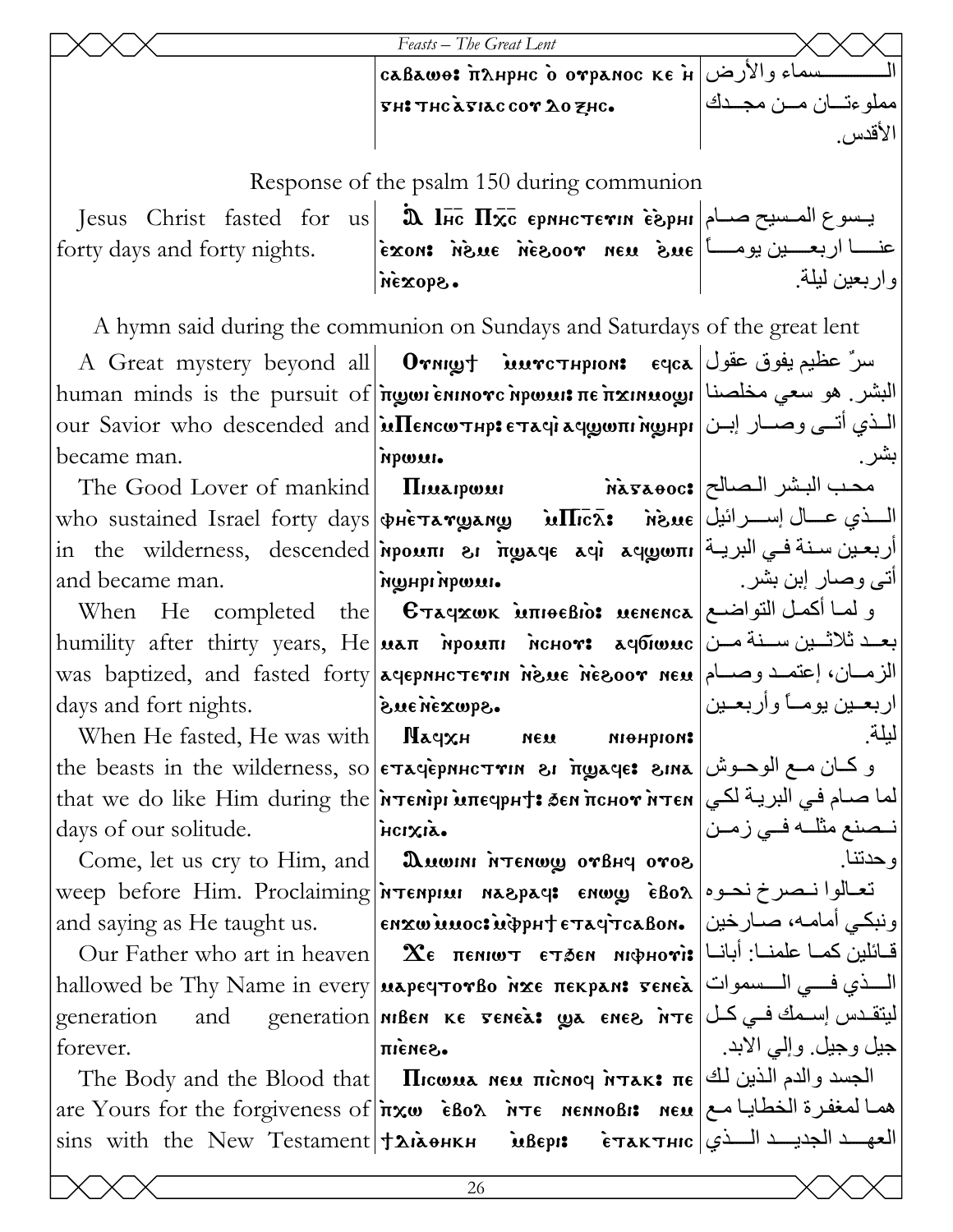| | | |
|---|---|---|
| | ⲥⲁⲃⲁⲱⲑ: ⲡ̀ⲗⲏⲣⲏⲥ ⲟ̀ ⲟⲩⲣⲁⲛⲟⲥ ⲕⲉ ⲏ̀ ⲅⲏ: ⲧⲏⲥ ⲁ̀ⲅⲓⲁⲥ ⲥⲟⲩ ⲇⲟⲝⲏⲥ. | السماء والأرض مملوءتان من مجدك الأقدس. |

Response of the psalm 150 during communion

| | | |
|---|---|---|
| Jesus Christ fasted for us forty days and forty nights. | Ⲁ̀ Ⲓⲏ̅ⲥ̅ Ⲡⲭ̅ⲥ̅ ⲉⲣⲛⲏⲥⲧⲉⲩⲓⲛ ⲉ̀ϩ̀ⲣⲏⲓ ⲉ̀ϫⲱⲛ: ⲛ̀ϩⲙⲉ ⲛ̀ⲉ̀ϩⲟⲟⲩ ⲛⲉⲙ ϩ̀ⲙⲉ ⲛ̀ⲉ̀ϫⲱⲣϩ. | يسوع المسيح صام عنا اربعين يوماً واربعين ليلة. |

A hymn said during the communion on Sundays and Saturdays of the great lent

| | | |
|---|---|---|
| A Great mystery beyond all human minds is the pursuit of our Savior who descended and became man. | Ⲟⲩⲛⲓϣϯ ⲙ̀ⲙⲩⲥⲧⲏⲣⲓⲟⲛ: ⲉϥⲥⲁ ⲡ̀ϣⲱⲓ ⲉ̀ⲛⲓⲛⲟⲩⲥ ⲛ̀ⲣⲱⲙⲓ: ⲡⲉ ⲡ̀ϫⲓⲛⲙⲟϣⲓ ⲙ̀Ⲡⲉⲛⲥⲱⲧⲏⲣ: ⲉⲧⲁϥⲓ̀ ⲁϥϣⲱⲡⲓ ⲛ̀ϣⲏⲣⲓ ⲛ̀ⲣⲱⲙⲓ. | سرٌ عظيم يفوق عقول البشر. هو سعي مخلصنا الذي أتى وصار إبن بشر. |
| The Good Lover of mankind who sustained Israel forty days in the wilderness, descended and became man. | Ⲡⲓⲙⲁⲓⲣⲱⲙⲓ ⲛ̀ⲁ̀ⲅⲁⲑⲟⲥ: ⲫⲏⲉ̀ⲧⲁϥϣⲁⲛϣ ⲙ̀Ⲡⲓⲥ̅ⲗ̅: ⲛ̀ϩⲙⲉ ⲛ̀ⲣⲟⲙⲡⲓ ϩⲓ ⲡ̀ϣⲁϥⲉ ⲁϥⲓ̀ ⲁϥϣⲱⲡⲓ ⲛ̀ϣⲏⲣⲓ ⲛ̀ⲣⲱⲙⲓ. | محب البشر الصالح الذي عال إسرائيل أربعين سنة في البرية أتى وصار إبن بشر. |
| When He completed the humility after thirty years, He was baptized, and fasted forty days and fort nights. | Ⲉⲧⲁϥϫⲱⲕ ⲙ̀ⲡⲓⲑⲉⲃⲓⲟ̀: ⲙⲉⲛⲉⲛⲥⲁ ⲙⲁⲡ ⲛ̀ⲣⲟⲙⲡⲓ ⲛ̀ⲥⲏⲟⲩ: ⲁϥϭⲓⲱⲙⲥ ⲁϥⲉⲣⲛⲏⲥⲧⲉⲩⲓⲛ ⲛ̀ϩⲙⲉ ⲛ̀ⲉ̀ϩⲟⲟⲩ ⲛⲉⲙ ϩ̀ⲙⲉ ⲛ̀ⲉ̀ϫⲱⲣϩ. | و لما أكمل التواضع بعد ثلاثين سنة من الزمان، إعتمد وصام اربعين يوماً وأربعين ليلة. |
| When He fasted, He was with the beasts in the wilderness, so that we do like Him during the days of our solitude. | Ⲛⲁϥⲭⲏ ⲛⲉⲙ ⲛⲓⲑⲏⲣⲓⲟⲛ: ⲉⲧⲁϥⲉ̀ⲣⲛⲏⲥⲧⲉⲩⲓⲛ ϩⲓ ⲡ̀ϣⲁϥⲉ: ϩⲓⲛⲁ ⲛ̀ⲧⲉⲛⲓ̀ⲣⲓ ⲙ̀ⲡⲉϥⲣⲏϯ: ϧⲉⲛ ⲡ̀ⲥⲏⲟⲩ ⲛ̀ⲧⲉⲛ ⲏ̀ⲥⲓⲭⲓⲁ̀. | و كان مع الوحوش لما صام في البرية لكي نصنع مثله في زمن وحدتنا. |
| Come, let us cry to Him, and weep before Him. Proclaiming and saying as He taught us. | Ⲁ̀ⲙⲱⲓⲛⲓ ⲛ̀ⲧⲉⲛⲱϣ ⲟⲩⲃⲏϥ ⲟⲩⲟϩ ⲛ̀ⲧⲉⲛⲣⲓⲙⲓ ⲛⲁϩⲣⲁϥ: ⲉⲛⲱϣ ⲉ̀ⲃⲟⲗ ⲉⲛϫⲱ ⲙ̀ⲙⲟⲥ: ⲙ̀ⲫ̀ⲣⲏϯ ⲉⲧⲁϥϯⲥⲁⲃⲟⲛ. | تعالوا نصرخ نحوه ونبكي أمامه، صارخين قائلين كما علمنا: |
| Our Father who art in heaven hallowed be Thy Name in every generation and generation forever. | Ϫⲉ ⲡⲉⲛⲓⲱⲧ ⲉⲧϧⲉⲛ ⲛⲓⲫⲏⲟⲩⲓ̀: ⲙⲁⲣⲉϥⲧⲟⲩⲃⲟ ⲛ̀ϫⲉ ⲡⲉⲕⲣⲁⲛ: ⲅⲉⲛⲉⲁ̀ ⲛⲓⲃⲉⲛ ⲕⲉ ⲅⲉⲛⲉⲁ̀: ϣⲁ ⲉⲛⲉϩ ⲛ̀ⲧⲉ ⲡⲓⲉ̀ⲛⲉϩ. | أبانا الذي في السموات ليتقدس إسمك في كل جيل وجيل. وإلي الابد. |
| The Body and the Blood that are Yours for the forgiveness of sins with the New Testament | Ⲡⲓⲥⲱⲙⲁ ⲛⲉⲙ ⲡⲓⲥ̀ⲛⲟϥ ⲛ̀ⲧⲁⲕ: ⲡⲉ ⲡ̀ϫⲱ ⲉ̀ⲃⲟⲗ ⲛ̀ⲧⲉ ⲛⲉⲛⲛⲟⲃⲓ: ⲛⲉⲙ ϯⲇⲓⲁ̀ⲑⲏⲕⲏ ⲙ̀ⲃⲉⲣⲓ: ⲉ̀ⲧⲁⲕⲧⲏⲓⲥ | الجسد والدم الذين لك هما لمغفرة الخطايا مع العهد الجديد الذي |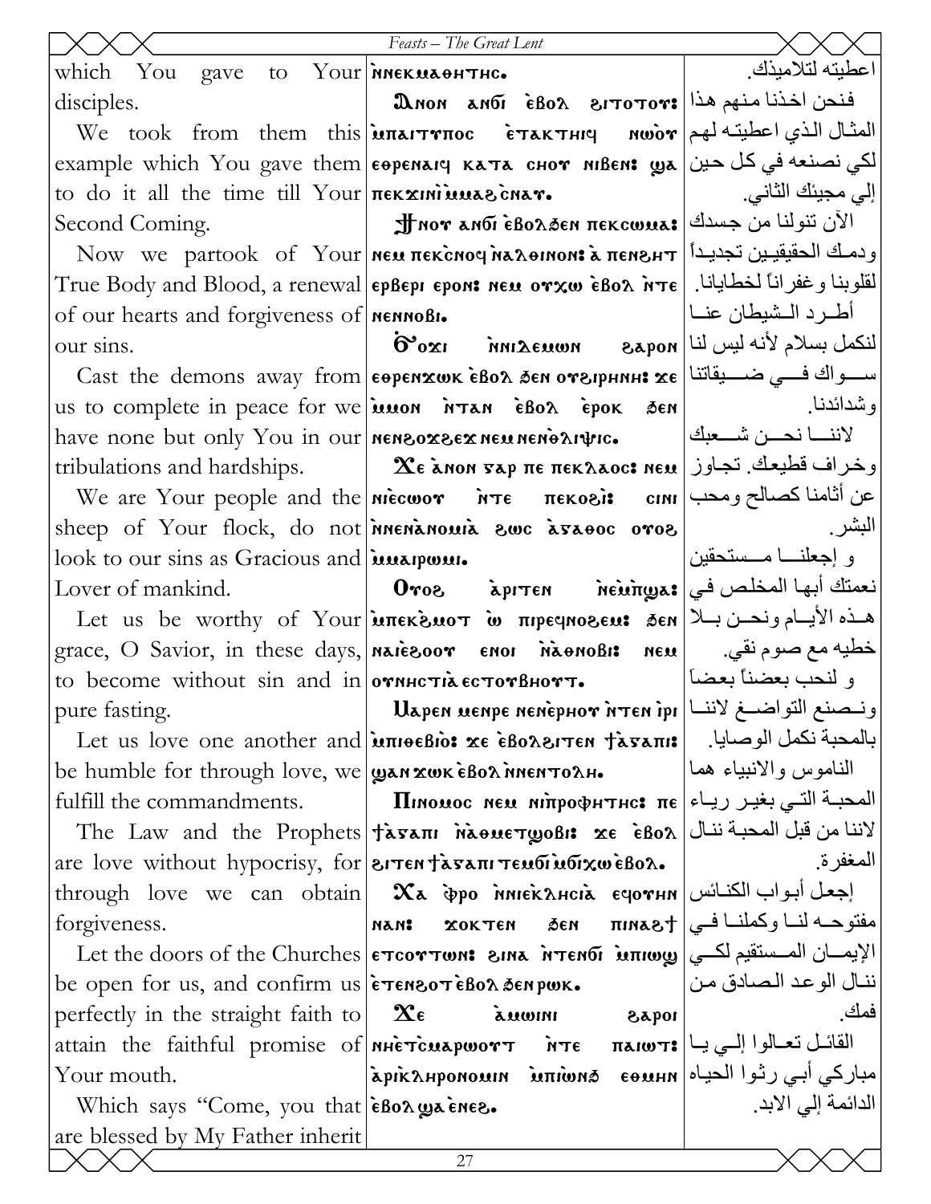| | | |
|---|---|---|
| which You gave to Your disciples. | ⲛ̀ⲛⲉⲕⲙⲁⲑⲏⲧⲏⲥ. | اعطيته لتلاميذك. |
| We took from them this example which You gave them to do it all the time till Your Second Coming. | Ⲁⲛⲟⲛ ⲁⲛϭⲓ ⲉ̀ⲃⲟⲗ ϩⲓⲧⲟⲧⲟⲩ: ⲙ̀ⲡⲁⲓⲧⲩⲡⲟⲥ ⲉ̀ⲧⲁⲕⲧⲏⲓϥ ⲛⲱⲟⲩ ⲉⲑⲣⲉⲛⲁⲓϥ ⲕⲁⲧⲁ ⲥⲏⲟⲩ ⲛⲓⲃⲉⲛ: ϣⲁ ⲡⲉⲕϫⲓⲛⲓ ⲙ̀ⲙⲁϩ ⲥ̀ⲛⲁⲩ. | فنحن اخذنا منهم هذا المثال الذي اعطيته لهم لكي نصنعه في كل حين إلي مجيئك الثاني. |
| Now we partook of Your True Body and Blood, a renewal of our hearts and forgiveness of our sins. | Ϯⲛⲟⲩ ⲁⲛϭⲓ ⲉ̀ⲃⲟⲗϧⲉⲛ ⲡⲉⲕⲥⲱⲙⲁ: ⲛⲉⲙ ⲡⲉⲕⲥ̀ⲛⲟϥ ⲛ̀ⲁⲗⲏⲑⲓⲛⲟⲛ: ⲁ̀ ⲡⲉⲛϩⲏⲧ ⲉⲣⲃⲉⲣⲓ ⲉⲣⲟⲛ: ⲛⲉⲙ ⲟⲩⲭⲱ ⲉ̀ⲃⲟⲗ ⲛ̀ⲧⲉ ⲛⲉⲛⲛⲟⲃⲓ. | الآن تنولنا من جسدك ودمك الحقيقيين تجديداً لقلوبنا وغفراناً لخطايانا. |
| Cast the demons away from us to complete in peace for we have none but only You in our tribulations and hardships. | Ϭⲟϫⲓ ⲛ̀ⲛⲓⲆⲉⲙⲱⲛ ϩⲁⲣⲟⲛ ⲉⲑⲣⲉⲛϫⲱⲕ ⲉ̀ⲃⲟⲗ ϧⲉⲛ ⲟⲩϩⲓⲣⲏⲛⲏ: ϫⲉ ⲙ̀ⲙⲟⲛ ⲛ̀ⲧⲁⲛ ⲉ̀ⲃⲟⲗ ⲉ̀ⲣⲟⲕ ϧⲉⲛ ⲛⲉⲛϩⲟϫϩⲉϫ ⲛⲉⲙ ⲛⲉⲛⲑ̀ⲗⲓⲯⲓⲥ. | أطـرد الـشيطان عنـا لنكمل بسلام لأنه ليس لنا ســواك فــي ضــيقاتنا وشدائدنا. |
| We are Your people and the sheep of Your flock, do not look to our sins as Gracious and Lover of mankind. | Ϫⲉ ⲁ̀ⲛⲟⲛ ⲅⲁⲣ ⲡⲉ ⲡⲉⲕⲗⲁⲟⲥ: ⲛⲉⲙ ⲛⲓⲉ̀ⲥⲱⲟⲩ ⲛ̀ⲧⲉ ⲡⲉⲕⲟϩⲓ: ⲥⲓⲛⲓ ⲛ̀ⲛⲉⲛⲁ̀ⲛⲟⲙⲓⲁ̀ ϩⲱⲥ ⲁ̀ⲅⲁⲑⲟⲥ ⲟⲩⲟϩ ⲙ̀ⲙⲁⲓⲣⲱⲙⲓ. | لاننـــا نحـــن شـــعبك وخراف قطيعك. تجاوز عن أثامنا كصالح ومحب البشر. |
| Let us be worthy of Your grace, O Savior, in these days, to become without sin and in pure fasting. | Ⲟⲩⲟϩ ⲁ̀ⲣⲓⲧⲉⲛ ⲛⲉⲙ̀ⲡϣⲁ: ⲙ̀ⲡⲉⲕϩ̀ⲙⲟⲧ ⲱ ⲡⲓⲣⲉϥⲛⲟϩⲉⲙ: ϧⲉⲛ ⲛⲁⲓⲉ̀ϩⲟⲟⲩ ⲉⲛⲟⲓ ⲛ̀ⲁⲑⲛⲟⲃⲓ: ⲛⲉⲙ ⲟⲩⲛⲏⲥⲧⲓⲁ̀ ⲉⲥⲧⲟⲩⲃⲏⲟⲩⲧ. | و إجعلنـــا مـــستحقين نعمتك أيها المخلص في هـذه الأيـام ونحـن بـلا خطيه مع صوم نقي. |
| Let us love one another and be humble for through love, we fulfill the commandments. | Ⲙⲁⲣⲉⲛ ⲙⲉⲛⲣⲉ ⲛⲉⲛⲉ̀ⲣⲏⲟⲩ ⲛ̀ⲧⲉⲛ ⲓ̀ⲣⲓ ⲙ̀ⲡⲓⲑⲉⲃⲓⲟ: ϫⲉ ⲉ̀ⲃⲟⲗϩⲓⲧⲉⲛ ϯⲁ̀ⲅⲁⲡⲓ: ϣⲁⲛϫⲱⲕ ⲉ̀ⲃⲟⲗ ⲛ̀ⲛⲉⲛⲧⲟⲗⲏ. | و لنحب بعضناً بعضاً ونـصنع التواضـع لاننـا بالمحبة نكمل الوصايا. |
| The Law and the Prophets are love without hypocrisy, for through love we can obtain forgiveness. | Ⲡⲓⲛⲟⲙⲟⲥ ⲛⲉⲙ ⲛⲓⲡ̀ⲣⲟⲫⲏⲧⲏⲥ: ⲡⲉ ϯⲁ̀ⲅⲁⲡⲓ ⲛ̀ⲁⲑⲙⲉⲧϣⲟⲃⲓ: ϫⲉ ⲉ̀ⲃⲟⲗ ϩⲓⲧⲉⲛ ϯⲁ̀ⲅⲁⲡⲓ ⲧⲉⲛϭⲓ ⲙ̀ϭⲓⲭⲱ ⲉ̀ⲃⲟⲗ. | الناموس والانبياء هما المحبـة التـي بغيـر ريـاء لاننا من قبل المحبة ننال المغفرة. |
| Let the doors of the Churches be open for us, and confirm us perfectly in the straight faith to attain the faithful promise of Your mouth. | Ⲭⲁ ⲫ̀ⲣⲟ ⲛ̀ⲛⲓⲉ̀ⲕⲗⲏⲥⲓⲁ̀ ⲉϥⲟⲩⲏⲛ ⲛⲁⲛ: ϫⲟⲕⲧⲉⲛ ϧⲉⲛ ⲡⲓⲛⲁϩϯ ⲉⲧⲥⲟⲩⲧⲱⲛ: ϩⲓⲛⲁ ⲛ̀ⲧⲉⲛϭⲓ ⲙ̀ⲡⲓⲱϣ ⲉ̀ⲧⲉⲛϩⲟⲧ ⲉ̀ⲃⲟⲗ ϧⲉⲛ ⲣⲱⲕ. | إجعل أبـواب الكنـائس مفتوحـه لنـا وكملنـا فـي الإيمـان المـستقيم لكـي ننـال الوعد الـصادق من فمك. |
| Which says "Come, you that are blessed by My Father inherit | Ϫⲉ ⲁ̀ⲙⲱⲓⲛⲓ ϩⲁⲣⲟⲓ ⲛⲏⲉ̀ⲧⲥ̀ⲙⲁⲣⲱⲟⲩⲧ ⲛ̀ⲧⲉ ⲡⲁⲓⲱⲧ: ⲁ̀ⲣⲓⲕ̀ⲗⲏⲣⲟⲛⲟⲙⲓⲛ ⲙ̀ⲡⲓⲱⲛϧ ⲉⲑⲙⲏⲛ ⲉ̀ⲃⲟⲗ ϣⲁ ⲉ̀ⲛⲉϩ. | القائـل تعـالوا إلـي يـا مباركي أبي رثوا الحياه الدائمة إلي الابد. |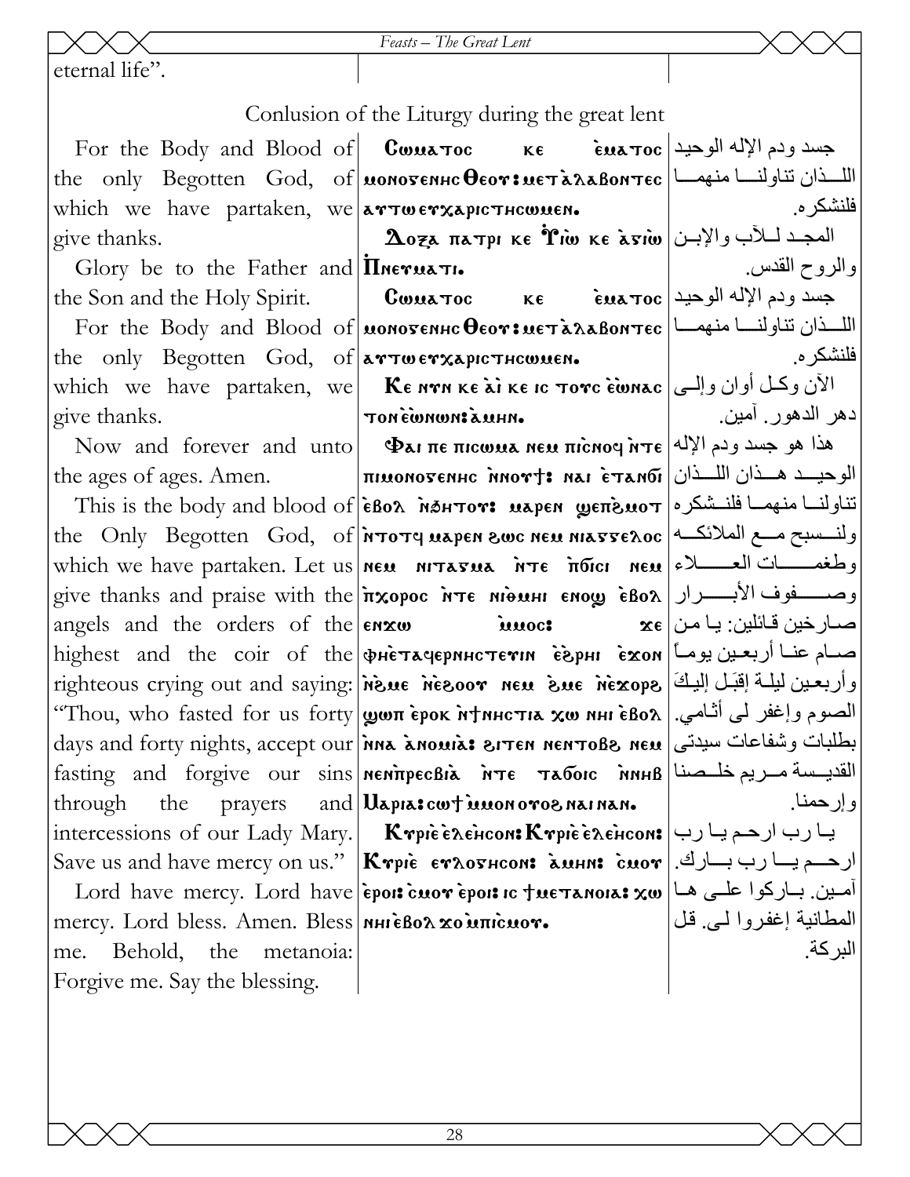eternal life".

## Conlusion of the Liturgy during the great lent

| English | Coptic | Arabic |
|---|---|---|
| For the Body and Blood of the only Begotten God, of which we have partaken, we give thanks. | Cωματος κε ἐματος μονογενης Θεου: μεταλαβοντες αυτω ευχαριστησωμεν. | جسد ودم الإله الوحيد اللذان تناولنا منهما فلنشكره. |
| Glory be to the Father and the Son and the Holy Spirit. | Δοξα πατρι κε Υἱω κε ἁγιω Πνευματι. | المجد للآب والإبن والروح القدس. |
| For the Body and Blood of the only Begotten God, of which we have partaken, we give thanks. | Cωματος κε ἐματος μονογενης Θεου: μεταλαβοντες αυτω ευχαριστησωμεν. | جسد ودم الإله الوحيد اللذان تناولنا منهما فلنشكره. |
| Now and forever and unto the ages of ages. Amen. | Κε νυν κε ἀὶ κε ις τους ἐωνας τον ἐωνων: ἀμην. | الآن وكل أوان وإلى دهر الدهور. آمين. |
| This is the body and blood of the Only Begotten God, of which we have partaken. Let us give thanks and praise with the angels and the orders of the highest and the coir of the righteous crying out and saying: "Thou, who fasted for us forty days and forty nights, accept our fasting and forgive our sins through the prayers and intercessions of our Lady Mary. Save us and have mercy on us." | Φαι πε πισωμα νεμ πισνοϥ ⲛ̀τε πιμονογενης ⲛ̀Νουϯ: ναι ἐτανϭι ἐβολ ⲛ̀ϧητου: μαρεν ϣεπϩμοτ ⲛ̀τοτϥ μαρεν ϩωс νεμ νιαγγελος νεμ νιταγμα ⲛ̀τε ⲛ̀ϭιcι νεμ ⲛ̀χορος ⲛ̀τε νιθμηι ενωϣ ἐβολ ενϫω ⲙ̀μος: ϫε Φηεταϥερνηcτευιν ἐϩρηι ἐϫων ⲛ̀ϩμε ⲛ̀ἐϩοου νεμ ϩμε ⲛ̀ἐϫωρϩ ϣωπ ἐροκ ⲛ̀ϯνηcτια ϫω νηι ἐβολ ⲛ̀να ἀνομια: ϩιτεν νεντωβϩ νεμ νενⲡ̀ρεcβια ⲛ̀τε ταϭοιc ⲛ̀νηβ Μαρια: cωϯ ⲙ̀μον ουοϩ ναι ναν. | هذا هو جسد ودم الإله الوحيد هذان اللذان تناولنا منهما فلنشكره ولنسبح مع الملائكه وطغمات العلاء وصفوف الأبرار صارخين قائلين: يا من صام عنا أربعين يوماً وأربعين ليلة إقبَل إليكَ الصوم وإغفر لى أثامي. بطلبات وشفاعات سيدتي القديسة مريم خلصنا وإرحمنا. |
| Lord have mercy. Lord have mercy. Lord bless. Amen. Bless me. Behold, the metanoia: Forgive me. Say the blessing. | Κυριὲ ἐλέηcον: Κυριὲ ἐλέηcον: Κυριὲ ευλογηcον: ἀμην: ⲥ̀μου ἐροι: ⲥ̀μου ἐροι: ιc ϯμετανοια: ϫω νηι ἐβολ ϫο ⲙ̀πιⲥ̀μου. | يا رب ارحم يا رب ارحم يا رب بارك. آمين. باركوا علي ها المطانية إغفروا لي. قل البركة. |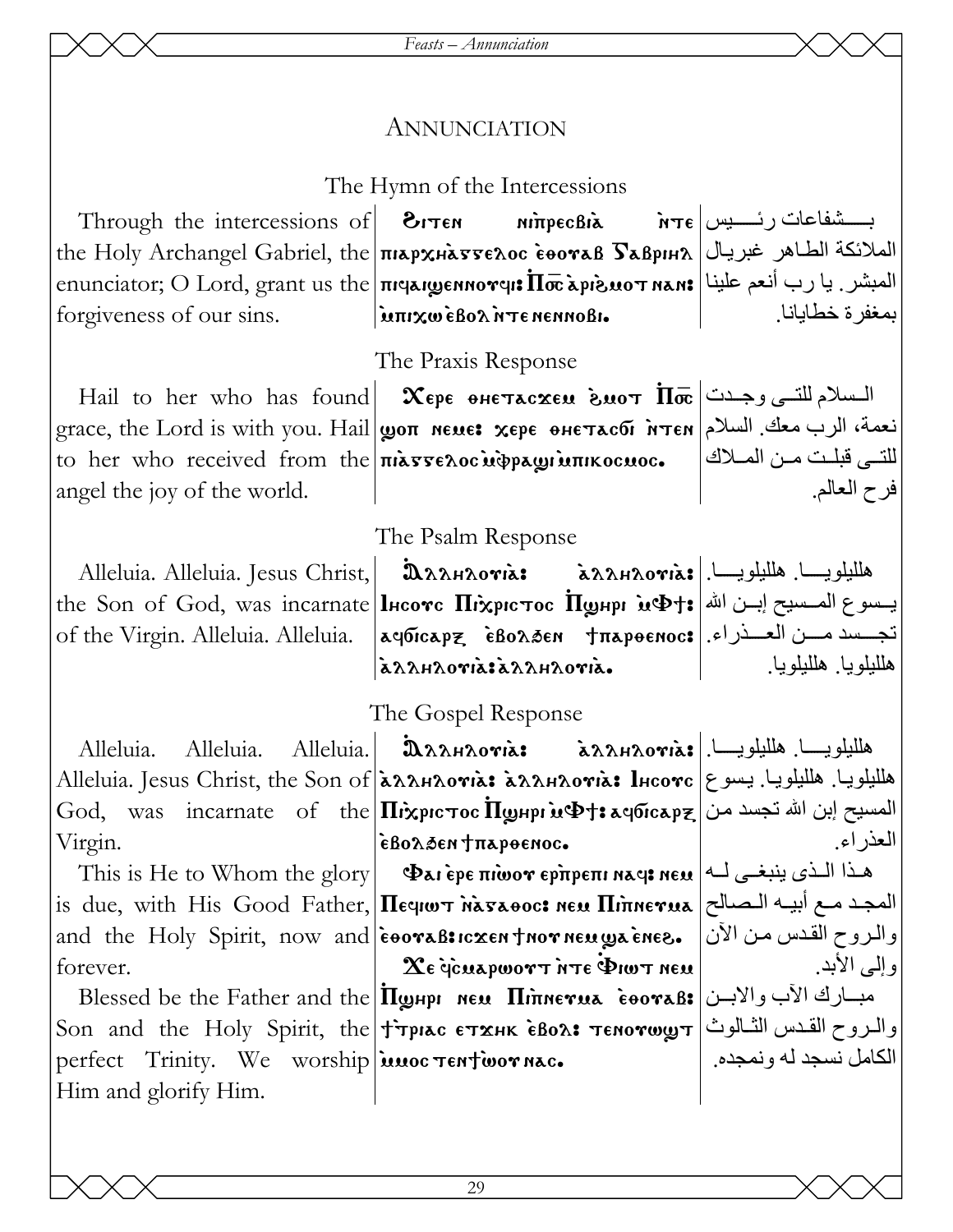# ANNUNCIATION

## The Hymn of the Intercessions

| | | |
|---|---|---|
| Through the intercessions of the Holy Archangel Gabriel, the enunciator; O Lord, grant us the forgiveness of our sins. | Ϩⲓⲧⲉⲛ ⲛⲓⲡ̀ⲣⲉⲥⲃⲓⲁ̀ ⲛ̀ⲧⲉ ⲡⲓⲁⲣⲭⲏⲁ̀ⲅⲅⲉⲗⲟⲥ ⲉ̀ⲑⲟⲩⲁⲃ Ⲅⲁⲃⲣⲓⲏⲗ ⲡⲓϥⲁⲓϣⲉⲛⲛⲟⲩϥⲓ: Ⲡ̀ⲟ̅ⲥ̅ ⲁ̀ⲣⲓϩ̀ⲙⲟⲧ ⲛⲁⲛ: ⲙ̀ⲡⲓⲭⲱ ⲉ̀ⲃⲟⲗ ⲛ̀ⲧⲉ ⲛⲉⲛⲛⲟⲃⲓ. | بشفاعات رئيس الملائكة الطاهر غبريال المبشر. يا رب أنعم علينا بمغفرة خطايانا. |

## The Praxis Response

| | | |
|---|---|---|
| Hail to her who has found grace, the Lord is with you. Hail to her who received from the angel the joy of the world. | Ⲭⲉⲣⲉ ⲑⲏⲉⲧⲁⲥϫⲉⲙ ϩ̀ⲙⲟⲧ Ⲡ̀ⲟ̅ⲥ̅ ϣⲟⲡ ⲛⲉⲙⲉ: ⲭⲉⲣⲉ ⲑⲏⲉⲧⲁⲥϭⲓ ⲛ̀ⲧⲉⲛ ⲡⲓⲁ̀ⲅⲅⲉⲗⲟⲥ ⲙ̀ⲫ̀ⲣⲁϣⲓ ⲙ̀ⲡⲓⲕⲟⲥⲙⲟⲥ. | السلام للتى وجدت نعمة، الرب معك. السلام للتى قبلت من الملاك فرح العالم. |

## The Psalm Response

| | | |
|---|---|---|
| Alleluia. Alleluia. Jesus Christ, the Son of God, was incarnate of the Virgin. Alleluia. Alleluia. | Ⲁ̀ⲗⲗⲏⲗⲟⲩⲓⲁ̀: ⲁ̀ⲗⲗⲏⲗⲟⲩⲓⲁ̀: Ⲓⲏⲥⲟⲩⲥ Ⲡⲭ̀ⲣⲓⲥⲧⲟⲥ Ⲡ̀ϣⲏⲣⲓ ⲙ̀Ⲫ︦ϯ︦: ⲁϥϭⲓⲥⲁⲣⲝ ⲉ̀ⲃⲟⲗϧⲉⲛ ϯⲡⲁⲣⲑⲉⲛⲟⲥ: ⲁ̀ⲗⲗⲏⲗⲟⲩⲓⲁ̀: ⲁ̀ⲗⲗⲏⲗⲟⲩⲓⲁ̀. | هلليلويا. هلليلويا. يسوع المسيح إبن الله تجسد من العذراء. هلليلويا. هلليلويا. |

## The Gospel Response

| | | |
|---|---|---|
| Alleluia. Alleluia. Alleluia. Alleluia. Jesus Christ, the Son of God, was incarnate of the Virgin. | Ⲁ̀ⲗⲗⲏⲗⲟⲩⲓⲁ̀: ⲁ̀ⲗⲗⲏⲗⲟⲩⲓⲁ̀: ⲁ̀ⲗⲗⲏⲗⲟⲩⲓⲁ̀: ⲁ̀ⲗⲗⲏⲗⲟⲩⲓⲁ̀: Ⲓⲏⲥⲟⲩⲥ Ⲡⲭ̀ⲣⲓⲥⲧⲟⲥ Ⲡ̀ϣⲏⲣⲓ ⲙ̀Ⲫ︦ϯ︦: ⲁϥϭⲓⲥⲁⲣⲝ ⲉ̀ⲃⲟⲗϧⲉⲛ ϯⲡⲁⲣⲑⲉⲛⲟⲥ. | هلليلويا. هلليلويا. هلليلويا. هلليلويا. يسوع المسيح إبن الله تجسد من العذراء. |
| This is He to Whom the glory is due, with His Good Father, and the Holy Spirit, now and forever. | Ⲫⲁⲓ ⲉ̀ⲣⲉ ⲡⲓⲱ̀ⲟⲩ ⲉⲣ̀ⲡ̀ⲣⲉⲡⲓ ⲛⲁϥ: ⲛⲉⲙ Ⲡⲉϥⲓⲱⲧ ⲛ̀ⲁ̀ⲅⲁⲑⲟⲥ: ⲛⲉⲙ Ⲡⲓⲡ̀ⲛⲉⲩⲙⲁ ⲉ̀ⲑⲟⲩⲁⲃ: ⲓⲥϫⲉⲛ ϯⲛⲟⲩ ⲛⲉⲙ ϣⲁ ⲉ̀ⲛⲉϩ. | هذا الذى ينبغى له المجد مع أبيه الصالح والروح القدس من الآن وإلى الأبد. |
| Blessed be the Father and the Son and the Holy Spirit, the perfect Trinity. We worship Him and glorify Him. | Ⲭⲉ ϥ̀ⲥ̀ⲙⲁⲣⲱⲟⲩⲧ ⲛ̀ⲧⲉ Ⲫ̀ⲓⲱⲧ ⲛⲉⲙ Ⲡ̀ϣⲏⲣⲓ ⲛⲉⲙ Ⲡⲓⲡ̀ⲛⲉⲩⲙⲁ ⲉ̀ⲑⲟⲩⲁⲃ: ϯⲧ̀ⲣⲓⲁⲥ ⲉⲧϫⲏⲕ ⲉ̀ⲃⲟⲗ: ⲧⲉⲛⲟⲩⲱϣⲧ ⲙ̀ⲙⲟⲥ ⲧⲉⲛϯⲱ̀ⲟⲩ ⲛⲁⲥ. | مبارك الآب والابن والروح القدس الثالوث الكامل نسجد له ونمجده. |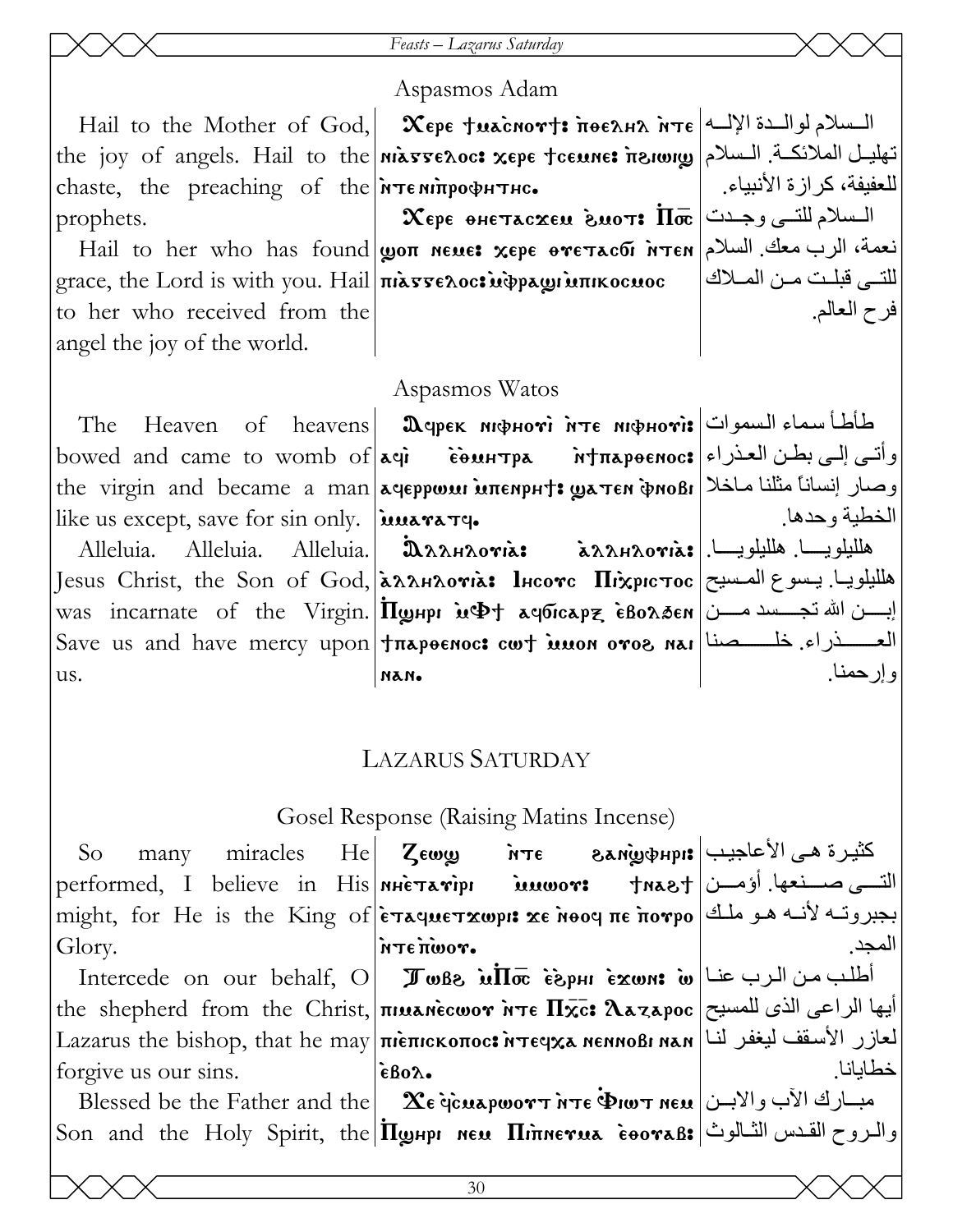## Aspasmos Adam

| English | Coptic | Arabic |
|---|---|---|
| Hail to the Mother of God, the joy of angels. Hail to the chaste, the preaching of the prophets. | Ⲭⲉⲣⲉ ϯⲙⲁⲥⲛⲟⲩϯ: ⲡ̀ⲑⲉⲗⲏⲗ ⲛ̀ⲧⲉ ⲛⲓⲁ̀ⲅⲅⲉⲗⲟⲥ: ⲭⲉⲣⲉ ϯⲥⲉⲙⲛⲏ: ⲡ̀ϩⲓⲱⲓϣ ⲛ̀ⲧⲉ ⲛⲓⲡ̀ⲣⲟⲫⲏⲧⲏⲥ. | السلام لوالدة الإله تهليل الملائكة. السلام للعفيفة، كرازة الأنبياء. |
| Hail to her who has found grace, the Lord is with you. Hail to her who received from the angel the joy of the world. | Ⲭⲉⲣⲉ ⲑⲏⲉⲧⲁⲥϫⲉⲙ ϩ̀ⲙⲟⲧ: Ⲡ̀ⲟ̅ⲥ̅ ϣⲟⲡ ⲛⲉⲙⲉ: ⲭⲉⲣⲉ ⲑⲏⲉⲧⲁⲥϭⲓ ⲛ̀ⲧⲉⲛ ⲡⲓⲁ̀ⲅⲅⲉⲗⲟⲥ: ⲙ̀ⲫ̀ⲣⲁϣⲓ ⲙ̀ⲡⲓⲕⲟⲥⲙⲟⲥ | السلام للتي وجدت نعمة، الرب معك. السلام للتي قبلت من الملاك فرح العالم. |

## Aspasmos Watos

| English | Coptic | Arabic |
|---|---|---|
| The Heaven of heavens bowed and came to womb of the virgin and became a man like us except, save for sin only. | Ⲁϥⲣⲉⲕ ⲛⲓⲫⲏⲟⲩ̀ⲓ ⲛ̀ⲧⲉ ⲛⲓⲫⲏⲟⲩ̀ⲓ: ⲁϥ̀ⲓ ⲉ̀ⲑⲙⲏⲧⲣⲁ ⲛ̀ϯⲡⲁⲣⲑⲉⲛⲟⲥ: ⲁϥⲉⲣⲣⲱⲙⲓ ⲙ̀ⲡⲉⲛⲣⲏϯ: ϣⲁⲧⲉⲛ ⲫ̀ⲛⲟⲃⲓ ⲙ̀ⲙⲁⲩⲁⲧϥ. | طأطأ سماء السموات وأتى إلى بطن العذراء وصار إنساناً مثلنا ماخلا الخطية وحدها. |
| Alleluia. Alleluia. Alleluia. Jesus Christ, the Son of God, was incarnate of the Virgin. Save us and have mercy upon us. | Ⲁ̀ⲗⲗⲏⲗⲟⲩⲓ̀ⲁ: ⲁ̀ⲗⲗⲏⲗⲟⲩⲓ̀ⲁ: ⲁ̀ⲗⲗⲏⲗⲟⲩⲓ̀ⲁ: Ⲓⲏⲥⲟⲩⲥ Ⲡⲓ̀ⲭ̀ⲣⲓⲥⲧⲟⲥ Ⲡ̀ϣⲏⲣⲓ ⲙ̀Ⲫϯ ⲁϥϭⲓⲥⲁⲣⲝ ⲉ̀ⲃⲟⲗϧⲉⲛ ϯⲡⲁⲣⲑⲉⲛⲟⲥ: ⲥⲱϯ ⲙ̀ⲙⲟⲛ ⲟⲩⲟϩ ⲛⲁⲓ ⲛⲁⲛ. | هلليلويا. هلليلويا. هلليلويا. يسوع المسيح إبن الله تجسد من العذراء. خلصنا وإرحمنا. |

# LAZARUS SATURDAY

## Gosel Response (Raising Matins Incense)

| English | Coptic | Arabic |
|---|---|---|
| So many miracles He performed, I believe in His might, for He is the King of Glory. | Ⲍⲉⲱϣ ⲛ̀ⲧⲉ ϩⲁⲛ̀ϣⲫⲏⲣⲓ: ⲛⲏⲉ̀ⲧⲁϥ̀ⲓⲣⲓ ⲙ̀ⲙⲱⲟⲩ: ϯⲛⲁϩϯ ⲉ̀ⲧⲁϥⲙⲉⲧϫⲱⲣⲓ: ϫⲉ ⲛ̀ⲑⲟϥ ⲡⲉ ⲡ̀ⲟⲩⲣⲟ ⲛ̀ⲧⲉ ⲡ̀ⲱⲟⲩ. | كثيرة هي الأعاجيب التي صنعها. أؤمن بجبروته لأنه هو ملك المجد. |
| Intercede on our behalf, O the shepherd from the Christ, Lazarus the bishop, that he may forgive us our sins. | Ⲧⲱⲃϩ ⲙ̀Ⲡ̀ⲟ̅ⲥ̅ ⲉ̀ϩ̀ⲣⲏⲓ ⲉ̀ϫⲱⲛ: ⲱ̀ ⲡⲓⲙⲁⲛⲉ̀ⲥⲱⲟⲩ ⲛ̀ⲧⲉ Ⲡⲭ̅ⲥ̅: Ⲗⲁⲍⲁⲣⲟⲥ ⲡⲓⲉ̀ⲡⲓⲥⲕⲟⲡⲟⲥ: ⲛ̀ⲧⲉϥⲭⲁ ⲛⲉⲛⲛⲟⲃⲓ ⲛⲁⲛ ⲉ̀ⲃⲟⲗ. | أطلب من الرب عنا أيها الراعي الذي للمسيح لعازر الأسقف ليغفر لنا خطايانا. |
| Blessed be the Father and the Son and the Holy Spirit, the | Ⲭⲉ ϥ̀ⲥⲙⲁⲣⲱⲟⲩⲧ ⲛ̀ⲧⲉ Ⲫ̀ⲓⲱⲧ ⲛⲉⲙ Ⲡ̀ϣⲏⲣⲓ ⲛⲉⲙ Ⲡⲓⲡ̀ⲛⲉⲩⲙⲁ ⲉ̀ⲑⲟⲩⲁⲃ: | مبارك الآب والابن والروح القدس الثالوث |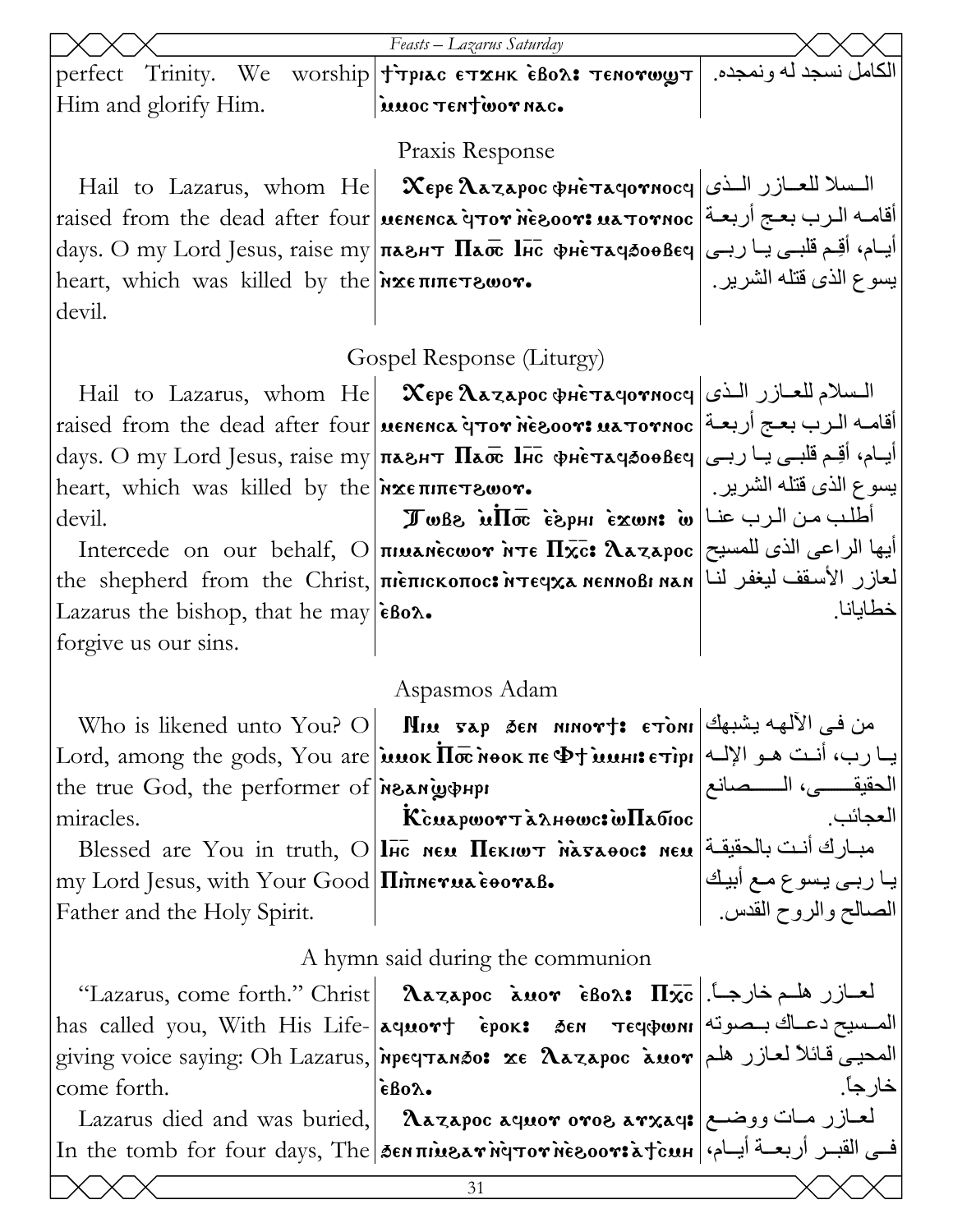| | | |
|---|---|---|
| perfect Trinity. We worship Him and glorify Him. | ϯⲧⲣⲓⲁⲥ ⲉⲧϫⲏⲕ ⲉ̀ⲃⲟⲗ: ⲧⲉⲛⲟⲩⲱϣⲧ ⲙ̀ⲙⲟⲥ ⲧⲉⲛϯⲱ̀ⲟⲩ ⲛⲁⲥ. | الكامل نسجد له ونمجده. |

## Praxis Response

| | | |
|---|---|---|
| Hail to Lazarus, whom He raised from the dead after four days. O my Lord Jesus, raise my heart, which was killed by the devil. | Ⲭⲉⲣⲉ Ⲗⲁⲍⲁⲣⲟⲥ ⲫⲏⲉ̀ⲧⲁϥⲟⲩⲛⲟⲥϥ ⲙⲉⲛⲉⲛⲥⲁ ⲉ̀ϥⲧⲟⲩ ⲛ̀ⲉ̀ϩⲟⲟⲩ: ⲙⲁⲧⲟⲩⲛⲟⲥ ⲡⲁϩⲏⲧ Ⲡⲁⲟ̅ⲥ̅ Ⲓⲏ̅ⲥ̅ ⲫⲏⲉ̀ⲧⲁϥϧⲟⲑⲃⲉϥ ⲛ̀ϫⲉ ⲡⲓⲡⲉⲧϩⲱⲟⲩ. | السلا للعازر الذى أقامه الرب بعج أربعة أيام، أقِم قلبى يا ربى يسوع الذى قتله الشرير. |

## Gospel Response (Liturgy)

| | | |
|---|---|---|
| Hail to Lazarus, whom He raised from the dead after four days. O my Lord Jesus, raise my heart, which was killed by the devil. | Ⲭⲉⲣⲉ Ⲗⲁⲍⲁⲣⲟⲥ ⲫⲏⲉ̀ⲧⲁϥⲟⲩⲛⲟⲥϥ ⲙⲉⲛⲉⲛⲥⲁ ⲉ̀ϥⲧⲟⲩ ⲛ̀ⲉ̀ϩⲟⲟⲩ: ⲙⲁⲧⲟⲩⲛⲟⲥ ⲡⲁϩⲏⲧ Ⲡⲁⲟ̅ⲥ̅ Ⲓⲏ̅ⲥ̅ ⲫⲏⲉ̀ⲧⲁϥϧⲟⲑⲃⲉϥ ⲛ̀ϫⲉ ⲡⲓⲡⲉⲧϩⲱⲟⲩ. | السلام للعازر الذى أقامه الرب بعج أربعة أيام، أقِم قلبى يا ربى يسوع الذى قتله الشرير. |
| Intercede on our behalf, O the shepherd from the Christ, Lazarus the bishop, that he may forgive us our sins. | Ⲧⲱⲃϩ ⲙ̀Ⲡⲟ̅ⲥ̅ ⲉ̀ϩ̀ⲣⲏⲓ ⲉ̀ϫⲱⲛ: ⲱ ⲡⲓⲙⲁⲛⲉ̀ⲥⲱⲟⲩ ⲛ̀ⲧⲉ Ⲡⲭ̅ⲥ̅: Ⲗⲁⲍⲁⲣⲟⲥ ⲡⲓⲉ̀ⲡⲓⲥⲕⲟⲡⲟⲥ: ⲛ̀ⲧⲉϥⲭⲁ ⲛⲉⲛⲛⲟⲃⲓ ⲛⲁⲛ ⲉ̀ⲃⲟⲗ. | أطلب من الرب عنا أيها الراعى الذى للمسيح لعازر الأسقف ليغفر لنا خطايانا. |

## Aspasmos Adam

| | | |
|---|---|---|
| Who is likened unto You? O Lord, among the gods, You are the true God, the performer of miracles. | Ⲛⲓⲙ ⲅⲁⲣ ϧⲉⲛ ⲛⲓⲛⲟⲩϯ: ⲉⲧⲟⲛⲓ ⲙ̀ⲙⲟⲕ Ⲡⲟ̅ⲥ̅ ⲛ̀ⲑⲟⲕ ⲡⲉ Ⲫϯ ⲙ̀ⲙⲏⲓ: ⲉⲧⲓ̀ⲣⲓ ⲛ̀ϩⲁⲛϣ̀ⲫⲏⲣⲓ | من فى الآلهه يشبهك يا رب، أنت هو الإله الحقيقى، الصانع العجائب. |
| Blessed are You in truth, O my Lord Jesus, with Your Good Father and the Holy Spirit. | Ⲕ̀ⲥⲙⲁⲣⲱⲟⲩⲧ ⲁ̀ⲗⲏⲑⲱⲥ: ⲱ̀Ⲡⲁϭⲟⲓⲥ Ⲓⲏ̅ⲥ̅ ⲛⲉⲙ Ⲡⲉⲕⲓⲱⲧ ⲛ̀ⲁ̀ⲅⲁⲑⲟⲥ: ⲛⲉⲙ Ⲡⲓⲡ̀ⲛⲉⲩⲙⲁ ⲉ̀ⲑⲟⲩⲁⲃ. | مبارك أنت بالحقيقة يا ربى يسوع مع أبيك الصالح والروح القدس. |

## A hymn said during the communion

| | | |
|---|---|---|
| "Lazarus, come forth." Christ has called you, With His Life-giving voice saying: Oh Lazarus, come forth. | Ⲗⲁⲍⲁⲣⲟⲥ ⲁ̀ⲙⲟⲩ ⲉ̀ⲃⲟⲗ: Ⲡⲭ̅ⲥ̅ ⲁϥⲙⲟⲩϯ ⲉ̀ⲣⲟⲕ: ϧⲉⲛ ⲧⲉϥⲫⲱⲛⲏ ⲛ̀ⲣⲉϥⲧⲁⲛϧⲟ: ϫⲉ Ⲗⲁⲍⲁⲣⲟⲥ ⲁ̀ⲙⲟⲩ ⲉ̀ⲃⲟⲗ. | لعازر هلم خارجاً. المسيح دعاك بصوته المحيى قائلاً لعازر هلم خارجاً. |
| Lazarus died and was buried, In the tomb for four days, The | Ⲗⲁⲍⲁⲣⲟⲥ ⲁϥⲙⲟⲩ ⲟⲩⲟϩ ⲁⲩⲭⲁϥ: ϧⲉⲛ ⲡⲓⲙ̀ϩⲁⲩ ⲛ̀ϥ̀ⲧⲟⲩ ⲛ̀ⲉ̀ϩⲟⲟⲩ: ⲁ̀ϯⲥⲙⲏ | لعازر مات ووضع فى القبر أربعة أيام، |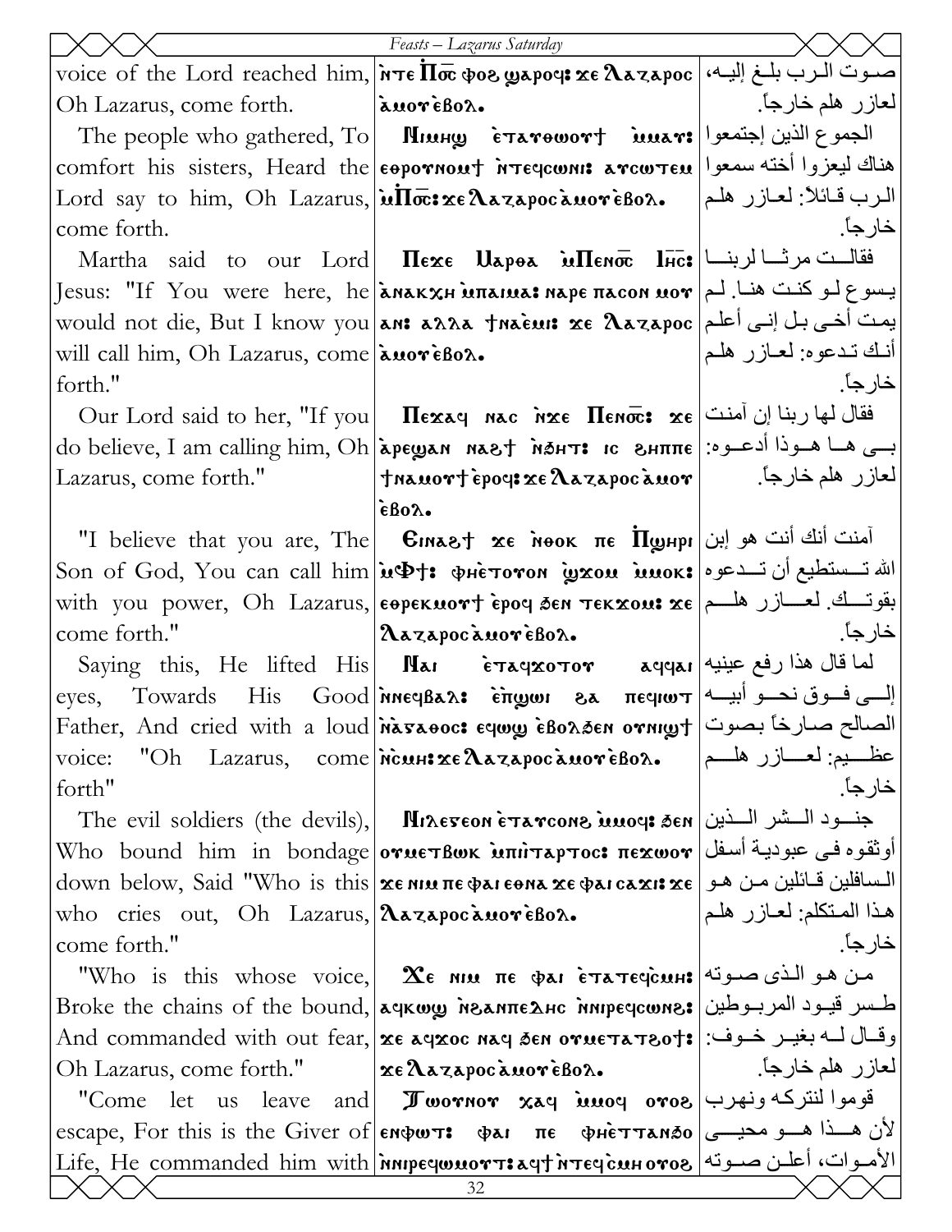| | | |
|---|---|---|
| voice of the Lord reached him, Oh Lazarus, come forth. | ⲛ̀ⲧⲉ Ⲡⲟ̅ⲥ̅ ⲫⲟϩ ϣⲁⲣⲟϥ: ϫⲉ Ⲗⲁⲍⲁⲣⲟⲥ ⲁ̀ⲙⲟⲩ ⲉ̀ⲃⲟⲗ. | صوت الرب بلغ إليه، لعازر هلم خارجاً. |
| The people who gathered, To comfort his sisters, Heard the Lord say to him, Oh Lazarus, come forth. | Ⲛⲓⲙⲏϣ ⲉ̀ⲧⲁⲩⲑⲱⲟⲩϯ ⲙ̀ⲙⲁⲩ: ⲉⲑⲣⲟⲩⲛⲟⲙϯ ⲛ̀ⲧⲉϥⲥⲱⲛⲓ: ⲁⲩⲥⲱⲧⲉⲙ ⲙ̀Ⲡⲟ̅ⲥ̅: ϫⲉ Ⲗⲁⲍⲁⲣⲟⲥ ⲁ̀ⲙⲟⲩ ⲉ̀ⲃⲟⲗ. | الجموع الذين إجتمعوا هناك ليعزوا أخته سمعوا الرب قائلاً: لعازر هلم خارجاً. |
| Martha said to our Lord Jesus: "If You were here, he would not die, But I know you will call him, Oh Lazarus, come forth." | Ⲡⲉϫⲉ Ⲙⲁⲣⲑⲁ ⲙ̀Ⲡⲉⲛⲟ̅ⲥ̅ Ⲓⲏ̅ⲥ̅: ⲁ̀ⲛⲁⲕⲭⲏ ⲙ̀ⲡⲁⲓⲙⲁ: ⲛⲁⲣⲉ ⲡⲁⲥⲟⲛ ⲙⲟⲩ ⲁⲛ: ⲁⲗⲗⲁ ϯⲛⲁ̀ⲉⲙⲓ: ϫⲉ Ⲗⲁⲍⲁⲣⲟⲥ ⲁ̀ⲙⲟⲩ ⲉ̀ⲃⲟⲗ. | فقالت مرثا لربنا يسوع لو كنت هنا. لم يمت أخي بل إني أعلم أنك تدعوه: لعازر هلم خارجاً. |
| Our Lord said to her, "If you do believe, I am calling him, Oh Lazarus, come forth." | Ⲡⲉϫⲁϥ ⲛⲁⲥ ⲛ̀ϫⲉ Ⲡⲉⲛⲟ̅ⲥ̅: ϫⲉ ⲁ̀ⲣⲉϣⲁⲛ ⲛⲁϩϯ ⲛ̀ϧⲏⲧ: ⲓⲥ ϩⲏⲡⲡⲉ ϯⲛⲁⲙⲟⲩϯ ⲉ̀ⲣⲟϥ: ϫⲉ Ⲗⲁⲍⲁⲣⲟⲥ ⲁ̀ⲙⲟⲩ ⲉ̀ⲃⲟⲗ. | فقال لها ربنا إن آمنت بي ها هوذا أدعوه: لعازر هلم خارجاً. |
| "I believe that you are, The Son of God, You can call him with you power, Oh Lazarus, come forth." | Ⲉⲓⲛⲁϩϯ ϫⲉ ⲛ̀ⲑⲟⲕ ⲡⲉ Ⲡ̀ϣⲏⲣⲓ ⲙ̀Ⲫϯ: ⲫⲏⲉ̀ⲧⲟⲩⲟⲛ ϣ̀ϫⲟⲙ ⲙ̀ⲙⲟⲕ: ⲉⲑⲣⲉⲕⲙⲟⲩϯ ⲉ̀ⲣⲟϥ ϧⲉⲛ ⲧⲉⲕϫⲟⲙ: ϫⲉ Ⲗⲁⲍⲁⲣⲟⲥ ⲁ̀ⲙⲟⲩ ⲉ̀ⲃⲟⲗ. | آمنت أنك أنت هو إبن الله تستطيع أن تدعوه بقوتك. لعازر هلم خارجاً. |
| Saying this, He lifted His eyes, Towards His Good Father, And cried with a loud voice: "Oh Lazarus, come forth" | Ⲛⲁⲓ ⲉ̀ⲧⲁϥϫⲟⲧⲟⲩ ⲁϥϥⲁⲓ ⲛ̀ⲛⲉϥⲃⲁⲗ: ⲉ̀ⲡϣⲱⲓ ϩⲁ ⲡⲉϥⲓⲱⲧ ⲛ̀ⲁ̀ⲅⲁⲑⲟⲥ: ⲉϥⲱϣ ⲉ̀ⲃⲟⲗ ϧⲉⲛ ⲟⲩⲛⲓϣϯ ⲛ̀ⲥⲙⲏ: ϫⲉ Ⲗⲁⲍⲁⲣⲟⲥ ⲁ̀ⲙⲟⲩ ⲉ̀ⲃⲟⲗ. | لما قال هذا رفع عينيه إلى فوق نحو أبيه الصالح صارخاً بصوت عظيم: لعازر هلم خارجاً. |
| The evil soldiers (the devils), Who bound him in bondage down below, Said "Who is this who cries out, Oh Lazarus, come forth." | Ⲛⲓⲗⲉⲅⲉⲟⲛ ⲉ̀ⲧⲁⲩⲥⲟⲛϩ ⲙ̀ⲙⲟϥ: ϧⲉⲛ ⲟⲩⲙⲉⲧⲃⲱⲕ ⲙ̀ⲡⲓⲧⲁⲣⲧⲁⲣⲟⲥ: ⲡⲉϫⲱⲟⲩ ϫⲉ ⲛⲓⲙ ⲡⲉ ⲫⲁⲓ ⲉⲑⲛⲁ ϫⲉ ⲫⲁⲓ ⲥⲁϫⲓ: ϫⲉ Ⲗⲁⲍⲁⲣⲟⲥ ⲁ̀ⲙⲟⲩ ⲉ̀ⲃⲟⲗ. | جنود الشر الذين أوثقوه فى عبودية أسفل السافلين قائلين من هو هذا المتكلم: لعازر هلم خارجاً. |
| "Who is this whose voice, Broke the chains of the bound, And commanded with out fear, Oh Lazarus, come forth." | Ϫⲉ ⲛⲓⲙ ⲡⲉ ⲫⲁⲓ ⲉ̀ⲧⲁⲧⲉϥⲥ̀ⲙⲏ: ⲁϥⲕⲱϣ ⲛ̀ϩⲁⲛⲡⲉⲗⲏⲥ ⲛ̀ⲛⲓⲣⲉϥⲥⲱⲛϩ: ϫⲉ ⲁϥϫⲟⲥ ⲛⲁϥ ϧⲉⲛ ⲟⲩⲙⲉⲧⲁⲧϩⲟϯ: ϫⲉ Ⲗⲁⲍⲁⲣⲟⲥ ⲁ̀ⲙⲟⲩ ⲉ̀ⲃⲟⲗ. | من هو الذى صوته كسر قيود المربوطين وقال له بغير خوف: لعازر هلم خارجاً. |
| "Come let us leave and escape, For this is the Giver of Life, He commanded him with | Ⲧⲱⲟⲩⲛⲟⲩ ϫⲁϥ ⲙ̀ⲙⲟϥ ⲟⲩⲟϩ ⲉⲛⲫⲱⲧ: ⲫⲁⲓ ⲡⲉ ⲫⲏⲉ̀ⲧⲧⲁⲛϧⲟ ⲛ̀ⲛⲓⲣⲉϥⲙⲱⲟⲩⲧ: ⲁϥϯ ⲛ̀ⲧⲉϥⲥ̀ⲙⲏ ⲟⲩⲟϩ | قوموا لنتركه ونهرب لأن هذا هو محيي الأموات، أعلن صوته |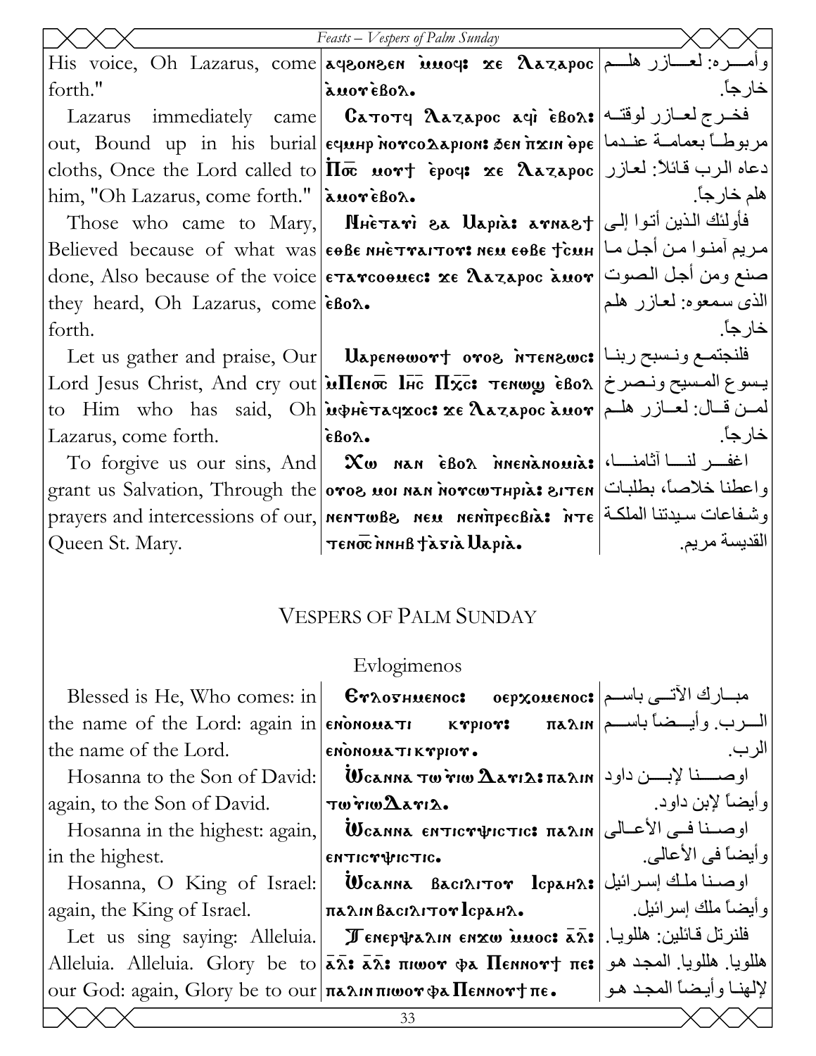| | | |
|---|---|---|
| His voice, Oh Lazarus, come forth." | ⲁϥϩⲟⲛϩⲉⲛ ⲙ̀ⲙⲟϥ: ϫⲉ Ⲗⲁⲍⲁⲣⲟⲥ ⲁ̀ⲙⲟⲩ ⲉ̀ⲃⲟⲗ. | وأمره: لعازر هلم خارجاً. |
| Lazarus immediately came out, Bound up in his burial cloths, Once the Lord called to him, "Oh Lazarus, come forth." | Ⲥⲁⲧⲟⲧϥ Ⲗⲁⲍⲁⲣⲟⲥ ⲁϥⲓ̀ ⲉ̀ⲃⲟⲗ: ⲉϥⲙⲏⲣ ⲛ̀ⲟⲩⲥⲟⲇⲁⲣⲓⲟⲛ: ϧⲉⲛ ⲡ̀ϫⲓⲛ ⲑ̀ⲣⲉ Ⲡⲟ̅ⲥ̅ ⲙⲟⲩϯ ⲉ̀ⲣⲟϥ: ϫⲉ Ⲗⲁⲍⲁⲣⲟⲥ ⲁ̀ⲙⲟⲩ ⲉ̀ⲃⲟⲗ. | فخرج لعازر لوقته مربوطاً بعمامة عندما دعاه الرب قائلاً: لعازر هلم خارجاً. |
| Those who came to Mary, Believed because of what was done, Also because of the voice they heard, Oh Lazarus, come forth. | Ⲛⲏⲉ̀ⲧⲁⲩⲓ̀ ϩⲁ Ⲙⲁⲣⲓⲁ̀: ⲁⲩⲛⲁϩϯ ⲉⲑⲃⲉ ⲛⲏⲉ̀ⲧⲁϥⲁⲓⲧⲟⲩ: ⲛⲉⲙ ⲉⲑⲃⲉ ϯ̀ⲥⲙⲏ ⲉⲧⲁⲩⲥⲟⲑⲙⲉⲥ: ϫⲉ Ⲗⲁⲍⲁⲣⲟⲥ ⲁ̀ⲙⲟⲩ ⲉ̀ⲃⲟⲗ. | فأولئك الذين أتوا إلى مريم آمنوا من أجل ما صنع ومن أجل الصوت الذى سمعوه: لعازر هلم خارجاً. |
| Let us gather and praise, Our Lord Jesus Christ, And cry out to Him who has said, Oh Lazarus, come forth. | Ⲙⲁⲣⲉⲛⲑⲱⲟⲩϯ ⲟⲩⲟϩ ⲛ̀ⲧⲉⲛϩⲱⲥ: ⲙ̀Ⲡⲉⲛⲟ̅ⲥ̅ Ⲓⲏ̅ⲥ̅ Ⲡⲭ̅ⲥ̅: ⲧⲉⲛⲱϣ ⲉ̀ⲃⲟⲗ ⲙ̀ⲫⲏⲉ̀ⲧⲁϥϫⲟⲥ: ϫⲉ Ⲗⲁⲍⲁⲣⲟⲥ ⲁ̀ⲙⲟⲩ ⲉ̀ⲃⲟⲗ. | فلنجتمع ونسبح ربنا يسوع المسيح ونصرخ لمن قال: لعازر هلم خارجاً. |
| To forgive us our sins, And grant us Salvation, Through the prayers and intercessions of our, Queen St. Mary. | Ⲭⲱ ⲛⲁⲛ ⲉ̀ⲃⲟⲗ ⲛ̀ⲛⲉⲛⲁ̀ⲛⲟⲙⲓⲁ̀: ⲟⲩⲟϩ ⲙⲟⲓ ⲛⲁⲛ ⲛ̀ⲟⲩⲥⲱⲧⲏⲣⲓⲁ̀: ϩⲓⲧⲉⲛ ⲛⲉⲛⲧⲱⲃϩ ⲛⲉⲙ ⲛⲉⲛ̀ⲡⲣⲉⲥⲃⲓⲁ̀: ⲛ̀ⲧⲉ ⲧⲉⲛⲟ̅ⲥ̅ ⲛ̀ⲛⲏⲃ ϯⲁ̀ⲅⲓⲁ̀ Ⲙⲁⲣⲓⲁ̀. | اغفر لنا آثامنا، واعطنا خلاصاً، بطلبات وشفاعات سيدتنا الملكة القديسة مريم. |

## Vespers of Palm Sunday

### Evlogimenos

| | | |
|---|---|---|
| Blessed is He, Who comes: in the name of the Lord: again in the name of the Lord. | Ⲉⲩⲗⲟⲅⲏⲙⲉⲛⲟⲥ: ⲟⲉⲣⲭⲟⲙⲉⲛⲟⲥ: ⲉⲛ̀ⲟⲛⲟⲙⲁⲧⲓ ⲕⲩⲣⲓⲟⲩ: ⲡⲁⲗⲓⲛ ⲉⲛ̀ⲟⲛⲟⲙⲁⲧⲓⲕⲩⲣⲓⲟⲩ. | مبارك الآتى باسم الرب. وأيضاً باسم الرب. |
| Hosanna to the Son of David: again, to the Son of David. | Ⲱ̀ⲥⲁⲛⲛⲁ ⲧⲱ ⲩ̀ⲓⲱ Ⲇⲁⲩⲓⲇ: ⲡⲁⲗⲓⲛ ⲧⲱ ⲩ̀ⲓⲱ Ⲇⲁⲩⲓⲇ. | اوصنا لإبن داود وأيضاً لإبن داود. |
| Hosanna in the highest: again, in the highest. | Ⲱ̀ⲥⲁⲛⲛⲁ ⲉⲛⲧⲓⲥⲩⲯⲓⲥⲧⲓⲥ: ⲡⲁⲗⲓⲛ ⲉⲛⲧⲓⲥⲩⲯⲓⲥⲧⲓⲥ. | اوصنا فى الأعالى وأيضاً فى الأعالى. |
| Hosanna, O King of Israel: again, the King of Israel. | Ⲱ̀ⲥⲁⲛⲛⲁ ⲃⲁⲥⲓⲗⲓⲧⲟⲩ Ⲓⲥⲣⲁⲏⲗ: ⲡⲁⲗⲓⲛ ⲃⲁⲥⲓⲗⲓⲧⲟⲩ Ⲓⲥⲣⲁⲏⲗ. | اوصنا ملك إسرائيل وأيضاً ملك إسرائيل. |
| Let us sing saying: Alleluia. Alleluia. Alleluia. Glory be to our God: again, Glory be to our | Ⲧⲉⲛⲉⲣⲯⲁⲗⲓⲛ ⲉⲛϫⲱ ⲙ̀ⲙⲟⲥ: ⲁ̅ⲗ̅: ⲁ̅ⲗ̅: ⲁ̅ⲗ̅: ⲡⲓⲱⲟⲩ ⲫⲁ Ⲡⲉⲛⲛⲟⲩϯ ⲡⲉ: ⲡⲁⲗⲓⲛ ⲡⲓⲱⲟⲩ ⲫⲁ Ⲡⲉⲛⲛⲟⲩϯ ⲡⲉ. | فلنرتل قائلين: هللويا. هللويا. هللويا. المجد هو لإلهنا وأيضاً المجد هو |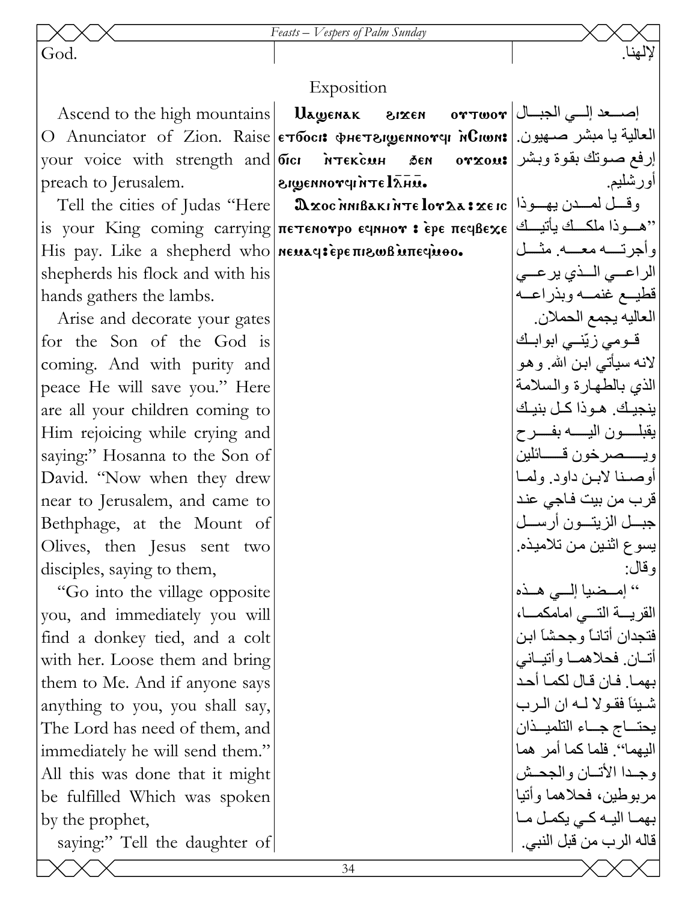| God. | | لإلهنا. |
|---|---|---|

## Exposition

| English | Coptic | Arabic |
|---|---|---|
| Ascend to the high mountains O Anunciator of Zion. Raise your voice with strength and preach to Jerusalem. | Ⲁⲁϣⲉⲛⲁⲕ ϩⲓϫⲉⲛ ⲟⲩⲧⲱⲟⲩ ⲉⲩϭⲟⲥⲓ: ⲫⲏⲉⲧϩⲓϣⲉⲛⲛⲟⲩϥⲓ ⲛ̀Ⲥⲓⲱⲛ: ϭⲓⲥⲓ ⲛ̀ⲧⲉⲕⲥ̀ⲙⲏ ϧⲉⲛ ⲟⲩϫⲟⲙ: ϩⲓϣⲉⲛⲛⲟⲩϥⲓ ⲛ̀ⲧⲉ Ⲓⲗ̅ⲏ̅ⲙ̅. | إصــعد إلــي الجبــال العالية يا مبشر صـهيون. إرفع صـوتك بقوة وبشر أورشليم. |
| Tell the cities of Judas "Here is your King coming carrying His pay. Like a shepherd who shepherds his flock and with his hands gathers the lambs. | Ⲁϫⲟⲥ ⲛ̀ⲛⲓⲂⲁⲕⲓ ⲛ̀ⲧⲉ Ⲓⲟⲩⲇⲁ: ϫⲉ ⲓⲥ ⲡⲉⲧⲉⲛⲟⲩⲣⲟ ⲉϥⲛⲏⲟⲩ: ⲉ̀ⲣⲉ ⲡⲉϥⲃⲉϫⲉ ⲛⲉⲙⲁϥ: ⲉ̀ⲣⲉ ⲡⲓϩⲱⲃ ⲙ̀ⲡⲉϥⲙ̀ⲑⲟ. | وقــل لمــدن يهــوذا "هــوذا ملكــك يأتيــك وأجرتـــه معـــه. مثـــل الراعــي الــذي يرعــي قطيــع غنمــه وبذراعــه العاليه يجمع الحملان. |
| Arise and decorate your gates for the Son of the God is coming. And with purity and peace He will save you." Here are all your children coming to Him rejoicing while crying and saying:" Hosanna to the Son of David. "Now when they drew near to Jerusalem, and came to Bethphage, at the Mount of Olives, then Jesus sent two disciples, saying to them, | | قــومي زيّنــي ابوابــك لانه سيأتي ابن الله. وهو الذي بالطهارة والسلامة ينجيك. هـوذا كـل بنيـك يقبلـــون اليـــه بفـــرح ويـــصرخون قـــائلين أوصـنا لابـن داود. ولمـا قرب من بيت فاجي عند جبــل الزيتــون أرســل يسوع اثنين من تلاميذه. وقال: |
| "Go into the village opposite you, and immediately you will find a donkey tied, and a colt with her. Loose them and bring them to Me. And if anyone says anything to you, you shall say, The Lord has need of them, and immediately he will send them." All this was done that it might be fulfilled Which was spoken by the prophet, | | " إمــضيا إلــي هــذه القريـــة التـــي امامكـــا، فتجدان أتاناً وجحشاً ابن أتــان. فحلاهمــا وأتيــاني بهمــا. فــان قــال لكمــا أحــد شيئاً فقـولا لـه ان الـرب يحتــاج جــاء التلميــذان اليهما". فلما كما أمر هما وجـدا الأتـان والجحـش مربوطين، فحلاهما وأتيا بهمـا اليـه كـي يكمـل مـا قاله الرب من قبل النبي. |
| saying:" Tell the daughter of | | |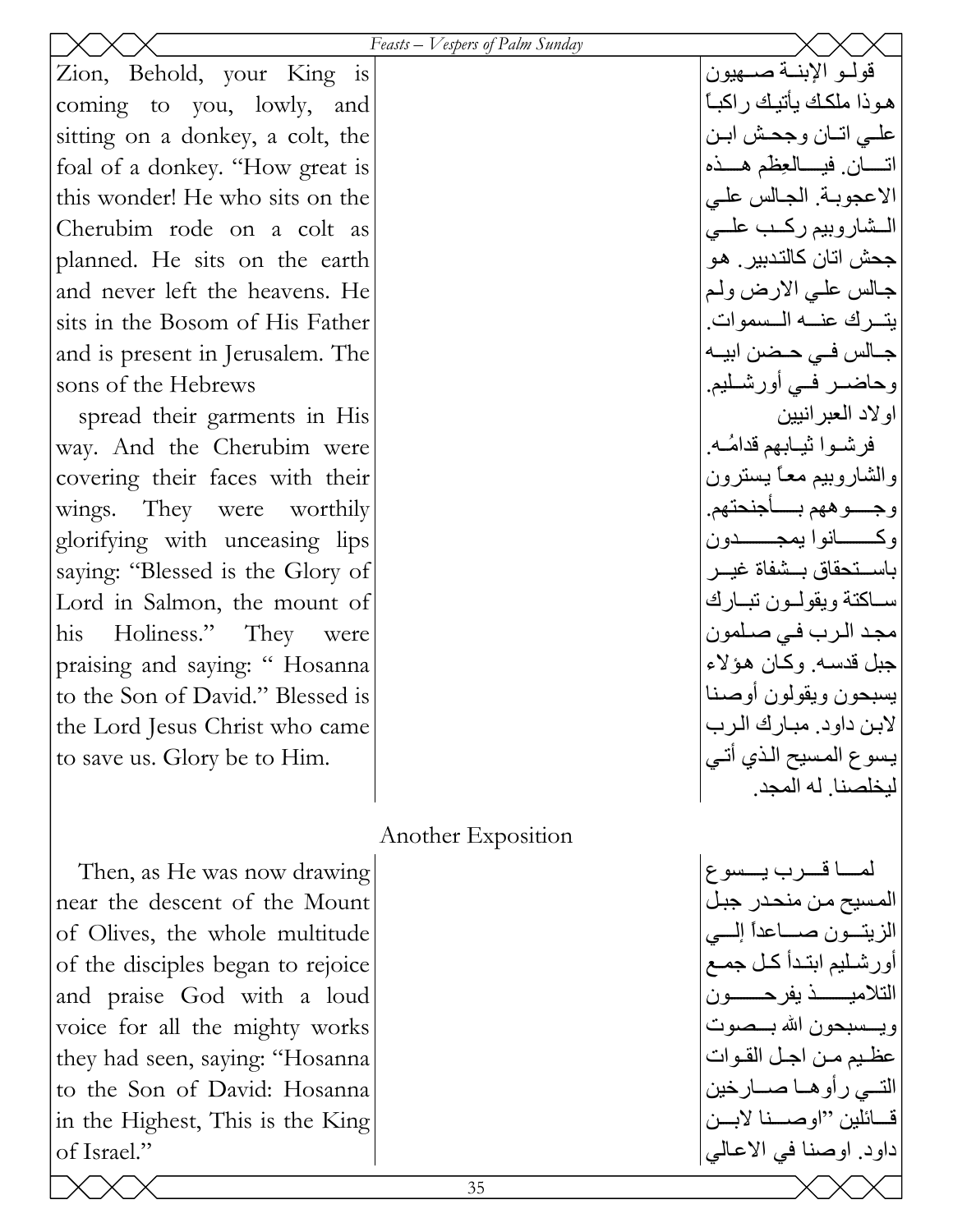Zion, Behold, your King is coming to you, lowly, and sitting on a donkey, a colt, the foal of a donkey. "How great is this wonder! He who sits on the Cherubim rode on a colt as planned. He sits on the earth and never left the heavens. He sits in the Bosom of His Father and is present in Jerusalem. The sons of the Hebrews

spread their garments in His way. And the Cherubim were covering their faces with their wings. They were worthily glorifying with unceasing lips saying: "Blessed is the Glory of Lord in Salmon, the mount of his Holiness." They were praising and saying: " Hosanna to the Son of David." Blessed is the Lord Jesus Christ who came to save us. Glory be to Him.

قولـو الإبنـة صـهيون هوذا ملكك يأتيك راكباً علـي اتـان وجحـش ابـن اتـان. فيـالعِظَم هـذه الاعجوبـة. الجـالس علـي الـشاروبيم ركـب علـي جحش اتان كالتدبير. هو جـالس علـي الارض ولـم يتـرك عنـه الـسموات. جـالس فـي حـضن ابيـه وحاضـر فـي أورشـليم. اولاد العبرانيين

فرشـوا ثيـابهم قدامُـه. والشاروبيم معاً يسترون وجـوههم بـأجنحتهم. وكـانوا يمجـدون باسـتحقاق بـشفاة غيـر سـاكتة ويقولـون تبـارك مجـد الـرب فـي صـلمون جبل قدسـه. وكـان هؤلاء يسبحون ويقولون أوصنا لابـن داود. مبـارك الـرب يسوع المسيح الذي أتـي ليخلصنا. له المجد.

## Another Exposition

Then, as He was now drawing near the descent of the Mount of Olives, the whole multitude of the disciples began to rejoice and praise God with a loud voice for all the mighty works they had seen, saying: "Hosanna to the Son of David: Hosanna in the Highest, This is the King of Israel."

لمـا قـرب يـسوع المسيح من منحدر جبل الزيتـون صـاعداً إلـي أورشـليم ابتـدأ كـل جمـع التلاميـذ يفرحـون ويـسبحون الله بـصوت عظـيم مـن اجـل القـوات التـي رأوهـا صـارخين قـائلين "اوصـنا لابـن داود. اوصنا في الاعالي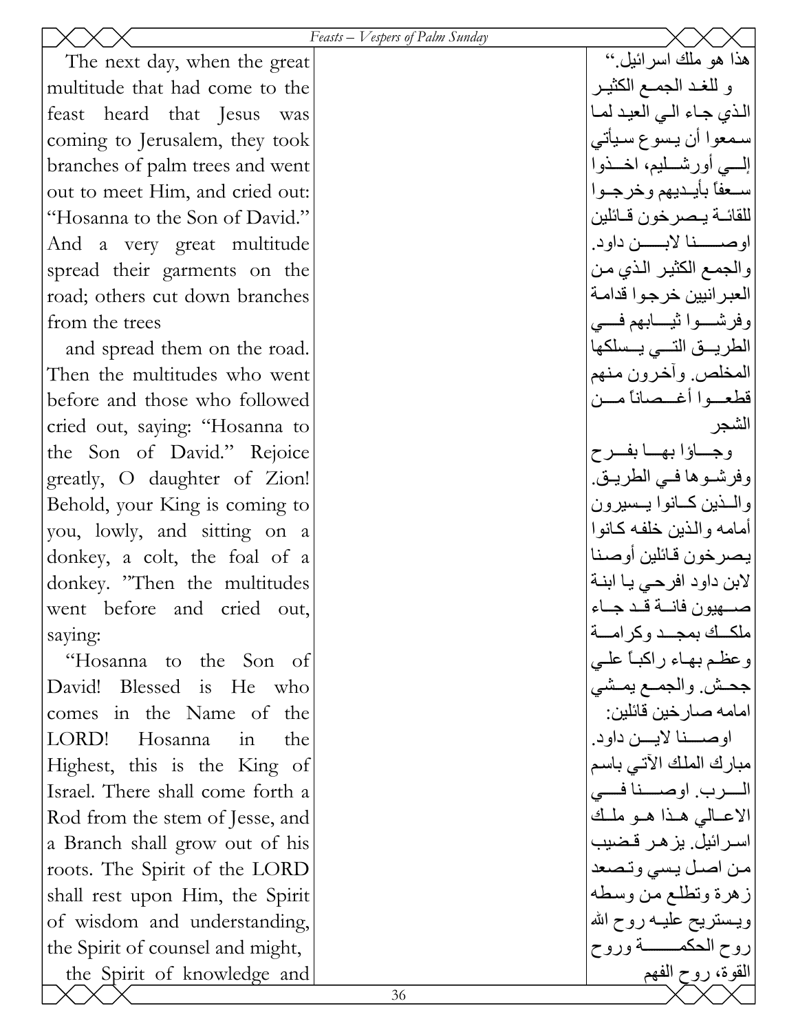The next day, when the great multitude that had come to the feast heard that Jesus was coming to Jerusalem, they took branches of palm trees and went out to meet Him, and cried out: "Hosanna to the Son of David." And a very great multitude spread their garments on the road; others cut down branches from the trees

and spread them on the road. Then the multitudes who went before and those who followed cried out, saying: "Hosanna to the Son of David." Rejoice greatly, O daughter of Zion! Behold, your King is coming to you, lowly, and sitting on a donkey, a colt, the foal of a donkey. "Then the multitudes went before and cried out, saying:

"Hosanna to the Son of David! Blessed is He who comes in the Name of the LORD! Hosanna in the Highest, this is the King of Israel. There shall come forth a Rod from the stem of Jesse, and a Branch shall grow out of his roots. The Spirit of the LORD shall rest upon Him, the Spirit of wisdom and understanding, the Spirit of counsel and might,

the Spirit of knowledge and

هذا هو ملك اسرائيل."

و للغد الجمع الكثير الذي جاء الي العيد لما سمعوا أن يسوع سيأتي إلي أورشليم، اخذوا سعفاً بأيديهم وخرجوا للقائة يصرخون قائلين اوصنا لابن داود. والجمع الكثير الذي من العبرانيين خرجوا قدامة وفرشوا ثيابهم في الطريق التي يسلكها المخلص. وآخرون منهم قطعوا أغصاناً من الشجر

وجاؤا بها بفرح وفرشوها في الطريق. والذين كانوا يسيرون أمامه والذين خلفه كانوا يصرخون قائلين أوصنا لابن داود افرحي يا ابنة صهيون فانة قد جاء ملكك بمجد وكرامة وعظم بهاء راكباً علي جحش. والجمع يمشي امامه صارخين قائلين:

اوصنا لابن داود. مبارك الملك الآتي باسم الرب. اوصنا في الاعالي هذا هو ملك اسرائيل. يزهر قضيب من اصل يسي وتصعد زهرة وتطلع من وسطه ويستريح عليه روح الله روح الحكمة وروح القوة، روح الفهم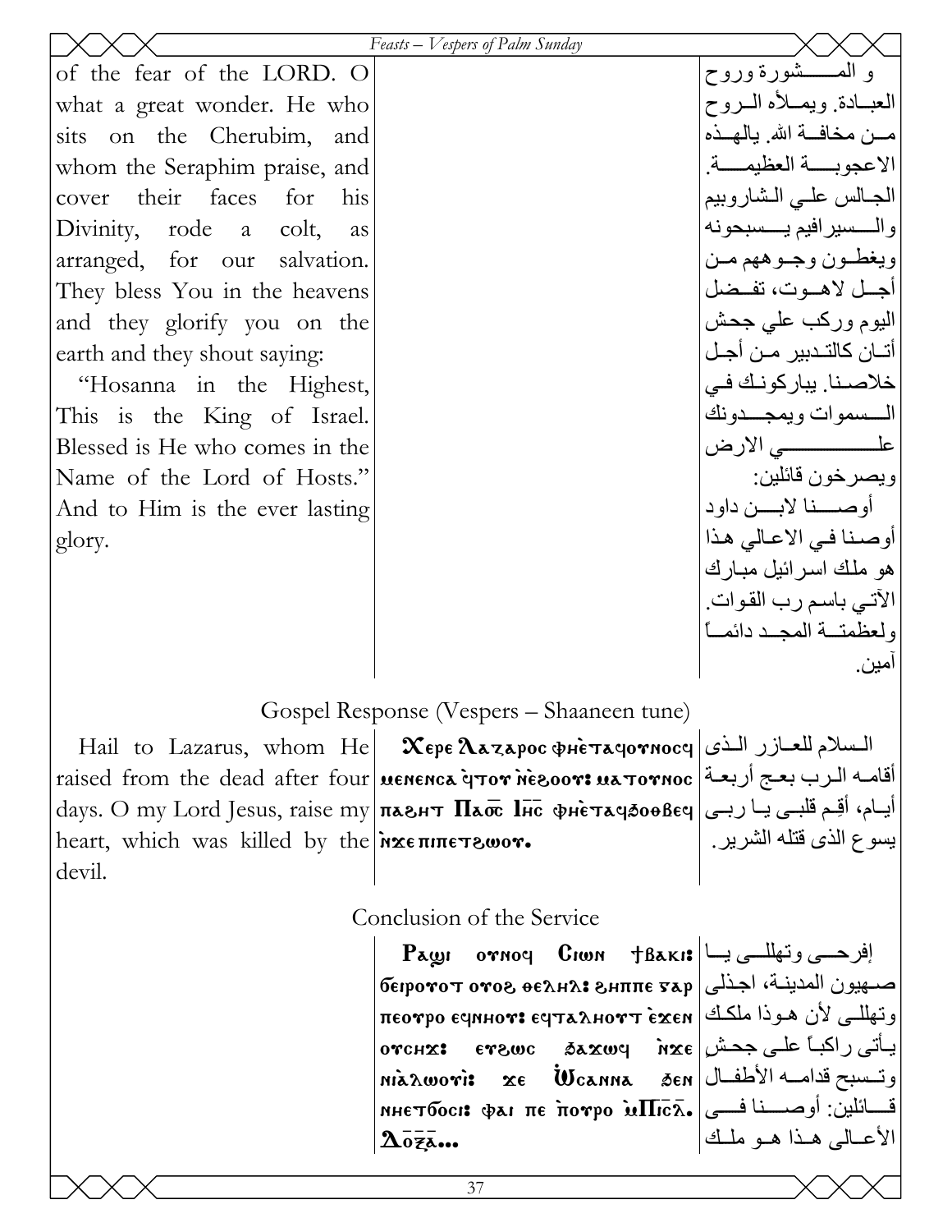| English | Coptic | Arabic |
|---|---|---|
| of the fear of the LORD. O what a great wonder. He who sits on the Cherubim, and whom the Seraphim praise, and cover their faces for his Divinity, rode a colt, as arranged, for our salvation. They bless You in the heavens and they glorify you on the earth and they shout saying: "Hosanna in the Highest, This is the King of Israel. Blessed is He who comes in the Name of the Lord of Hosts." And to Him is the ever lasting glory. | | و المشورة وروح العبادة. ويملأه الروح من مخافة الله. يالهذه الاعجوبة العظيمة. الجالس علي الشاروبيم والسيرافيم يسبحونه ويغطون وجوههم من أجل لاهوت، تفضل اليوم وركب علي جحش أتان كالتدبير من أجل خلاصنا. يباركونك في السموات ويمجدونك علي الارض ويصرخون قائلين: أوصنا لابن داود أوصنا في الاعالي هذا هو ملك اسرائيل مبارك الآتي باسم رب القوات. ولعظمته المجد دائماً آمين. |

## Gospel Response (Vespers – Shaaneen tune)

| English | Coptic | Arabic |
|---|---|---|
| Hail to Lazarus, whom He raised from the dead after four days. O my Lord Jesus, raise my heart, which was killed by the devil. | Ⲭⲉⲣⲉ Ⲗⲁⲍⲁⲣⲟⲥ ⲫⲏⲉⲧⲁϥⲧⲟⲩⲛⲟⲥϥ ⲙⲉⲛⲉⲛⲥⲁ ϥ̀ⲧⲟⲩ ⲛ̀ⲉϩⲟⲟⲩ: ⲙⲁⲧⲟⲩⲛⲟⲥ ⲡⲁϩⲏⲧ Ⲡⲁⲟ̅ⲥ̅ Ⲓⲏ̅ⲥ̅ ⲫⲏⲉⲧⲁϥϧⲟⲑⲃⲉϥ ⲛ̀ϫⲉⲡⲓⲡⲉⲧϩⲱⲟⲩ. | السلام للعازر الذى أقامه الرب بعج أربعة أيام، أقِم قلبى يا ربى يسوع الذى قتله الشرير. |

## Conclusion of the Service

| Coptic | Arabic |
|---|---|
| Ⲣⲁϣⲓ ⲟⲩⲛⲟϥ Ⲥⲓⲱⲛ ϯⲃⲁⲕⲓ: ϭⲉⲓⲣⲟⲟⲩⲧ ⲟⲩⲟϩ ⲑⲉⲗⲏⲗ: ϩⲏⲡⲡⲉ ⲅⲁⲣ ⲡⲉⲟⲩⲣⲟ ⲉϥⲛⲏⲟⲩ: ⲉϥⲧⲁⲗⲏⲟⲩⲧ ⲉ̀ϫⲉⲛ ⲟⲩⲥⲏϫ: ⲉⲩϩⲱⲥ ϧⲁϫⲱϥ ⲛ̀ϫⲉ ⲛⲓⲁ̀ⲗⲱⲟⲩⲓ̀: ϫⲉ Ⲱ̀ⲥⲁⲛⲛⲁ ϧⲉⲛ ⲛⲏⲉⲧϭⲟⲥⲓ: ⲫⲁⲓ ⲡⲉ ⲡ̀ⲟⲩⲣⲟ ⲙ̀Ⲡⲓⲥ̅ⲗ̅. Ⲇⲟ̅ⲝ̅ⲁ̅... | إفرحي وتهللي يا صهيون المدينة، اجذلي وتهللي لأن هوذا ملكك يأتى راكباً على جحش وتسبح قدامه الأطفال قائلين: أوصنا فى الأعالى هذا هو ملك |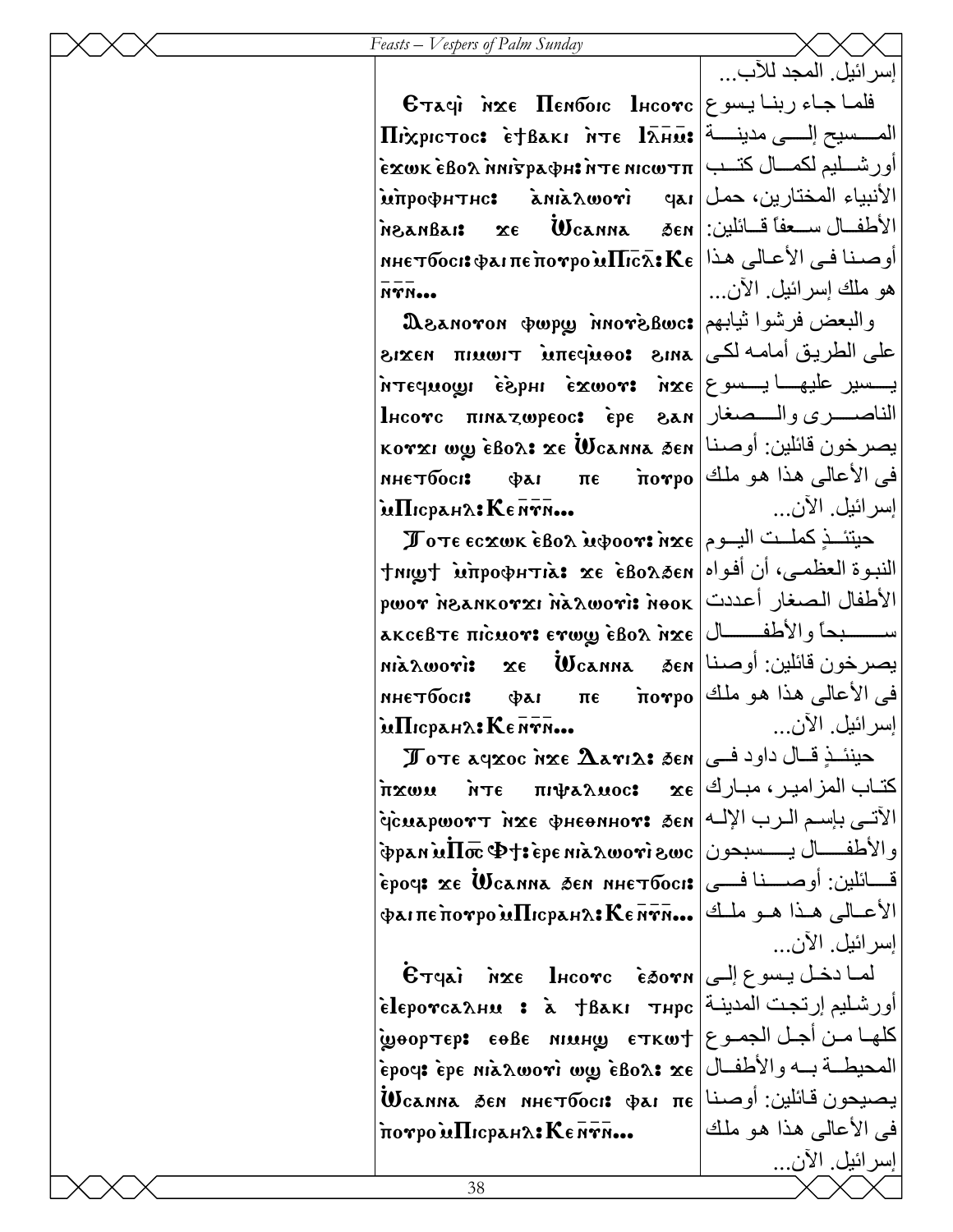| | | |
|---|---|---|
| | | إسرائيل. المجد للآب... |
| | Ⲉⲧⲁϥⲓ̀ ⲛ̀ϫⲉ Ⲡⲉⲛϭⲟⲓⲥ Ⲓⲏⲥⲟⲩⲥ Ⲡⲓⲭ̀ⲣⲓⲥⲧⲟⲥ: ⲉ̀ϯⲃⲁⲕⲓ ⲛ̀ⲧⲉ Ⲓⲗ̅ⲏ̅ⲙ̅: ⲉ̀ϫⲱⲕ ⲉ̀ⲃⲟⲗ ⲛ̀ⲛⲓⲅ̀ⲣⲁⲫⲏ: ⲛ̀ⲧⲉ ⲛⲓⲥⲱⲧⲡ ⲙ̀ⲡ̀ⲣⲟⲫⲏⲧⲏⲥ: ⲁ̀ⲛⲓⲁ̀ⲗⲱⲟⲩⲓ̀ ϥⲁⲓ ⲛ̀ϩⲁⲛⲃⲁⲓ: ϫⲉ Ⲱ̀ⲥⲁⲛⲛⲁ ϧⲉⲛ ⲛⲏⲉⲧϭⲟⲥⲓ: ⲫⲁⲓ ⲡⲉ ⲡ̀ⲟⲩⲣⲟ ⲙ̀Ⲡⲓⲥ̅ⲗ̅: Ⲕⲉ ⲛ̅ⲩ̅ⲛ̅... | فلما جاء ربنا يسوع المسيح إلى مدينة أورشليم لكمال كتب الأنبياء المختارين، حمل الأطفال سعفاً قائلين: أوصنا في الأعالي هذا هو ملك إسرائيل. الآن... |
| | Ⲁϩⲁⲛⲟⲩⲟⲛ ⲫⲱⲣϣ ⲛ̀ⲛⲟⲩⲉ̀ⲃⲱⲥ: ϩⲓϫⲉⲛ ⲡⲓⲙⲱⲓⲧ ⲙ̀ⲡⲉϥⲙ̀ⲑⲟ: ϩⲓⲛⲁ ⲛ̀ⲧⲉϥⲙⲟϣⲓ ⲉ̀ϩ̀ⲣⲏⲓ ⲉ̀ϫⲱⲟⲩ: ⲛ̀ϫⲉ Ⲓⲏⲥⲟⲩⲥ ⲡⲓⲛⲁⲍⲱⲣⲉⲟⲥ: ⲉ̀ⲣⲉ ϩⲁⲛ ⲕⲟⲩϫⲓ ⲱϣ ⲉ̀ⲃⲟⲗ: ϫⲉ Ⲱ̀ⲥⲁⲛⲛⲁ ϧⲉⲛ ⲛⲏⲉⲧϭⲟⲥⲓ: ⲫⲁⲓ ⲡⲉ ⲡ̀ⲟⲩⲣⲟ ⲙ̀Ⲡⲓⲥⲣⲁⲏⲗ: Ⲕⲉ ⲛ̅ⲩ̅ⲛ̅... | والبعض فرشوا ثيابهم على الطريق أمامه لكي يسير عليها يسوع الناصري والصغار يصرخون قائلين: أوصنا في الأعالي هذا هو ملك إسرائيل. الآن... |
| | Ⲧⲟⲧⲉ ⲉⲥϫⲱⲕ ⲉ̀ⲃⲟⲗ ⲙ̀ⲫⲟⲟⲩ: ⲛ̀ϫⲉ ϯⲛⲓϣϯ ⲙ̀ⲡ̀ⲣⲟⲫⲏⲧⲓⲁ̀: ϫⲉ ⲉ̀ⲃⲟⲗϧⲉⲛ ⲣⲱⲟⲩ ⲛ̀ϩⲁⲛⲕⲟⲩϫⲓ ⲛ̀ⲁ̀ⲗⲱⲟⲩⲓ̀: ⲛ̀ⲑⲟⲕ ⲁⲕⲥⲉⲃⲧⲉ ⲡⲓ̀ⲥⲙⲟⲩ: ⲉⲩⲱϣ ⲉ̀ⲃⲟⲗ ⲛ̀ϫⲉ ⲛⲓⲁ̀ⲗⲱⲟⲩⲓ̀: ϫⲉ Ⲱ̀ⲥⲁⲛⲛⲁ ϧⲉⲛ ⲛⲏⲉⲧϭⲟⲥⲓ: ⲫⲁⲓ ⲡⲉ ⲡ̀ⲟⲩⲣⲟ ⲙ̀Ⲡⲓⲥⲣⲁⲏⲗ: Ⲕⲉ ⲛ̅ⲩ̅ⲛ̅... | حينئذٍ كملت اليوم النبوة العظمى، أن أفواه الأطفال الصغار أعددت سبحاً والأطفال يصرخون قائلين: أوصنا في الأعالي هذا هو ملك إسرائيل. الآن... |
| | Ⲧⲟⲧⲉ ⲁϥϫⲟⲥ ⲛ̀ϫⲉ Ⲇⲁⲩⲓⲇ: ϧⲉⲛ ⲡ̀ϫⲱⲙ ⲛ̀ⲧⲉ ⲡⲓⲯⲁⲗⲙⲟⲥ: ϫⲉ ϥ̀ⲥⲙⲁⲣⲱⲟⲩⲧ ⲛ̀ϫⲉ ⲫⲏⲉⲑⲛⲏⲟⲩ: ϧⲉⲛ ⲫ̀ⲣⲁⲛ ⲙ̀Ⲡ̅ⲟ̅ⲥ̅ Ⲫϯ: ⲉ̀ⲣⲉ ⲛⲓⲁ̀ⲗⲱⲟⲩⲓ̀ ϩⲱⲥ ⲉ̀ⲣⲟϥ: ϫⲉ Ⲱ̀ⲥⲁⲛⲛⲁ ϧⲉⲛ ⲛⲏⲉⲧϭⲟⲥⲓ: ⲫⲁⲓ ⲡⲉ ⲡ̀ⲟⲩⲣⲟ ⲙ̀Ⲡⲓⲥⲣⲁⲏⲗ: Ⲕⲉ ⲛ̅ⲩ̅ⲛ̅... | حينئذٍ قال داود في كتاب المزامير، مبارك الآتي بإسم الرب الإله والأطفال يسبحون قائلين: أوصنا في الأعالي هذا هو ملك إسرائيل. الآن... |
| | Ⲉ̀ⲧϥⲁⲓ̀ ⲛ̀ϫⲉ Ⲓⲏⲥⲟⲩⲥ ⲉ̀ϧⲟⲩⲛ ⲉ̀Ⲓⲉⲣⲟⲩⲥⲁⲗⲏⲙ : ⲁ̀ ϯⲃⲁⲕⲓ ⲧⲏⲣⲥ ϣ̀ⲑⲟⲣⲧⲉⲣ: ⲉⲑⲃⲉ ⲛⲓⲙⲏϣ ⲉⲧⲕⲱϯ ⲉ̀ⲣⲟϥ: ⲉ̀ⲣⲉ ⲛⲓⲁ̀ⲗⲱⲟⲩⲓ̀ ⲱϣ ⲉ̀ⲃⲟⲗ: ϫⲉ Ⲱ̀ⲥⲁⲛⲛⲁ ϧⲉⲛ ⲛⲏⲉⲧϭⲟⲥⲓ: ⲫⲁⲓ ⲡⲉ ⲡ̀ⲟⲩⲣⲟ ⲙ̀Ⲡⲓⲥⲣⲁⲏⲗ: Ⲕⲉ ⲛ̅ⲩ̅ⲛ̅... | لما دخل يسوع إلى أورشليم إرتجت المدينة كلها من أجل الجموع المحيطة به والأطفال يصيحون قائلين: أوصنا في الأعالي هذا هو ملك إسرائيل. الآن... |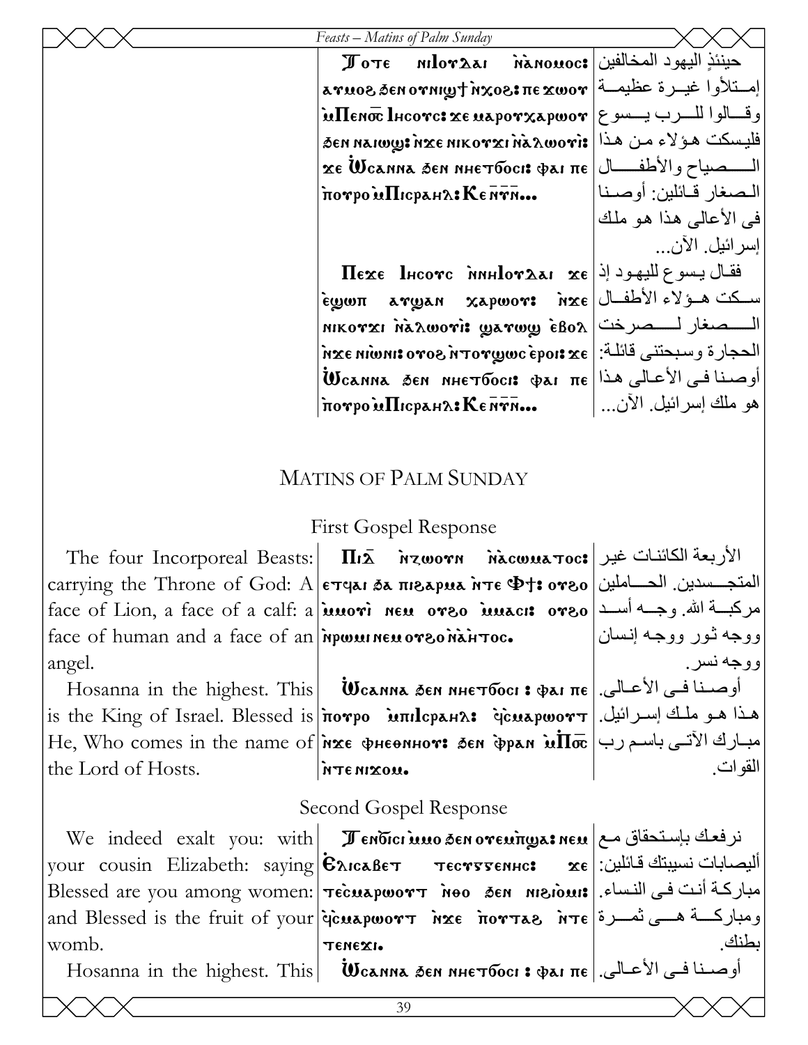| | Tote niIoudai nanomoc: aumoh qen ounisht nkoh: pejwou mPenoc Iycouc: je marouxarwou qen naiwsh: nje nikouji nalwoui: je Wcanna qen nhetsoci: vai pe pouro mPicrahl: Kenun... | حينئذٍ اليهود المخالفين إمتلأوا غيرة عظيمة وقالوا للرب يسوع فليسكت هؤلاء من هذا الصياح والأطفال الصغار قائلين: أوصنا فى الأعالي هذا هو ملك إسرائيل. الآن... |
|---|---|---|
| | Peje Iycouc nnhIoudai je eswp aushan xarwou: nje nikouji naloui: shaushsh ebol nje niwni: ouoh ntoushwc eroi: je Wcanna qen nhetsoci: vai pe pouro mPicrahl: Kenun... | فقال يسوع لليهود إذ سكت هؤلاء الأطفال الصغار لصرخت الحجارة وسبحتني قائلة: أوصنا في الأعالي هذا هو ملك إسرائيل. الآن... |

# Matins of Palm Sunday

## First Gospel Response

| | | |
|---|---|---|
| The four Incorporeal Beasts: carrying the Throne of God: A face of Lion, a face of a calf: a face of human and a face of an angel. | Pi $\bar{d}$ nzwon nacwmatoc: etfai qa piharma nte Vt: ouho mmoui nem ouho mmaci: ouho nrwmi nem ouho naітoc. | الأربعة الكائنات غير المتجسدين. الحاملين مركبة الله. وجه أسد ووجه ثور ووجه إنسان ووجه نسر. |
| Hosanna in the highest. This is the King of Israel. Blessed is He, Who comes in the name of the Lord of Hosts. | Wcanna qen nhetsoci : vai pe pouro mpiIcrahl: ef cmarwout nje vhe%nhou: qen vran mPoc nte nijom. | أوصنا في الأعالي. هذا هو ملك إسرائيل. مبارك الآتي باسم رب القوات. |

## Second Gospel Response

| | | |
|---|---|---|
| We indeed exalt you: with your cousin Elizabeth: saying Blessed are you among women: and Blessed is the fruit of your womb. | Tenсici mmo qen oumpsha: nem Elicabet tecsuggenhc: je tecmarwout n%o qen nihiomi: ef cmarwout nje pouta% nte tenejі. | نرفعك بإستحقاق مع أليصابات نسيبتك قائلين: مباركة أنت في النساء. ومباركة هي ثمرة بطنك. |
| Hosanna in the highest. This | Wcanna qen nhetsoci : vai pe | أوصنا في الأعالي. |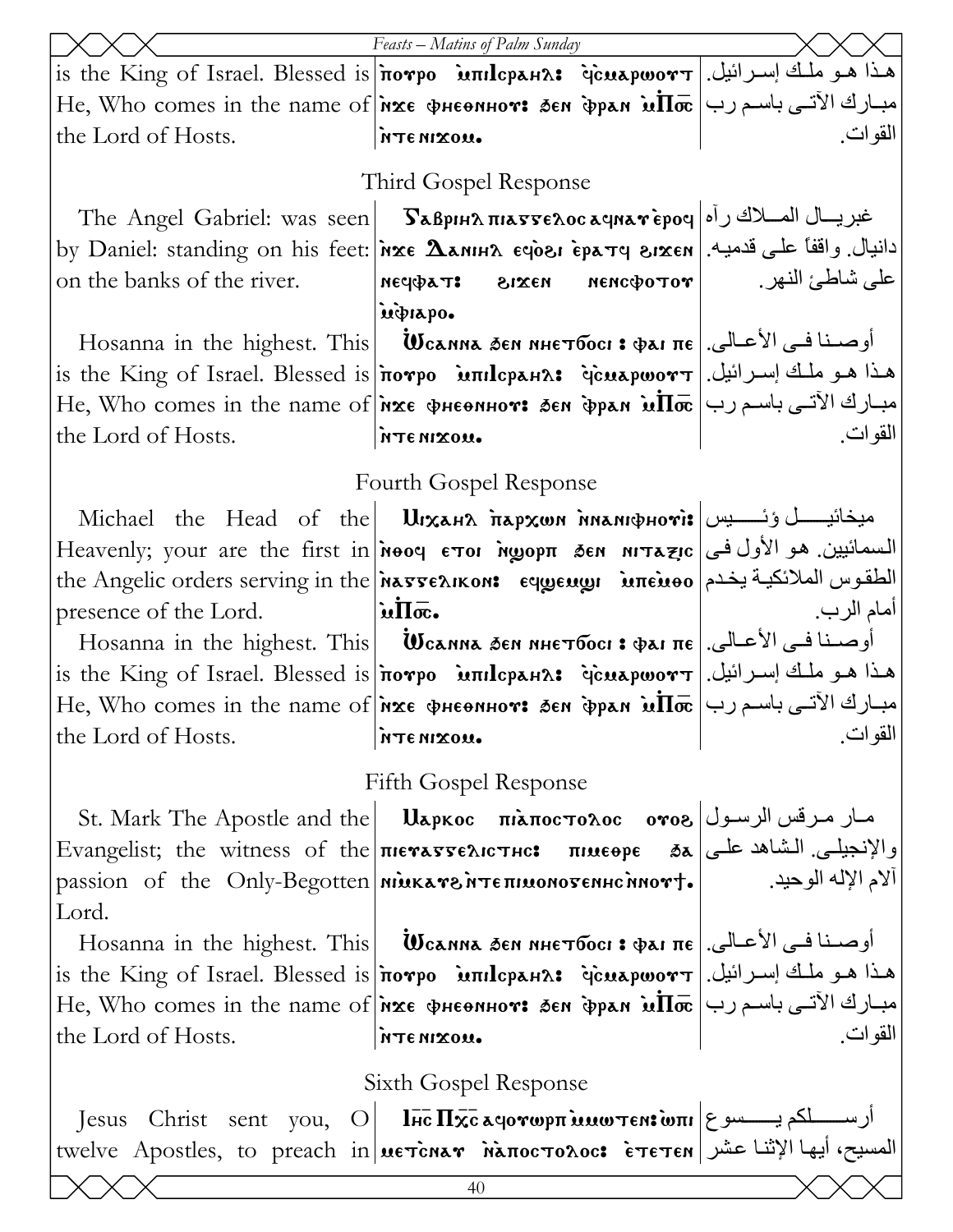| | | |
|---|---|---|
| is the King of Israel. Blessed is He, Who comes in the name of the Lord of Hosts. | ⲡⲟⲩⲣⲟ ⲙ̀ⲡⲓⲥ̅ⲣ̅ⲗ̅: ϥ̀ⲥ̀ⲙⲁⲣⲱⲟⲩⲧ ⲛ̀ϫⲉ ⲫⲏⲉⲑⲛⲏⲟⲩ: ϧⲉⲛ ⲫ̀ⲣⲁⲛ ⲙ̀Ⲡ̅ⲟ̅ⲥ̅ ⲛ̀ⲧⲉ ⲛⲓϫⲟⲙ. | هذا هو ملك إسرائيل. مبارك الآتي باسم رب القوات. |

## Third Gospel Response

| | | |
|---|---|---|
| The Angel Gabriel: was seen by Daniel: standing on his feet: on the banks of the river. | Ⲅⲁⲃⲣⲓⲏⲗ ⲡⲓⲁⲅⲅⲉⲗⲟⲥ ⲁϥⲛⲁⲩ ⲉ̀ⲣⲟϥ ⲛ̀ϫⲉ Ⲇⲁⲛⲓⲏⲗ ⲉϥⲟϩⲓ ⲉ̀ⲣⲁⲧϥ ϩⲓϫⲉⲛ ⲛⲉϥⲫⲁⲧ: ϩⲓϫⲉⲛ ⲛⲉⲛⲥⲫⲟⲧⲟⲩ ⲙ̀ⲫⲓⲁⲣⲟ. | غبريال الملاك رآه دانيال. واقفاً على قدميه. على شاطئ النهر. |
| Hosanna in the highest. This is the King of Israel. Blessed is He, Who comes in the name of the Lord of Hosts. | Ⲱⲥⲁⲛⲛⲁ ϧⲉⲛ ⲛⲏⲉⲧϭⲟⲥⲓ : ⲫⲁⲓ ⲡⲉ ⲡⲟⲩⲣⲟ ⲙ̀ⲡⲓⲥ̅ⲣ̅ⲗ̅: ϥ̀ⲥ̀ⲙⲁⲣⲱⲟⲩⲧ ⲛ̀ϫⲉ ⲫⲏⲉⲑⲛⲏⲟⲩ: ϧⲉⲛ ⲫ̀ⲣⲁⲛ ⲙ̀Ⲡ̅ⲟ̅ⲥ̅ ⲛ̀ⲧⲉ ⲛⲓϫⲟⲙ. | أوصنا في الأعالي. هذا هو ملك إسرائيل. مبارك الآتي باسم رب القوات. |

## Fourth Gospel Response

| | | |
|---|---|---|
| Michael the Head of the Heavenly; your are the first in the Angelic orders serving in the presence of the Lord. | Ⲙⲓⲭⲁⲏⲗ ⲡ̀ⲁⲣⲭⲱⲛ ⲛ̀ⲛⲁⲛⲓⲫⲏⲟⲩⲓ: ⲛ̀ⲑⲟϥ ⲉⲧⲟⲓ ⲛ̀ϣⲟⲣⲡ ϧⲉⲛ ⲛⲓⲧⲁⲝⲓⲥ ⲛ̀ⲁⲅⲅⲉⲗⲓⲕⲟⲛ: ⲉϥϣⲉⲙϣⲓ ⲙ̀ⲡⲉⲙ̀ⲑⲟ ⲙ̀Ⲡ̅ⲟ̅ⲥ̅. | ميخائيل رئيس السمائيين. هو الأول في الطقوس الملائكية يخدم أمام الرب. |
| Hosanna in the highest. This is the King of Israel. Blessed is He, Who comes in the name of the Lord of Hosts. | Ⲱⲥⲁⲛⲛⲁ ϧⲉⲛ ⲛⲏⲉⲧϭⲟⲥⲓ : ⲫⲁⲓ ⲡⲉ ⲡⲟⲩⲣⲟ ⲙ̀ⲡⲓⲥ̅ⲣ̅ⲗ̅: ϥ̀ⲥ̀ⲙⲁⲣⲱⲟⲩⲧ ⲛ̀ϫⲉ ⲫⲏⲉⲑⲛⲏⲟⲩ: ϧⲉⲛ ⲫ̀ⲣⲁⲛ ⲙ̀Ⲡ̅ⲟ̅ⲥ̅ ⲛ̀ⲧⲉ ⲛⲓϫⲟⲙ. | أوصنا في الأعالي. هذا هو ملك إسرائيل. مبارك الآتي باسم رب القوات. |

## Fifth Gospel Response

| | | |
|---|---|---|
| St. Mark The Apostle and the Evangelist; the witness of the passion of the Only-Begotten Lord. | Ⲙⲁⲣⲕⲟⲥ ⲡⲓⲁ̀ⲡⲟⲥⲧⲟⲗⲟⲥ ⲟⲩⲟϩ ⲡⲓⲉⲩⲁⲅⲅⲉⲗⲓⲥⲧⲏⲥ: ⲡⲓⲙⲉⲑⲣⲉ ϧⲁ ⲛⲓⲙ̀ⲕⲁⲩϩ ⲛ̀ⲧⲉ ⲡⲓⲙⲟⲛⲟⲅⲉⲛⲏⲥ ⲛ̀ⲛⲟⲩϯ. | مار مرقس الرسول والإنجيلي. الشاهد على آلام الإله الوحيد. |
| Hosanna in the highest. This is the King of Israel. Blessed is He, Who comes in the name of the Lord of Hosts. | Ⲱⲥⲁⲛⲛⲁ ϧⲉⲛ ⲛⲏⲉⲧϭⲟⲥⲓ : ⲫⲁⲓ ⲡⲉ ⲡⲟⲩⲣⲟ ⲙ̀ⲡⲓⲥ̅ⲣ̅ⲗ̅: ϥ̀ⲥ̀ⲙⲁⲣⲱⲟⲩⲧ ⲛ̀ϫⲉ ⲫⲏⲉⲑⲛⲏⲟⲩ: ϧⲉⲛ ⲫ̀ⲣⲁⲛ ⲙ̀Ⲡ̅ⲟ̅ⲥ̅ ⲛ̀ⲧⲉ ⲛⲓϫⲟⲙ. | أوصنا في الأعالي. هذا هو ملك إسرائيل. مبارك الآتي باسم رب القوات. |

## Sixth Gospel Response

| | | |
|---|---|---|
| Jesus Christ sent you, O twelve Apostles, to preach in | Ⲓ̅ⲏ̅ⲥ̅ Ⲡⲭ̅ⲥ̅ ⲁϥⲟⲩⲱⲣⲡ ⲙ̀ⲙⲱⲧⲉⲛ: ⲱ̀ ⲡⲓⲙⲉⲧⲥ̀ⲛⲁⲩ ⲛ̀ⲁ̀ⲡⲟⲥⲧⲟⲗⲟⲥ: ⲉ̀ⲧⲉⲧⲉⲛ | أرسلكم يسوع المسيح، أيها الإثنا عشر |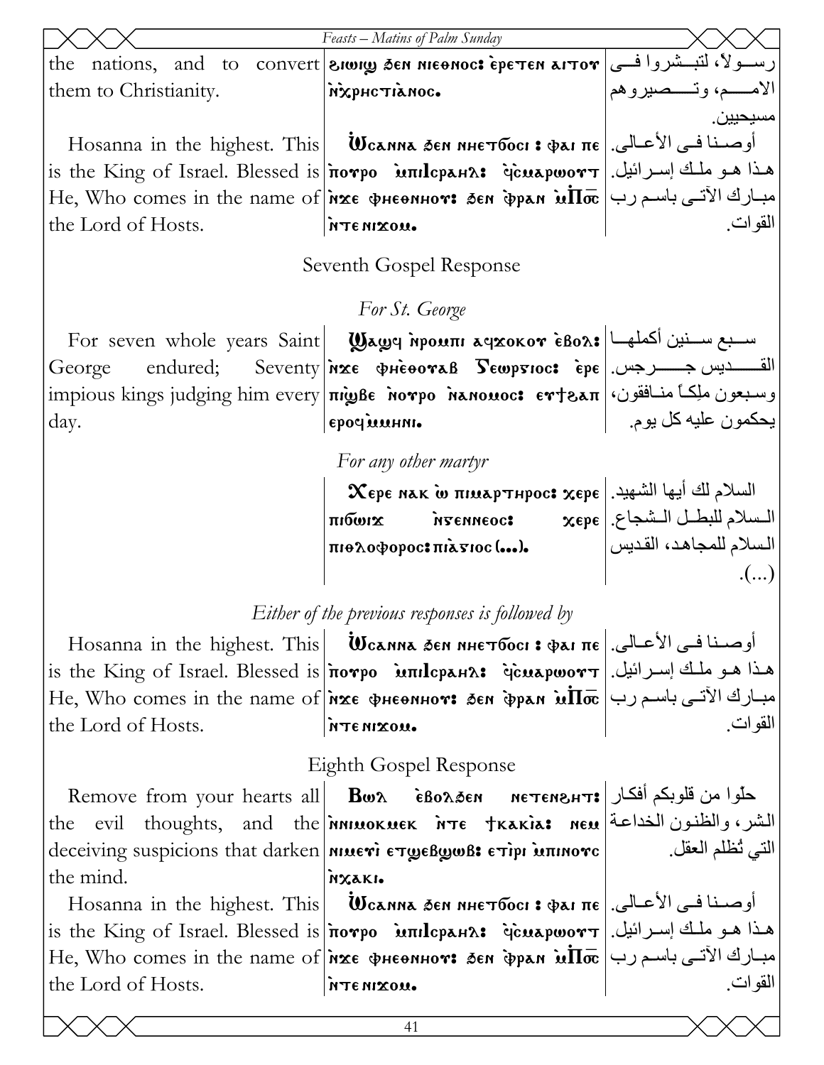| | | |
|---|---|---|
| the nations, and to convert them to Christianity. | ϩⲓⲱⲓϣ ϧⲉⲛ ⲛⲓⲉⲑⲛⲟⲥ: ⲉ̀ⲣⲉⲧⲉⲛ ⲁⲓⲧⲟⲩ ⲛ̀ⲭ̀ⲣⲏⲥⲧⲓ̀ⲁⲛⲟⲥ. | رسـولاً، لتبـشروا فـى الامـم، وتـصيروهم مسيحيين. |
| Hosanna in the highest. This is the King of Israel. Blessed is He, Who comes in the name of the Lord of Hosts. | Ⲱ̀ⲥⲁⲛⲛⲁ ϧⲉⲛ ⲛⲏⲉⲧϭⲟⲥⲓ: ⲫⲁⲓ ⲡⲉ ⲡ̀ⲟⲩⲣⲟ ⲙ̀ⲡⲓⲓⲥⲣⲁⲏⲗ: ϥ̀ⲥⲙⲁⲣⲱⲟⲩⲧ ⲛ̀ϫⲉ ⲫⲏⲉⲑⲛⲏⲟⲩ: ϧⲉⲛ ⲫ̀ⲣⲁⲛ ⲙ̀Ⲡⲟ̅ⲥ̅ ⲛ̀ⲧⲉ ⲛⲓϫⲟⲙ. | أوصـنا فـى الأعـالى. هـذا هـو ملـك إسـرائيل. مبـارك الآتـى باسـم رب القوات. |

## Seventh Gospel Response

*For St. George*

| | | |
|---|---|---|
| For seven whole years Saint George endured; Seventy impious kings judging him every day. | Ϣⲁϣϥ ⲛ̀ⲣⲟⲙⲡⲓ ⲁϥϫⲟⲕⲟⲩ ⲉ̀ⲃⲟⲗ: ⲛ̀ϫⲉ ⲫⲏⲉ̀ⲑⲟⲩⲁⲃ Ⲅⲉⲱⲣⲅⲓⲟⲥ: ⲉ̀ⲣⲉ ⲡⲓϣ̀ⲃⲉ ⲛ̀ⲟⲩⲣⲟ ⲛ̀ⲁⲛⲟⲙⲟⲥ: ⲉⲩϯϩⲁⲡ ⲉⲣⲟϥ ⲙ̀ⲙⲏⲛⲓ. | سـبع سـنين أكملهـا القـديس جـرجس. وسـبعون ملِكـاً منـافقون، يحكمون عليه كل يوم. |

*For any other martyr*

| | | |
|---|---|---|
| | Ⲭⲉⲣⲉ ⲛⲁⲕ ⲱ̀ ⲡⲓⲙⲁⲣⲧⲏⲣⲟⲥ: ⲭⲉⲣⲉ ⲡⲓϭⲱⲓϫ ⲛ̀ⲅⲉⲛⲛⲉⲟⲥ: ⲭⲉⲣⲉ ⲡⲓⲁⲑⲗⲟⲫⲟⲣⲟⲥ: ⲡⲓⲁ̀ⲅⲓⲟⲥ (...). | السلام لك أيها الشهيد. السلام للبطـل الـشجاع. السلام للمجاهد، القديس (...). |

*Either of the previous responses is followed by*

| | | |
|---|---|---|
| Hosanna in the highest. This is the King of Israel. Blessed is He, Who comes in the name of the Lord of Hosts. | Ⲱ̀ⲥⲁⲛⲛⲁ ϧⲉⲛ ⲛⲏⲉⲧϭⲟⲥⲓ: ⲫⲁⲓ ⲡⲉ ⲡ̀ⲟⲩⲣⲟ ⲙ̀ⲡⲓⲓⲥⲣⲁⲏⲗ: ϥ̀ⲥⲙⲁⲣⲱⲟⲩⲧ ⲛ̀ϫⲉ ⲫⲏⲉⲑⲛⲏⲟⲩ: ϧⲉⲛ ⲫ̀ⲣⲁⲛ ⲙ̀Ⲡⲟ̅ⲥ̅ ⲛ̀ⲧⲉ ⲛⲓϫⲟⲙ. | أوصـنا فـى الأعـالى. هـذا هـو ملـك إسـرائيل. مبـارك الآتـى باسـم رب القوات. |

## Eighth Gospel Response

| | | |
|---|---|---|
| Remove from your hearts all the evil thoughts, and the deceiving suspicions that darken the mind. | Ⲃⲱⲗ ⲉ̀ⲃⲟⲗϧⲉⲛ ⲛⲉⲧⲉⲛϩⲏⲧ: ⲛ̀ⲛⲓⲙⲟⲕⲙⲉⲕ ⲛ̀ⲧⲉ ϯⲕⲁⲕⲓⲁ̀: ⲛⲉⲙ ⲛⲓⲙⲉⲩⲓ̀ ⲉⲧϣⲉⲃϣⲱⲃ: ⲉⲧⲓ̀ⲣⲓ ⲙ̀ⲡⲓⲛⲟⲩⲥ ⲛ̀ⲭⲁⲕⲓ. | حلّوا من قلوبكم أفكار الشر، والظنون الخداعة التي تُظلم العقل. |
| Hosanna in the highest. This is the King of Israel. Blessed is He, Who comes in the name of the Lord of Hosts. | Ⲱ̀ⲥⲁⲛⲛⲁ ϧⲉⲛ ⲛⲏⲉⲧϭⲟⲥⲓ: ⲫⲁⲓ ⲡⲉ ⲡ̀ⲟⲩⲣⲟ ⲙ̀ⲡⲓⲓⲥⲣⲁⲏⲗ: ϥ̀ⲥⲙⲁⲣⲱⲟⲩⲧ ⲛ̀ϫⲉ ⲫⲏⲉⲑⲛⲏⲟⲩ: ϧⲉⲛ ⲫ̀ⲣⲁⲛ ⲙ̀Ⲡⲟ̅ⲥ̅ ⲛ̀ⲧⲉ ⲛⲓϫⲟⲙ. | أوصـنا فـى الأعـالى. هـذا هـو ملـك إسـرائيل. مبـارك الآتـى باسـم رب القوات. |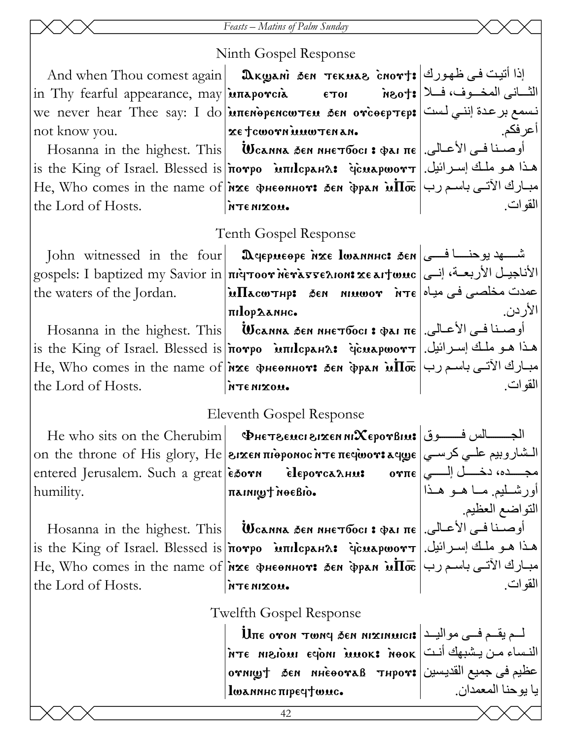## Ninth Gospel Response

| English | Coptic | Arabic |
| --- | --- | --- |
| And when Thou comest again in Thy fearful appearance, may we never hear Thee say: I do not know you. | Ⲁⲕϣⲁⲛⲓ ϧⲉⲛ ⲧⲉⲕⲙⲁϩ ⳉⲛⲟⲩϯ: ⲙ̀ⲡⲁⲣⲟⲩⲥⲓⲁ̀ ⲉⲧⲟⲓ ⲛ̀ϩⲟϯ: ⲙ̀ⲡⲉⲛⲑ̀ⲣⲉⲛⲥⲱⲧⲉⲙ ϧⲉⲛ ⲟⲩⲥ̀ⲑⲉⲣⲧⲉⲣ: ϫⲉ ϯⲥⲱⲟⲩⲛ ⲙ̀ⲙⲱⲧⲉⲛ ⲁⲛ. | إذا أتيت فى ظهورك الثانى المخوف، فلا نسمع برعدة إنني لست أعرفكم. |
| Hosanna in the highest. This is the King of Israel. Blessed is He, Who comes in the name of the Lord of Hosts. | Ⲱ̀ⲥⲁⲛⲛⲁ ϧⲉⲛ ⲛⲏⲉⲧϭⲟⲥⲓ: ⲫⲁⲓ ⲡⲉ ⲡ̀ⲟⲩⲣⲟ ⲙ̀ⲡⲓⲒⲥⲣⲁⲏⲗ: ⲫ̀ⲥⲙⲁⲣⲱⲟⲩⲧ ⲛ̀ϫⲉ ⲫⲏⲉⲑⲛⲏⲟⲩ: ϧⲉⲛ ⲫ̀ⲣⲁⲛ ⲙ̀Ⲡⲟ̅ⲥ̅ ⲛ̀ⲧⲉ ⲛⲓϫⲟⲙ. | أوصنا فى الأعالى. هذا هو ملك إسرائيل. مبارك الآتى باسم رب القوات. |

## Tenth Gospel Response

| English | Coptic | Arabic |
| --- | --- | --- |
| John witnessed in the four gospels: I baptized my Savior in the waters of the Jordan. | Ⲁϥⲉⲣⲙⲉⲑⲣⲉ ⲛ̀ϫⲉ Ⲓⲱⲁⲛⲛⲏⲥ: ϧⲉⲛ ⲡⲓϥ̀ⲧⲟⲟⲩ ⲛ̀ⲉⲩⲁⲅⲅⲉⲗⲓⲟⲛ: ϫⲉ ⲁⲓϯⲱⲙⲥ ⲙ̀Ⲡⲁⲥⲱⲧⲏⲣ: ϧⲉⲛ ⲛⲓⲙⲱⲟⲩ ⲛ̀ⲧⲉ ⲡⲓⲒⲟⲣⲇⲁⲛⲏⲥ. | شهد يوحنا فى الأناجيل الأربعة، إنى عمدت مخلصى فى مياه الأردن. |
| Hosanna in the highest. This is the King of Israel. Blessed is He, Who comes in the name of the Lord of Hosts. | Ⲱ̀ⲥⲁⲛⲛⲁ ϧⲉⲛ ⲛⲏⲉⲧϭⲟⲥⲓ: ⲫⲁⲓ ⲡⲉ ⲡ̀ⲟⲩⲣⲟ ⲙ̀ⲡⲓⲒⲥⲣⲁⲏⲗ: ⲫ̀ⲥⲙⲁⲣⲱⲟⲩⲧ ⲛ̀ϫⲉ ⲫⲏⲉⲑⲛⲏⲟⲩ: ϧⲉⲛ ⲫ̀ⲣⲁⲛ ⲙ̀Ⲡⲟ̅ⲥ̅ ⲛ̀ⲧⲉ ⲛⲓϫⲟⲙ. | أوصنا فى الأعالى. هذا هو ملك إسرائيل. مبارك الآتى باسم رب القوات. |

## Eleventh Gospel Response

| English | Coptic | Arabic |
| --- | --- | --- |
| He who sits on the Cherubim on the throne of His glory, He entered Jerusalem. Such a great humility. | Ⲫⲏⲉⲧϩⲉⲙⲥⲓ ϩⲓϫⲉⲛ ⲛⲓⲬⲉⲣⲟⲩⲃⲓⲙ: ϩⲓϫⲉⲛ ⲡⲓⲑ̀ⲣⲟⲛⲟⲥ ⲛ̀ⲧⲉ ⲡⲉϥⲱ̀ⲟⲩ: ⲁϥϣⲉ ⲉ̀ϧⲟⲩⲛ ⲉ̀Ⲓⲉⲣⲟⲩⲥⲁⲗⲏⲙ: ⲟⲩⲡⲉ ⲡⲁⲓⲛⲓϣϯ ⲛ̀ⲑⲉⲃⲓⲟ̀. | الجالس فوق الشاروبيم على كرسي مجده، دخل إلى أورشليم. ما هو هذا التواضع العظيم. |
| Hosanna in the highest. This is the King of Israel. Blessed is He, Who comes in the name of the Lord of Hosts. | Ⲱ̀ⲥⲁⲛⲛⲁ ϧⲉⲛ ⲛⲏⲉⲧϭⲟⲥⲓ: ⲫⲁⲓ ⲡⲉ ⲡ̀ⲟⲩⲣⲟ ⲙ̀ⲡⲓⲒⲥⲣⲁⲏⲗ: ⲫ̀ⲥⲙⲁⲣⲱⲟⲩⲧ ⲛ̀ϫⲉ ⲫⲏⲉⲑⲛⲏⲟⲩ: ϧⲉⲛ ⲫ̀ⲣⲁⲛ ⲙ̀Ⲡⲟ̅ⲥ̅ ⲛ̀ⲧⲉ ⲛⲓϫⲟⲙ. | أوصنا فى الأعالى. هذا هو ملك إسرائيل. مبارك الآتى باسم رب القوات. |

## Twelfth Gospel Response

| English | Coptic | Arabic |
| --- | --- | --- |
| | Ⲙ̀ⲡⲉ ⲟⲩⲟⲛ ⲧⲱⲛϥ ϧⲉⲛ ⲛⲓϫⲓⲛⲙⲓⲥⲓ: ⲛ̀ⲧⲉ ⲛⲓϩⲓⲟⲙⲓ ⲉϥⲟ̀ⲛⲓ ⲙ̀ⲙⲟⲕ: ⲛ̀ⲑⲟⲕ ⲟⲩⲛⲓϣϯ ϧⲉⲛ ⲛⲏⲉ̀ⲑⲟⲩⲁⲃ ⲧⲏⲣⲟⲩ: Ⲓⲱⲁⲛⲛⲏⲥ ⲡⲓⲣⲉϥϯⲱⲙⲥ. | لم يقم فى مواليد النساء من يشبهك أنت عظيم فى جميع القديسين يا يوحنا المعمدان. |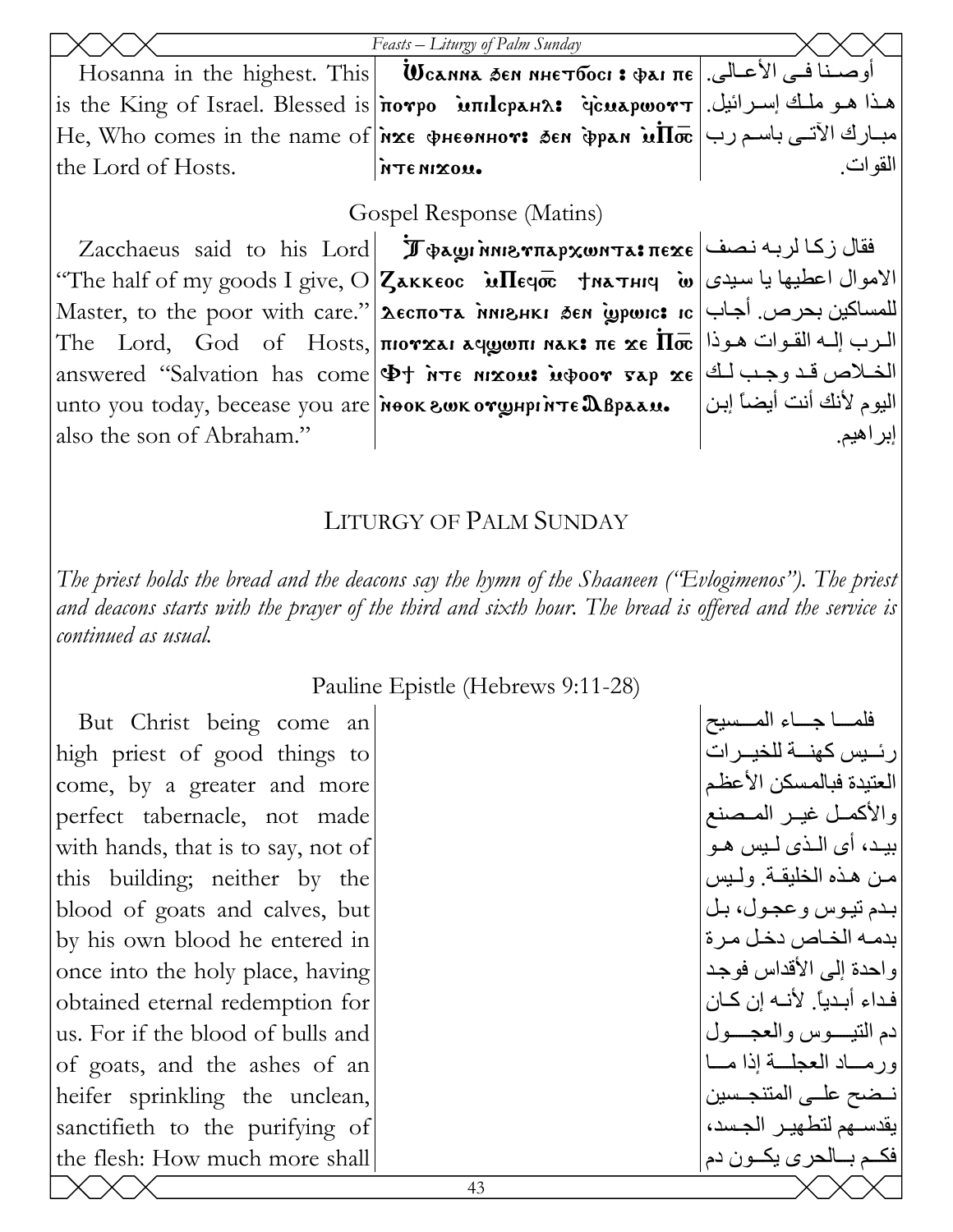| | | |
|---|---|---|
| Hosanna in the highest. This is the King of Israel. Blessed is He, Who comes in the name of the Lord of Hosts. | Ⲱⲥⲁⲛⲛⲁ ϧⲉⲛ ⲛⲏⲉⲧϭⲟⲥⲓ: ⲫⲁⲓ ⲡⲉ ⲡ̀ⲟⲩⲣⲟ ⲙ̀ⲡⲓⲒⲥⲣⲁⲏⲗ: ϥ̀ⲥⲙⲁⲣⲱⲟⲩⲧ ⲛ̀ϫⲉ ⲫⲏⲉⲑⲛⲏⲟⲩ: ϧⲉⲛ ⲫ̀ⲣⲁⲛ ⲙ̀Ⲡⲟ̅ⲥ̅ ⲛ̀ⲧⲉ ⲛⲓϫⲟⲙ. | أوصنا في الأعالي. هذا هو ملك إسرائيل. مبارك الآتي باسم رب القوات. |

Gospel Response (Matins)

| | | |
|---|---|---|
| Zacchaeus said to his Lord "The half of my goods I give, O Master, to the poor with care." The Lord, God of Hosts, answered "Salvation has come unto you today, becease you are also the son of Abraham." | Ⲡ̀ⲫⲁϣⲓ ⲛ̀ⲛⲓϩⲩⲡⲁⲣⲭⲟⲛⲧⲁ: ⲡⲉϫⲉ Ⲍⲁⲕⲕⲉⲟⲥ ⲙ̀Ⲡⲉϥⲟ̅ⲥ̅ ϯⲛⲁⲧⲏⲓϥ ⲱ̀ ⲇⲉⲥⲡⲟⲧⲁ ⲛ̀ⲛⲓϩⲏⲕⲓ ϧⲉⲛ ⲟⲩⲣⲱⲓⲥ: ⲓⲥ ⲡⲓⲟⲩϫⲁⲓ ⲁϥϣⲱⲡⲓ ⲛⲁⲕ: ⲡⲉ ϫⲉ Ⲡⲟ̅ⲥ̅ Ⲫϯ ⲛ̀ⲧⲉ ⲛⲓϫⲟⲙ: ⲙ̀ⲫⲟⲟⲩ ⲅⲁⲣ ϫⲉ ⲛ̀ⲑⲟⲕ ϩⲱⲕ ⲟⲩϣⲏⲣⲓ ⲛ̀ⲧⲉ Ⲁⲃⲣⲁⲁⲙ. | فقال زكا لربه نصف الاموال اعطيها يا سيدي للمساكين بحرص. أجاب الرب إله القوات هوذا الخلاص قد وجب لك اليوم لأنك أنت أيضاً إبن إبراهيم. |

## LITURGY OF PALM SUNDAY

*The priest holds the bread and the deacons say the hymn of the Shaaneen ("Evlogimenos"). The priest and deacons starts with the prayer of the third and sixth hour. The bread is offered and the service is continued as usual.*

Pauline Epistle (Hebrews 9:11-28)

| | | |
|---|---|---|
| But Christ being come an high priest of good things to come, by a greater and more perfect tabernacle, not made with hands, that is to say, not of this building; neither by the blood of goats and calves, but by his own blood he entered in once into the holy place, having obtained eternal redemption for us. For if the blood of bulls and of goats, and the ashes of an heifer sprinkling the unclean, sanctifieth to the purifying of the flesh: How much more shall | | فلما جاء المسيح رئيس كهنة للخيرات العتيدة فبالمسكن الأعظم والأكمل غير المصنع بيد، أي الذي ليس هو من هذه الخليقة. وليس بدم تيوس وعجول، بل بدمه الخاص دخل مرة واحدة إلى الأقداس فوجد فداء أبدياً. لأنه إن كان دم التيوس والعجول ورماد العجلة إذا ما نضح على المتنجسين يقدسهم لتطهير الجسد، فكم بالحرى يكون دم |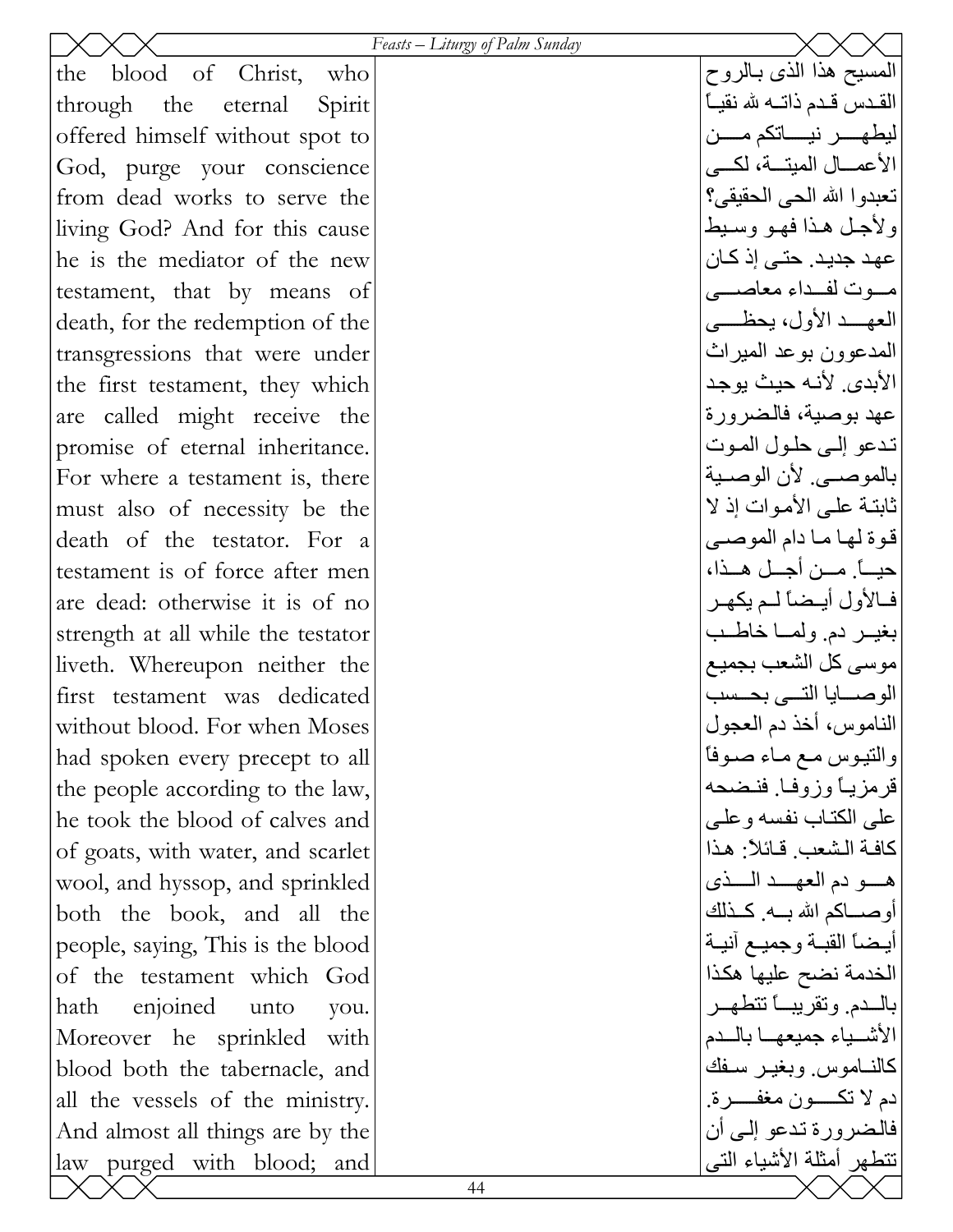the blood of Christ, who through the eternal Spirit offered himself without spot to God, purge your conscience from dead works to serve the living God? And for this cause he is the mediator of the new testament, that by means of death, for the redemption of the transgressions that were under the first testament, they which are called might receive the promise of eternal inheritance. For where a testament is, there must also of necessity be the death of the testator. For a testament is of force after men are dead: otherwise it is of no strength at all while the testator liveth. Whereupon neither the first testament was dedicated without blood. For when Moses had spoken every precept to all the people according to the law, he took the blood of calves and of goats, with water, and scarlet wool, and hyssop, and sprinkled both the book, and all the people, saying, This is the blood of the testament which God hath enjoined unto you. Moreover he sprinkled with blood both the tabernacle, and all the vessels of the ministry. And almost all things are by the law purged with blood; and

المسيح هذا الذى بالروح القدس قدم ذاته لله نقياً ليطهر نياتكم من الأعمال الميتة، لكى تعبدوا الله الحى الحقيقى؟ ولأجل هذا فهو وسيط عهد جديد. حتى إذ كان موت لفداء معاصى العهد الأول، يحظى المدعوون بوعد الميراث الأبدى. لأنه حيث يوجد عهد بوصية، فالضرورة تدعو إلى حلول الموت بالموصى. لأن الوصية ثابتة على الأموات إذ لا قوة لها ما دام الموصى حياً. من أجل هذا، فالأول أيضاً لم يكهر بغير دم. ولما خاطب موسى كل الشعب بجميع الوصايا التى بحسب الناموس، أخذ دم العجول والتيوس مع ماء صوفاً قرمزياً وزوفا. فنضحه على الكتاب نفسه وعلى كافة الشعب. قائلاً: هذا هو دم العهد الذى أوصاكم الله به. كذلك أيضاً القبة وجميع آنية الخدمة نضح عليها هكذا بالدم. وتقريباً تتطهر الأشياء جميعها بالدم كالناموس. وبغير سفك دم لا تكون مغفرة. فالضرورة تدعو إلى أن تتطهر أمثلة الأشياء التى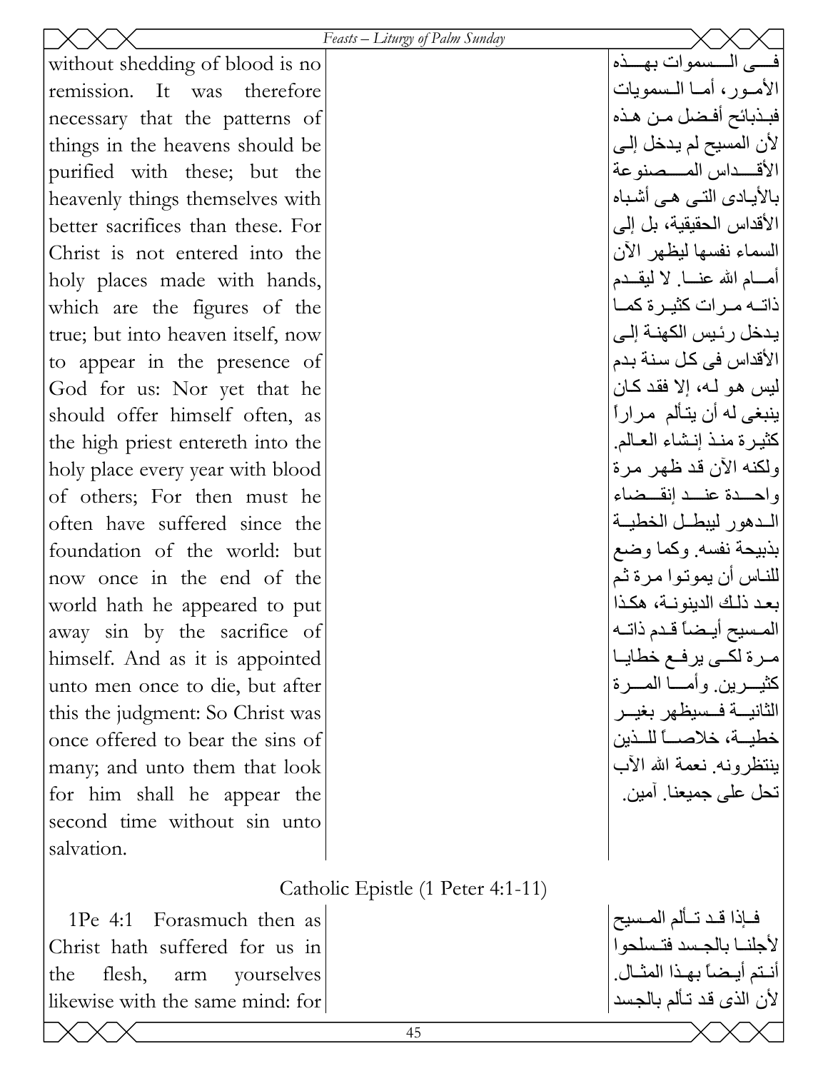without shedding of blood is no remission. It was therefore necessary that the patterns of things in the heavens should be purified with these; but the heavenly things themselves with better sacrifices than these. For Christ is not entered into the holy places made with hands, which are the figures of the true; but into heaven itself, now to appear in the presence of God for us: Nor yet that he should offer himself often, as the high priest entereth into the holy place every year with blood of others; For then must he often have suffered since the foundation of the world: but now once in the end of the world hath he appeared to put away sin by the sacrifice of himself. And as it is appointed unto men once to die, but after this the judgment: So Christ was once offered to bear the sins of many; and unto them that look for him shall he appear the second time without sin unto salvation.

فـــى الـــسموات بهـــذه الأمـور، أمـا الـسمويات فبـذبائح أفـضل مـن هـذه لأن المسيح لم يدخل إلـى الأقـــداس المـــصنوعة بالأيـادى التـى هـى أشـباه الأقداس الحقيقية، بل إلى السماء نفسها ليظهر الآن أمـــام الله عنـــا. لا ليقـدم ذاتـه مـرات كثيـرة كمـا يـدخل رئـيس الكهنـة إلـى الأقداس فى كل سنة بدم ليس هو لـه، إلا فقد كـان ينبغى له أن يتـألم مـراراً كثيرة منذ إنشاء العالم. ولكنه الآن قد ظهر مرة واحـــدة عنـــد إنقـــضاء الـدهور ليبطـل الخطيـة بذبيحة نفسه. وكما وضع للنـاس أن يموتـوا مـرة ثـم بعـد ذلـك الدينونـة، هكـذا المـسيح أيـضاً قـدم ذاتـه مـرة لكـى يرفـع خطايـا كثيـــرين. وأمـــا المـــرة الثانيـــة فـسيظهر بغيـــر خطيــة، خلاصــاً للــذين ينتظرونه. نعمة الله الآب تحل على جميعنا. آمين.

## Catholic Epistle (1 Peter 4:1-11)

1Pe 4:1 Forasmuch then as Christ hath suffered for us in the flesh, arm yourselves likewise with the same mind: for

فـإذا قـد تـألم المـسيح لأجلنـا بالجـسد فتـسلحوا أنـتم أيـضاً بهـذا المثـال. لأن الذى قد تـألم بالجسد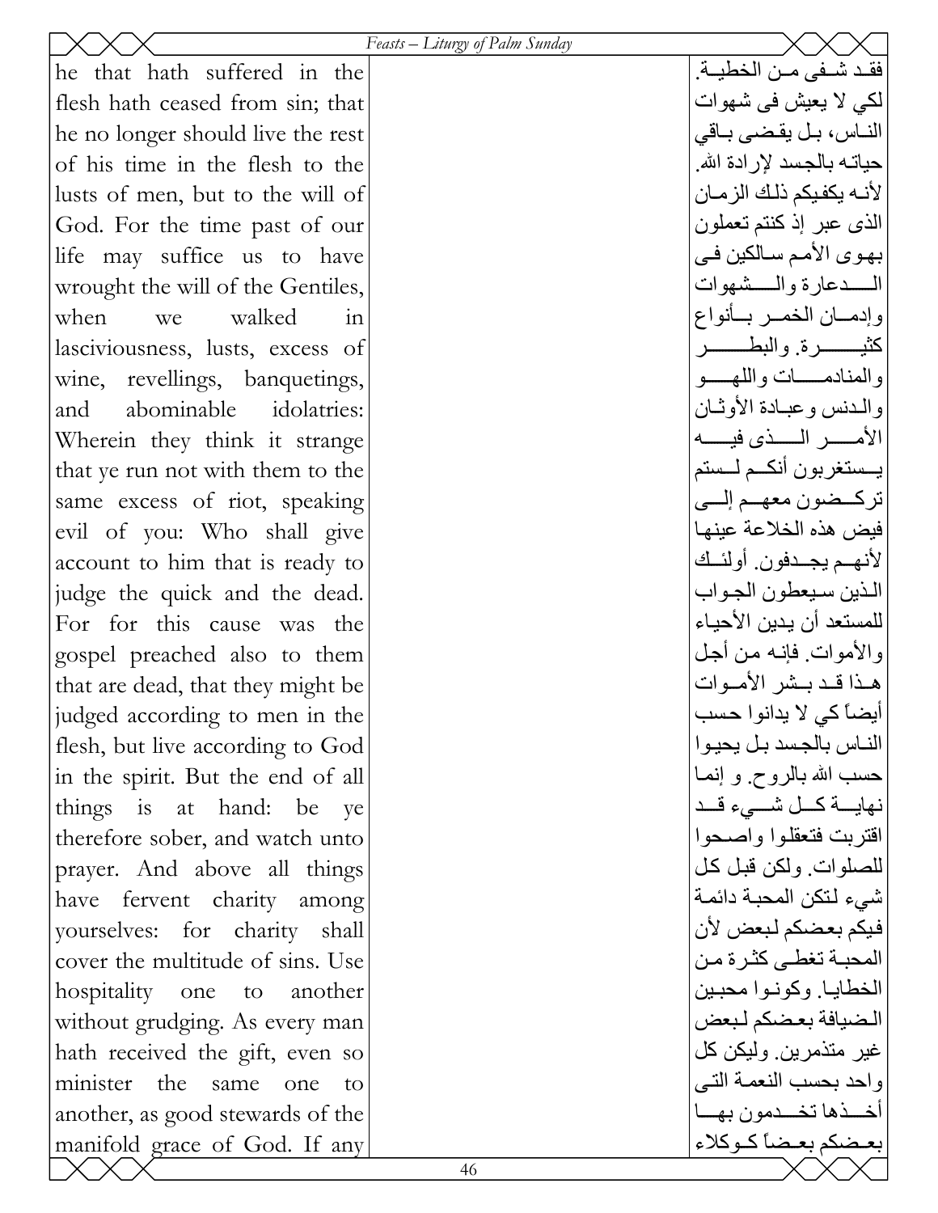he that hath suffered in the flesh hath ceased from sin; that he no longer should live the rest of his time in the flesh to the lusts of men, but to the will of God. For the time past of our life may suffice us to have wrought the will of the Gentiles, when we walked in lasciviousness, lusts, excess of wine, revellings, banquetings, and abominable idolatries: Wherein they think it strange that ye run not with them to the same excess of riot, speaking evil of you: Who shall give account to him that is ready to judge the quick and the dead. For for this cause was the gospel preached also to them that are dead, that they might be judged according to men in the flesh, but live according to God in the spirit. But the end of all things is at hand: be ye therefore sober, and watch unto prayer. And above all things have fervent charity among yourselves: for charity shall cover the multitude of sins. Use hospitality one to another without grudging. As every man hath received the gift, even so minister the same one to another, as good stewards of the manifold grace of God. If any

فقد شفى من الخطية. لكي لا يعيش فى شهوات الناس، بل يقضى باقي حياته بالجسد لإرادة الله. لأنه يكفيكم ذلك الزمان الذى عبر إذ كنتم تعملون بهوى الأمم سالكين فى الدعارة والشهوات وإدمان الخمر بأنواع كثيرة. والبطر والمنادمات واللهو والدنس وعبادة الأوثان الأمر الذى فيه يستغربون أنكم لستم تركضون معهم إلى فيض هذه الخلاعة عينها لأنهم يجدفون. أولئك الذين سيعطون الجواب للمستعد أن يدين الأحياء والأموات. فإنه من أجل هذا قد بشر الأموات أيضاً كي لا يدانوا حسب الناس بالجسد بل يحيوا حسب الله بالروح. و إنما نهاية كل شيء قد اقتربت فتعقلوا واصحوا للصلوات. ولكن قبل كل شيء لتكن المحبة دائمة فيكم بعضكم لبعض لأن المحبة تغطى كثرة من الخطايا. وكونوا محبين الضيافة بعضكم لبعض غير متذمرين. وليكن كل واحد بحسب النعمة التى أخذها تخدمون بها بعضكم بعضاً كوكلاء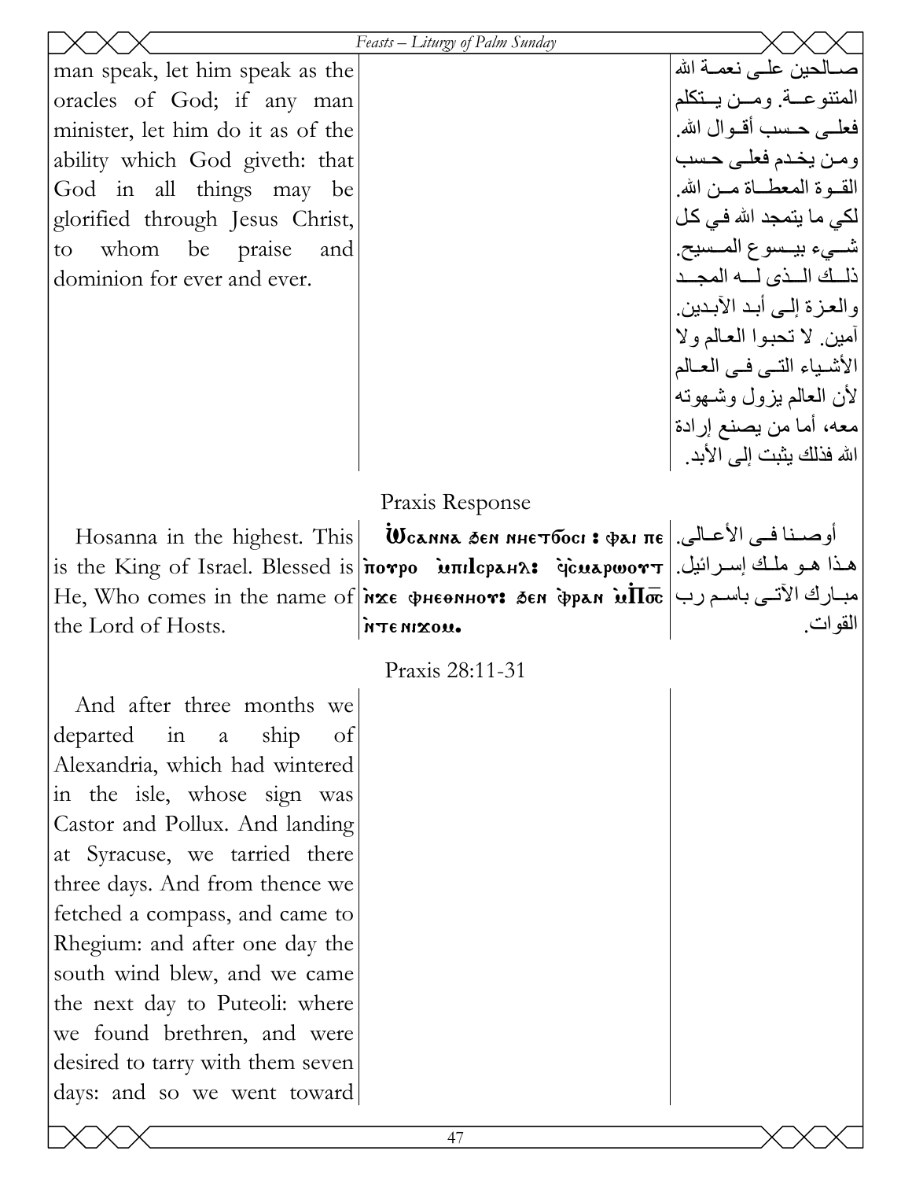| | | |
|---|---|---|
| man speak, let him speak as the oracles of God; if any man minister, let him do it as of the ability which God giveth: that God in all things may be glorified through Jesus Christ, to whom be praise and dominion for ever and ever. | | صالحين على نعمة الله المتنوعة. ومن يتكلم فعلى حسب أقوال الله. ومن يخدم فعلى حسب القوة المعطاة من الله. لكي ما يتمجد الله في كل شيء بيسوع المسيح. ذلك الذى له المجد والعزة إلى أبد الآبدين. آمين. لا تحبوا العالم ولا الأشياء التى فى العالم لأن العالم يزول وشهوته معه، أما من يصنع إرادة الله فذلك يثبت إلى الأبد. |

## Praxis Response

| | | |
|---|---|---|
| Hosanna in the highest. This is the King of Israel. Blessed is He, Who comes in the name of the Lord of Hosts. | Ⲱⲥⲁⲛⲛⲁ ϧⲉⲛ ⲛⲏⲉⲧϭⲟⲥⲓ: ⲫⲁⲓ ⲡⲉ ⲡ̀ⲟⲩⲣⲟ ⲙ̀ⲡⲓⲓⲥⲣⲁⲏⲗ: ϥ̀ⲥⲙⲁⲣⲱⲟⲩⲧ ⲛ̀ϫⲉ ⲫⲏⲉⲑⲛⲏⲟⲩ: ϧⲉⲛ ⲫ̀ⲣⲁⲛ ⲙ̀Ⲡⲟ̅ⲥ̅ ⲛ̀ⲧⲉ ⲛⲓϫⲟⲙ. | أوصنا فى الأعالى. هذا هو ملك إسرائيل. مبارك الآتى باسم رب القوات. |

## Praxis 28:11-31

| | | |
|---|---|---|
| And after three months we departed in a ship of Alexandria, which had wintered in the isle, whose sign was Castor and Pollux. And landing at Syracuse, we tarried there three days. And from thence we fetched a compass, and came to Rhegium: and after one day the south wind blew, and we came the next day to Puteoli: where we found brethren, and were desired to tarry with them seven days: and so we went toward | | |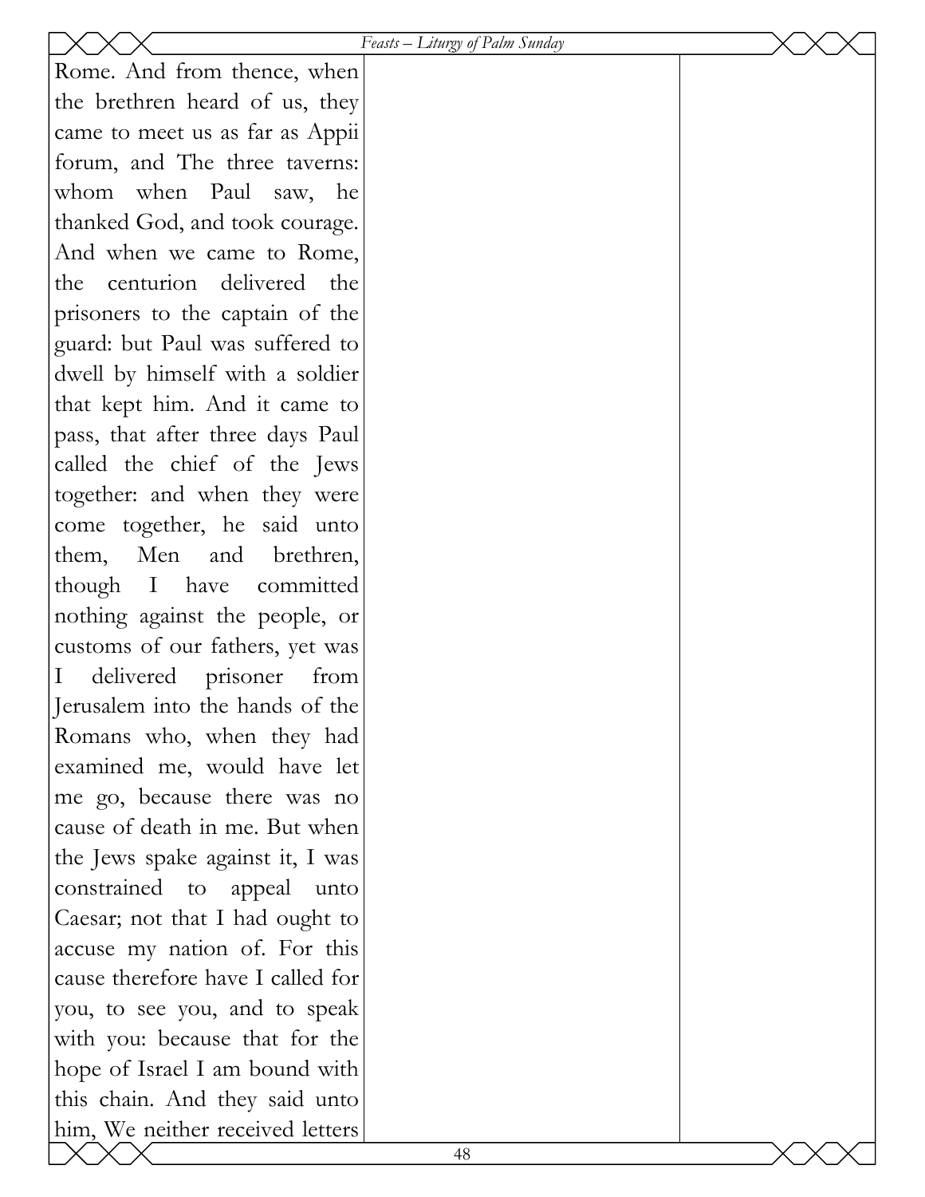Rome. And from thence, when the brethren heard of us, they came to meet us as far as Appii forum, and The three taverns: whom when Paul saw, he thanked God, and took courage. And when we came to Rome, the centurion delivered the prisoners to the captain of the guard: but Paul was suffered to dwell by himself with a soldier that kept him. And it came to pass, that after three days Paul called the chief of the Jews together: and when they were come together, he said unto them, Men and brethren, though I have committed nothing against the people, or customs of our fathers, yet was I delivered prisoner from Jerusalem into the hands of the Romans who, when they had examined me, would have let me go, because there was no cause of death in me. But when the Jews spake against it, I was constrained to appeal unto Caesar; not that I had ought to accuse my nation of. For this cause therefore have I called for you, to see you, and to speak with you: because that for the hope of Israel I am bound with this chain. And they said unto him, We neither received letters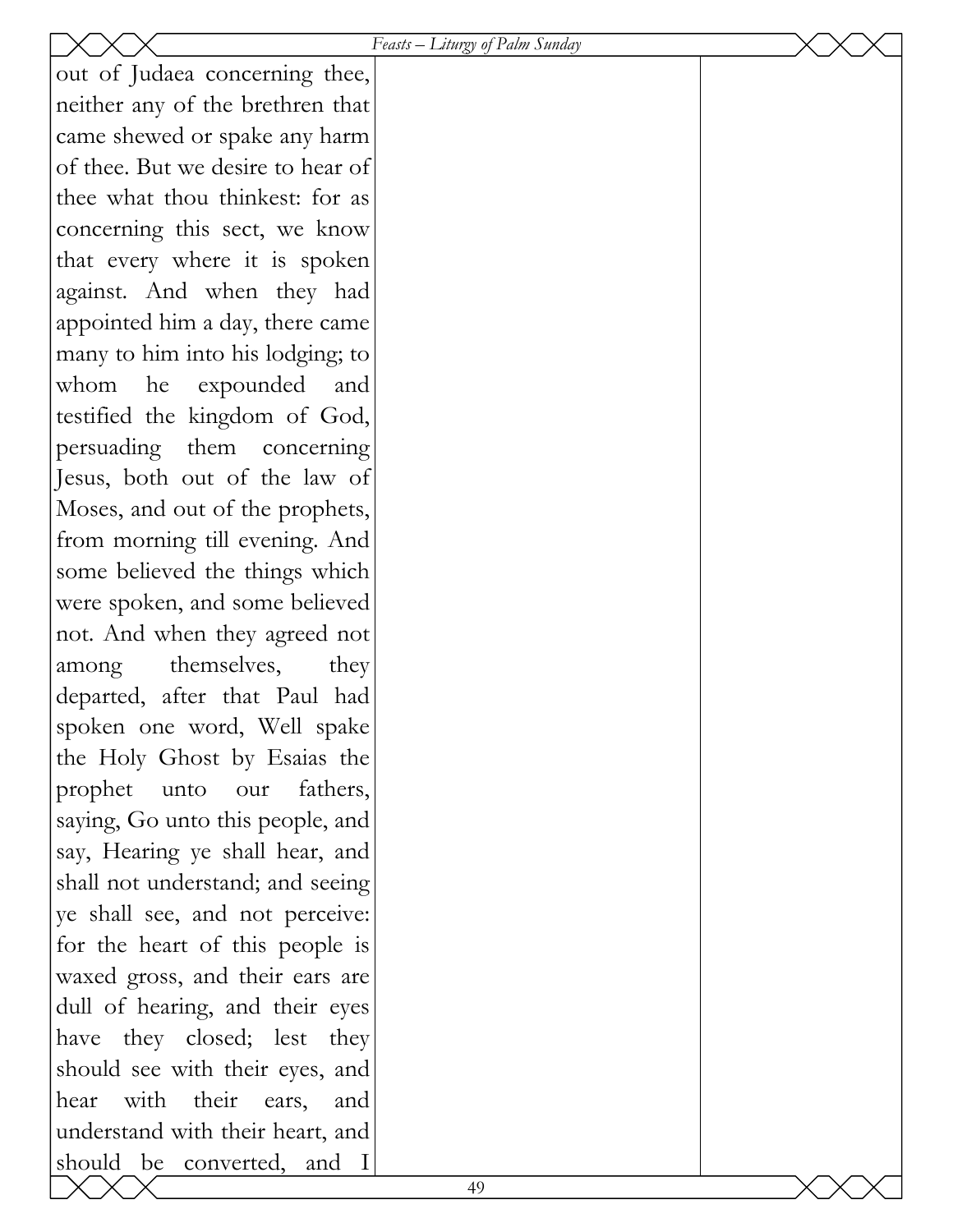out of Judaea concerning thee, neither any of the brethren that came shewed or spake any harm of thee. But we desire to hear of thee what thou thinkest: for as concerning this sect, we know that every where it is spoken against. And when they had appointed him a day, there came many to him into his lodging; to whom he expounded and testified the kingdom of God, persuading them concerning Jesus, both out of the law of Moses, and out of the prophets, from morning till evening. And some believed the things which were spoken, and some believed not. And when they agreed not among themselves, they departed, after that Paul had spoken one word, Well spake the Holy Ghost by Esaias the prophet unto our fathers, saying, Go unto this people, and say, Hearing ye shall hear, and shall not understand; and seeing ye shall see, and not perceive: for the heart of this people is waxed gross, and their ears are dull of hearing, and their eyes have they closed; lest they should see with their eyes, and hear with their ears, and understand with their heart, and should be converted, and I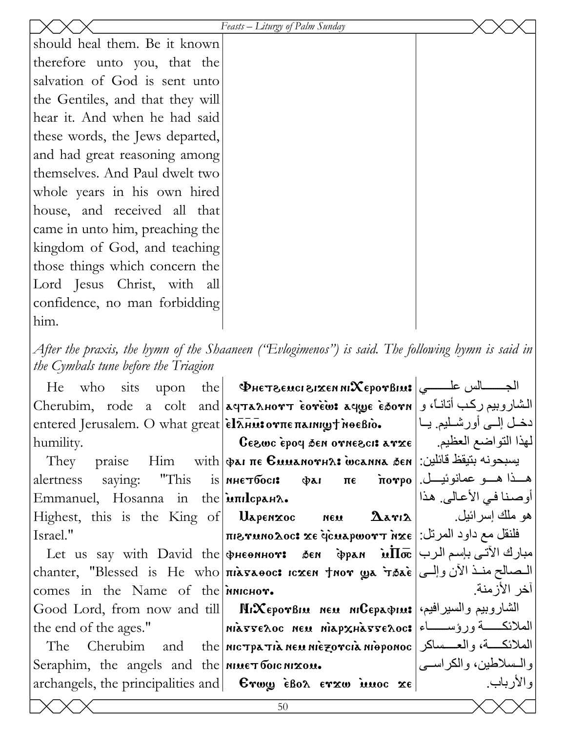should heal them. Be it known therefore unto you, that the salvation of God is sent unto the Gentiles, and that they will hear it. And when he had said these words, the Jews departed, and had great reasoning among themselves. And Paul dwelt two whole years in his own hired house, and received all that came in unto him, preaching the kingdom of God, and teaching those things which concern the Lord Jesus Christ, with all confidence, no man forbidding him.

*After the praxis, the hymn of the Shaaneen ("Evlogimenos") is said. The following hymn is said in the Cymbals tune before the Triagion*

| | | |
|---|---|---|
| He who sits upon the Cherubim, rode a colt and entered Jerusalem. O what great humility. | Ⲫⲏⲉⲧϩⲉⲙⲥⲓ ϩⲓϫⲉⲛ ⲛⲓⲬⲉⲣⲟⲩⲃⲓⲙ: ⲁϥⲧⲁⲗⲏⲟⲩⲧ ⲉ̀ⲟⲩⲉ̀ⲱ: ⲁϥϣⲉ ⲉ̀ϧⲟⲩⲛ ⲉ̀ⲒⲗⲎⲘ: ⲟⲩⲡⲉ ⲡⲁⲓⲛⲓϣϯ ⲛ̀ⲑⲉⲃⲓⲟ. | الجالس على الشاروبيم ركب أتاناً، و دخل إلى أورشليم. يا لهذا التواضع العظيم. |
| They praise Him with alertness saying: "This is Emmanuel, Hosanna in the Highest, this is the King of Israel." | Ⲥⲉϩⲱⲥ ⲉ̀ⲣⲟϥ ϧⲉⲛ ⲟⲩⲛⲉϩⲥⲓ: ⲁⲩϫⲉ ⲫⲁⲓ ⲡⲉ Ⲉⲙⲙⲁⲛⲟⲩⲏⲗ: ⲱ̀ⲥⲁⲛⲛⲁ ϧⲉⲛ ⲛⲏⲉⲧϭⲟⲥⲓ: ⲫⲁⲓ ⲡⲉ ⲡ̀ⲟⲩⲣⲟ ⲙ̀ⲡⲒⲥⲣⲁⲏⲗ. | يسبحونه بتيقظ قائلين: هذا هو عمانوئيل. أوصنا في الأعالي. هذا هو ملك إسرائيل. |
| Let us say with David the chanter, "Blessed is He who comes in the Name of the Good Lord, from now and till the end of the ages." | Ⲙⲁⲣⲉⲛϫⲟⲥ ⲛⲉⲙ Ⲇⲁⲩⲓⲇ ⲡⲓϩⲩⲙⲛⲟⲇⲟⲥ: ϫⲉ ϥ̀ⲥⲙⲁⲣⲱⲟⲩⲧ ⲛ̀ϫⲉ ⲫⲏⲉⲑⲛⲏⲟⲩ: ϧⲉⲛ ⲫ̀ⲣⲁⲛ ⲙ̀Ⲡⲟ̅ⲥ̅ ⲡⲓⲁ̀ⲅⲁⲑⲟⲥ: ⲓⲥϫⲉⲛ ϯⲛⲟⲩ ϣⲁ ⲧ̀ϧⲁⲉ̀ ⲛ̀ⲛⲓⲥⲏⲟⲩ. | فلنقل مع داود المرتل: مبارك الآتي بإسم الرب الصالح منذ الآن وإلى آخر الأزمنة. |
| The Cherubim and the Seraphim, the angels and the archangels, the principalities and | Ⲛⲓⲭⲉⲣⲟⲩⲃⲓⲙ ⲛⲉⲙ ⲛⲓⲤⲉⲣⲁⲫⲓⲙ: ⲛⲓⲁ̀ⲅⲅⲉⲗⲟⲥ ⲛⲉⲙ ⲛⲓⲁⲣⲭⲏⲁ̀ⲅⲅⲉⲗⲟⲥ: ⲛⲓⲥⲧⲣⲁⲧⲓⲁ̀ ⲛⲉⲙ ⲛⲓⲉ̀ⲝⲟⲩⲥⲓⲁ̀ ⲛⲓⲑ̀ⲣⲟⲛⲟⲥ ⲛⲓⲙⲉⲧϭⲟⲓⲥ ⲛⲓϫⲟⲙ. Ⲉⲩⲱϣ ⲉ̀ⲃⲟⲗ ⲉⲩϫⲱ ⲙ̀ⲙⲟⲥ ϫⲉ | الشاروبيم والسيرافيم، الملائكة ورؤساء الملائكة، والعساكر والسلاطين، والكراسي والأرباب. |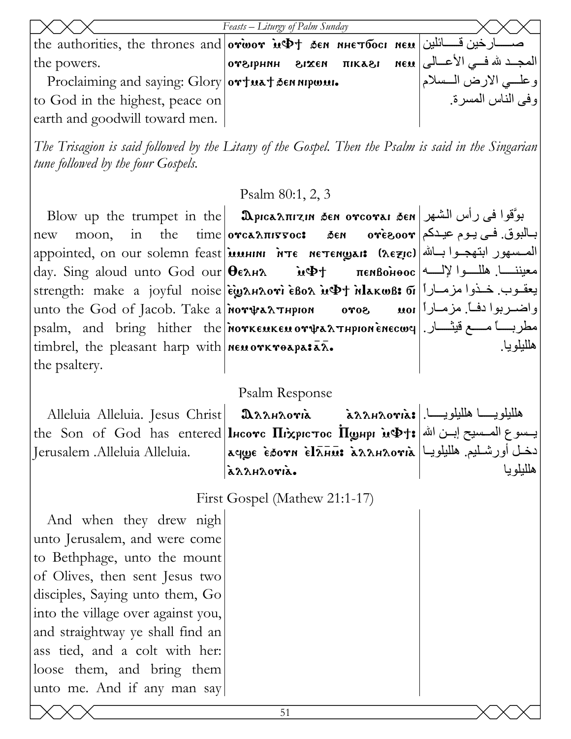| | | |
|---|---|---|
| the authorities, the thrones and the powers. Proclaiming and saying: Glory to God in the highest, peace on earth and goodwill toward men. | ⲟⲩⲱⲟⲩ ⲙ̀Ⲫϯ ϧⲉⲛ ⲛⲏⲉⲧϭⲟⲥⲓ ⲛⲉⲙ ⲟⲩϩⲓⲣⲏⲛⲏ ϩⲓϫⲉⲛ ⲡⲓⲕⲁϩⲓ ⲛⲉⲙ ⲟⲩϯⲙⲁϯ ϧⲉⲛ ⲛⲓⲣⲱⲙⲓ. | صـارخين قـائلين المجد لله فـي الأعـالى وعلـي الارض الـسلام وفى الناس المسرة. |

*The Trisagion is said followed by the Litany of the Gospel. Then the Psalm is said in the Singarian tune followed by the four Gospels.*

### Psalm 80:1, 2, 3

| | | |
|---|---|---|
| Blow up the trumpet in the new moon, in the time appointed, on our solemn feast day. Sing aloud unto God our strength: make a joyful noise unto the God of Jacob. Take a psalm, and bring hither the timbrel, the pleasant harp with the psaltery. | Ⲁ̀ⲣⲓⲥⲁⲗⲡⲓⲍⲓⲛ ϧⲉⲛ ⲟⲩⲥⲟⲩⲁⲓ ϧⲉⲛ ⲟⲩⲥⲁⲗⲡⲓⲅⲅⲟⲥ: ϧⲉⲛ ⲟⲩⲉ̀ϩⲟⲟⲩ ⲙ̀ⲙⲏⲛⲓ ⲛ̀ⲧⲉ ⲛⲉⲧⲉⲛϣⲁⲓ: (ⲗⲉⲝⲓⲥ) Ⲑⲉⲗⲏⲗ ⲙ̀Ⲫϯ ⲡⲉⲛⲃⲟⲏⲑⲟⲥ ⲉ̀ϣⲗⲏⲗⲟⲩⲓ̀ ⲉ̀ⲃⲟⲗ ⲙ̀Ⲫϯ ⲛ̀Ⲓⲁⲕⲱⲃ: ϭⲓ ⲛⲟⲩⲯⲁⲗⲧⲏⲣⲓⲟⲛ ⲟⲩⲟϩ ⲙⲟⲓ ⲛⲟⲩⲕⲉⲙⲕⲉⲙ ⲟⲩⲯⲁⲗⲧⲏⲣⲓⲟⲛ ⲉ̀ⲛⲉⲥⲱϥ ⲛⲉⲙ ⲟⲩⲕⲩⲑⲁⲣⲁ: ⲁ̅ⲗ̅. | بوّقوا فى رأس الشهر بـالبوق. فـى يـوم عيـدكم المـسهور ابتهجـوا بـالله معيننـا. هللـوا لإلـه يعقـوب. خـذوا مزمـاراً واضـربوا دفـاً. مزمـاراً مطربـاً مـع قيثـار. هلليويا. |

### Psalm Response

| | | |
|---|---|---|
| Alleluia Alleluia. Jesus Christ the Son of God has entered Jerusalem .Alleluia Alleluia. | Ⲁⲗⲗⲏⲗⲟⲩⲓⲁ̀ ⲁ̀ⲗⲗⲏⲗⲟⲩⲓⲁ̀: Ⲓⲏⲥⲟⲩⲥ Ⲡⲓⲭ̀ⲣⲓⲥⲧⲟⲥ Ⲡ̀ϣⲏⲣⲓ ⲙ̀Ⲫϯ: ⲁϥϣⲉ ⲉ̀ϧⲟⲩⲛ ⲉ̀Ⲓⲗ̅ⲏ̅ⲙ̅: ⲁ̀ⲗⲗⲏⲗⲟⲩⲓⲁ̀ ⲁ̀ⲗⲗⲏⲗⲟⲩⲓⲁ̀. | هلليويـا هلليويـا. يـسوع المـسيح إبـن الله دخـل أورشـليم. هلليويـا هلليويا |

### First Gospel (Mathew 21:1-17)

And when they drew nigh unto Jerusalem, and were come to Bethphage, unto the mount of Olives, then sent Jesus two disciples, Saying unto them, Go into the village over against you, and straightway ye shall find an ass tied, and a colt with her: loose them, and bring them unto me. And if any man say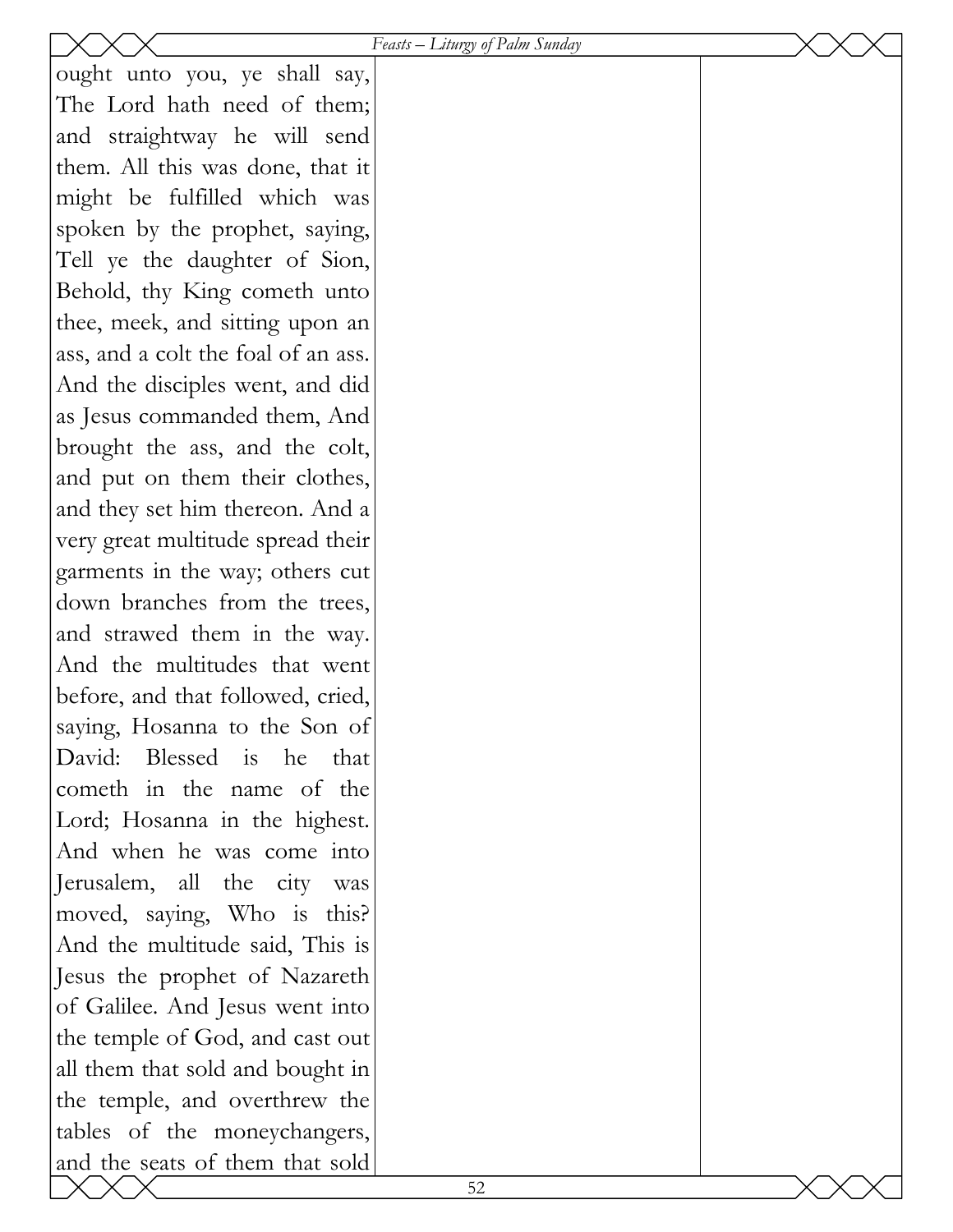ought unto you, ye shall say, The Lord hath need of them; and straightway he will send them. All this was done, that it might be fulfilled which was spoken by the prophet, saying, Tell ye the daughter of Sion, Behold, thy King cometh unto thee, meek, and sitting upon an ass, and a colt the foal of an ass. And the disciples went, and did as Jesus commanded them, And brought the ass, and the colt, and put on them their clothes, and they set him thereon. And a very great multitude spread their garments in the way; others cut down branches from the trees, and strawed them in the way. And the multitudes that went before, and that followed, cried, saying, Hosanna to the Son of David: Blessed is he that cometh in the name of the Lord; Hosanna in the highest. And when he was come into Jerusalem, all the city was moved, saying, Who is this? And the multitude said, This is Jesus the prophet of Nazareth of Galilee. And Jesus went into the temple of God, and cast out all them that sold and bought in the temple, and overthrew the tables of the moneychangers, and the seats of them that sold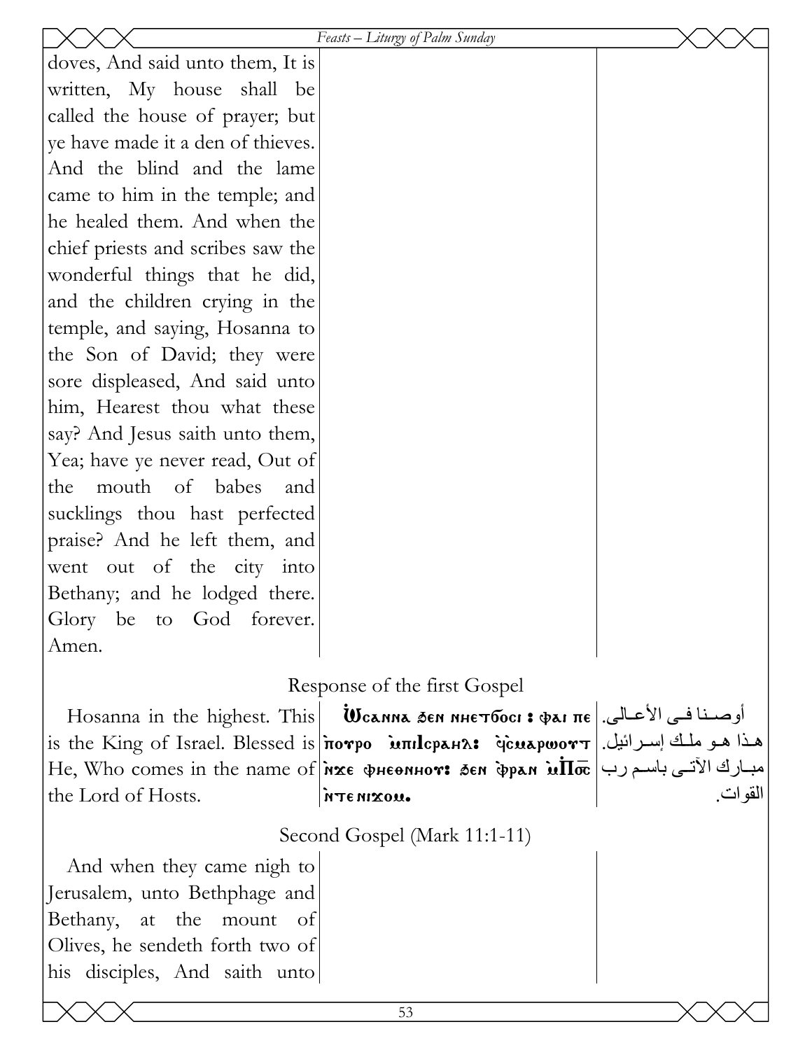doves, And said unto them, It is written, My house shall be called the house of prayer; but ye have made it a den of thieves. And the blind and the lame came to him in the temple; and he healed them. And when the chief priests and scribes saw the wonderful things that he did, and the children crying in the temple, and saying, Hosanna to the Son of David; they were sore displeased, And said unto him, Hearest thou what these say? And Jesus saith unto them, Yea; have ye never read, Out of the mouth of babes and sucklings thou hast perfected praise? And he left them, and went out of the city into Bethany; and he lodged there. Glory be to God forever. Amen.

## Response of the first Gospel

| English | Coptic | Arabic |
|---|---|---|
| Hosanna in the highest. This is the King of Israel. Blessed is He, Who comes in the name of the Lord of Hosts. | Ⲱⲥⲁⲛⲛⲁ ϧⲉⲛ ⲛⲏⲉⲧϭⲟⲥⲓ: ⲫⲁⲓ ⲡⲉ ⲡ̀ⲟⲩⲣⲟ ⲙ̀ⲡⲓⲓⲥⲣⲁⲏⲗ: ϥ̀ⲥⲙⲁⲣⲱⲟⲩⲧ ⲛ̀ϫⲉ ⲫⲏⲉⲑⲛⲏⲟⲩ: ϧⲉⲛ ⲫ̀ⲣⲁⲛ ⲙ̀Ⲡⲟ̅ⲥ̅ ⲛ̀ⲧⲉ ⲛⲓϫⲟⲙ. | أوصنا فى الأعالى. هذا هو ملك إسرائيل. مبارك الآتى باسم رب القوات. |

## Second Gospel (Mark 11:1-11)

And when they came nigh to Jerusalem, unto Bethphage and Bethany, at the mount of Olives, he sendeth forth two of his disciples, And saith unto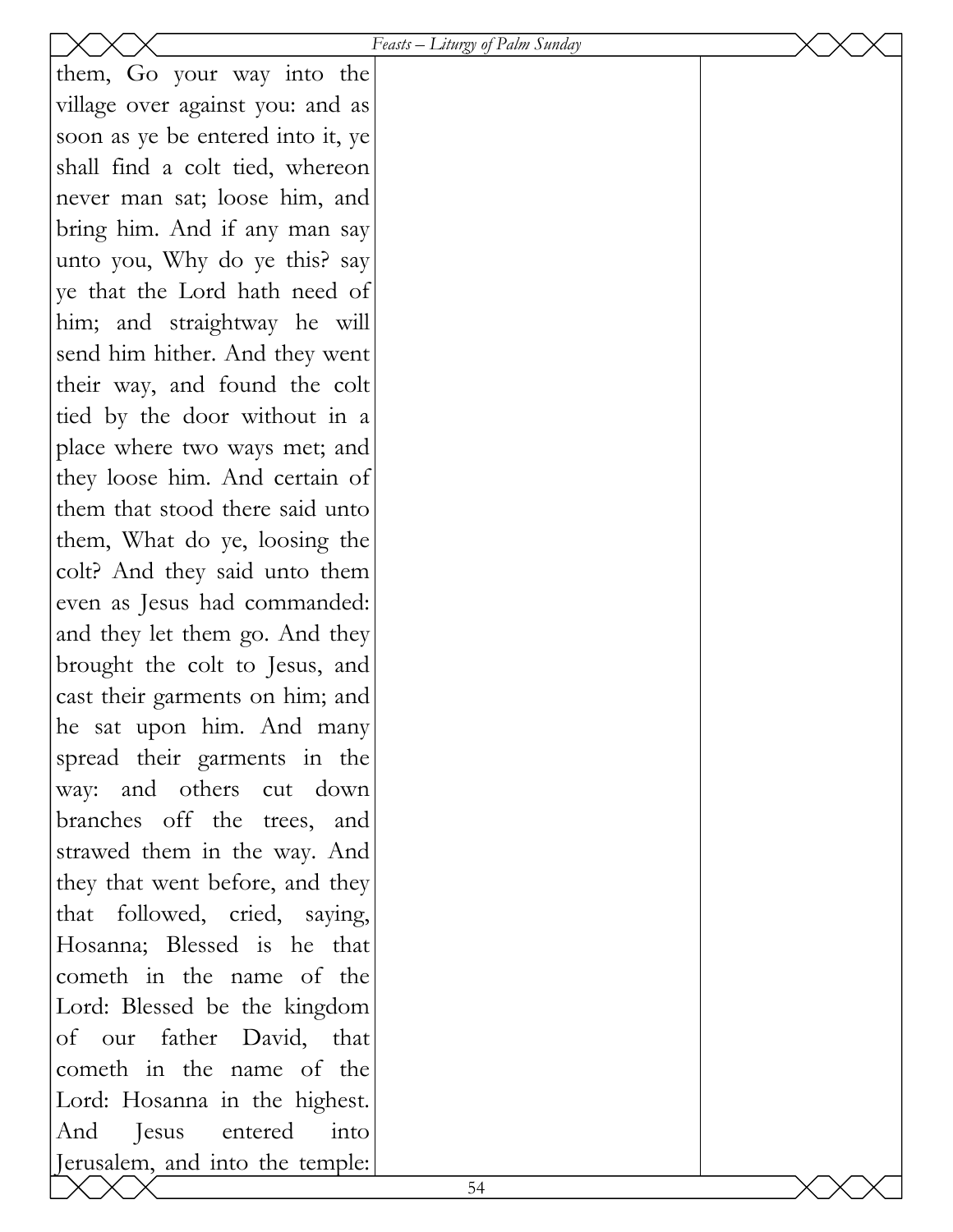them, Go your way into the village over against you: and as soon as ye be entered into it, ye shall find a colt tied, whereon never man sat; loose him, and bring him. And if any man say unto you, Why do ye this? say ye that the Lord hath need of him; and straightway he will send him hither. And they went their way, and found the colt tied by the door without in a place where two ways met; and they loose him. And certain of them that stood there said unto them, What do ye, loosing the colt? And they said unto them even as Jesus had commanded: and they let them go. And they brought the colt to Jesus, and cast their garments on him; and he sat upon him. And many spread their garments in the way: and others cut down branches off the trees, and strawed them in the way. And they that went before, and they that followed, cried, saying, Hosanna; Blessed is he that cometh in the name of the Lord: Blessed be the kingdom of our father David, that cometh in the name of the Lord: Hosanna in the highest. And Jesus entered into Jerusalem, and into the temple: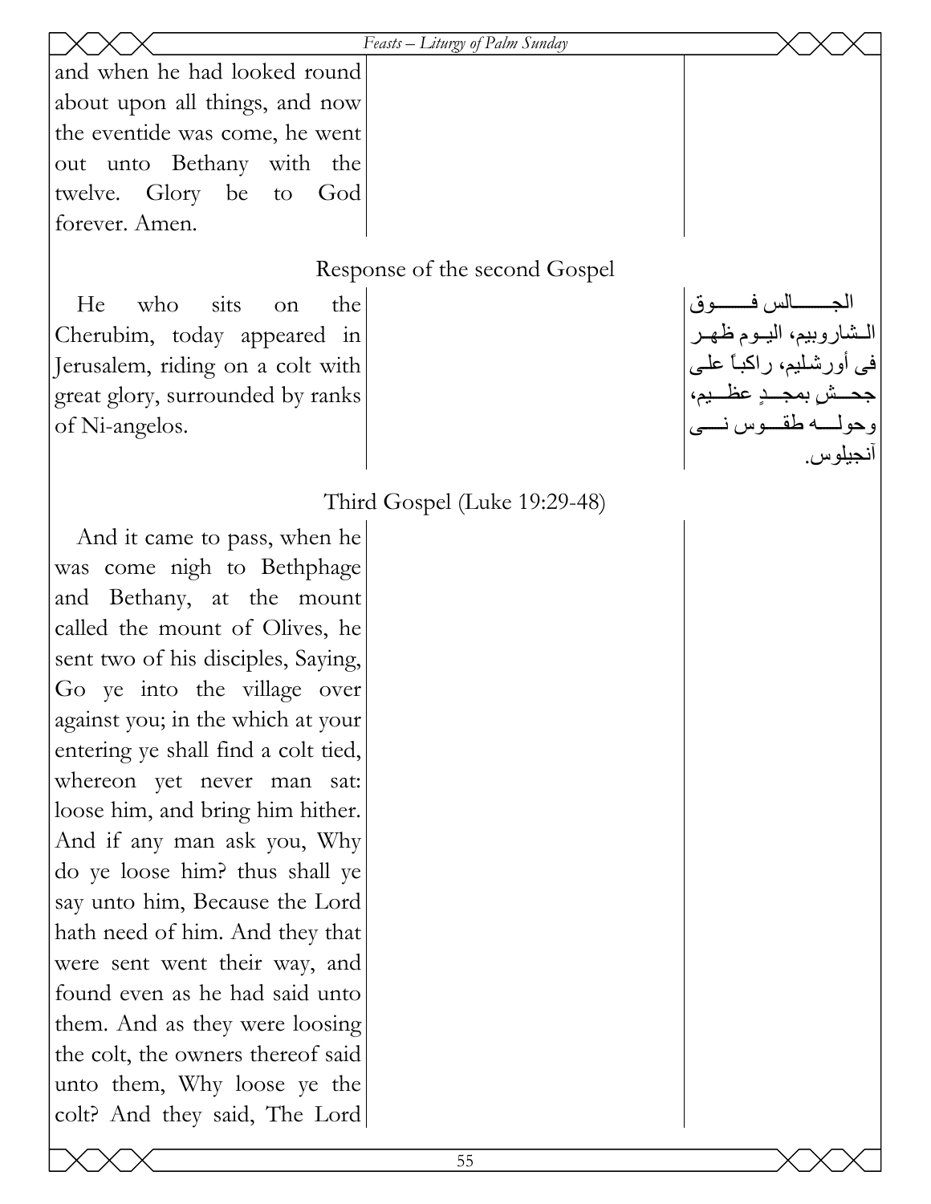and when he had looked round about upon all things, and now the eventide was come, he went out unto Bethany with the twelve. Glory be to God forever. Amen.

## Response of the second Gospel

He who sits on the Cherubim, today appeared in Jerusalem, riding on a colt with great glory, surrounded by ranks of Ni-angelos.

الجالس فوق الشاروبيم، اليوم ظهر فى أورشليم، راكباً على جحشٍ بمجدٍ عظيم، وحوله طقوس نى آنجيلوس.

## Third Gospel (Luke 19:29-48)

And it came to pass, when he was come nigh to Bethphage and Bethany, at the mount called the mount of Olives, he sent two of his disciples, Saying, Go ye into the village over against you; in the which at your entering ye shall find a colt tied, whereon yet never man sat: loose him, and bring him hither. And if any man ask you, Why do ye loose him? thus shall ye say unto him, Because the Lord hath need of him. And they that were sent went their way, and found even as he had said unto them. And as they were loosing the colt, the owners thereof said unto them, Why loose ye the colt? And they said, The Lord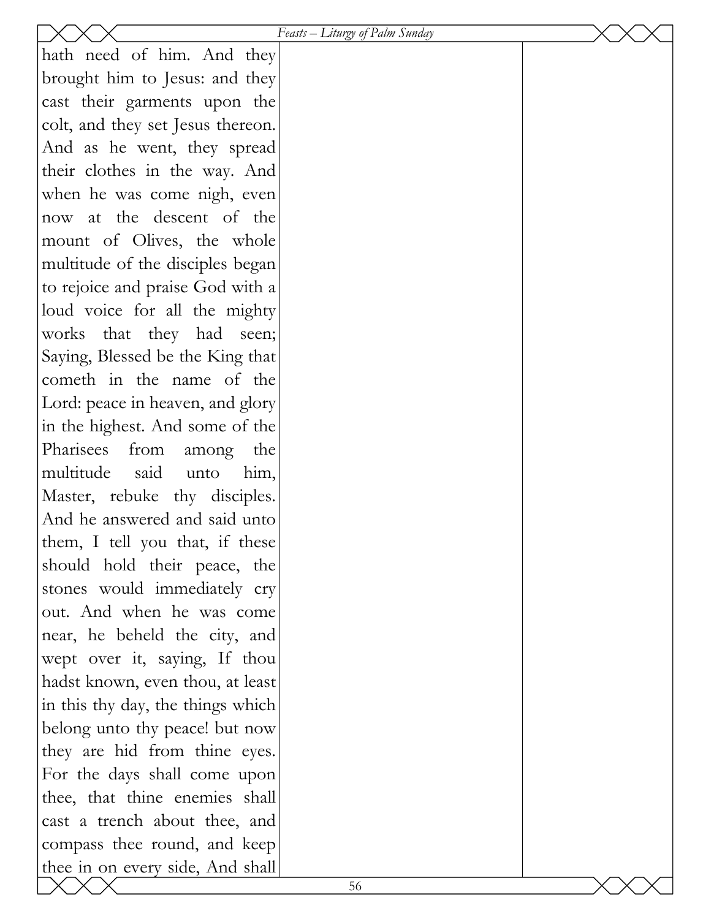hath need of him. And they brought him to Jesus: and they cast their garments upon the colt, and they set Jesus thereon. And as he went, they spread their clothes in the way. And when he was come nigh, even now at the descent of the mount of Olives, the whole multitude of the disciples began to rejoice and praise God with a loud voice for all the mighty works that they had seen; Saying, Blessed be the King that cometh in the name of the Lord: peace in heaven, and glory in the highest. And some of the Pharisees from among the multitude said unto him, Master, rebuke thy disciples. And he answered and said unto them, I tell you that, if these should hold their peace, the stones would immediately cry out. And when he was come near, he beheld the city, and wept over it, saying, If thou hadst known, even thou, at least in this thy day, the things which belong unto thy peace! but now they are hid from thine eyes. For the days shall come upon thee, that thine enemies shall cast a trench about thee, and compass thee round, and keep thee in on every side, And shall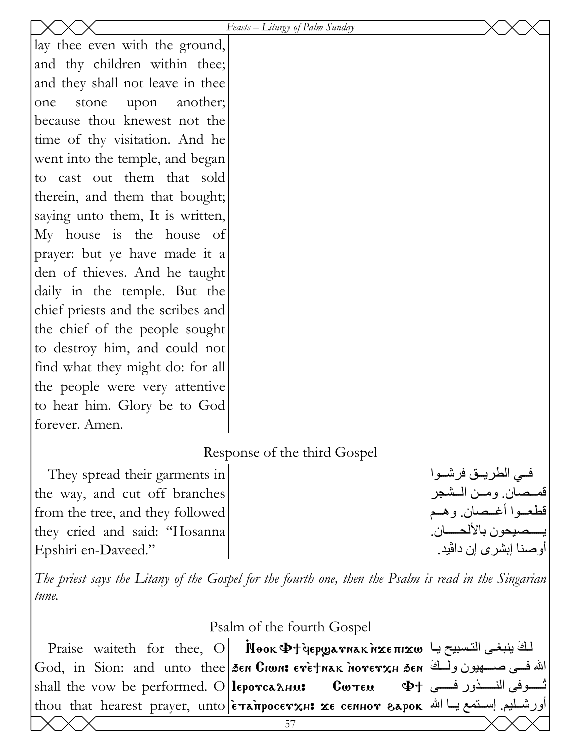lay thee even with the ground, and thy children within thee; and they shall not leave in thee one stone upon another; because thou knewest not the time of thy visitation. And he went into the temple, and began to cast out them that sold therein, and them that bought; saying unto them, It is written, My house is the house of prayer: but ye have made it a den of thieves. And he taught daily in the temple. But the chief priests and the scribes and the chief of the people sought to destroy him, and could not find what they might do: for all the people were very attentive to hear him. Glory be to God forever. Amen.

## Response of the third Gospel

| English | Coptic | Arabic |
|---|---|---|
| They spread their garments in the way, and cut off branches from the tree, and they followed they cried and said: "Hosanna Epshiri en-Daveed." | | فـي الطريـق فرشـوا قمـصان. ومـن الـشجر قطعـوا أغـصان. وهـم يـصيحون بالألحـان. أوصنا إبشرى إن داڤيد. |

*The priest says the Litany of the Gospel for the fourth one, then the Psalm is read in the Singarian tune.*

## Psalm of the fourth Gospel

| English | Coptic | Arabic |
|---|---|---|
| Praise waiteth for thee, O God, in Sion: and unto thee shall the vow be performed. O thou that hearest prayer, unto | Ⲛ̀ⲑⲟⲕ Ⲫϯ ϥⲉⲣϣⲁⲩⲛⲁⲕ ⲛ̀ϫⲉ ⲡⲓϫⲱ ϧⲉⲛ Ⲥⲓⲱⲛ: ⲉⲩⲉ̀ϯⲛⲁⲕ ⲛ̀ⲛⲟⲩⲉⲩⲭⲏ ϧⲉⲛ Ⲓⲉⲣⲟⲩⲥⲁⲗⲏⲙ: Ⲥⲱⲧⲉⲙ Ⲫϯ ⲉ̀ⲧⲁⲡ̀ⲣⲟⲥⲉⲩⲭⲏ: ϫⲉ ⲥⲉⲛⲏⲟⲩ ϩⲁⲣⲟⲕ | لـكَ ينبغـى التسبيح يـا الله فــى صــهيون ولــكَ تُــوفى النــذور فــى أورشـليم. إسـتمع يـا الله |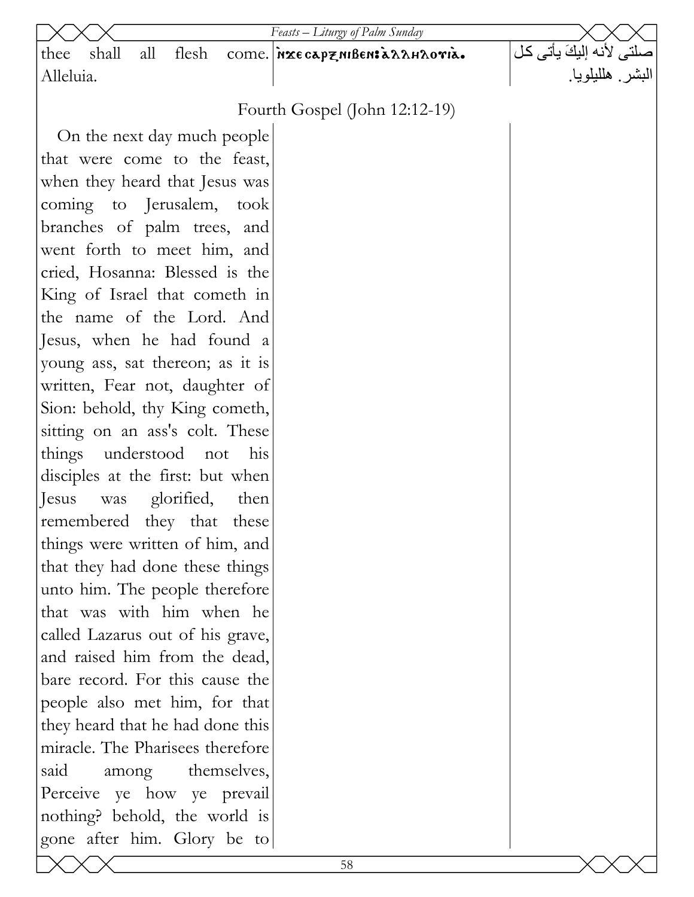| | | |
|---|---|---|
| thee shall all flesh come. Alleluia. | ⲛ̀ϫⲉⲥⲁⲣⲝ ⲛⲓⲃⲉⲛ: ⲁ̀ⲗⲗⲏⲗⲟⲩⲓⲁ̀. | صلتى لأنه إليكَ يأتى كل البشر. هلليلويا. |

## Fourth Gospel (John 12:12-19)

On the next day much people that were come to the feast, when they heard that Jesus was coming to Jerusalem, took branches of palm trees, and went forth to meet him, and cried, Hosanna: Blessed is the King of Israel that cometh in the name of the Lord. And Jesus, when he had found a young ass, sat thereon; as it is written, Fear not, daughter of Sion: behold, thy King cometh, sitting on an ass's colt. These things understood not his disciples at the first: but when Jesus was glorified, then remembered they that these things were written of him, and that they had done these things unto him. The people therefore that was with him when he called Lazarus out of his grave, and raised him from the dead, bare record. For this cause the people also met him, for that they heard that he had done this miracle. The Pharisees therefore said among themselves, Perceive ye how ye prevail nothing? behold, the world is gone after him. Glory be to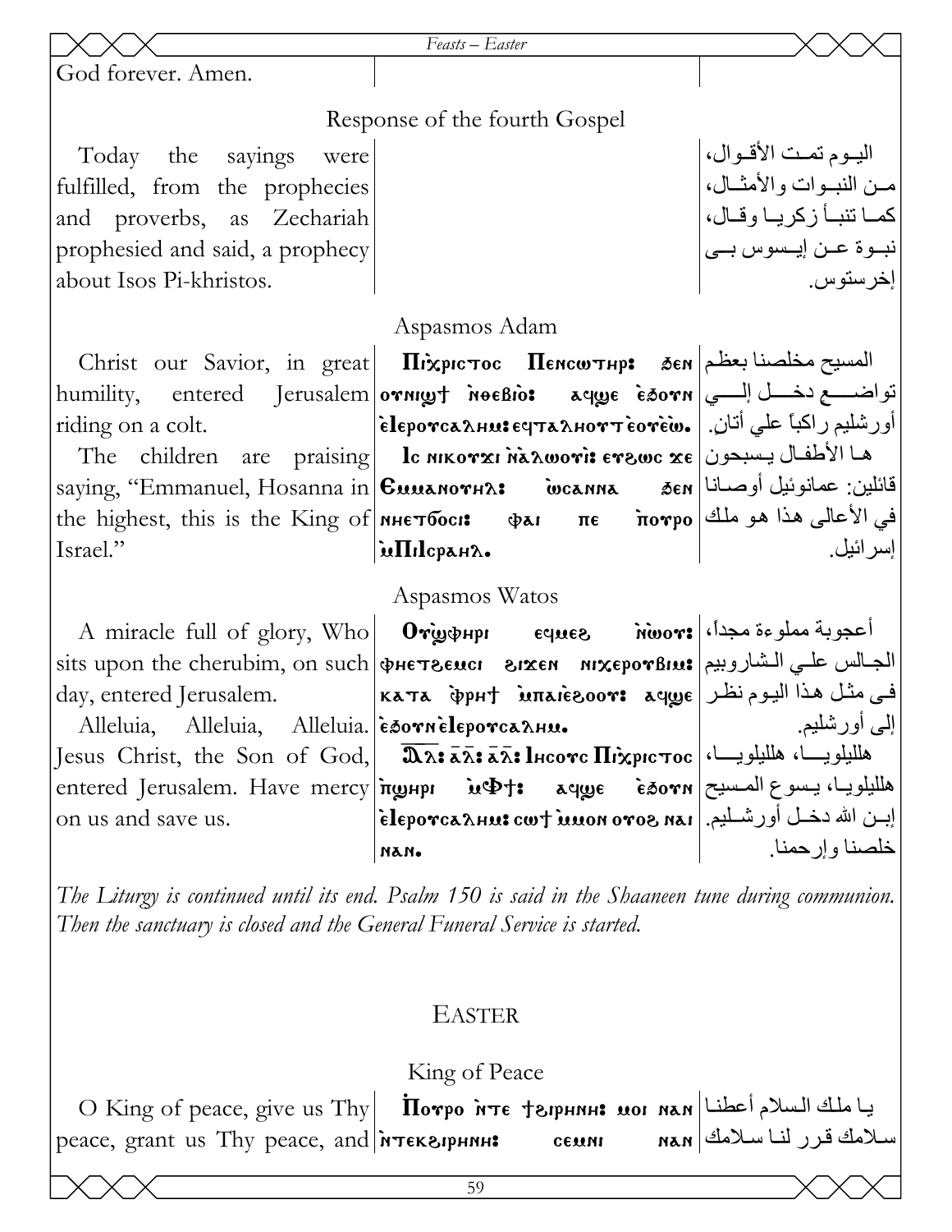| | | |
|---|---|---|
| God forever. Amen. | | |

## Response of the fourth Gospel

| | | |
|---|---|---|
| Today the sayings were fulfilled, from the prophecies and proverbs, as Zechariah prophesied and said, a prophecy about Isos Pi-khristos. | | اليوم تمت الأقوال، من النبوات والأمثال، كما تنبأ زكريا وقال، نبوة عن إيسوس بي إخرستوس. |

## Aspasmos Adam

| | | |
|---|---|---|
| Christ our Savior, in great humility, entered Jerusalem riding on a colt. | Πⲓⲭ︦ⲣⲓⲥⲧⲟⲥ Πⲉⲛⲥⲱⲧⲏⲣ: ϧⲉⲛ ⲟⲩⲛⲓϣϯ ⲛ̀ⲑⲉⲃⲓⲟ: ⲁϥϣⲉ ⲉ̀ϧⲟⲩⲛ ⲉ̀Ⲓⲉⲣⲟⲩⲥⲁⲗⲏⲙ: ⲉϥⲧⲁⲗⲏⲟⲩⲧ ⲉ̀ⲟⲩⲉ̀ⲱ. | المسيح مخلصنا بعظم تواضع دخل إلى أورشليم راكباً علي أتانٍ. |
| The children are praising saying, "Emmanuel, Hosanna in the highest, this is the King of Israel." | Ⲓⲥ ⲛⲓⲕⲟⲩϫⲓ ⲛ̀ⲁ̀ⲗⲱⲟⲩⲓ: ⲉⲩϩⲱⲥ ϫⲉ Ⲉⲙⲙⲁⲛⲟⲩⲏⲗ: ⲱ̀ⲥⲁⲛⲛⲁ ϧⲉⲛ ⲛⲏⲉⲧϭⲟⲥⲓ: ⲫⲁⲓ ⲡⲉ ⲡ̀ⲟⲩⲣⲟ ⲙ̀ⲠⲓⲒⲥⲣⲁⲏⲗ. | ها الأطفال يسبحون قائلين: عمانوئيل أوصانا في الأعالى هذا هو ملك إسرائيل. |

## Aspasmos Watos

| | | |
|---|---|---|
| A miracle full of glory, Who sits upon the cherubim, on such day, entered Jerusalem. | Ⲟⲩϣ̀ⲫⲏⲣⲓ ⲉϥⲙⲉϩ ⲛ̀ⲱ̀ⲟⲩ: ⲫⲏⲉⲧϩⲉⲙⲥⲓ ϩⲓϫⲉⲛ ⲛⲓⲭⲉⲣⲟⲩⲃⲓⲙ: ⲕⲁⲧⲁ ⲫ̀ⲣⲏϯ ⲙ̀ⲡⲁⲓⲉ̀ϩⲟⲟⲩ: ⲁϥϣⲉ ⲉ̀ϧⲟⲩⲛ ⲉ̀Ⲓⲉⲣⲟⲩⲥⲁⲗⲏⲙ. | أعجوبة مملوءة مجداً، الجالس علي الشاروبيم فى مثل هذا اليوم نظر إلى أورشليم. |
| Alleluia, Alleluia, Alleluia. Jesus Christ, the Son of God, entered Jerusalem. Have mercy on us and save us. | Ⲁ̅ⲗ̅: ⲁ̅ⲗ̅: ⲁ̅ⲗ̅: Ⲓⲏⲥⲟⲩⲥ Πⲓⲭ︦ⲣⲓⲥⲧⲟⲥ ⲡ̀ϣⲏⲣⲓ ⲙ̀Ⲫϯ: ⲁϥϣⲉ ⲉ̀ϧⲟⲩⲛ ⲉ̀Ⲓⲉⲣⲟⲩⲥⲁⲗⲏⲙ: ⲥⲱϯ ⲙ̀ⲙⲟⲛ ⲟⲩⲟϩ ⲛⲁⲓ ⲛⲁⲛ. | هلليلويا، هلليلويا، هلليلويا، يسوع المسيح إبن الله دخل أورشليم. خلصنا وإرحمنا. |

*The Liturgy is continued until its end. Psalm 150 is said in the Shaaneen tune during communion. Then the sanctuary is closed and the General Funeral Service is started.*

# Easter

## King of Peace

| | | |
|---|---|---|
| O King of peace, give us Thy peace, grant us Thy peace, and | Ⲡ̀ⲟⲩⲣⲟ ⲛ̀ⲧⲉ ϯϩⲓⲣⲏⲛⲏ: ⲙⲟⲓ ⲛⲁⲛ ⲛ̀ⲧⲉⲕϩⲓⲣⲏⲛⲏ: ⲥⲉⲙⲛⲓ ⲛⲁⲛ | يا ملك السلام أعطنا سلامك قرر لنا سلامك |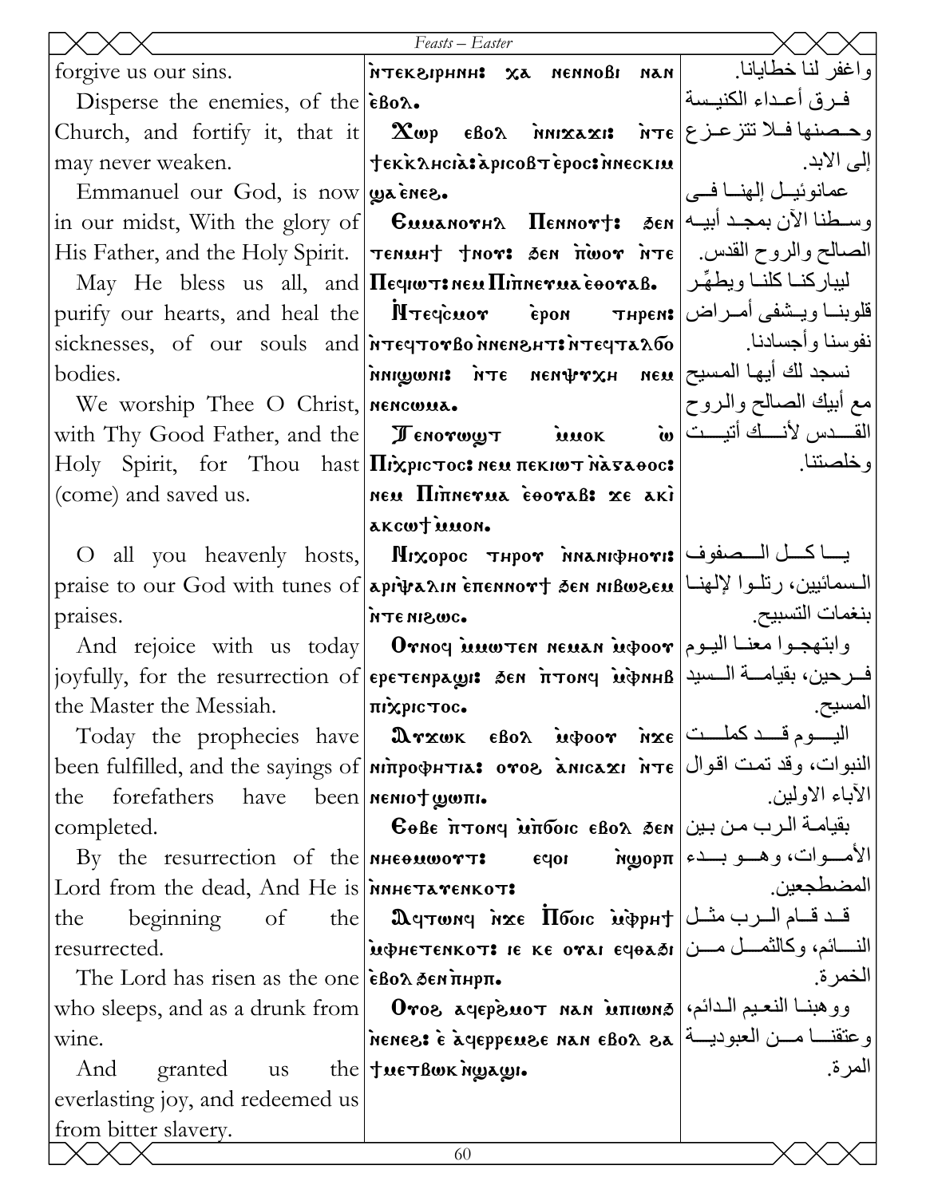| | | |
|---|---|---|
| forgive us our sins. | ⲛ̀ⲧⲉⲕϩⲓⲣⲏⲛⲏ: ⲭⲁ ⲛⲉⲛⲛⲟⲃⲓ ⲛⲁⲛ ⲉ̀ⲃⲟⲗ. | واغفر لنا خطايانا. |
| Disperse the enemies, of the Church, and fortify it, that it may never weaken. | Ϫⲱⲣ ⲉⲃⲟⲗ ⲛ̀ⲛⲓϫⲁϫⲓ: ⲛ̀ⲧⲉ ϯⲉⲕ̀ⲕⲗⲏⲥⲓⲁ̀: ⲁ̀ⲣⲓⲥⲟⲃⲧ ⲉ̀ⲣⲟⲥ: ⲛ̀ⲛⲉⲥⲕⲓⲙ ϣⲁ ⲉ̀ⲛⲉϩ. | فـرق أعـداء الكنيسة وحـصنها فـلا تتزعـزع إلى الابد. |
| Emmanuel our God, is now in our midst, With the glory of His Father, and the Holy Spirit. | Ⲉⲙⲙⲁⲛⲟⲩⲏⲗ Ⲡⲉⲛⲛⲟⲩϯ: ϧⲉⲛ ⲧⲉⲛⲙⲏϯ ϯⲛⲟⲩ: ϧⲉⲛ ⲡ̀ⲱ̀ⲟⲩ ⲛ̀ⲧⲉ Ⲡⲉϥⲓⲱⲧ: ⲛⲉⲙ Ⲡⲓⲡ̀ⲛⲉⲩⲙⲁ ⲉ̀ⲑⲟⲩⲁⲃ. | عمانوئيـل إلهنـا فـي وسـطنا الآن بمجـد أبيـه الصالح والروح القدس. |
| May He bless us all, and purify our hearts, and heal the sicknesses, of our souls and bodies. | Ⲛ̀ⲧⲉϥ̀ⲥⲙⲟⲩ ⲉ̀ⲣⲟⲛ ⲧⲏⲣⲉⲛ: ⲛ̀ⲧⲉϥⲧⲟⲩⲃⲟ ⲛ̀ⲛⲉⲛϩⲏⲧ: ⲛ̀ⲧⲉϥⲧⲁⲗϭⲟ ⲛ̀ⲛⲓϣⲱⲛⲓ: ⲛ̀ⲧⲉ ⲛⲉⲛⲯⲩⲭⲏ ⲛⲉⲙ ⲛⲉⲛⲥⲱⲙⲁ. | ليباركنـا كلنـا ويطهِّـر قلوبنـا ويـشفي أمـراض نفوسنا وأجسادنا. |
| We worship Thee O Christ, with Thy Good Father, and the Holy Spirit, for Thou hast (come) and saved us. | Ⲧⲉⲛⲟⲩⲱϣⲧ ⲙ̀ⲙⲟⲕ ⲱ̀ Ⲡⲓⲭ̀ⲣⲓⲥⲧⲟⲥ: ⲛⲉⲙ ⲡⲉⲕⲓⲱⲧ ⲛ̀ⲁ̀ⲅⲁⲑⲟⲥ: ⲛⲉⲙ Ⲡⲓⲡ̀ⲛⲉⲩⲙⲁ ⲉ̀ⲑⲟⲩⲁⲃ: ϫⲉ ⲁⲕⲓ̀ ⲁⲕⲥⲱϯ ⲙ̀ⲙⲟⲛ. | نسجد لك أيها المسيح مع أبيك الصالح والروح القـدس لأنـك أتيـت وخلصتنا. |
| O all you heavenly hosts, praise to our God with tunes of praises. | Ⲛⲓⲭⲟⲣⲟⲥ ⲧⲏⲣⲟⲩ ⲛ̀ⲛⲁⲛⲓⲫⲏⲟⲩⲓ: ⲁⲣⲓ̀ⲯⲁⲗⲓⲛ ⲉ̀ⲡⲉⲛⲛⲟⲩϯ ϧⲉⲛ ⲛⲓⲃⲱϩⲉⲙ ⲛ̀ⲧⲉ ⲛⲓϩⲱⲥ. | يـا كـل الـصفوف السمائيين، رتلـوا لإلهنـا بنغمات التسبيح. |
| And rejoice with us today joyfully, for the resurrection of the Master the Messiah. | Ⲟⲩⲛⲟϥ ⲙ̀ⲙⲱⲧⲉⲛ ⲛⲉⲙⲁⲛ ⲙ̀ⲫⲟⲟⲩ ⲉⲣⲉⲧⲉⲛⲣⲁϣⲓ: ϧⲉⲛ ⲡ̀ⲧⲱⲛϥ ⲙ̀ⲫⲏⲛⲃ ⲡⲓⲭ̀ⲣⲓⲥⲧⲟⲥ. | وابتهجـوا معنـا اليـوم فـرحين، بقيامـة الـسيد المسيح. |
| Today the prophecies have been fulfilled, and the sayings of the forefathers have been completed. | Ⲁⲩϫⲱⲕ ⲉⲃⲟⲗ ⲙ̀ⲫⲟⲟⲩ ⲛ̀ϫⲉ ⲛⲓⲡ̀ⲣⲟⲫⲏⲧⲓⲁ: ⲟⲩⲟϩ ⲁ̀ⲛⲓⲥⲁϫⲓ ⲛ̀ⲧⲉ ⲛⲉⲛⲓⲟϯ ϣⲱⲡⲓ. | اليـوم قـد كملـت النبوات، وقد تمت اقوال الآباء الاولين. |
| By the resurrection of the Lord from the dead, And He is the beginning of the resurrected. | Ⲉⲑⲃⲉ ⲡ̀ⲧⲱⲛϥ ⲙ̀ⲡ̀ϭⲟⲓⲥ ⲉⲃⲟⲗ ϧⲉⲛ ⲛⲏⲉⲑⲙⲱⲟⲩⲧ: ⲉϥⲟⲓ ⲛ̀ϣⲟⲣⲡ ⲛ̀ⲛⲏⲉⲧⲁⲩⲉⲛⲕⲟⲧ: | بقيامة الرب من بين الأمـوات، وهـو بـدء المضطجعين. |
| The Lord has risen as the one who sleeps, and as a drunk from wine. | Ⲁϥⲧⲱⲛϥ ⲛ̀ϫⲉ Ⲡ̀ϭⲟⲓⲥ ⲙ̀ⲫ̀ⲣⲏϯ ⲙ̀ⲫⲏⲉⲧⲉⲛⲕⲟⲧ: ⲓⲉ ⲕⲉ ⲟⲩⲁⲓ ⲉϥⲑⲁϣⲓ ⲉ̀ⲃⲟⲗ ϧⲉⲛ ⲡⲏⲣⲡ. | قـد قـام الـرب مثـل النـائم، وكالثمـل مـن الخمرة. |
| And granted us the everlasting joy, and redeemed us from bitter slavery. | Ⲟⲩⲟϩ ⲁϥⲉⲣϩ̀ⲙⲟⲧ ⲛⲁⲛ ⲙ̀ⲡⲓⲱⲛϧ ⲛ̀ⲉⲛⲉϩ: ⲉ̀ ⲁ̀ϥⲉⲣⲣⲉⲙϩⲉ ⲛⲁⲛ ⲉⲃⲟⲗ ϩⲁ ϯⲙⲉⲧⲃⲱⲕ ⲛ̀ϣⲁϣⲓ. | ووهبنـا النعيم الـدائم، وعتقنـا مـن العبوديـة المرة. |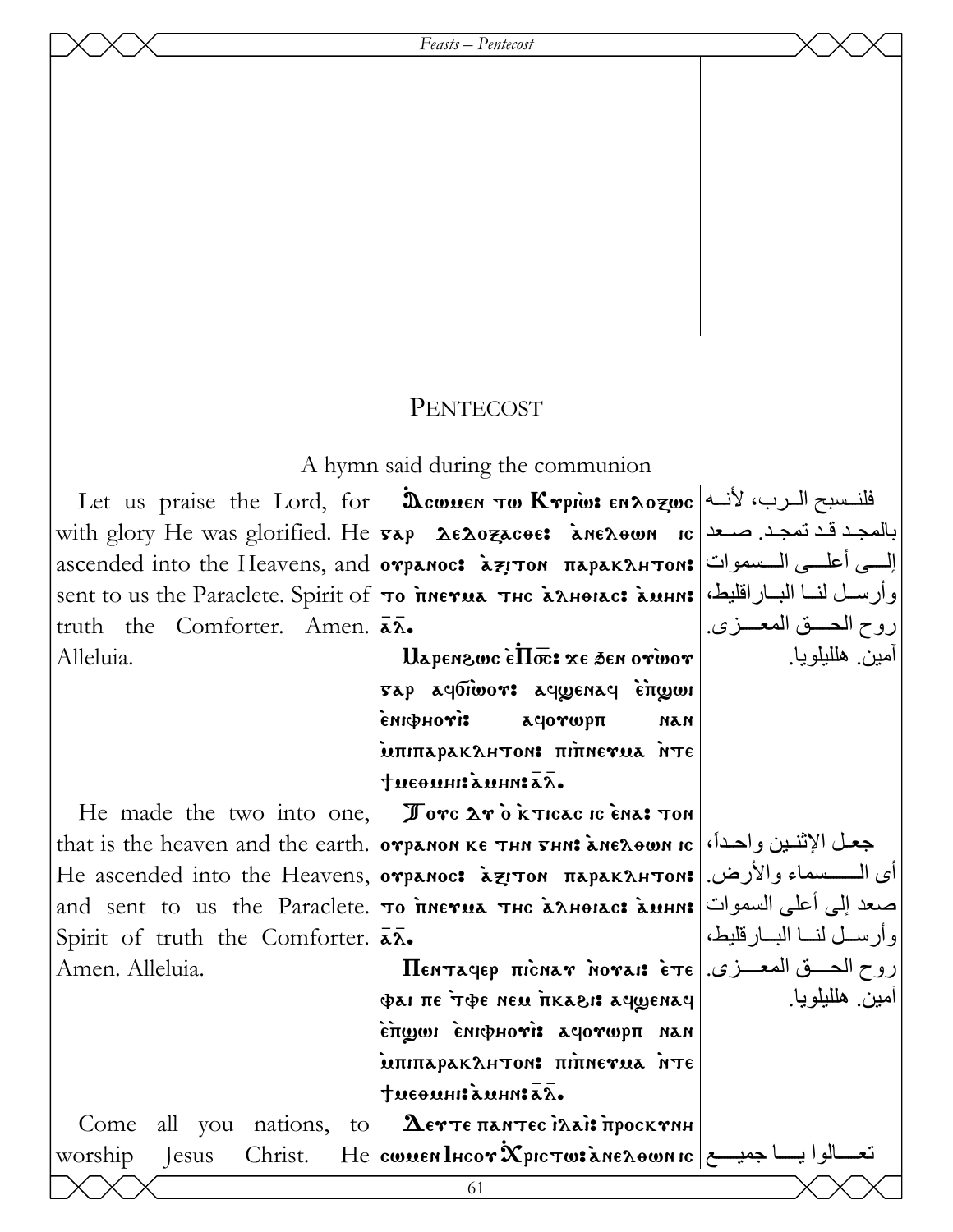# PENTECOST

A hymn said during the communion

| | | |
|---|---|---|
| Let us praise the Lord, for with glory He was glorified. He ascended into the Heavens, and sent to us the Paraclete. Spirit of truth the Comforter. Amen. Alleluia. | Ⲁ̀ⲥⲱⲙⲉⲛ ⲧⲱ Ⲕⲩⲣⲓⲱ: ⲉⲛⲇⲟⲝⲱⲥ ⲅⲁⲣ ⲇⲉⲇⲟⲝⲁⲥⲑⲉ: ⲁ̀ⲛⲉⲗⲑⲱⲛ ⲓⲥ ⲟⲩⲣⲁⲛⲟⲥ: ⲁ̀ⲝⲓⲧⲟⲛ ⲡⲁⲣⲁⲕⲗⲏⲧⲟⲛ: ⲧⲟ ⲡ̀ⲛⲉⲩⲙⲁ ⲧⲏⲥ ⲁ̀ⲗⲏⲑⲓⲁⲥ: ⲁ̀ⲙⲏⲛ: ⲁ̅ⲗ̅. Ⲙⲁⲣⲉⲛϩⲱⲥ ⲉ̀Ⲡ̅ⲟ̅ⲥ̅: ϫⲉ ϧⲉⲛ ⲟⲩⲱ̀ⲟⲩ ⲅⲁⲣ ⲁϥϭⲓⲱⲟⲩ: ⲁϥϣⲉⲛⲁϥ ⲉ̀ⲡ̀ϣⲱⲓ ⲉ̀ⲛⲓⲫⲏⲟⲩⲓ̀: ⲁϥⲟⲩⲱⲣⲡ ⲛⲁⲛ ⲙ̀ⲡⲓⲡⲁⲣⲁⲕⲗⲏⲧⲟⲛ: ⲡⲓⲡ̀ⲛⲉⲩⲙⲁ ⲛ̀ⲧⲉ ϯⲙⲉⲑⲙⲏⲓ: ⲁ̀ⲙⲏⲛ: ⲁ̅ⲗ̅. | فلنسبح الرب، لأنه بالمجد قد تمجد. صعد إلى أعلى السموات وأرسل لنا البارقليط، روح الحق المعزى. آمين. هلليلويا. |
| He made the two into one, that is the heaven and the earth. He ascended into the Heavens, and sent to us the Paraclete. Spirit of truth the Comforter. Amen. Alleluia. | Ⲧⲟⲩⲥ ⲇⲩ ⲟ̀ ⲕ̀ⲧⲓⲥⲁⲥ ⲓⲥ ⲉ̀ⲛⲁ: ⲧⲟⲛ ⲟⲩⲣⲁⲛⲟⲛ ⲕⲉ ⲧⲏⲛ ⲅⲏⲛ: ⲁ̀ⲛⲉⲗⲑⲱⲛ ⲓⲥ ⲟⲩⲣⲁⲛⲟⲥ: ⲁ̀ⲝⲓⲧⲟⲛ ⲡⲁⲣⲁⲕⲗⲏⲧⲟⲛ: ⲧⲟ ⲡ̀ⲛⲉⲩⲙⲁ ⲧⲏⲥ ⲁ̀ⲗⲏⲑⲓⲁⲥ: ⲁ̀ⲙⲏⲛ: ⲁ̅ⲗ̅. Ⲡⲉⲛⲧⲁϥⲉⲣ ⲡⲓ̀ⲥⲛⲁⲩ ⲛ̀ⲟⲩⲁⲓ: ⲉ̀ⲧⲉ ⲫⲁⲓ ⲡⲉ ⲧ̀ⲫⲉ ⲛⲉⲙ ⲡ̀ⲕⲁϩⲓ: ⲁϥϣⲉⲛⲁϥ ⲉ̀ⲡ̀ϣⲱⲓ ⲉ̀ⲛⲓⲫⲏⲟⲩⲓ̀: ⲁϥⲟⲩⲱⲣⲡ ⲛⲁⲛ ⲙ̀ⲡⲓⲡⲁⲣⲁⲕⲗⲏⲧⲟⲛ: ⲡⲓⲡ̀ⲛⲉⲩⲙⲁ ⲛ̀ⲧⲉ ϯⲙⲉⲑⲙⲏⲓ: ⲁ̀ⲙⲏⲛ: ⲁ̅ⲗ̅. | جعل الإثنين واحداً، أى السماء والأرض. صعد إلى أعلى السموات وأرسل لنا البارقليط، روح الحق المعزى. آمين. هلليلويا. |
| Come all you nations, to worship Jesus Christ. He | Ⲇⲉⲩⲧⲉ ⲡⲁⲛⲧⲉⲥ ⲓ̀ⲗⲁⲓ: ⲡ̀ⲣⲟⲥⲕⲩⲛⲏⲥⲱⲙⲉⲛ Ⲓⲏⲥⲟⲩ Ⲭ̀ⲣⲓⲥⲧⲱ: ⲁ̀ⲛⲉⲗⲑⲱⲛ ⲓⲥ | تعالوا يا جميع |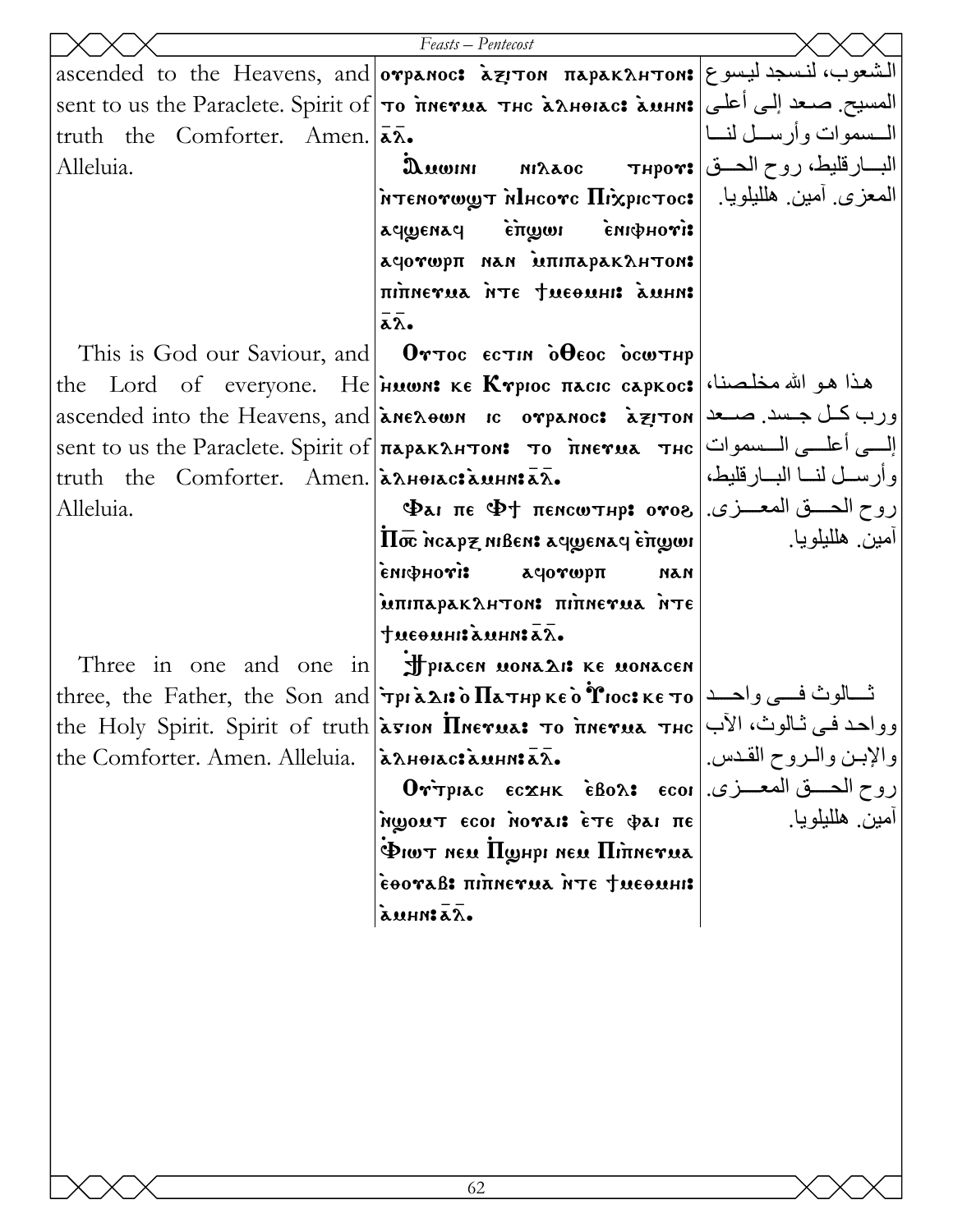| | | |
|---|---|---|
| ascended to the Heavens, and sent to us the Paraclete. Spirit of truth the Comforter. Amen. Alleluia. | ⲟⲩⲣⲁⲛⲟⲥ: ⲁ̀ⲝⲓⲧⲟⲛ ⲡⲁⲣⲁⲕⲗⲏⲧⲟⲛ: ⲧⲟ ⲡ̀ⲛⲉⲩⲙⲁ ⲧⲏⲥ ⲁ̀ⲗⲏⲑⲓⲁⲥ: ⲁ̀ⲙⲏⲛ: ⲁ̅ⲗ̅. | الشعوب، لنسجد ليسوع المسيح. صعد إلى أعلى السموات وأرسل لنا البارقليط، روح الحق المعزى. آمين. هلليلويا. |
| | Ⲁ̀ⲙⲱⲓⲛⲓ ⲛⲓⲗⲁⲟⲥ ⲧⲏⲣⲟⲩ: ⲛ̀ⲧⲉⲛⲟⲩⲱϣⲧ ⲛ̀Ⲓⲏⲥⲟⲩⲥ Ⲡⲓⲭⲣⲓⲥⲧⲟⲥ: ⲁϥϣⲉⲛⲁϥ ⲉ̀ⲡ̀ϣⲱⲓ ⲉ̀ⲛⲓⲫⲏⲟⲩⲓ̀: ⲁϥⲟⲩⲱⲣⲡ ⲛⲁⲛ ⲙ̀ⲡⲓⲡⲁⲣⲁⲕⲗⲏⲧⲟⲛ: ⲡⲓⲡ̀ⲛⲉⲩⲙⲁ ⲛ̀ⲧⲉ ϯⲙⲉⲑⲙⲏⲓ: ⲁ̀ⲙⲏⲛ: ⲁ̅ⲗ̅. | |
| This is God our Saviour, and the Lord of everyone. He ascended into the Heavens, and sent to us the Paraclete. Spirit of truth the Comforter. Amen. Alleluia. | Ⲟⲩⲧⲟⲥ ⲉⲥⲧⲓⲛ ⲟ̀Ⲑⲉⲟⲥ ⲟ̀ⲥⲱⲧⲏⲣ ⲏ̀ⲙⲱⲛ: ⲕⲉ Ⲕⲩⲣⲓⲟⲥ ⲡⲁⲥⲓⲥ ⲥⲁⲣⲕⲟⲥ: ⲁ̀ⲛⲉⲗⲑⲱⲛ ⲓⲥ ⲟⲩⲣⲁⲛⲟⲥ: ⲁ̀ⲝⲓⲧⲟⲛ ⲡⲁⲣⲁⲕⲗⲏⲧⲟⲛ: ⲧⲟ ⲡ̀ⲛⲉⲩⲙⲁ ⲧⲏⲥ ⲁ̀ⲗⲏⲑⲓⲁⲥ: ⲁ̀ⲙⲏⲛ: ⲁ̅ⲗ̅. | هذا هو الله مخلصنا، ورب كل جسد. صعد إلى أعلى السموات وأرسل لنا البارقليط، روح الحق المعزى. آمين. هلليلويا. |
| | Ⲫⲁⲓ ⲡⲉ Ⲫ̀ϯ ⲡⲉⲛⲥⲱⲧⲏⲣ: ⲟⲩⲟϩ Ⲡ̅ⲟ̅ⲥ̅ ⲛ̀ⲥⲁⲣⲝ ⲛⲓⲃⲉⲛ: ⲁϥϣⲉⲛⲁϥ ⲉ̀ⲡ̀ϣⲱⲓ ⲉ̀ⲛⲓⲫⲏⲟⲩⲓ̀: ⲁϥⲟⲩⲱⲣⲡ ⲛⲁⲛ ⲙ̀ⲡⲓⲡⲁⲣⲁⲕⲗⲏⲧⲟⲛ: ⲡⲓⲡ̀ⲛⲉⲩⲙⲁ ⲛ̀ⲧⲉ ϯⲙⲉⲑⲙⲏⲓ: ⲁ̀ⲙⲏⲛ: ⲁ̅ⲗ̅. | |
| Three in one and one in three, the Father, the Son and the Holy Spirit. Spirit of truth the Comforter. Amen. Alleluia. | Ⲧⲣⲓⲁⲥⲉⲛ ⲙⲟⲛⲁⲇⲓ: ⲕⲉ ⲙⲟⲛⲁⲥⲉⲛ ⲧ̀ⲣⲓ ⲁ̀ⲇⲓ: ⲟ̀ Ⲡⲁⲧⲏⲣ ⲕⲉ ⲟ̀ Ⲩⲓⲟⲥ: ⲕⲉ ⲧⲟ ⲁ̀ⲅⲓⲟⲛ Ⲡ̀ⲛⲉⲩⲙⲁ: ⲧⲟ ⲡ̀ⲛⲉⲩⲙⲁ ⲧⲏⲥ ⲁ̀ⲗⲏⲑⲓⲁⲥ: ⲁ̀ⲙⲏⲛ: ⲁ̅ⲗ̅. | ثالوث في واحد وواحد في ثالوث، الآب والإبن والروح القدس. روح الحق المعزى. آمين. هلليلويا. |
| | Ⲟⲩ̀ⲧⲣⲓⲁⲥ ⲉⲥϫⲏⲕ ⲉ̀ⲃⲟⲗ: ⲉⲥⲟⲓ ⲛ̀ϣⲟⲙⲧ ⲉⲥⲟⲓ ⲛ̀ⲟⲩⲁⲓ: ⲉ̀ⲧⲉ ⲫⲁⲓ ⲡⲉ Ⲫ̀ⲓⲱⲧ ⲛⲉⲙ Ⲡ̀ϣⲏⲣⲓ ⲛⲉⲙ Ⲡⲓⲡ̀ⲛⲉⲩⲙⲁ ⲉ̀ⲑⲟⲩⲁⲃ: ⲡⲓⲡ̀ⲛⲉⲩⲙⲁ ⲛ̀ⲧⲉ ϯⲙⲉⲑⲙⲏⲓ: ⲁ̀ⲙⲏⲛ: ⲁ̅ⲗ̅. | |